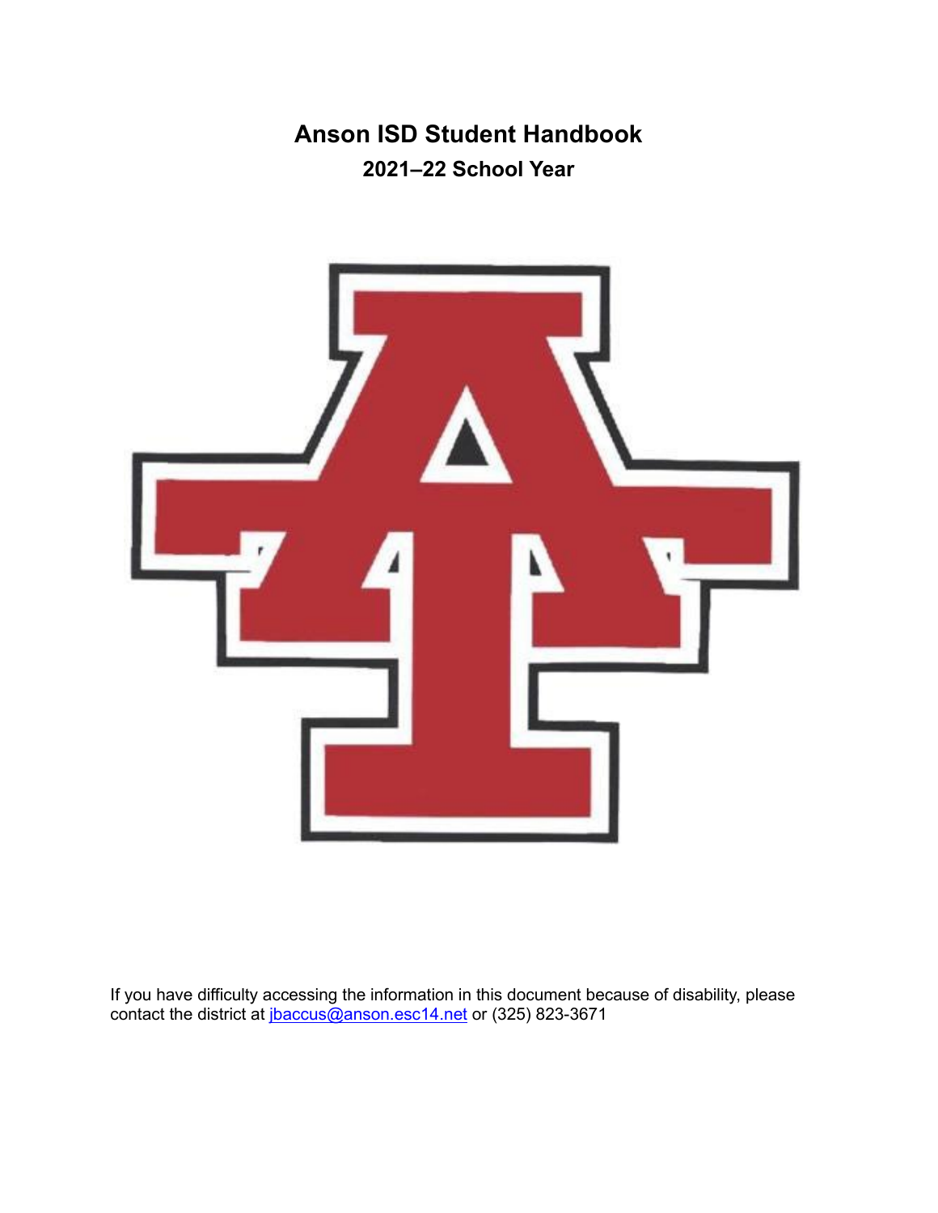# Anson ISD Student Handbook

## 2021–22 School Year

If you have difficulty accessing the information in this document because of disability, please contact the district at [jbaccus@anson.esc14.net](mailto:jbaccus@anson.esc14.net) or (325) 823-3671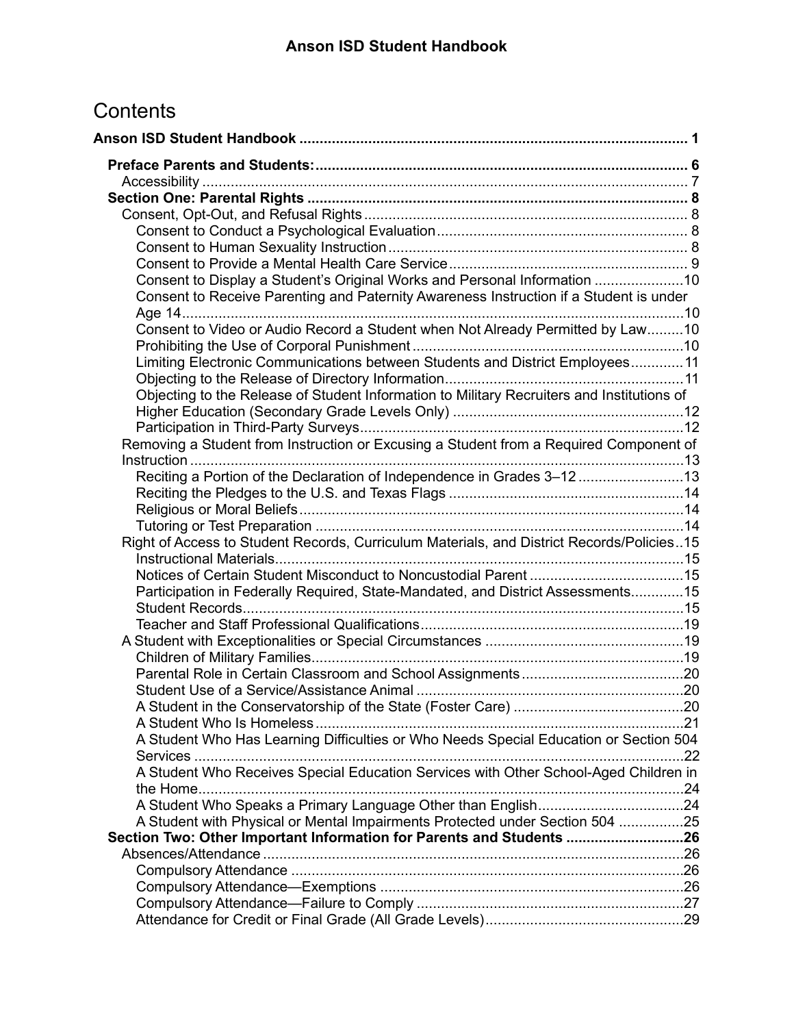# Contents

**Anson ISD Student Handbook ... 1**

- **Preface Parents and Students: ... 6**
  - Accessibility ... 7
- **Section One: Parental Rights ... 8**
  - Consent, Opt-Out, and Refusal Rights ... 8
    - Consent to Conduct a Psychological Evaluation ... 8
    - Consent to Human Sexuality Instruction ... 8
    - Consent to Provide a Mental Health Care Service ... 9
    - Consent to Display a Student's Original Works and Personal Information ... 10
    - Consent to Receive Parenting and Paternity Awareness Instruction if a Student is under Age 14 ... 10
    - Consent to Video or Audio Record a Student when Not Already Permitted by Law ... 10
    - Prohibiting the Use of Corporal Punishment ... 10
    - Limiting Electronic Communications between Students and District Employees ... 11
    - Objecting to the Release of Directory Information ... 11
    - Objecting to the Release of Student Information to Military Recruiters and Institutions of Higher Education (Secondary Grade Levels Only) ... 12
    - Participation in Third-Party Surveys ... 12
  - Removing a Student from Instruction or Excusing a Student from a Required Component of Instruction ... 13
    - Reciting a Portion of the Declaration of Independence in Grades 3–12 ... 13
    - Reciting the Pledges to the U.S. and Texas Flags ... 14
    - Religious or Moral Beliefs ... 14
    - Tutoring or Test Preparation ... 14
  - Right of Access to Student Records, Curriculum Materials, and District Records/Policies ... 15
    - Instructional Materials ... 15
    - Notices of Certain Student Misconduct to Noncustodial Parent ... 15
    - Participation in Federally Required, State-Mandated, and District Assessments ... 15
    - Student Records ... 15
    - Teacher and Staff Professional Qualifications ... 19
  - A Student with Exceptionalities or Special Circumstances ... 19
    - Children of Military Families ... 19
    - Parental Role in Certain Classroom and School Assignments ... 20
    - Student Use of a Service/Assistance Animal ... 20
    - A Student in the Conservatorship of the State (Foster Care) ... 20
    - A Student Who Is Homeless ... 21
    - A Student Who Has Learning Difficulties or Who Needs Special Education or Section 504 Services ... 22
    - A Student Who Receives Special Education Services with Other School-Aged Children in the Home ... 24
    - A Student Who Speaks a Primary Language Other than English ... 24
    - A Student with Physical or Mental Impairments Protected under Section 504 ... 25
- **Section Two: Other Important Information for Parents and Students ... 26**
  - Absences/Attendance ... 26
    - Compulsory Attendance ... 26
    - Compulsory Attendance—Exemptions ... 26
    - Compulsory Attendance—Failure to Comply ... 27
    - Attendance for Credit or Final Grade (All Grade Levels) ... 29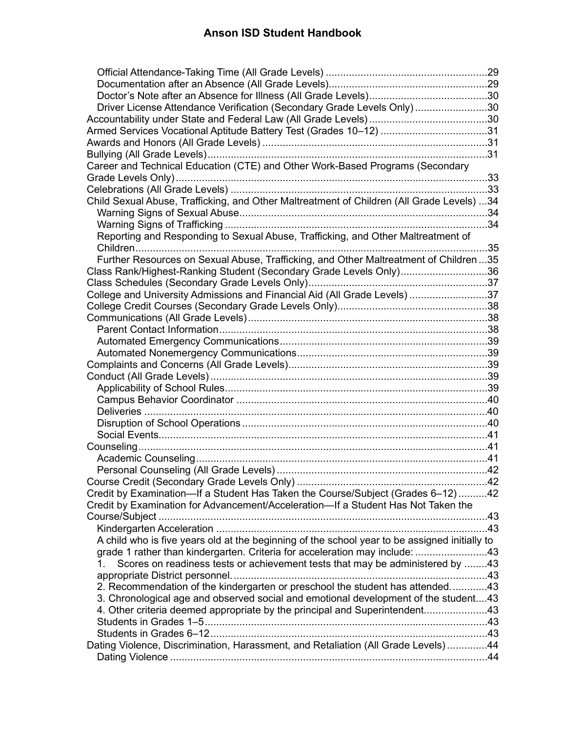Official Attendance-Taking Time (All Grade Levels) ........................................................29
Documentation after an Absence (All Grade Levels).......................................................29
Doctor's Note after an Absence for Illness (All Grade Levels).........................................30
Driver License Attendance Verification (Secondary Grade Levels Only) .........................30
Accountability under State and Federal Law (All Grade Levels).........................................30
Armed Services Vocational Aptitude Battery Test (Grades 10–12) .....................................31
Awards and Honors (All Grade Levels) ..............................................................................31
Bullying (All Grade Levels).................................................................................................31
Career and Technical Education (CTE) and Other Work-Based Programs (Secondary Grade Levels Only)............................................................................................................33
Celebrations (All Grade Levels) .........................................................................................33
Child Sexual Abuse, Trafficking, and Other Maltreatment of Children (All Grade Levels) ...34
Warning Signs of Sexual Abuse.....................................................................................34
Warning Signs of Trafficking ..........................................................................................34
Reporting and Responding to Sexual Abuse, Trafficking, and Other Maltreatment of Children..........................................................................................................................35
Further Resources on Sexual Abuse, Trafficking, and Other Maltreatment of Children ...35
Class Rank/Highest-Ranking Student (Secondary Grade Levels Only)..............................36
Class Schedules (Secondary Grade Levels Only)..............................................................37
College and University Admissions and Financial Aid (All Grade Levels) ...........................37
College Credit Courses (Secondary Grade Levels Only)....................................................38
Communications (All Grade Levels)...................................................................................38
Parent Contact Information.............................................................................................38
Automated Emergency Communications........................................................................39
Automated Nonemergency Communications..................................................................39
Complaints and Concerns (All Grade Levels).....................................................................39
Conduct (All Grade Levels)................................................................................................39
Applicability of School Rules...........................................................................................39
Campus Behavior Coordinator .......................................................................................40
Deliveries .......................................................................................................................40
Disruption of School Operations .....................................................................................40
Social Events..................................................................................................................41
Counseling.........................................................................................................................41
Academic Counseling.....................................................................................................41
Personal Counseling (All Grade Levels).........................................................................42
Course Credit (Secondary Grade Levels Only) ..................................................................42
Credit by Examination—If a Student Has Taken the Course/Subject (Grades 6–12)..........42
Credit by Examination for Advancement/Acceleration—If a Student Has Not Taken the Course/Subject ..................................................................................................................43
Kindergarten Acceleration ..............................................................................................43
A child who is five years old at the beginning of the school year to be assigned initially to grade 1 rather than kindergarten. Criteria for acceleration may include: .........................43
1. Scores on readiness tests or achievement tests that may be administered by ........43
appropriate District personnel.........................................................................................43
2. Recommendation of the kindergarten or preschool the student has attended.............43
3. Chronological age and observed social and emotional development of the student....43
4. Other criteria deemed appropriate by the principal and Superintendent......................43
Students in Grades 1–5.................................................................................................43
Students in Grades 6–12...............................................................................................43
Dating Violence, Discrimination, Harassment, and Retaliation (All Grade Levels)..............44
Dating Violence .............................................................................................................44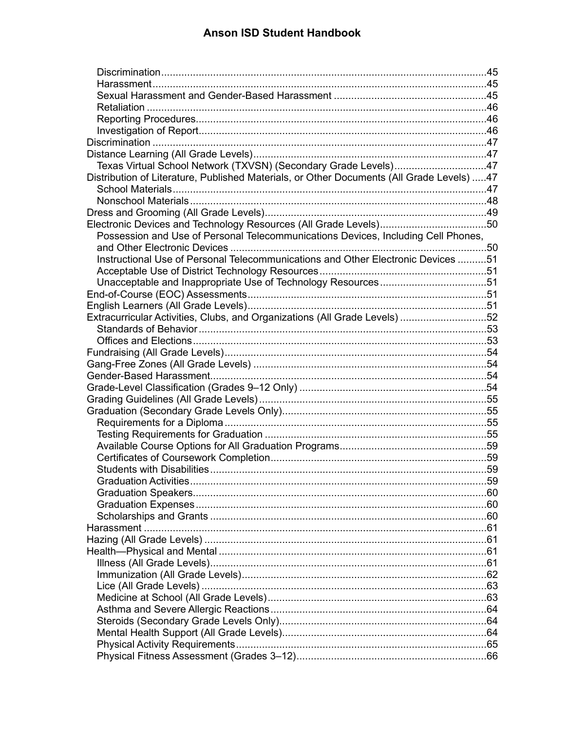- Discrimination ..... 45
- Harassment ..... 45
- Sexual Harassment and Gender-Based Harassment ..... 45
- Retaliation ..... 46
- Reporting Procedures ..... 46
- Investigation of Report ..... 46

Discrimination ..... 47

Distance Learning (All Grade Levels) ..... 47
- Texas Virtual School Network (TXVSN) (Secondary Grade Levels) ..... 47

Distribution of Literature, Published Materials, or Other Documents (All Grade Levels) ..... 47
- School Materials ..... 47
- Nonschool Materials ..... 48

Dress and Grooming (All Grade Levels) ..... 49

Electronic Devices and Technology Resources (All Grade Levels) ..... 50
- Possession and Use of Personal Telecommunications Devices, Including Cell Phones, and Other Electronic Devices ..... 50
- Instructional Use of Personal Telecommunications and Other Electronic Devices ..... 51
- Acceptable Use of District Technology Resources ..... 51
- Unacceptable and Inappropriate Use of Technology Resources ..... 51

End-of-Course (EOC) Assessments ..... 51

English Learners (All Grade Levels) ..... 51

Extracurricular Activities, Clubs, and Organizations (All Grade Levels) ..... 52
- Standards of Behavior ..... 53
- Offices and Elections ..... 53

Fundraising (All Grade Levels) ..... 54

Gang-Free Zones (All Grade Levels) ..... 54

Gender-Based Harassment ..... 54

Grade-Level Classification (Grades 9–12 Only) ..... 54

Grading Guidelines (All Grade Levels) ..... 55

Graduation (Secondary Grade Levels Only) ..... 55
- Requirements for a Diploma ..... 55
- Testing Requirements for Graduation ..... 55
- Available Course Options for All Graduation Programs ..... 59
- Certificates of Coursework Completion ..... 59
- Students with Disabilities ..... 59
- Graduation Activities ..... 59
- Graduation Speakers ..... 60
- Graduation Expenses ..... 60
- Scholarships and Grants ..... 60

Harassment ..... 61

Hazing (All Grade Levels) ..... 61

Health—Physical and Mental ..... 61
- Illness (All Grade Levels) ..... 61
- Immunization (All Grade Levels) ..... 62
- Lice (All Grade Levels) ..... 63
- Medicine at School (All Grade Levels) ..... 63
- Asthma and Severe Allergic Reactions ..... 64
- Steroids (Secondary Grade Levels Only) ..... 64
- Mental Health Support (All Grade Levels) ..... 64
- Physical Activity Requirements ..... 65
- Physical Fitness Assessment (Grades 3–12) ..... 66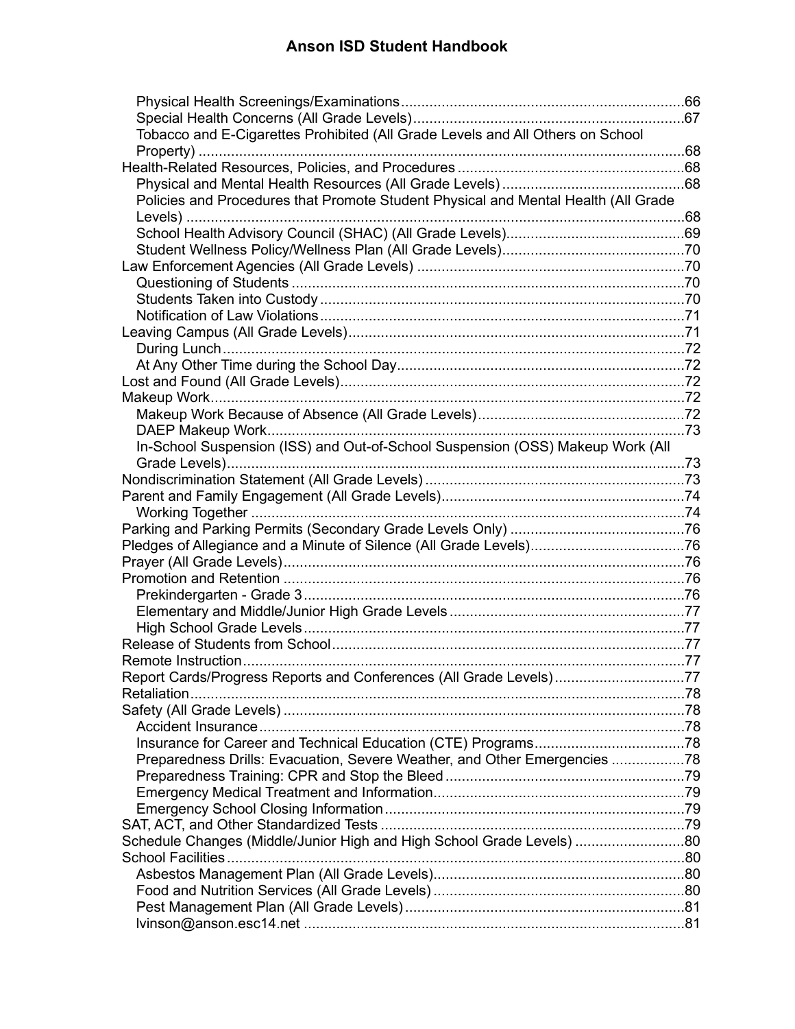- Physical Health Screenings/Examinations......66
- Special Health Concerns (All Grade Levels)......67
- Tobacco and E-Cigarettes Prohibited (All Grade Levels and All Others on School Property)......68

Health-Related Resources, Policies, and Procedures......68

- Physical and Mental Health Resources (All Grade Levels)......68
- Policies and Procedures that Promote Student Physical and Mental Health (All Grade Levels)......68
- School Health Advisory Council (SHAC) (All Grade Levels)......69
- Student Wellness Policy/Wellness Plan (All Grade Levels)......70

Law Enforcement Agencies (All Grade Levels)......70

- Questioning of Students......70
- Students Taken into Custody......70
- Notification of Law Violations......71

Leaving Campus (All Grade Levels)......71

- During Lunch......72
- At Any Other Time during the School Day......72

Lost and Found (All Grade Levels)......72

Makeup Work......72

- Makeup Work Because of Absence (All Grade Levels)......72
- DAEP Makeup Work......73
- In-School Suspension (ISS) and Out-of-School Suspension (OSS) Makeup Work (All Grade Levels)......73

Nondiscrimination Statement (All Grade Levels)......73

Parent and Family Engagement (All Grade Levels)......74

- Working Together......74

Parking and Parking Permits (Secondary Grade Levels Only)......76

Pledges of Allegiance and a Minute of Silence (All Grade Levels)......76

Prayer (All Grade Levels)......76

Promotion and Retention......76

- Prekindergarten - Grade 3......76
- Elementary and Middle/Junior High Grade Levels......77
- High School Grade Levels......77

Release of Students from School......77

Remote Instruction......77

Report Cards/Progress Reports and Conferences (All Grade Levels)......77

Retaliation......78

Safety (All Grade Levels)......78

- Accident Insurance......78
- Insurance for Career and Technical Education (CTE) Programs......78
- Preparedness Drills: Evacuation, Severe Weather, and Other Emergencies......78
- Preparedness Training: CPR and Stop the Bleed......79
- Emergency Medical Treatment and Information......79
- Emergency School Closing Information......79

SAT, ACT, and Other Standardized Tests......79

Schedule Changes (Middle/Junior High and High School Grade Levels)......80

School Facilities......80

- Asbestos Management Plan (All Grade Levels)......80
- Food and Nutrition Services (All Grade Levels)......80
- Pest Management Plan (All Grade Levels)......81
- lvinson@anson.esc14.net......81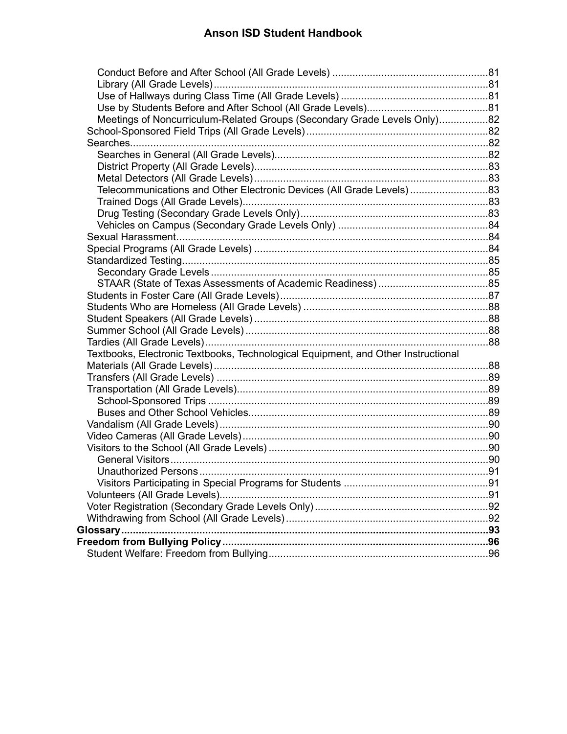- Conduct Before and After School (All Grade Levels) ..... 81
- Library (All Grade Levels) ..... 81
- Use of Hallways during Class Time (All Grade Levels) ..... 81
- Use by Students Before and After School (All Grade Levels) ..... 81
- Meetings of Noncurriculum-Related Groups (Secondary Grade Levels Only) ..... 82

School-Sponsored Field Trips (All Grade Levels) ..... 82

Searches ..... 82

- Searches in General (All Grade Levels) ..... 82
- District Property (All Grade Levels) ..... 83
- Metal Detectors (All Grade Levels) ..... 83
- Telecommunications and Other Electronic Devices (All Grade Levels) ..... 83
- Trained Dogs (All Grade Levels) ..... 83
- Drug Testing (Secondary Grade Levels Only) ..... 83
- Vehicles on Campus (Secondary Grade Levels Only) ..... 84

Sexual Harassment ..... 84

Special Programs (All Grade Levels) ..... 84

Standardized Testing ..... 85

- Secondary Grade Levels ..... 85
- STAAR (State of Texas Assessments of Academic Readiness) ..... 85

Students in Foster Care (All Grade Levels) ..... 87

Students Who are Homeless (All Grade Levels) ..... 88

Student Speakers (All Grade Levels) ..... 88

Summer School (All Grade Levels) ..... 88

Tardies (All Grade Levels) ..... 88

Textbooks, Electronic Textbooks, Technological Equipment, and Other Instructional Materials (All Grade Levels) ..... 88

Transfers (All Grade Levels) ..... 89

Transportation (All Grade Levels) ..... 89

- School-Sponsored Trips ..... 89
- Buses and Other School Vehicles ..... 89

Vandalism (All Grade Levels) ..... 90

Video Cameras (All Grade Levels) ..... 90

Visitors to the School (All Grade Levels) ..... 90

- General Visitors ..... 90
- Unauthorized Persons ..... 91
- Visitors Participating in Special Programs for Students ..... 91

Volunteers (All Grade Levels) ..... 91

Voter Registration (Secondary Grade Levels Only) ..... 92

Withdrawing from School (All Grade Levels) ..... 92

**Glossary ..... 93**

**Freedom from Bullying Policy ..... 96**

Student Welfare: Freedom from Bullying ..... 96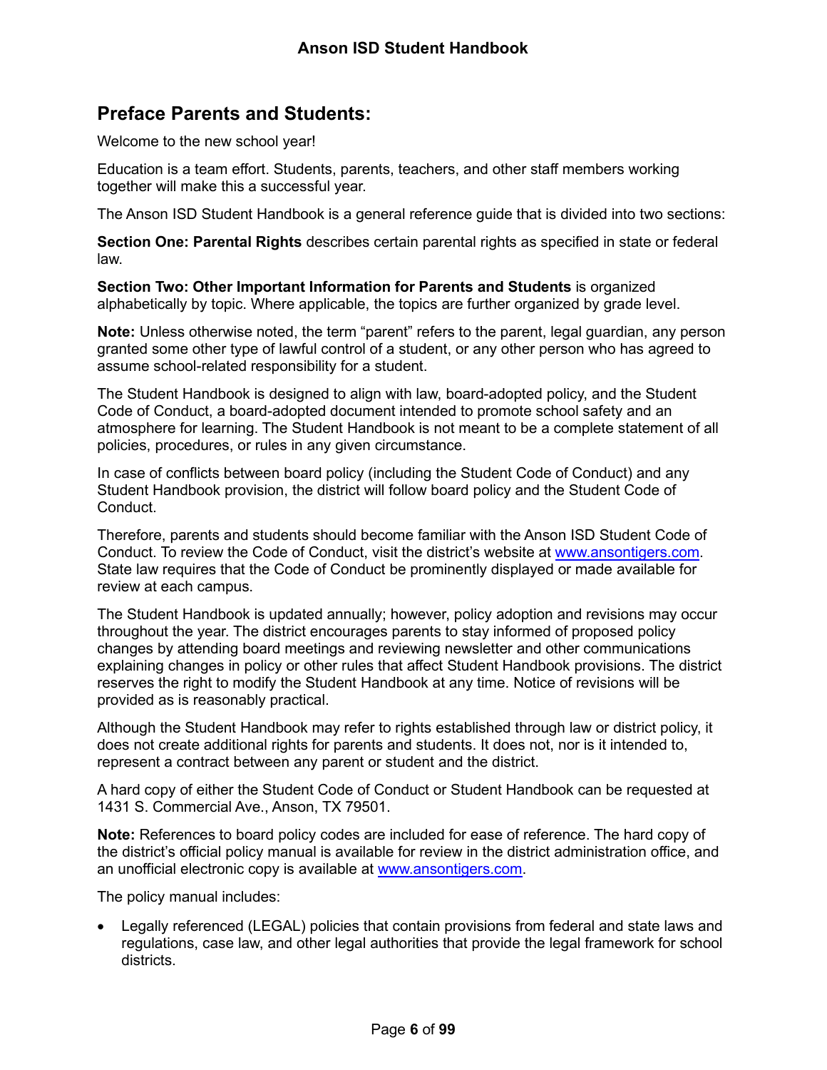## Preface Parents and Students:

Welcome to the new school year!

Education is a team effort. Students, parents, teachers, and other staff members working together will make this a successful year.

The Anson ISD Student Handbook is a general reference guide that is divided into two sections:

**Section One: Parental Rights** describes certain parental rights as specified in state or federal law.

**Section Two: Other Important Information for Parents and Students** is organized alphabetically by topic. Where applicable, the topics are further organized by grade level.

**Note:** Unless otherwise noted, the term "parent" refers to the parent, legal guardian, any person granted some other type of lawful control of a student, or any other person who has agreed to assume school-related responsibility for a student.

The Student Handbook is designed to align with law, board-adopted policy, and the Student Code of Conduct, a board-adopted document intended to promote school safety and an atmosphere for learning. The Student Handbook is not meant to be a complete statement of all policies, procedures, or rules in any given circumstance.

In case of conflicts between board policy (including the Student Code of Conduct) and any Student Handbook provision, the district will follow board policy and the Student Code of Conduct.

Therefore, parents and students should become familiar with the Anson ISD Student Code of Conduct. To review the Code of Conduct, visit the district's website at [www.ansontigers.com](http://www.ansontigers.com). State law requires that the Code of Conduct be prominently displayed or made available for review at each campus.

The Student Handbook is updated annually; however, policy adoption and revisions may occur throughout the year. The district encourages parents to stay informed of proposed policy changes by attending board meetings and reviewing newsletter and other communications explaining changes in policy or other rules that affect Student Handbook provisions. The district reserves the right to modify the Student Handbook at any time. Notice of revisions will be provided as is reasonably practical.

Although the Student Handbook may refer to rights established through law or district policy, it does not create additional rights for parents and students. It does not, nor is it intended to, represent a contract between any parent or student and the district.

A hard copy of either the Student Code of Conduct or Student Handbook can be requested at 1431 S. Commercial Ave., Anson, TX 79501.

**Note:** References to board policy codes are included for ease of reference. The hard copy of the district's official policy manual is available for review in the district administration office, and an unofficial electronic copy is available at [www.ansontigers.com](http://www.ansontigers.com).

The policy manual includes:

- Legally referenced (LEGAL) policies that contain provisions from federal and state laws and regulations, case law, and other legal authorities that provide the legal framework for school districts.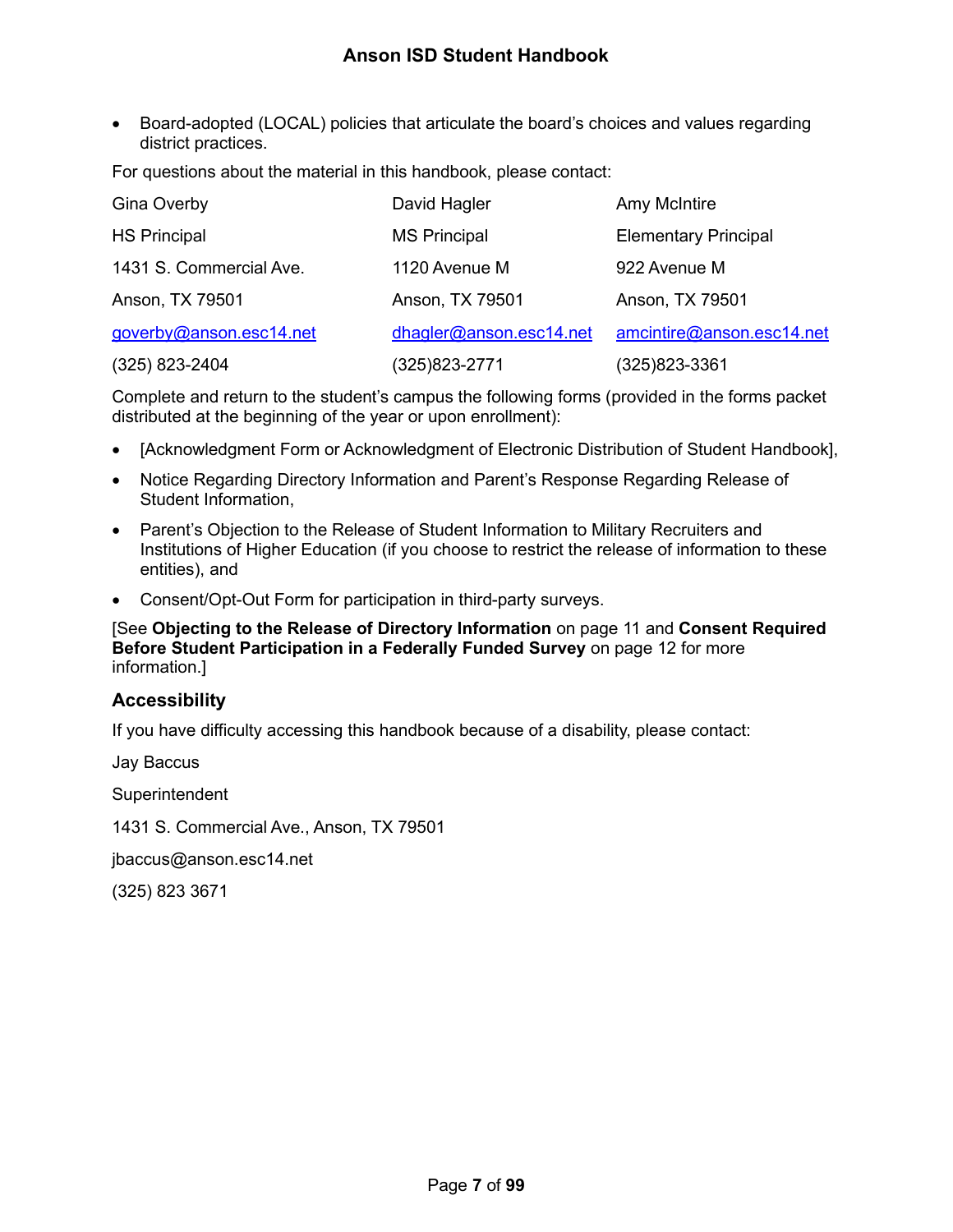- Board-adopted (LOCAL) policies that articulate the board's choices and values regarding district practices.

For questions about the material in this handbook, please contact:

| Gina Overby | David Hagler | Amy McIntire |
|---|---|---|
| HS Principal | MS Principal | Elementary Principal |
| 1431 S. Commercial Ave. | 1120 Avenue M | 922 Avenue M |
| Anson, TX 79501 | Anson, TX 79501 | Anson, TX 79501 |
| goverby@anson.esc14.net | dhagler@anson.esc14.net | amcintire@anson.esc14.net |
| (325) 823-2404 | (325)823-2771 | (325)823-3361 |

Complete and return to the student's campus the following forms (provided in the forms packet distributed at the beginning of the year or upon enrollment):

- [Acknowledgment Form or Acknowledgment of Electronic Distribution of Student Handbook],
- Notice Regarding Directory Information and Parent's Response Regarding Release of Student Information,
- Parent's Objection to the Release of Student Information to Military Recruiters and Institutions of Higher Education (if you choose to restrict the release of information to these entities), and
- Consent/Opt-Out Form for participation in third-party surveys.

[See **Objecting to the Release of Directory Information** on page 11 and **Consent Required Before Student Participation in a Federally Funded Survey** on page 12 for more information.]

## Accessibility

If you have difficulty accessing this handbook because of a disability, please contact:

Jay Baccus

Superintendent

1431 S. Commercial Ave., Anson, TX 79501

jbaccus@anson.esc14.net

(325) 823 3671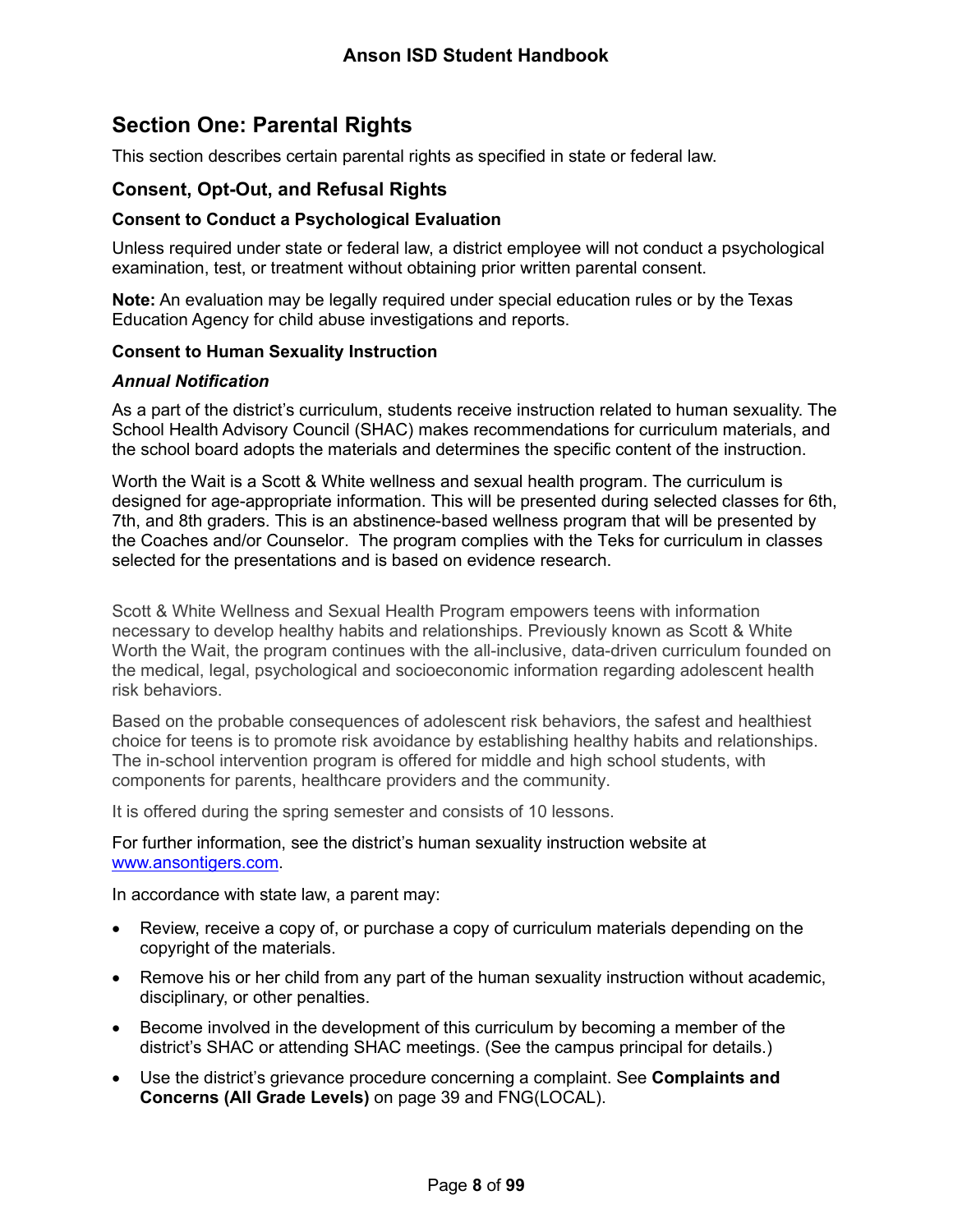## Section One: Parental Rights

This section describes certain parental rights as specified in state or federal law.

### Consent, Opt-Out, and Refusal Rights

#### Consent to Conduct a Psychological Evaluation

Unless required under state or federal law, a district employee will not conduct a psychological examination, test, or treatment without obtaining prior written parental consent.

**Note:** An evaluation may be legally required under special education rules or by the Texas Education Agency for child abuse investigations and reports.

#### Consent to Human Sexuality Instruction

***Annual Notification***

As a part of the district's curriculum, students receive instruction related to human sexuality. The School Health Advisory Council (SHAC) makes recommendations for curriculum materials, and the school board adopts the materials and determines the specific content of the instruction.

Worth the Wait is a Scott & White wellness and sexual health program. The curriculum is designed for age-appropriate information. This will be presented during selected classes for 6th, 7th, and 8th graders. This is an abstinence-based wellness program that will be presented by the Coaches and/or Counselor. The program complies with the Teks for curriculum in classes selected for the presentations and is based on evidence research.

Scott & White Wellness and Sexual Health Program empowers teens with information necessary to develop healthy habits and relationships. Previously known as Scott & White Worth the Wait, the program continues with the all-inclusive, data-driven curriculum founded on the medical, legal, psychological and socioeconomic information regarding adolescent health risk behaviors.

Based on the probable consequences of adolescent risk behaviors, the safest and healthiest choice for teens is to promote risk avoidance by establishing healthy habits and relationships. The in-school intervention program is offered for middle and high school students, with components for parents, healthcare providers and the community.

It is offered during the spring semester and consists of 10 lessons.

For further information, see the district's human sexuality instruction website at [www.ansontigers.com](www.ansontigers.com).

In accordance with state law, a parent may:

- Review, receive a copy of, or purchase a copy of curriculum materials depending on the copyright of the materials.
- Remove his or her child from any part of the human sexuality instruction without academic, disciplinary, or other penalties.
- Become involved in the development of this curriculum by becoming a member of the district's SHAC or attending SHAC meetings. (See the campus principal for details.)
- Use the district's grievance procedure concerning a complaint. See **Complaints and Concerns (All Grade Levels)** on page 39 and FNG(LOCAL).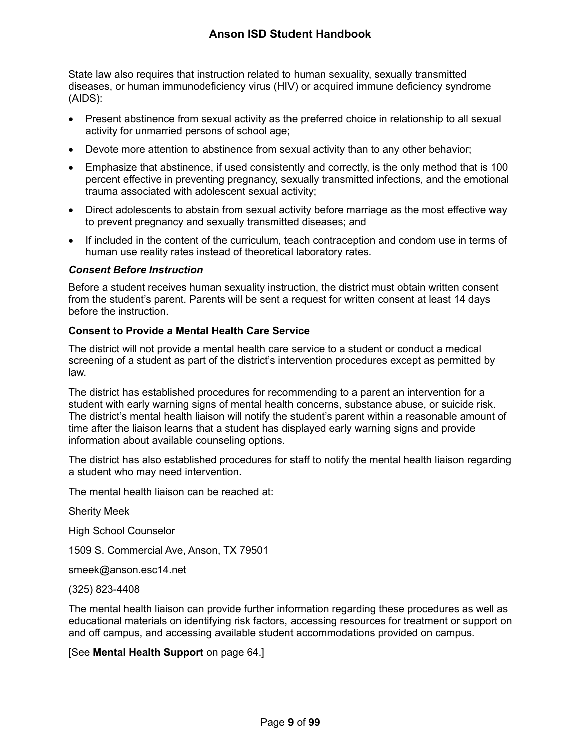State law also requires that instruction related to human sexuality, sexually transmitted diseases, or human immunodeficiency virus (HIV) or acquired immune deficiency syndrome (AIDS):

- Present abstinence from sexual activity as the preferred choice in relationship to all sexual activity for unmarried persons of school age;
- Devote more attention to abstinence from sexual activity than to any other behavior;
- Emphasize that abstinence, if used consistently and correctly, is the only method that is 100 percent effective in preventing pregnancy, sexually transmitted infections, and the emotional trauma associated with adolescent sexual activity;
- Direct adolescents to abstain from sexual activity before marriage as the most effective way to prevent pregnancy and sexually transmitted diseases; and
- If included in the content of the curriculum, teach contraception and condom use in terms of human use reality rates instead of theoretical laboratory rates.

#### *Consent Before Instruction*

Before a student receives human sexuality instruction, the district must obtain written consent from the student's parent. Parents will be sent a request for written consent at least 14 days before the instruction.

### Consent to Provide a Mental Health Care Service

The district will not provide a mental health care service to a student or conduct a medical screening of a student as part of the district's intervention procedures except as permitted by law.

The district has established procedures for recommending to a parent an intervention for a student with early warning signs of mental health concerns, substance abuse, or suicide risk. The district's mental health liaison will notify the student's parent within a reasonable amount of time after the liaison learns that a student has displayed early warning signs and provide information about available counseling options.

The district has also established procedures for staff to notify the mental health liaison regarding a student who may need intervention.

The mental health liaison can be reached at:

Sherity Meek

High School Counselor

1509 S. Commercial Ave, Anson, TX 79501

smeek@anson.esc14.net

(325) 823-4408

The mental health liaison can provide further information regarding these procedures as well as educational materials on identifying risk factors, accessing resources for treatment or support on and off campus, and accessing available student accommodations provided on campus.

[See **Mental Health Support** on page 64.]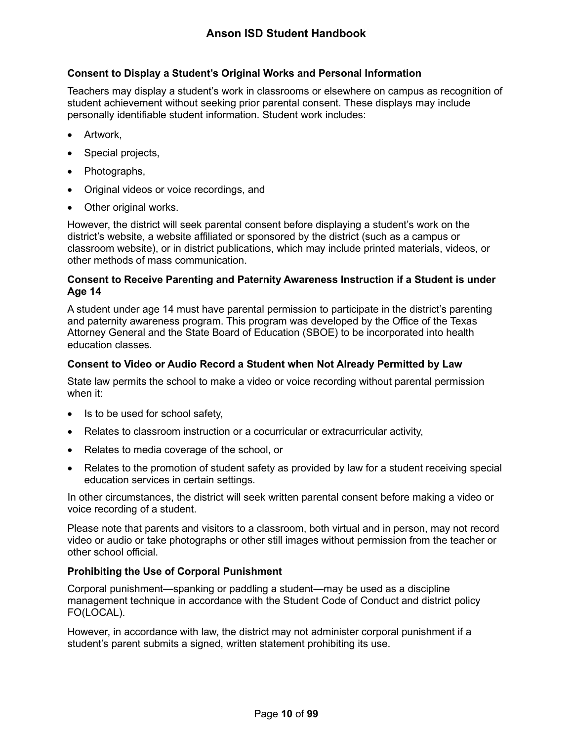### Consent to Display a Student's Original Works and Personal Information

Teachers may display a student's work in classrooms or elsewhere on campus as recognition of student achievement without seeking prior parental consent. These displays may include personally identifiable student information. Student work includes:

- Artwork,
- Special projects,
- Photographs,
- Original videos or voice recordings, and
- Other original works.

However, the district will seek parental consent before displaying a student's work on the district's website, a website affiliated or sponsored by the district (such as a campus or classroom website), or in district publications, which may include printed materials, videos, or other methods of mass communication.

### Consent to Receive Parenting and Paternity Awareness Instruction if a Student is under Age 14

A student under age 14 must have parental permission to participate in the district's parenting and paternity awareness program. This program was developed by the Office of the Texas Attorney General and the State Board of Education (SBOE) to be incorporated into health education classes.

### Consent to Video or Audio Record a Student when Not Already Permitted by Law

State law permits the school to make a video or voice recording without parental permission when it:

- Is to be used for school safety,
- Relates to classroom instruction or a cocurricular or extracurricular activity,
- Relates to media coverage of the school, or
- Relates to the promotion of student safety as provided by law for a student receiving special education services in certain settings.

In other circumstances, the district will seek written parental consent before making a video or voice recording of a student.

Please note that parents and visitors to a classroom, both virtual and in person, may not record video or audio or take photographs or other still images without permission from the teacher or other school official.

### Prohibiting the Use of Corporal Punishment

Corporal punishment—spanking or paddling a student—may be used as a discipline management technique in accordance with the Student Code of Conduct and district policy FO(LOCAL).

However, in accordance with law, the district may not administer corporal punishment if a student's parent submits a signed, written statement prohibiting its use.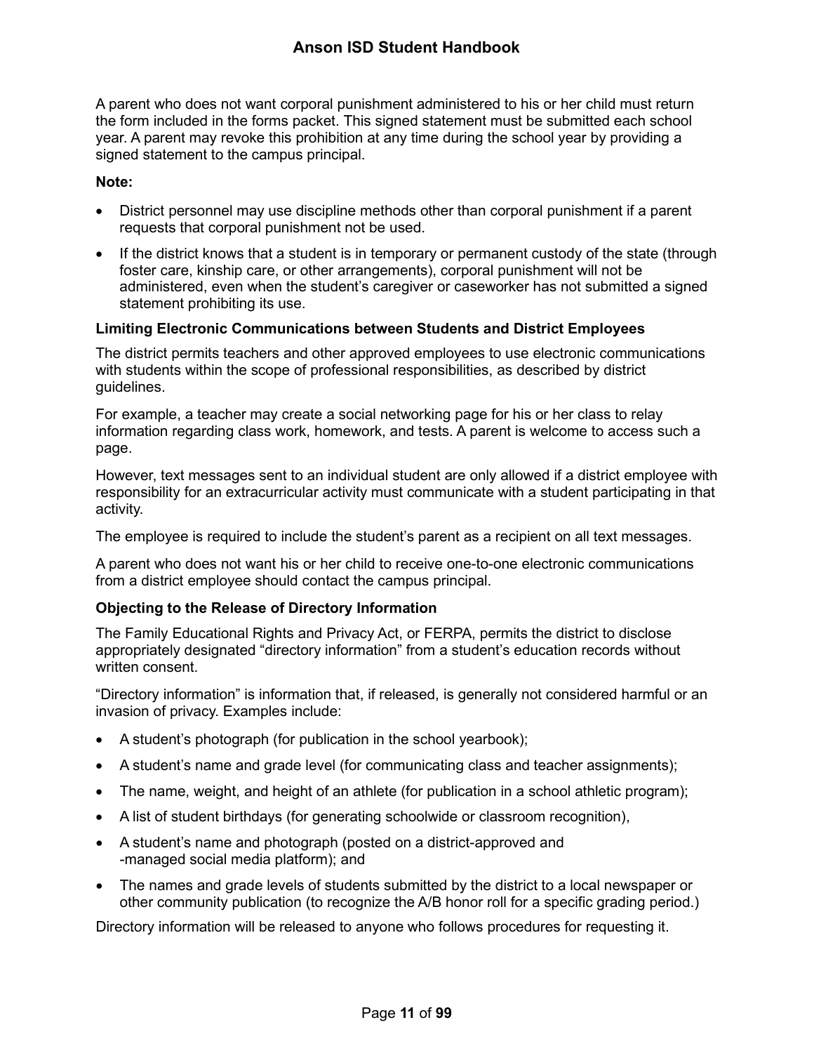A parent who does not want corporal punishment administered to his or her child must return the form included in the forms packet. This signed statement must be submitted each school year. A parent may revoke this prohibition at any time during the school year by providing a signed statement to the campus principal.

**Note:**

- District personnel may use discipline methods other than corporal punishment if a parent requests that corporal punishment not be used.
- If the district knows that a student is in temporary or permanent custody of the state (through foster care, kinship care, or other arrangements), corporal punishment will not be administered, even when the student's caregiver or caseworker has not submitted a signed statement prohibiting its use.

**Limiting Electronic Communications between Students and District Employees**

The district permits teachers and other approved employees to use electronic communications with students within the scope of professional responsibilities, as described by district guidelines.

For example, a teacher may create a social networking page for his or her class to relay information regarding class work, homework, and tests. A parent is welcome to access such a page.

However, text messages sent to an individual student are only allowed if a district employee with responsibility for an extracurricular activity must communicate with a student participating in that activity.

The employee is required to include the student's parent as a recipient on all text messages.

A parent who does not want his or her child to receive one-to-one electronic communications from a district employee should contact the campus principal.

**Objecting to the Release of Directory Information**

The Family Educational Rights and Privacy Act, or FERPA, permits the district to disclose appropriately designated "directory information" from a student's education records without written consent.

"Directory information" is information that, if released, is generally not considered harmful or an invasion of privacy. Examples include:

- A student's photograph (for publication in the school yearbook);
- A student's name and grade level (for communicating class and teacher assignments);
- The name, weight, and height of an athlete (for publication in a school athletic program);
- A list of student birthdays (for generating schoolwide or classroom recognition),
- A student's name and photograph (posted on a district-approved and -managed social media platform); and
- The names and grade levels of students submitted by the district to a local newspaper or other community publication (to recognize the A/B honor roll for a specific grading period.)

Directory information will be released to anyone who follows procedures for requesting it.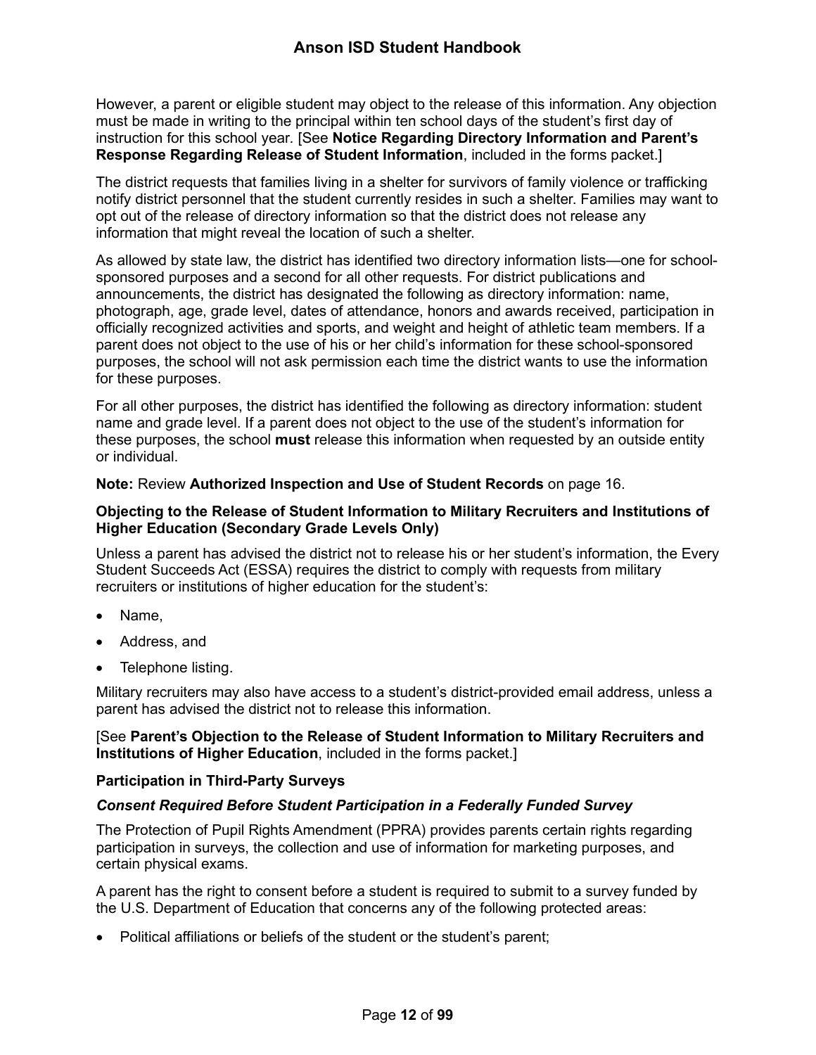However, a parent or eligible student may object to the release of this information. Any objection must be made in writing to the principal within ten school days of the student's first day of instruction for this school year. [See **Notice Regarding Directory Information and Parent's Response Regarding Release of Student Information**, included in the forms packet.]

The district requests that families living in a shelter for survivors of family violence or trafficking notify district personnel that the student currently resides in such a shelter. Families may want to opt out of the release of directory information so that the district does not release any information that might reveal the location of such a shelter.

As allowed by state law, the district has identified two directory information lists—one for school-sponsored purposes and a second for all other requests. For district publications and announcements, the district has designated the following as directory information: name, photograph, age, grade level, dates of attendance, honors and awards received, participation in officially recognized activities and sports, and weight and height of athletic team members. If a parent does not object to the use of his or her child's information for these school-sponsored purposes, the school will not ask permission each time the district wants to use the information for these purposes.

For all other purposes, the district has identified the following as directory information: student name and grade level. If a parent does not object to the use of the student's information for these purposes, the school **must** release this information when requested by an outside entity or individual.

**Note:** Review **Authorized Inspection and Use of Student Records** on page 16.

#### Objecting to the Release of Student Information to Military Recruiters and Institutions of Higher Education (Secondary Grade Levels Only)

Unless a parent has advised the district not to release his or her student's information, the Every Student Succeeds Act (ESSA) requires the district to comply with requests from military recruiters or institutions of higher education for the student's:

- Name,
- Address, and
- Telephone listing.

Military recruiters may also have access to a student's district-provided email address, unless a parent has advised the district not to release this information.

[See **Parent's Objection to the Release of Student Information to Military Recruiters and Institutions of Higher Education**, included in the forms packet.]

### Participation in Third-Party Surveys

#### *Consent Required Before Student Participation in a Federally Funded Survey*

The Protection of Pupil Rights Amendment (PPRA) provides parents certain rights regarding participation in surveys, the collection and use of information for marketing purposes, and certain physical exams.

A parent has the right to consent before a student is required to submit to a survey funded by the U.S. Department of Education that concerns any of the following protected areas:

- Political affiliations or beliefs of the student or the student's parent;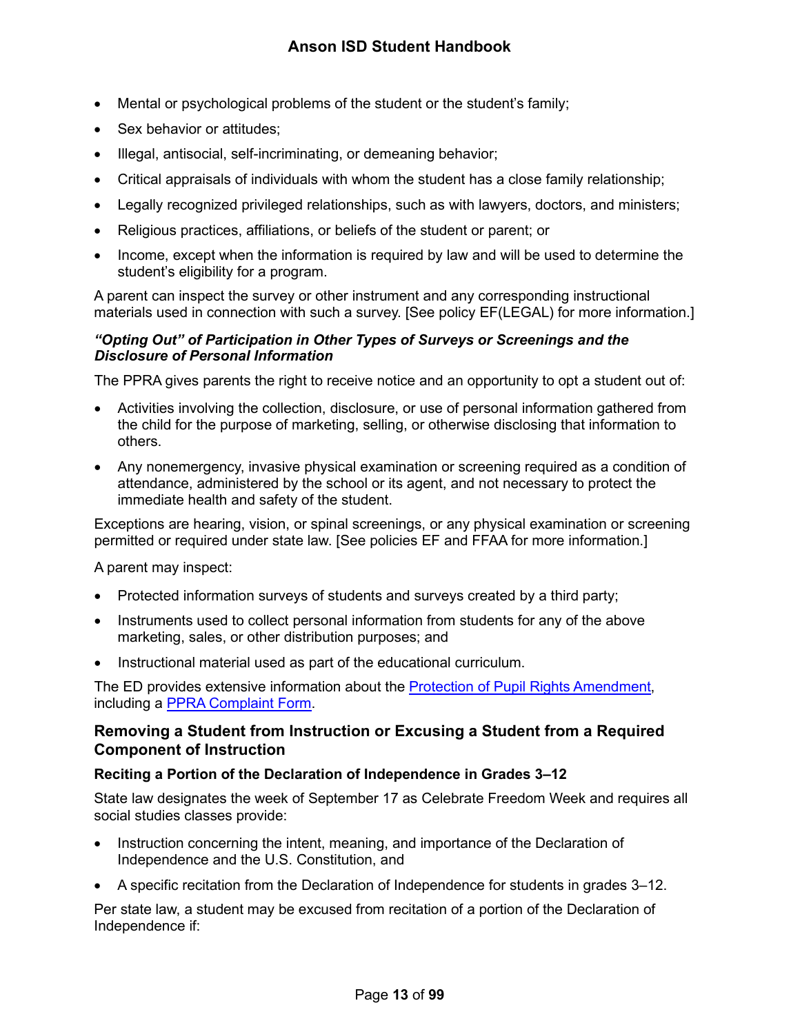- Mental or psychological problems of the student or the student's family;
- Sex behavior or attitudes;
- Illegal, antisocial, self-incriminating, or demeaning behavior;
- Critical appraisals of individuals with whom the student has a close family relationship;
- Legally recognized privileged relationships, such as with lawyers, doctors, and ministers;
- Religious practices, affiliations, or beliefs of the student or parent; or
- Income, except when the information is required by law and will be used to determine the student's eligibility for a program.

A parent can inspect the survey or other instrument and any corresponding instructional materials used in connection with such a survey. [See policy EF(LEGAL) for more information.]

#### *"Opting Out" of Participation in Other Types of Surveys or Screenings and the Disclosure of Personal Information*

The PPRA gives parents the right to receive notice and an opportunity to opt a student out of:

- Activities involving the collection, disclosure, or use of personal information gathered from the child for the purpose of marketing, selling, or otherwise disclosing that information to others.
- Any nonemergency, invasive physical examination or screening required as a condition of attendance, administered by the school or its agent, and not necessary to protect the immediate health and safety of the student.

Exceptions are hearing, vision, or spinal screenings, or any physical examination or screening permitted or required under state law. [See policies EF and FFAA for more information.]

A parent may inspect:

- Protected information surveys of students and surveys created by a third party;
- Instruments used to collect personal information from students for any of the above marketing, sales, or other distribution purposes; and
- Instructional material used as part of the educational curriculum.

The ED provides extensive information about the Protection of Pupil Rights Amendment, including a PPRA Complaint Form.

## Removing a Student from Instruction or Excusing a Student from a Required Component of Instruction

### Reciting a Portion of the Declaration of Independence in Grades 3–12

State law designates the week of September 17 as Celebrate Freedom Week and requires all social studies classes provide:

- Instruction concerning the intent, meaning, and importance of the Declaration of Independence and the U.S. Constitution, and
- A specific recitation from the Declaration of Independence for students in grades 3–12.

Per state law, a student may be excused from recitation of a portion of the Declaration of Independence if: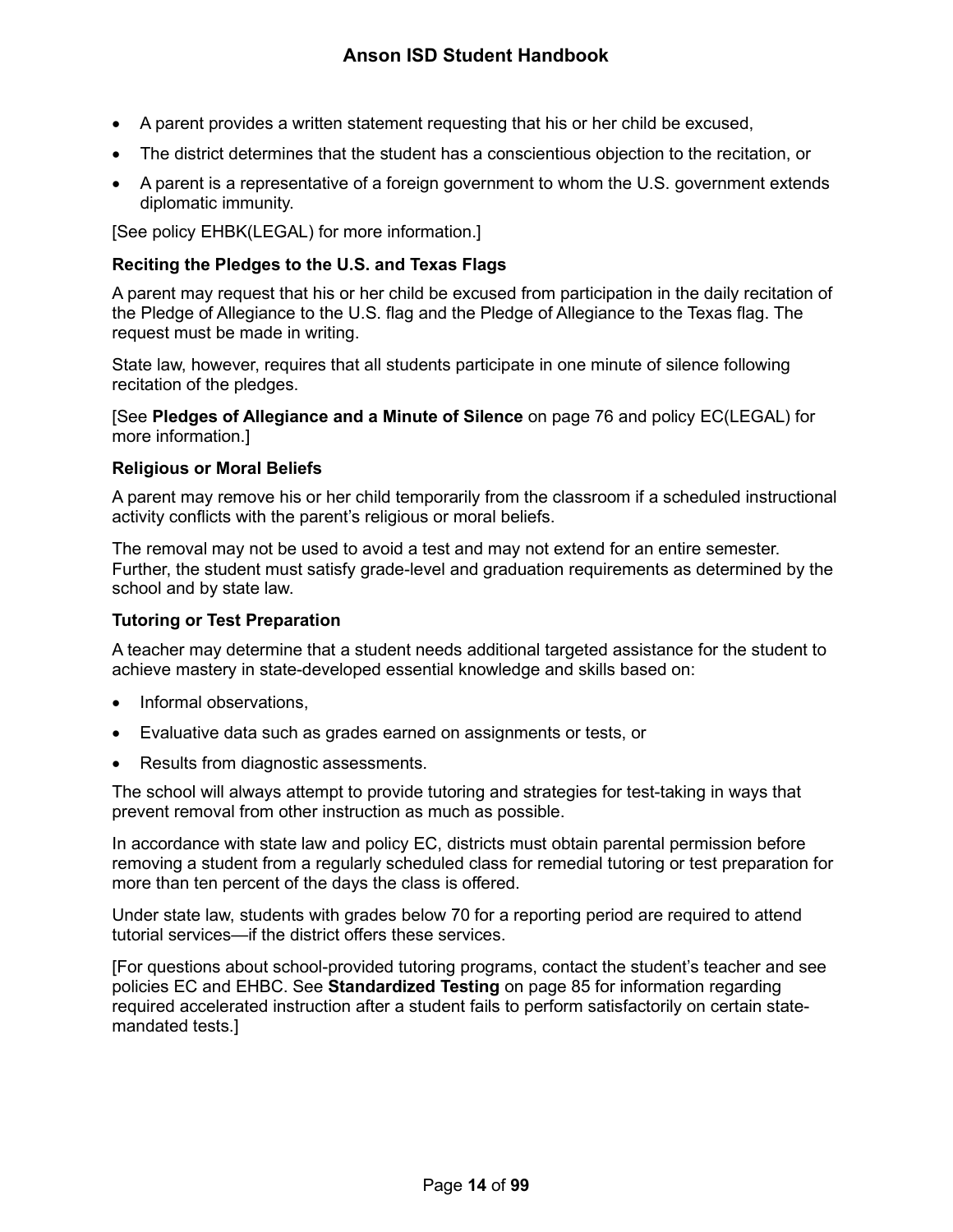- A parent provides a written statement requesting that his or her child be excused,
- The district determines that the student has a conscientious objection to the recitation, or
- A parent is a representative of a foreign government to whom the U.S. government extends diplomatic immunity.

[See policy EHBK(LEGAL) for more information.]

### Reciting the Pledges to the U.S. and Texas Flags

A parent may request that his or her child be excused from participation in the daily recitation of the Pledge of Allegiance to the U.S. flag and the Pledge of Allegiance to the Texas flag. The request must be made in writing.

State law, however, requires that all students participate in one minute of silence following recitation of the pledges.

[See **Pledges of Allegiance and a Minute of Silence** on page 76 and policy EC(LEGAL) for more information.]

### Religious or Moral Beliefs

A parent may remove his or her child temporarily from the classroom if a scheduled instructional activity conflicts with the parent's religious or moral beliefs.

The removal may not be used to avoid a test and may not extend for an entire semester. Further, the student must satisfy grade-level and graduation requirements as determined by the school and by state law.

### Tutoring or Test Preparation

A teacher may determine that a student needs additional targeted assistance for the student to achieve mastery in state-developed essential knowledge and skills based on:

- Informal observations,
- Evaluative data such as grades earned on assignments or tests, or
- Results from diagnostic assessments.

The school will always attempt to provide tutoring and strategies for test-taking in ways that prevent removal from other instruction as much as possible.

In accordance with state law and policy EC, districts must obtain parental permission before removing a student from a regularly scheduled class for remedial tutoring or test preparation for more than ten percent of the days the class is offered.

Under state law, students with grades below 70 for a reporting period are required to attend tutorial services—if the district offers these services.

[For questions about school-provided tutoring programs, contact the student's teacher and see policies EC and EHBC. See **Standardized Testing** on page 85 for information regarding required accelerated instruction after a student fails to perform satisfactorily on certain state-mandated tests.]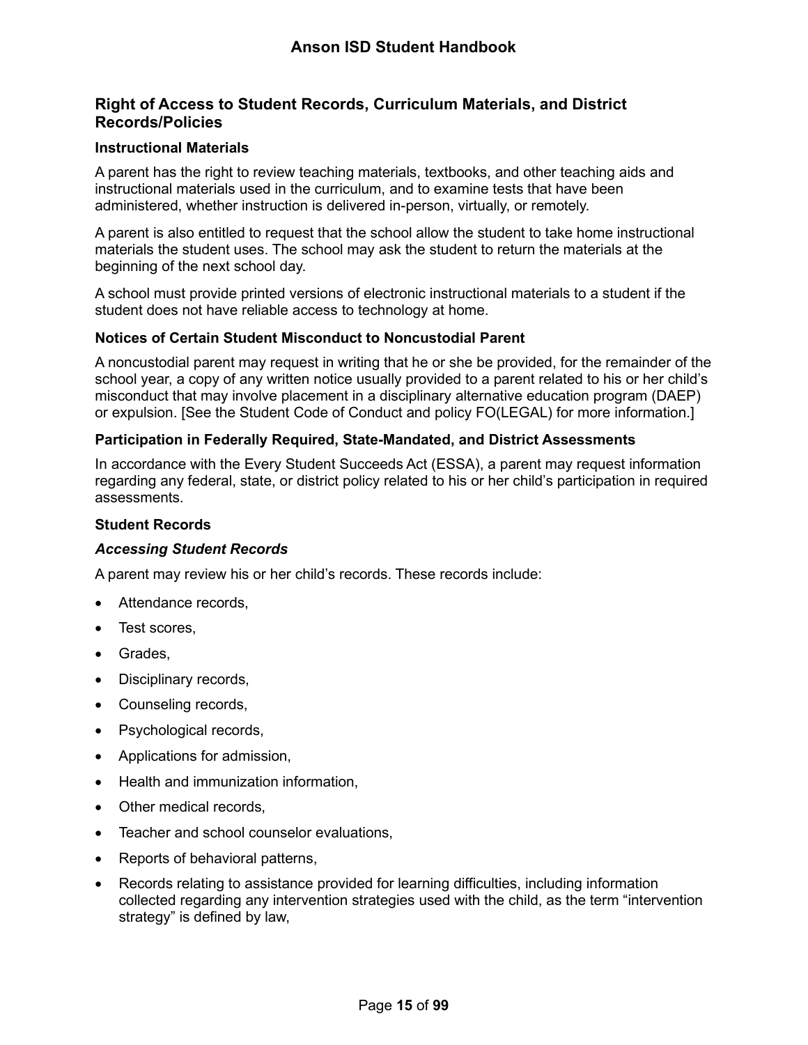## Right of Access to Student Records, Curriculum Materials, and District Records/Policies

### Instructional Materials

A parent has the right to review teaching materials, textbooks, and other teaching aids and instructional materials used in the curriculum, and to examine tests that have been administered, whether instruction is delivered in-person, virtually, or remotely.

A parent is also entitled to request that the school allow the student to take home instructional materials the student uses. The school may ask the student to return the materials at the beginning of the next school day.

A school must provide printed versions of electronic instructional materials to a student if the student does not have reliable access to technology at home.

### Notices of Certain Student Misconduct to Noncustodial Parent

A noncustodial parent may request in writing that he or she be provided, for the remainder of the school year, a copy of any written notice usually provided to a parent related to his or her child's misconduct that may involve placement in a disciplinary alternative education program (DAEP) or expulsion. [See the Student Code of Conduct and policy FO(LEGAL) for more information.]

### Participation in Federally Required, State-Mandated, and District Assessments

In accordance with the Every Student Succeeds Act (ESSA), a parent may request information regarding any federal, state, or district policy related to his or her child's participation in required assessments.

### Student Records

#### *Accessing Student Records*

A parent may review his or her child's records. These records include:

- Attendance records,
- Test scores,
- Grades,
- Disciplinary records,
- Counseling records,
- Psychological records,
- Applications for admission,
- Health and immunization information,
- Other medical records,
- Teacher and school counselor evaluations,
- Reports of behavioral patterns,
- Records relating to assistance provided for learning difficulties, including information collected regarding any intervention strategies used with the child, as the term "intervention strategy" is defined by law,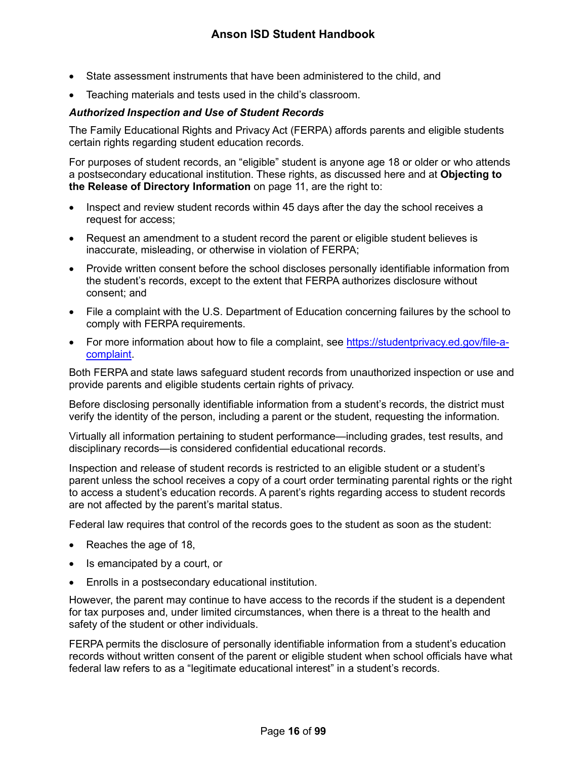- State assessment instruments that have been administered to the child, and
- Teaching materials and tests used in the child's classroom.

***Authorized Inspection and Use of Student Records***

The Family Educational Rights and Privacy Act (FERPA) affords parents and eligible students certain rights regarding student education records.

For purposes of student records, an "eligible" student is anyone age 18 or older or who attends a postsecondary educational institution. These rights, as discussed here and at **Objecting to the Release of Directory Information** on page 11, are the right to:

- Inspect and review student records within 45 days after the day the school receives a request for access;
- Request an amendment to a student record the parent or eligible student believes is inaccurate, misleading, or otherwise in violation of FERPA;
- Provide written consent before the school discloses personally identifiable information from the student's records, except to the extent that FERPA authorizes disclosure without consent; and
- File a complaint with the U.S. Department of Education concerning failures by the school to comply with FERPA requirements.
- For more information about how to file a complaint, see [https://studentprivacy.ed.gov/file-a-complaint](https://studentprivacy.ed.gov/file-a-complaint).

Both FERPA and state laws safeguard student records from unauthorized inspection or use and provide parents and eligible students certain rights of privacy.

Before disclosing personally identifiable information from a student's records, the district must verify the identity of the person, including a parent or the student, requesting the information.

Virtually all information pertaining to student performance—including grades, test results, and disciplinary records—is considered confidential educational records.

Inspection and release of student records is restricted to an eligible student or a student's parent unless the school receives a copy of a court order terminating parental rights or the right to access a student's education records. A parent's rights regarding access to student records are not affected by the parent's marital status.

Federal law requires that control of the records goes to the student as soon as the student:

- Reaches the age of 18,
- Is emancipated by a court, or
- Enrolls in a postsecondary educational institution.

However, the parent may continue to have access to the records if the student is a dependent for tax purposes and, under limited circumstances, when there is a threat to the health and safety of the student or other individuals.

FERPA permits the disclosure of personally identifiable information from a student's education records without written consent of the parent or eligible student when school officials have what federal law refers to as a "legitimate educational interest" in a student's records.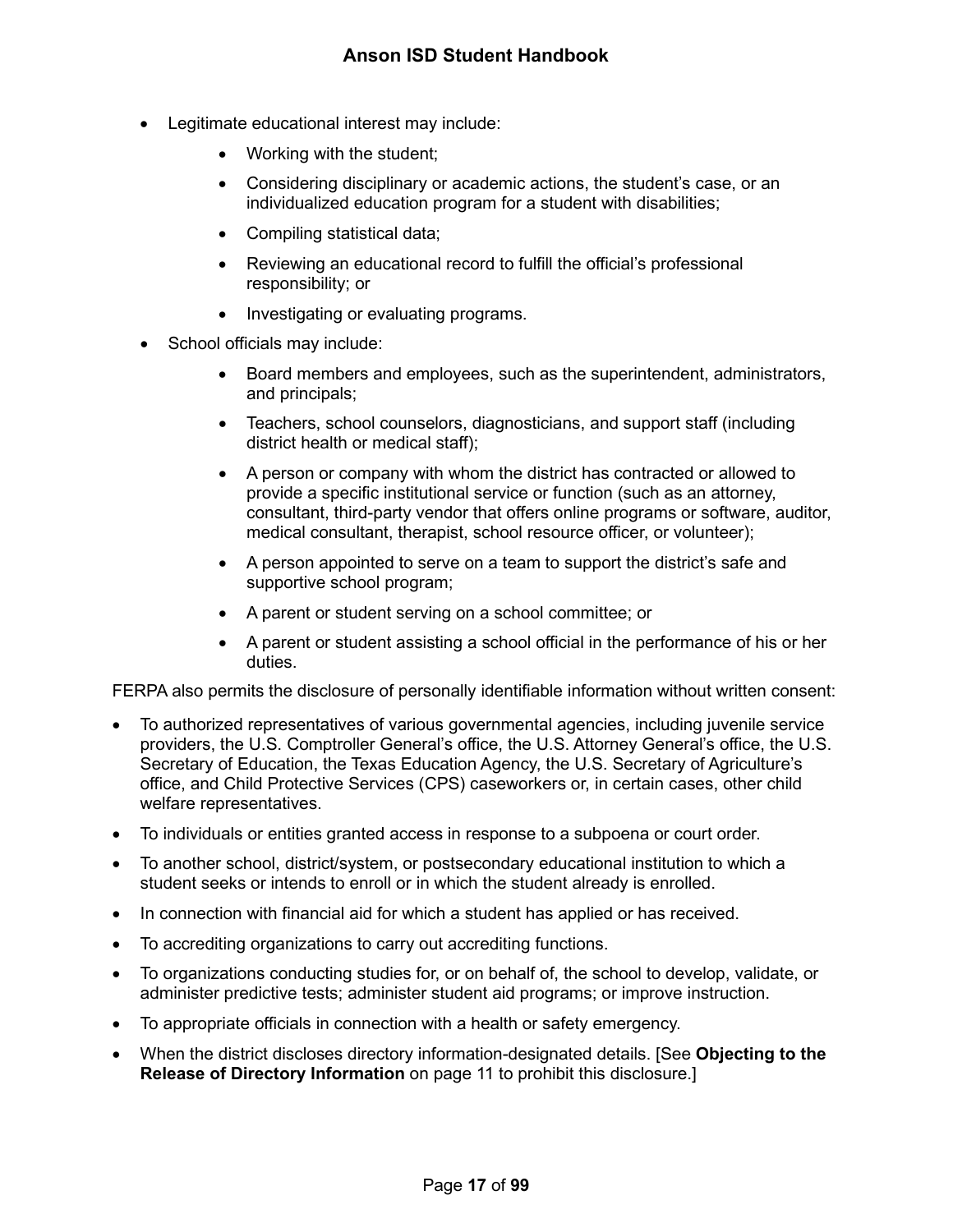- Legitimate educational interest may include:
  - Working with the student;
  - Considering disciplinary or academic actions, the student's case, or an individualized education program for a student with disabilities;
  - Compiling statistical data;
  - Reviewing an educational record to fulfill the official's professional responsibility; or
  - Investigating or evaluating programs.
- School officials may include:
  - Board members and employees, such as the superintendent, administrators, and principals;
  - Teachers, school counselors, diagnosticians, and support staff (including district health or medical staff);
  - A person or company with whom the district has contracted or allowed to provide a specific institutional service or function (such as an attorney, consultant, third-party vendor that offers online programs or software, auditor, medical consultant, therapist, school resource officer, or volunteer);
  - A person appointed to serve on a team to support the district's safe and supportive school program;
  - A parent or student serving on a school committee; or
  - A parent or student assisting a school official in the performance of his or her duties.

FERPA also permits the disclosure of personally identifiable information without written consent:

- To authorized representatives of various governmental agencies, including juvenile service providers, the U.S. Comptroller General's office, the U.S. Attorney General's office, the U.S. Secretary of Education, the Texas Education Agency, the U.S. Secretary of Agriculture's office, and Child Protective Services (CPS) caseworkers or, in certain cases, other child welfare representatives.
- To individuals or entities granted access in response to a subpoena or court order.
- To another school, district/system, or postsecondary educational institution to which a student seeks or intends to enroll or in which the student already is enrolled.
- In connection with financial aid for which a student has applied or has received.
- To accrediting organizations to carry out accrediting functions.
- To organizations conducting studies for, or on behalf of, the school to develop, validate, or administer predictive tests; administer student aid programs; or improve instruction.
- To appropriate officials in connection with a health or safety emergency.
- When the district discloses directory information-designated details. [See **Objecting to the Release of Directory Information** on page 11 to prohibit this disclosure.]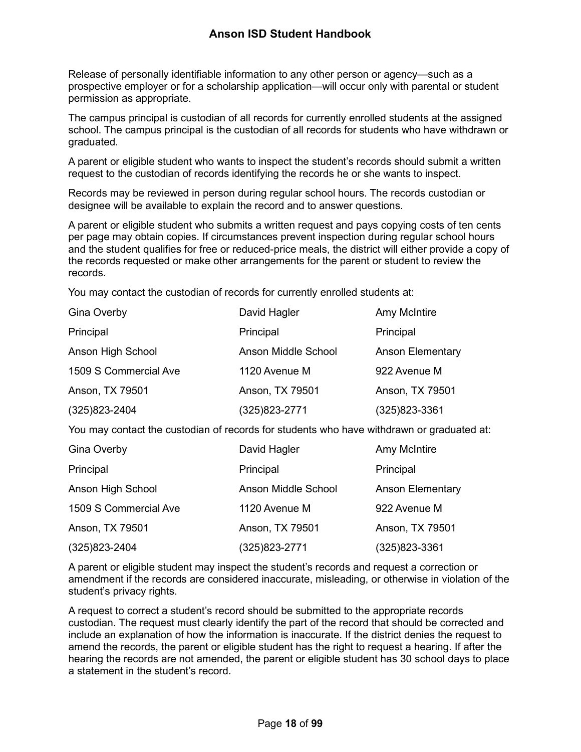Release of personally identifiable information to any other person or agency—such as a prospective employer or for a scholarship application—will occur only with parental or student permission as appropriate.

The campus principal is custodian of all records for currently enrolled students at the assigned school. The campus principal is the custodian of all records for students who have withdrawn or graduated.

A parent or eligible student who wants to inspect the student's records should submit a written request to the custodian of records identifying the records he or she wants to inspect.

Records may be reviewed in person during regular school hours. The records custodian or designee will be available to explain the record and to answer questions.

A parent or eligible student who submits a written request and pays copying costs of ten cents per page may obtain copies. If circumstances prevent inspection during regular school hours and the student qualifies for free or reduced-price meals, the district will either provide a copy of the records requested or make other arrangements for the parent or student to review the records.

You may contact the custodian of records for currently enrolled students at:

| | | |
|---|---|---|
| Gina Overby | David Hagler | Amy McIntire |
| Principal | Principal | Principal |
| Anson High School | Anson Middle School | Anson Elementary |
| 1509 S Commercial Ave | 1120 Avenue M | 922 Avenue M |
| Anson, TX 79501 | Anson, TX 79501 | Anson, TX 79501 |
| (325)823-2404 | (325)823-2771 | (325)823-3361 |

You may contact the custodian of records for students who have withdrawn or graduated at:

| | | |
|---|---|---|
| Gina Overby | David Hagler | Amy McIntire |
| Principal | Principal | Principal |
| Anson High School | Anson Middle School | Anson Elementary |
| 1509 S Commercial Ave | 1120 Avenue M | 922 Avenue M |
| Anson, TX 79501 | Anson, TX 79501 | Anson, TX 79501 |
| (325)823-2404 | (325)823-2771 | (325)823-3361 |

A parent or eligible student may inspect the student's records and request a correction or amendment if the records are considered inaccurate, misleading, or otherwise in violation of the student's privacy rights.

A request to correct a student's record should be submitted to the appropriate records custodian. The request must clearly identify the part of the record that should be corrected and include an explanation of how the information is inaccurate. If the district denies the request to amend the records, the parent or eligible student has the right to request a hearing. If after the hearing the records are not amended, the parent or eligible student has 30 school days to place a statement in the student's record.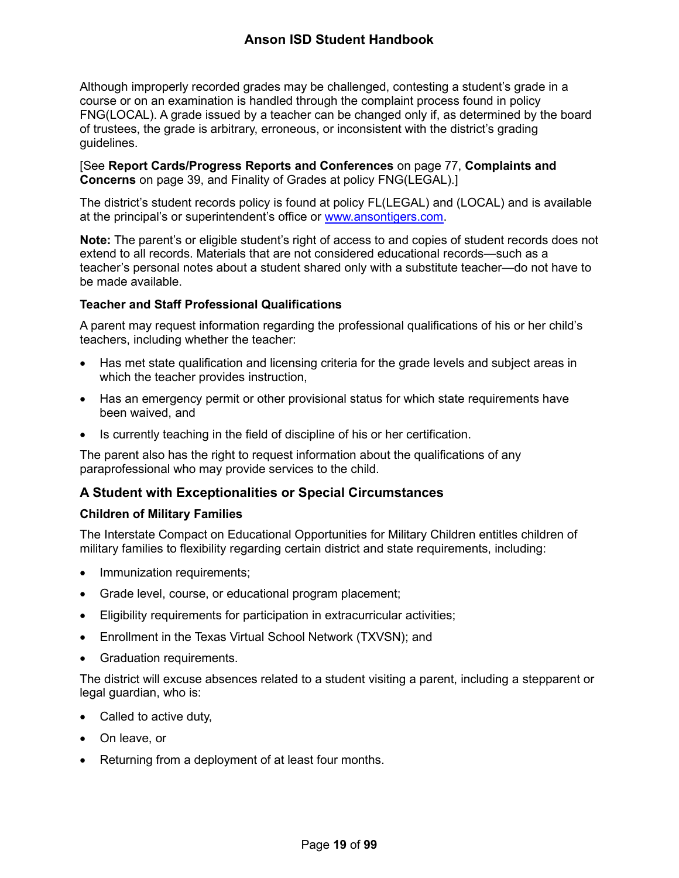Although improperly recorded grades may be challenged, contesting a student's grade in a course or on an examination is handled through the complaint process found in policy FNG(LOCAL). A grade issued by a teacher can be changed only if, as determined by the board of trustees, the grade is arbitrary, erroneous, or inconsistent with the district's grading guidelines.

[See **Report Cards/Progress Reports and Conferences** on page 77, **Complaints and Concerns** on page 39, and Finality of Grades at policy FNG(LEGAL).]

The district's student records policy is found at policy FL(LEGAL) and (LOCAL) and is available at the principal's or superintendent's office or [www.ansontigers.com](http://www.ansontigers.com).

**Note:** The parent's or eligible student's right of access to and copies of student records does not extend to all records. Materials that are not considered educational records—such as a teacher's personal notes about a student shared only with a substitute teacher—do not have to be made available.

#### Teacher and Staff Professional Qualifications

A parent may request information regarding the professional qualifications of his or her child's teachers, including whether the teacher:

- Has met state qualification and licensing criteria for the grade levels and subject areas in which the teacher provides instruction,
- Has an emergency permit or other provisional status for which state requirements have been waived, and
- Is currently teaching in the field of discipline of his or her certification.

The parent also has the right to request information about the qualifications of any paraprofessional who may provide services to the child.

### A Student with Exceptionalities or Special Circumstances

#### Children of Military Families

The Interstate Compact on Educational Opportunities for Military Children entitles children of military families to flexibility regarding certain district and state requirements, including:

- Immunization requirements;
- Grade level, course, or educational program placement;
- Eligibility requirements for participation in extracurricular activities;
- Enrollment in the Texas Virtual School Network (TXVSN); and
- Graduation requirements.

The district will excuse absences related to a student visiting a parent, including a stepparent or legal guardian, who is:

- Called to active duty,
- On leave, or
- Returning from a deployment of at least four months.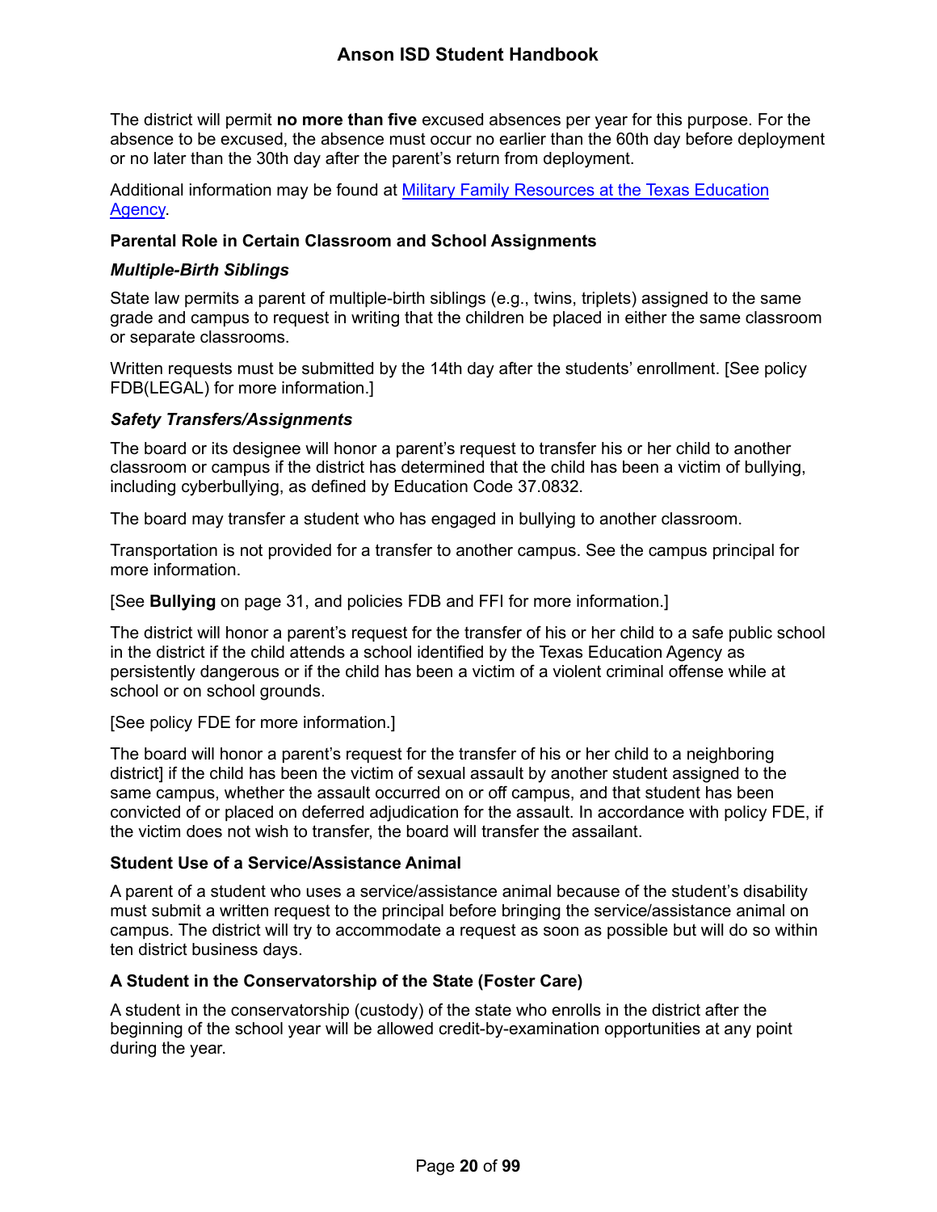The district will permit **no more than five** excused absences per year for this purpose. For the absence to be excused, the absence must occur no earlier than the 60th day before deployment or no later than the 30th day after the parent's return from deployment.

Additional information may be found at [Military Family Resources at the Texas Education Agency]().

### Parental Role in Certain Classroom and School Assignments

#### *Multiple-Birth Siblings*

State law permits a parent of multiple-birth siblings (e.g., twins, triplets) assigned to the same grade and campus to request in writing that the children be placed in either the same classroom or separate classrooms.

Written requests must be submitted by the 14th day after the students' enrollment. [See policy FDB(LEGAL) for more information.]

#### *Safety Transfers/Assignments*

The board or its designee will honor a parent's request to transfer his or her child to another classroom or campus if the district has determined that the child has been a victim of bullying, including cyberbullying, as defined by Education Code 37.0832.

The board may transfer a student who has engaged in bullying to another classroom.

Transportation is not provided for a transfer to another campus. See the campus principal for more information.

[See **Bullying** on page 31, and policies FDB and FFI for more information.]

The district will honor a parent's request for the transfer of his or her child to a safe public school in the district if the child attends a school identified by the Texas Education Agency as persistently dangerous or if the child has been a victim of a violent criminal offense while at school or on school grounds.

[See policy FDE for more information.]

The board will honor a parent's request for the transfer of his or her child to a neighboring district] if the child has been the victim of sexual assault by another student assigned to the same campus, whether the assault occurred on or off campus, and that student has been convicted of or placed on deferred adjudication for the assault. In accordance with policy FDE, if the victim does not wish to transfer, the board will transfer the assailant.

### Student Use of a Service/Assistance Animal

A parent of a student who uses a service/assistance animal because of the student's disability must submit a written request to the principal before bringing the service/assistance animal on campus. The district will try to accommodate a request as soon as possible but will do so within ten district business days.

### A Student in the Conservatorship of the State (Foster Care)

A student in the conservatorship (custody) of the state who enrolls in the district after the beginning of the school year will be allowed credit-by-examination opportunities at any point during the year.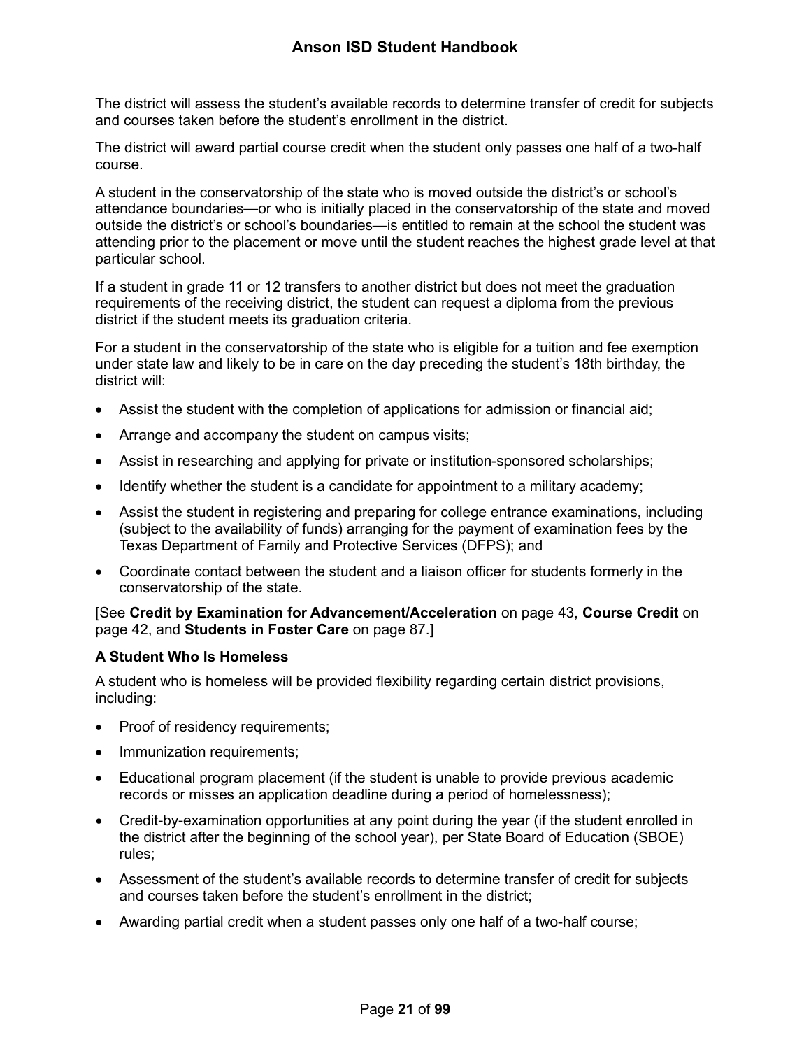The district will assess the student's available records to determine transfer of credit for subjects and courses taken before the student's enrollment in the district.

The district will award partial course credit when the student only passes one half of a two-half course.

A student in the conservatorship of the state who is moved outside the district's or school's attendance boundaries—or who is initially placed in the conservatorship of the state and moved outside the district's or school's boundaries—is entitled to remain at the school the student was attending prior to the placement or move until the student reaches the highest grade level at that particular school.

If a student in grade 11 or 12 transfers to another district but does not meet the graduation requirements of the receiving district, the student can request a diploma from the previous district if the student meets its graduation criteria.

For a student in the conservatorship of the state who is eligible for a tuition and fee exemption under state law and likely to be in care on the day preceding the student's 18th birthday, the district will:

- Assist the student with the completion of applications for admission or financial aid;
- Arrange and accompany the student on campus visits;
- Assist in researching and applying for private or institution-sponsored scholarships;
- Identify whether the student is a candidate for appointment to a military academy;
- Assist the student in registering and preparing for college entrance examinations, including (subject to the availability of funds) arranging for the payment of examination fees by the Texas Department of Family and Protective Services (DFPS); and
- Coordinate contact between the student and a liaison officer for students formerly in the conservatorship of the state.

[See **Credit by Examination for Advancement/Acceleration** on page 43, **Course Credit** on page 42, and **Students in Foster Care** on page 87.]

#### A Student Who Is Homeless

A student who is homeless will be provided flexibility regarding certain district provisions, including:

- Proof of residency requirements;
- Immunization requirements;
- Educational program placement (if the student is unable to provide previous academic records or misses an application deadline during a period of homelessness);
- Credit-by-examination opportunities at any point during the year (if the student enrolled in the district after the beginning of the school year), per State Board of Education (SBOE) rules;
- Assessment of the student's available records to determine transfer of credit for subjects and courses taken before the student's enrollment in the district;
- Awarding partial credit when a student passes only one half of a two-half course;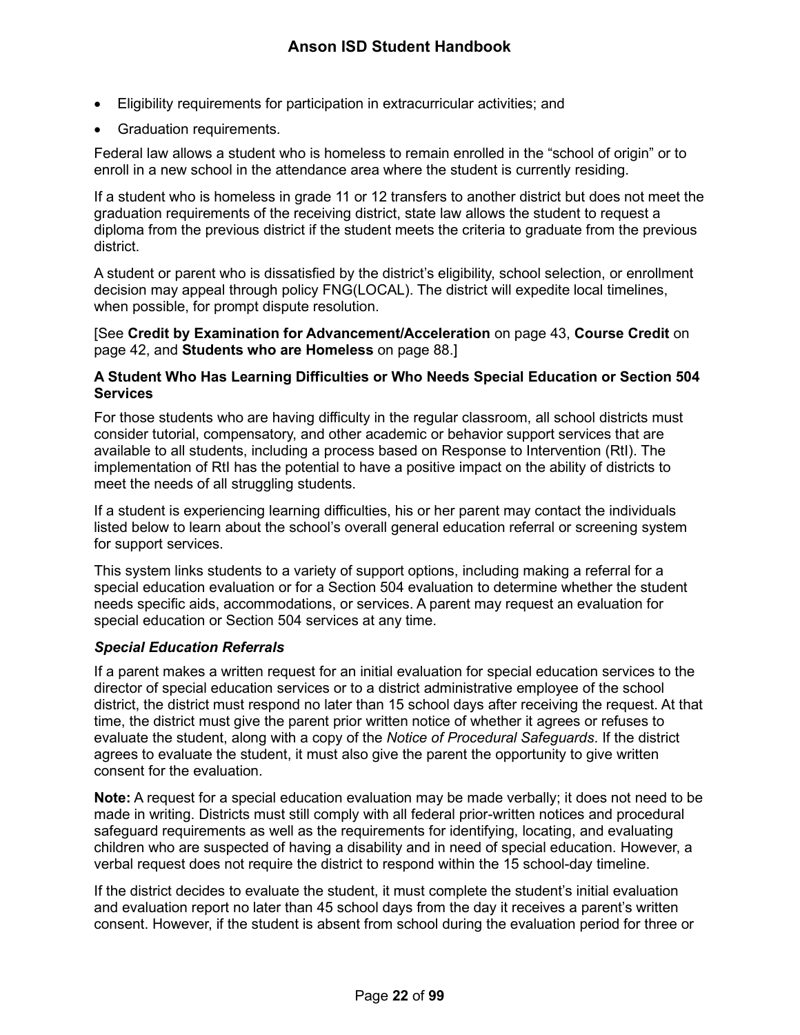- Eligibility requirements for participation in extracurricular activities; and
- Graduation requirements.

Federal law allows a student who is homeless to remain enrolled in the "school of origin" or to enroll in a new school in the attendance area where the student is currently residing.

If a student who is homeless in grade 11 or 12 transfers to another district but does not meet the graduation requirements of the receiving district, state law allows the student to request a diploma from the previous district if the student meets the criteria to graduate from the previous district.

A student or parent who is dissatisfied by the district's eligibility, school selection, or enrollment decision may appeal through policy FNG(LOCAL). The district will expedite local timelines, when possible, for prompt dispute resolution.

[See **Credit by Examination for Advancement/Acceleration** on page 43, **Course Credit** on page 42, and **Students who are Homeless** on page 88.]

#### A Student Who Has Learning Difficulties or Who Needs Special Education or Section 504 Services

For those students who are having difficulty in the regular classroom, all school districts must consider tutorial, compensatory, and other academic or behavior support services that are available to all students, including a process based on Response to Intervention (RtI). The implementation of RtI has the potential to have a positive impact on the ability of districts to meet the needs of all struggling students.

If a student is experiencing learning difficulties, his or her parent may contact the individuals listed below to learn about the school's overall general education referral or screening system for support services.

This system links students to a variety of support options, including making a referral for a special education evaluation or for a Section 504 evaluation to determine whether the student needs specific aids, accommodations, or services. A parent may request an evaluation for special education or Section 504 services at any time.

##### *Special Education Referrals*

If a parent makes a written request for an initial evaluation for special education services to the director of special education services or to a district administrative employee of the school district, the district must respond no later than 15 school days after receiving the request. At that time, the district must give the parent prior written notice of whether it agrees or refuses to evaluate the student, along with a copy of the *Notice of Procedural Safeguards*. If the district agrees to evaluate the student, it must also give the parent the opportunity to give written consent for the evaluation.

**Note:** A request for a special education evaluation may be made verbally; it does not need to be made in writing. Districts must still comply with all federal prior-written notices and procedural safeguard requirements as well as the requirements for identifying, locating, and evaluating children who are suspected of having a disability and in need of special education. However, a verbal request does not require the district to respond within the 15 school-day timeline.

If the district decides to evaluate the student, it must complete the student's initial evaluation and evaluation report no later than 45 school days from the day it receives a parent's written consent. However, if the student is absent from school during the evaluation period for three or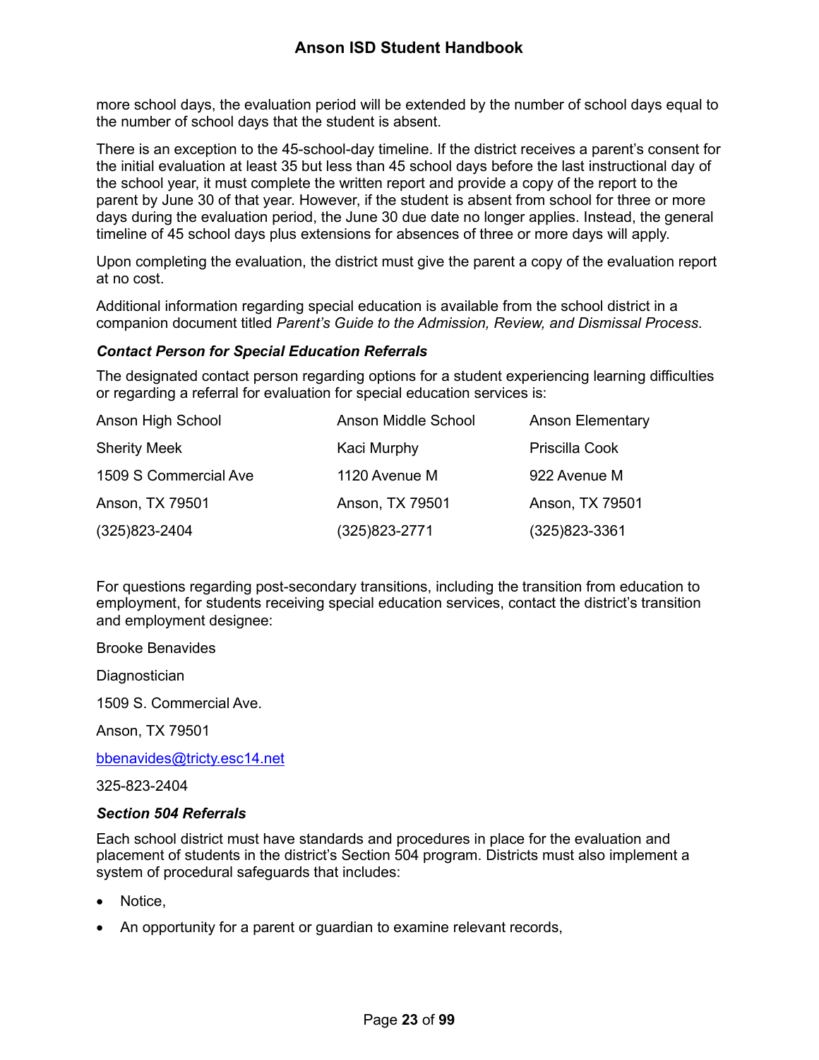more school days, the evaluation period will be extended by the number of school days equal to the number of school days that the student is absent.

There is an exception to the 45-school-day timeline. If the district receives a parent's consent for the initial evaluation at least 35 but less than 45 school days before the last instructional day of the school year, it must complete the written report and provide a copy of the report to the parent by June 30 of that year. However, if the student is absent from school for three or more days during the evaluation period, the June 30 due date no longer applies. Instead, the general timeline of 45 school days plus extensions for absences of three or more days will apply.

Upon completing the evaluation, the district must give the parent a copy of the evaluation report at no cost.

Additional information regarding special education is available from the school district in a companion document titled *Parent's Guide to the Admission, Review, and Dismissal Process*.

#### *Contact Person for Special Education Referrals*

The designated contact person regarding options for a student experiencing learning difficulties or regarding a referral for evaluation for special education services is:

| Anson High School | Anson Middle School | Anson Elementary |
|---|---|---|
| Sherity Meek | Kaci Murphy | Priscilla Cook |
| 1509 S Commercial Ave | 1120 Avenue M | 922 Avenue M |
| Anson, TX 79501 | Anson, TX 79501 | Anson, TX 79501 |
| (325)823-2404 | (325)823-2771 | (325)823-3361 |

For questions regarding post-secondary transitions, including the transition from education to employment, for students receiving special education services, contact the district's transition and employment designee:

Brooke Benavides

Diagnostician

1509 S. Commercial Ave.

Anson, TX 79501

bbenavides@tricty.esc14.net

325-823-2404

#### *Section 504 Referrals*

Each school district must have standards and procedures in place for the evaluation and placement of students in the district's Section 504 program. Districts must also implement a system of procedural safeguards that includes:

- Notice,
- An opportunity for a parent or guardian to examine relevant records,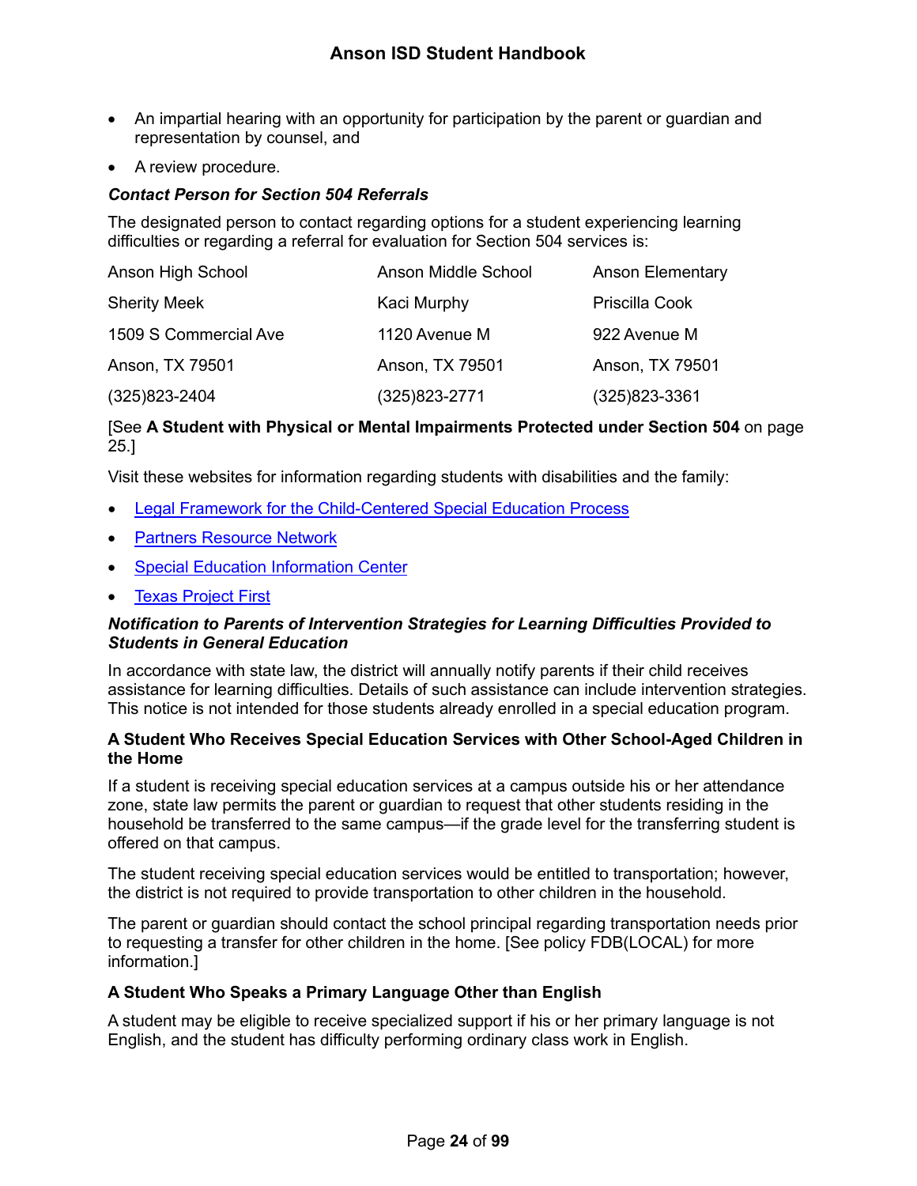- An impartial hearing with an opportunity for participation by the parent or guardian and representation by counsel, and
- A review procedure.

***Contact Person for Section 504 Referrals***

The designated person to contact regarding options for a student experiencing learning difficulties or regarding a referral for evaluation for Section 504 services is:

| Anson High School | Anson Middle School | Anson Elementary |
|---|---|---|
| Sherity Meek | Kaci Murphy | Priscilla Cook |
| 1509 S Commercial Ave | 1120 Avenue M | 922 Avenue M |
| Anson, TX 79501 | Anson, TX 79501 | Anson, TX 79501 |
| (325)823-2404 | (325)823-2771 | (325)823-3361 |

[See **A Student with Physical or Mental Impairments Protected under Section 504** on page 25.]

Visit these websites for information regarding students with disabilities and the family:

- Legal Framework for the Child-Centered Special Education Process
- Partners Resource Network
- Special Education Information Center
- Texas Project First

***Notification to Parents of Intervention Strategies for Learning Difficulties Provided to Students in General Education***

In accordance with state law, the district will annually notify parents if their child receives assistance for learning difficulties. Details of such assistance can include intervention strategies. This notice is not intended for those students already enrolled in a special education program.

### A Student Who Receives Special Education Services with Other School-Aged Children in the Home

If a student is receiving special education services at a campus outside his or her attendance zone, state law permits the parent or guardian to request that other students residing in the household be transferred to the same campus—if the grade level for the transferring student is offered on that campus.

The student receiving special education services would be entitled to transportation; however, the district is not required to provide transportation to other children in the household.

The parent or guardian should contact the school principal regarding transportation needs prior to requesting a transfer for other children in the home. [See policy FDB(LOCAL) for more information.]

### A Student Who Speaks a Primary Language Other than English

A student may be eligible to receive specialized support if his or her primary language is not English, and the student has difficulty performing ordinary class work in English.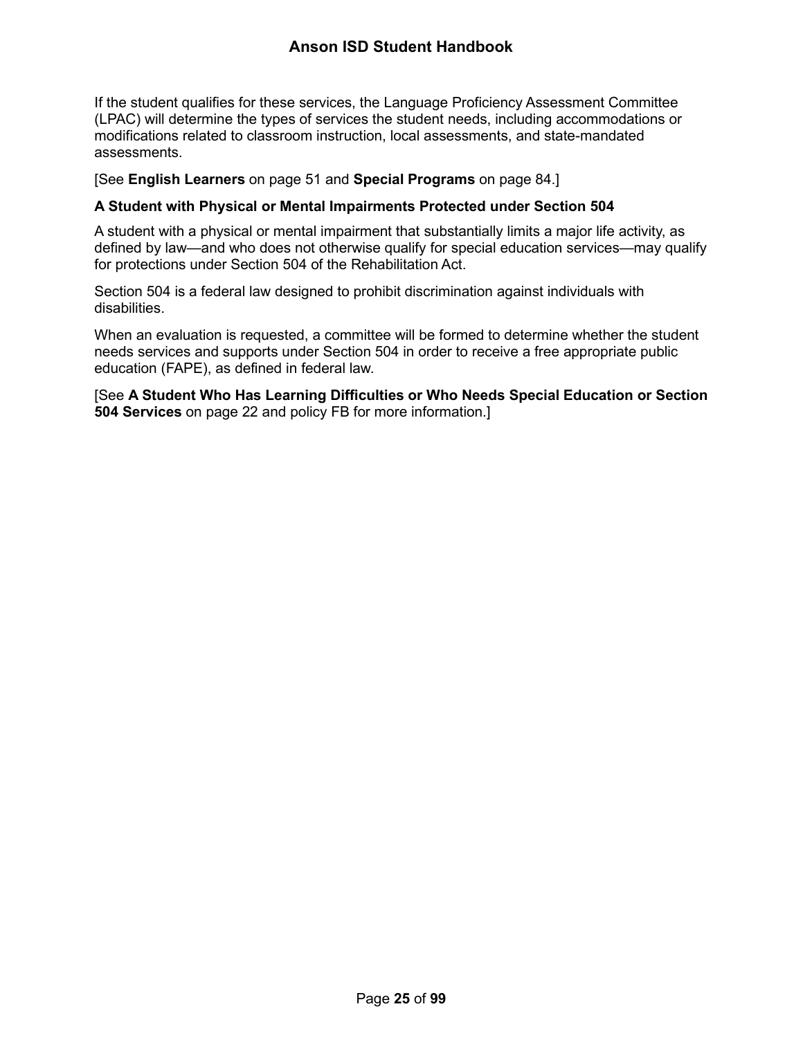If the student qualifies for these services, the Language Proficiency Assessment Committee (LPAC) will determine the types of services the student needs, including accommodations or modifications related to classroom instruction, local assessments, and state-mandated assessments.

[See **English Learners** on page 51 and **Special Programs** on page 84.]

**A Student with Physical or Mental Impairments Protected under Section 504**

A student with a physical or mental impairment that substantially limits a major life activity, as defined by law—and who does not otherwise qualify for special education services—may qualify for protections under Section 504 of the Rehabilitation Act.

Section 504 is a federal law designed to prohibit discrimination against individuals with disabilities.

When an evaluation is requested, a committee will be formed to determine whether the student needs services and supports under Section 504 in order to receive a free appropriate public education (FAPE), as defined in federal law.

[See **A Student Who Has Learning Difficulties or Who Needs Special Education or Section 504 Services** on page 22 and policy FB for more information.]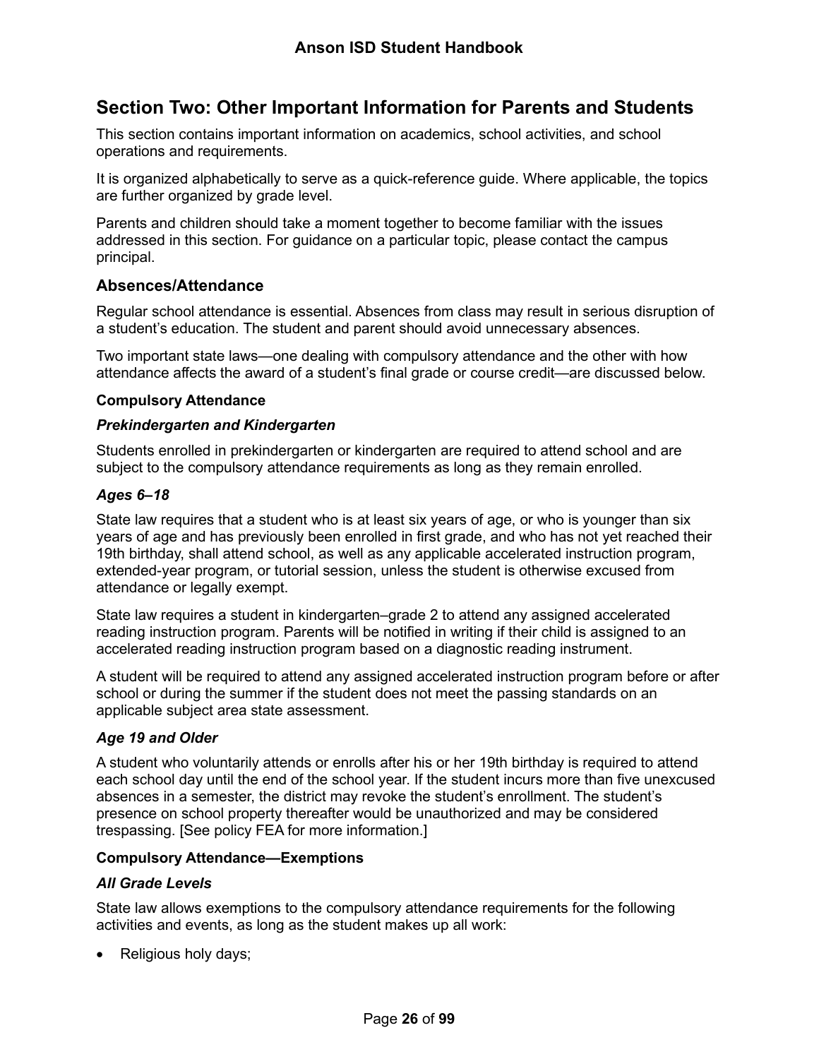## Section Two: Other Important Information for Parents and Students

This section contains important information on academics, school activities, and school operations and requirements.

It is organized alphabetically to serve as a quick-reference guide. Where applicable, the topics are further organized by grade level.

Parents and children should take a moment together to become familiar with the issues addressed in this section. For guidance on a particular topic, please contact the campus principal.

### Absences/Attendance

Regular school attendance is essential. Absences from class may result in serious disruption of a student's education. The student and parent should avoid unnecessary absences.

Two important state laws—one dealing with compulsory attendance and the other with how attendance affects the award of a student's final grade or course credit—are discussed below.

#### Compulsory Attendance

##### *Prekindergarten and Kindergarten*

Students enrolled in prekindergarten or kindergarten are required to attend school and are subject to the compulsory attendance requirements as long as they remain enrolled.

##### *Ages 6–18*

State law requires that a student who is at least six years of age, or who is younger than six years of age and has previously been enrolled in first grade, and who has not yet reached their 19th birthday, shall attend school, as well as any applicable accelerated instruction program, extended-year program, or tutorial session, unless the student is otherwise excused from attendance or legally exempt.

State law requires a student in kindergarten–grade 2 to attend any assigned accelerated reading instruction program. Parents will be notified in writing if their child is assigned to an accelerated reading instruction program based on a diagnostic reading instrument.

A student will be required to attend any assigned accelerated instruction program before or after school or during the summer if the student does not meet the passing standards on an applicable subject area state assessment.

##### *Age 19 and Older*

A student who voluntarily attends or enrolls after his or her 19th birthday is required to attend each school day until the end of the school year. If the student incurs more than five unexcused absences in a semester, the district may revoke the student's enrollment. The student's presence on school property thereafter would be unauthorized and may be considered trespassing. [See policy FEA for more information.]

#### Compulsory Attendance—Exemptions

##### *All Grade Levels*

State law allows exemptions to the compulsory attendance requirements for the following activities and events, as long as the student makes up all work:

- Religious holy days;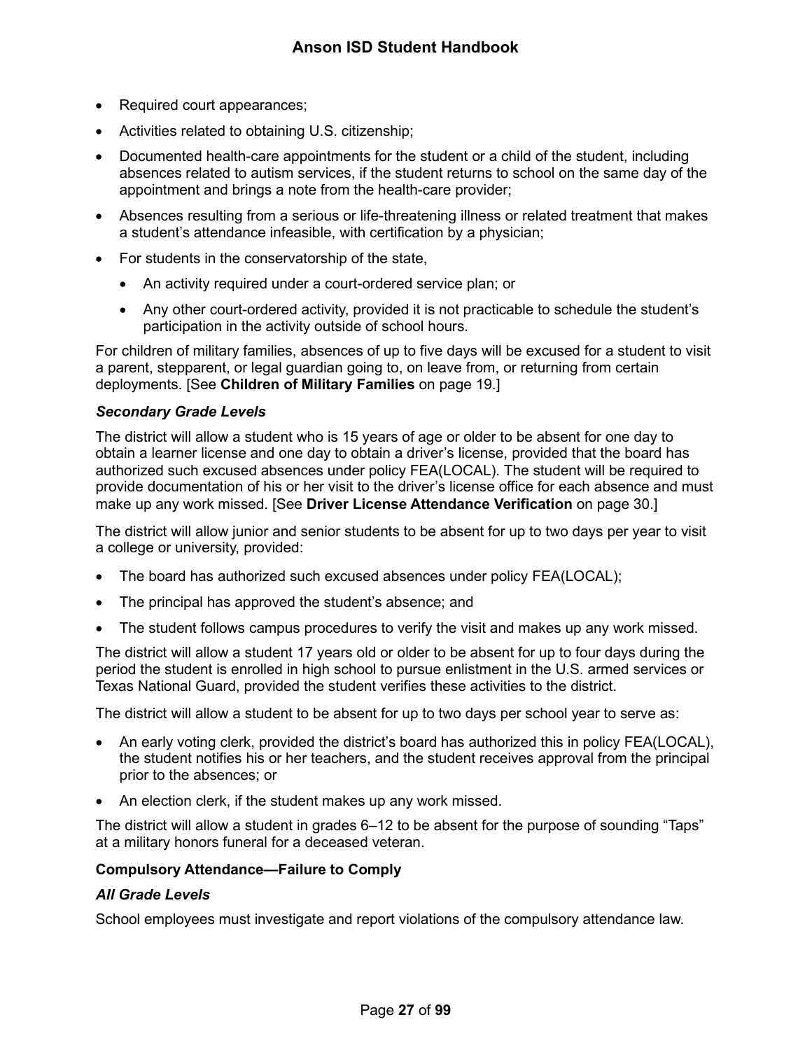- Required court appearances;
- Activities related to obtaining U.S. citizenship;
- Documented health-care appointments for the student or a child of the student, including absences related to autism services, if the student returns to school on the same day of the appointment and brings a note from the health-care provider;
- Absences resulting from a serious or life-threatening illness or related treatment that makes a student's attendance infeasible, with certification by a physician;
- For students in the conservatorship of the state,
  - An activity required under a court-ordered service plan; or
  - Any other court-ordered activity, provided it is not practicable to schedule the student's participation in the activity outside of school hours.

For children of military families, absences of up to five days will be excused for a student to visit a parent, stepparent, or legal guardian going to, on leave from, or returning from certain deployments. [See **Children of Military Families** on page 19.]

***Secondary Grade Levels***

The district will allow a student who is 15 years of age or older to be absent for one day to obtain a learner license and one day to obtain a driver's license, provided that the board has authorized such excused absences under policy FEA(LOCAL). The student will be required to provide documentation of his or her visit to the driver's license office for each absence and must make up any work missed. [See **Driver License Attendance Verification** on page 30.]

The district will allow junior and senior students to be absent for up to two days per year to visit a college or university, provided:

- The board has authorized such excused absences under policy FEA(LOCAL);
- The principal has approved the student's absence; and
- The student follows campus procedures to verify the visit and makes up any work missed.

The district will allow a student 17 years old or older to be absent for up to four days during the period the student is enrolled in high school to pursue enlistment in the U.S. armed services or Texas National Guard, provided the student verifies these activities to the district.

The district will allow a student to be absent for up to two days per school year to serve as:

- An early voting clerk, provided the district's board has authorized this in policy FEA(LOCAL), the student notifies his or her teachers, and the student receives approval from the principal prior to the absences; or
- An election clerk, if the student makes up any work missed.

The district will allow a student in grades 6–12 to be absent for the purpose of sounding "Taps" at a military honors funeral for a deceased veteran.

**Compulsory Attendance—Failure to Comply**

***All Grade Levels***

School employees must investigate and report violations of the compulsory attendance law.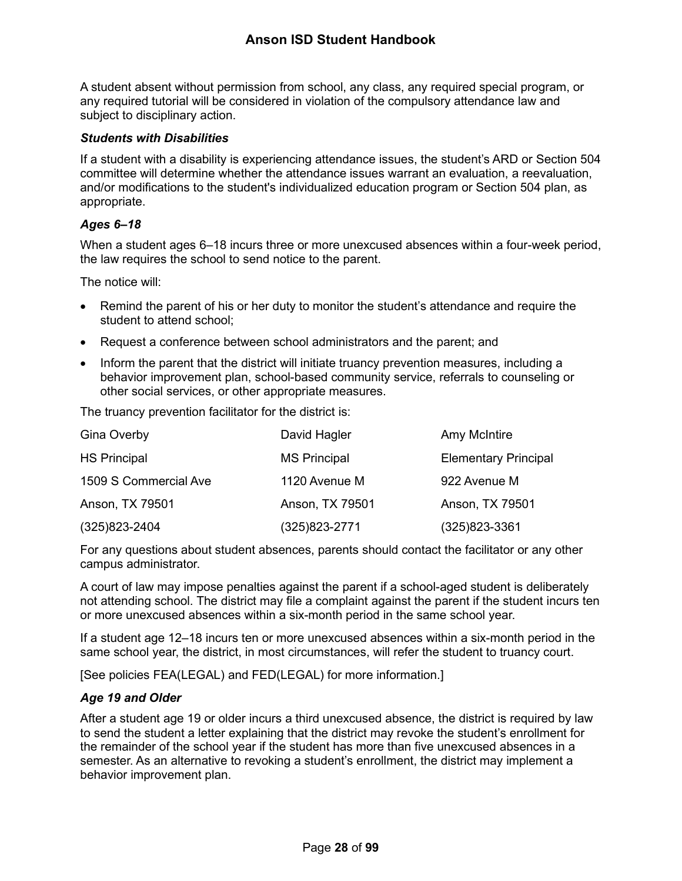A student absent without permission from school, any class, any required special program, or any required tutorial will be considered in violation of the compulsory attendance law and subject to disciplinary action.

#### *Students with Disabilities*

If a student with a disability is experiencing attendance issues, the student's ARD or Section 504 committee will determine whether the attendance issues warrant an evaluation, a reevaluation, and/or modifications to the student's individualized education program or Section 504 plan, as appropriate.

#### *Ages 6–18*

When a student ages 6–18 incurs three or more unexcused absences within a four-week period, the law requires the school to send notice to the parent.

The notice will:

- Remind the parent of his or her duty to monitor the student's attendance and require the student to attend school;
- Request a conference between school administrators and the parent; and
- Inform the parent that the district will initiate truancy prevention measures, including a behavior improvement plan, school-based community service, referrals to counseling or other social services, or other appropriate measures.

The truancy prevention facilitator for the district is:

| Gina Overby | David Hagler | Amy McIntire |
|---|---|---|
| HS Principal | MS Principal | Elementary Principal |
| 1509 S Commercial Ave | 1120 Avenue M | 922 Avenue M |
| Anson, TX 79501 | Anson, TX 79501 | Anson, TX 79501 |
| (325)823-2404 | (325)823-2771 | (325)823-3361 |

For any questions about student absences, parents should contact the facilitator or any other campus administrator.

A court of law may impose penalties against the parent if a school-aged student is deliberately not attending school. The district may file a complaint against the parent if the student incurs ten or more unexcused absences within a six-month period in the same school year.

If a student age 12–18 incurs ten or more unexcused absences within a six-month period in the same school year, the district, in most circumstances, will refer the student to truancy court.

[See policies FEA(LEGAL) and FED(LEGAL) for more information.]

#### *Age 19 and Older*

After a student age 19 or older incurs a third unexcused absence, the district is required by law to send the student a letter explaining that the district may revoke the student's enrollment for the remainder of the school year if the student has more than five unexcused absences in a semester. As an alternative to revoking a student's enrollment, the district may implement a behavior improvement plan.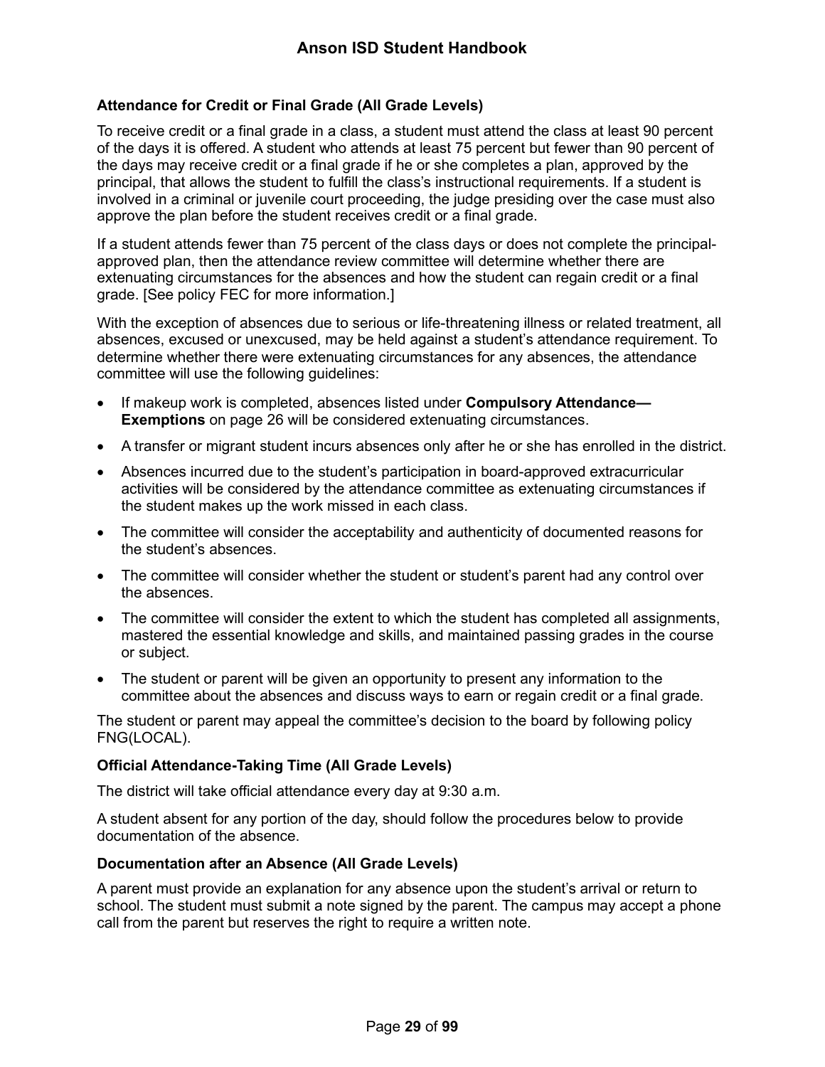### Attendance for Credit or Final Grade (All Grade Levels)

To receive credit or a final grade in a class, a student must attend the class at least 90 percent of the days it is offered. A student who attends at least 75 percent but fewer than 90 percent of the days may receive credit or a final grade if he or she completes a plan, approved by the principal, that allows the student to fulfill the class's instructional requirements. If a student is involved in a criminal or juvenile court proceeding, the judge presiding over the case must also approve the plan before the student receives credit or a final grade.

If a student attends fewer than 75 percent of the class days or does not complete the principal-approved plan, then the attendance review committee will determine whether there are extenuating circumstances for the absences and how the student can regain credit or a final grade. [See policy FEC for more information.]

With the exception of absences due to serious or life-threatening illness or related treatment, all absences, excused or unexcused, may be held against a student's attendance requirement. To determine whether there were extenuating circumstances for any absences, the attendance committee will use the following guidelines:

- If makeup work is completed, absences listed under **Compulsory Attendance—Exemptions** on page 26 will be considered extenuating circumstances.
- A transfer or migrant student incurs absences only after he or she has enrolled in the district.
- Absences incurred due to the student's participation in board-approved extracurricular activities will be considered by the attendance committee as extenuating circumstances if the student makes up the work missed in each class.
- The committee will consider the acceptability and authenticity of documented reasons for the student's absences.
- The committee will consider whether the student or student's parent had any control over the absences.
- The committee will consider the extent to which the student has completed all assignments, mastered the essential knowledge and skills, and maintained passing grades in the course or subject.
- The student or parent will be given an opportunity to present any information to the committee about the absences and discuss ways to earn or regain credit or a final grade.

The student or parent may appeal the committee's decision to the board by following policy FNG(LOCAL).

### Official Attendance-Taking Time (All Grade Levels)

The district will take official attendance every day at 9:30 a.m.

A student absent for any portion of the day, should follow the procedures below to provide documentation of the absence.

### Documentation after an Absence (All Grade Levels)

A parent must provide an explanation for any absence upon the student's arrival or return to school. The student must submit a note signed by the parent. The campus may accept a phone call from the parent but reserves the right to require a written note.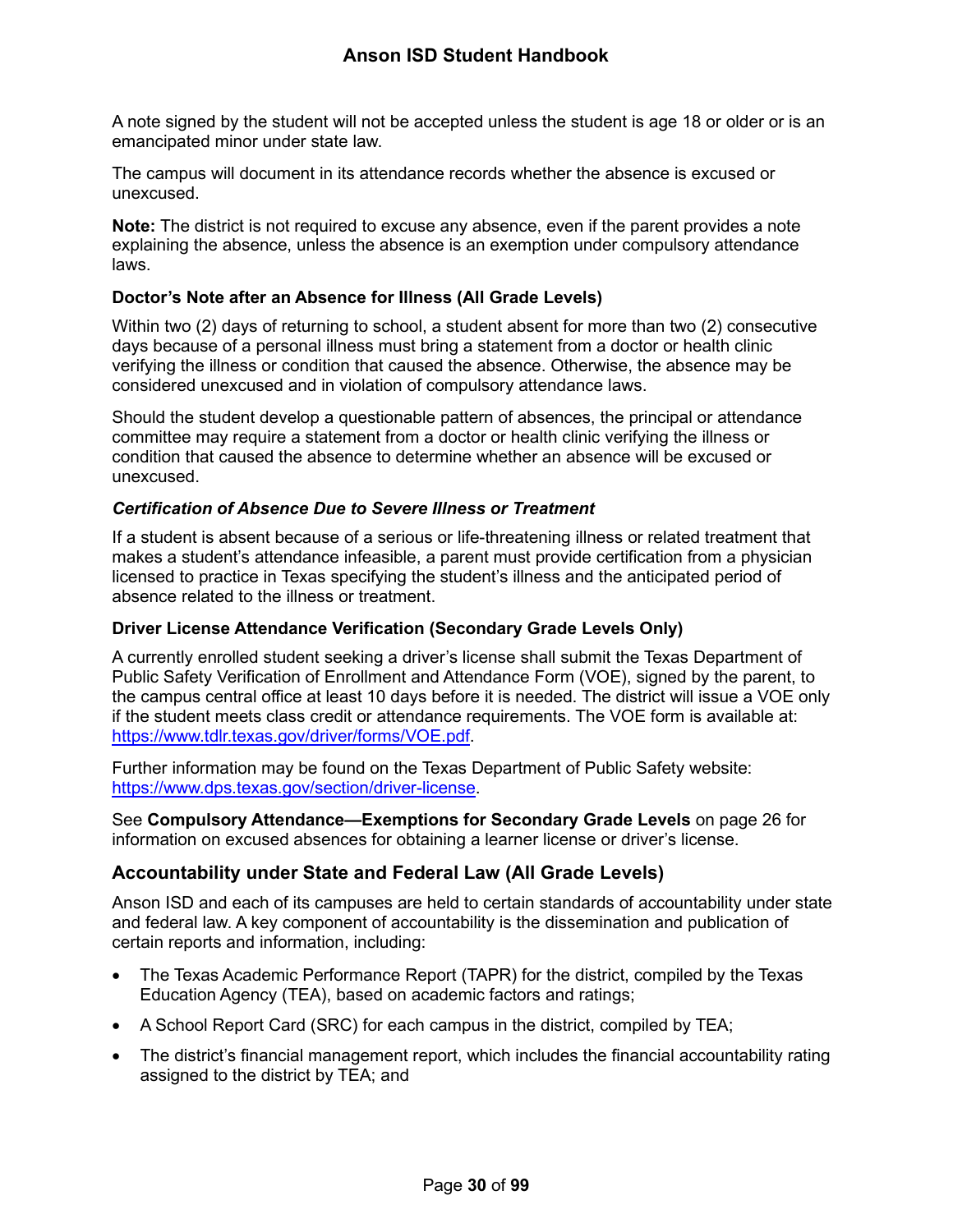A note signed by the student will not be accepted unless the student is age 18 or older or is an emancipated minor under state law.

The campus will document in its attendance records whether the absence is excused or unexcused.

**Note:** The district is not required to excuse any absence, even if the parent provides a note explaining the absence, unless the absence is an exemption under compulsory attendance laws.

#### Doctor's Note after an Absence for Illness (All Grade Levels)

Within two (2) days of returning to school, a student absent for more than two (2) consecutive days because of a personal illness must bring a statement from a doctor or health clinic verifying the illness or condition that caused the absence. Otherwise, the absence may be considered unexcused and in violation of compulsory attendance laws.

Should the student develop a questionable pattern of absences, the principal or attendance committee may require a statement from a doctor or health clinic verifying the illness or condition that caused the absence to determine whether an absence will be excused or unexcused.

##### *Certification of Absence Due to Severe Illness or Treatment*

If a student is absent because of a serious or life-threatening illness or related treatment that makes a student's attendance infeasible, a parent must provide certification from a physician licensed to practice in Texas specifying the student's illness and the anticipated period of absence related to the illness or treatment.

#### Driver License Attendance Verification (Secondary Grade Levels Only)

A currently enrolled student seeking a driver's license shall submit the Texas Department of Public Safety Verification of Enrollment and Attendance Form (VOE), signed by the parent, to the campus central office at least 10 days before it is needed. The district will issue a VOE only if the student meets class credit or attendance requirements. The VOE form is available at: https://www.tdlr.texas.gov/driver/forms/VOE.pdf.

Further information may be found on the Texas Department of Public Safety website: https://www.dps.texas.gov/section/driver-license.

See **Compulsory Attendance—Exemptions for Secondary Grade Levels** on page 26 for information on excused absences for obtaining a learner license or driver's license.

### Accountability under State and Federal Law (All Grade Levels)

Anson ISD and each of its campuses are held to certain standards of accountability under state and federal law. A key component of accountability is the dissemination and publication of certain reports and information, including:

- The Texas Academic Performance Report (TAPR) for the district, compiled by the Texas Education Agency (TEA), based on academic factors and ratings;
- A School Report Card (SRC) for each campus in the district, compiled by TEA;
- The district's financial management report, which includes the financial accountability rating assigned to the district by TEA; and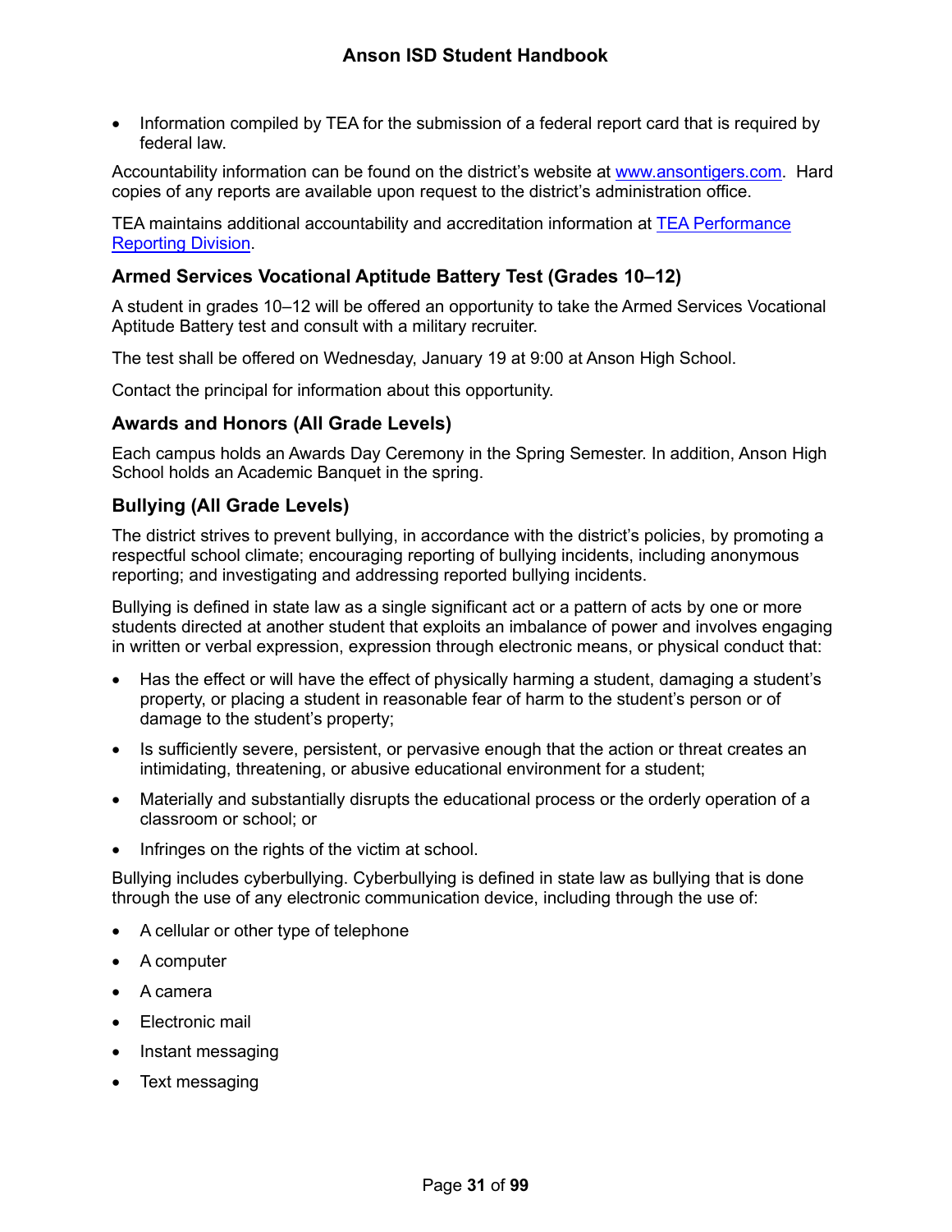- Information compiled by TEA for the submission of a federal report card that is required by federal law.

Accountability information can be found on the district's website at [www.ansontigers.com](www.ansontigers.com). Hard copies of any reports are available upon request to the district's administration office.

TEA maintains additional accountability and accreditation information at [TEA Performance Reporting Division](TEA Performance Reporting Division).

### Armed Services Vocational Aptitude Battery Test (Grades 10–12)

A student in grades 10–12 will be offered an opportunity to take the Armed Services Vocational Aptitude Battery test and consult with a military recruiter.

The test shall be offered on Wednesday, January 19 at 9:00 at Anson High School.

Contact the principal for information about this opportunity.

### Awards and Honors (All Grade Levels)

Each campus holds an Awards Day Ceremony in the Spring Semester. In addition, Anson High School holds an Academic Banquet in the spring.

### Bullying (All Grade Levels)

The district strives to prevent bullying, in accordance with the district's policies, by promoting a respectful school climate; encouraging reporting of bullying incidents, including anonymous reporting; and investigating and addressing reported bullying incidents.

Bullying is defined in state law as a single significant act or a pattern of acts by one or more students directed at another student that exploits an imbalance of power and involves engaging in written or verbal expression, expression through electronic means, or physical conduct that:

- Has the effect or will have the effect of physically harming a student, damaging a student's property, or placing a student in reasonable fear of harm to the student's person or of damage to the student's property;
- Is sufficiently severe, persistent, or pervasive enough that the action or threat creates an intimidating, threatening, or abusive educational environment for a student;
- Materially and substantially disrupts the educational process or the orderly operation of a classroom or school; or
- Infringes on the rights of the victim at school.

Bullying includes cyberbullying. Cyberbullying is defined in state law as bullying that is done through the use of any electronic communication device, including through the use of:

- A cellular or other type of telephone
- A computer
- A camera
- Electronic mail
- Instant messaging
- Text messaging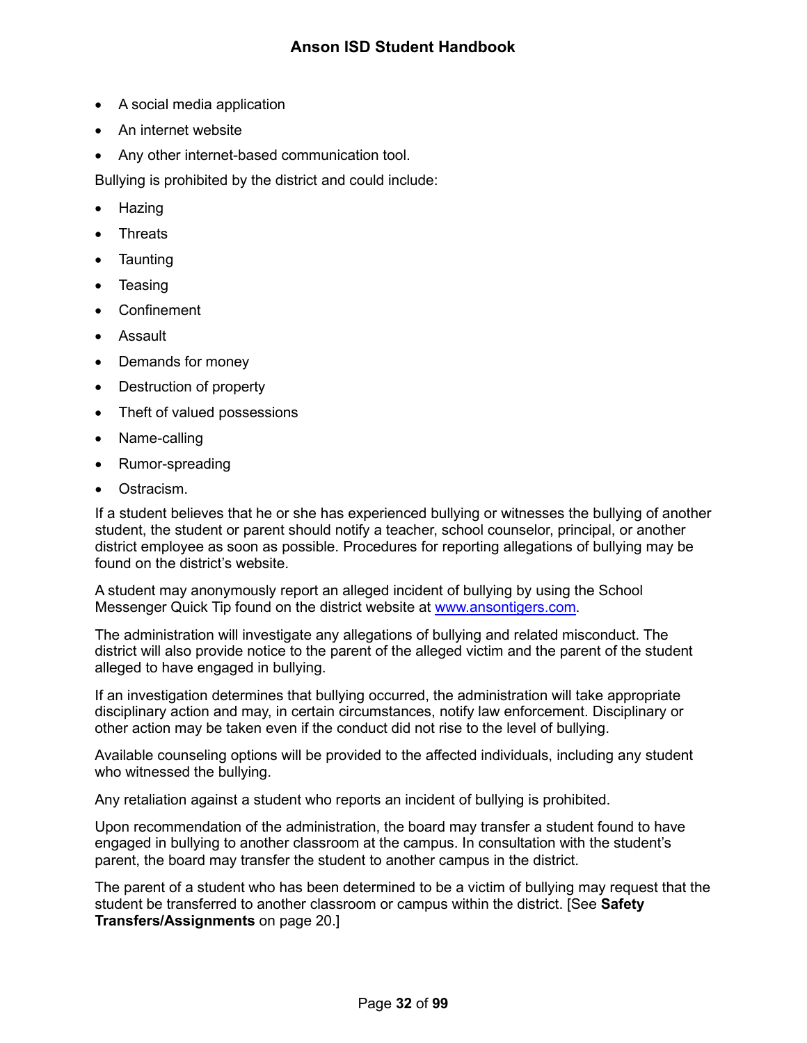- A social media application
- An internet website
- Any other internet-based communication tool.

Bullying is prohibited by the district and could include:

- Hazing
- Threats
- Taunting
- Teasing
- Confinement
- Assault
- Demands for money
- Destruction of property
- Theft of valued possessions
- Name-calling
- Rumor-spreading
- Ostracism.

If a student believes that he or she has experienced bullying or witnesses the bullying of another student, the student or parent should notify a teacher, school counselor, principal, or another district employee as soon as possible. Procedures for reporting allegations of bullying may be found on the district's website.

A student may anonymously report an alleged incident of bullying by using the School Messenger Quick Tip found on the district website at [www.ansontigers.com](http://www.ansontigers.com).

The administration will investigate any allegations of bullying and related misconduct. The district will also provide notice to the parent of the alleged victim and the parent of the student alleged to have engaged in bullying.

If an investigation determines that bullying occurred, the administration will take appropriate disciplinary action and may, in certain circumstances, notify law enforcement. Disciplinary or other action may be taken even if the conduct did not rise to the level of bullying.

Available counseling options will be provided to the affected individuals, including any student who witnessed the bullying.

Any retaliation against a student who reports an incident of bullying is prohibited.

Upon recommendation of the administration, the board may transfer a student found to have engaged in bullying to another classroom at the campus. In consultation with the student's parent, the board may transfer the student to another campus in the district.

The parent of a student who has been determined to be a victim of bullying may request that the student be transferred to another classroom or campus within the district. [See **Safety Transfers/Assignments** on page 20.]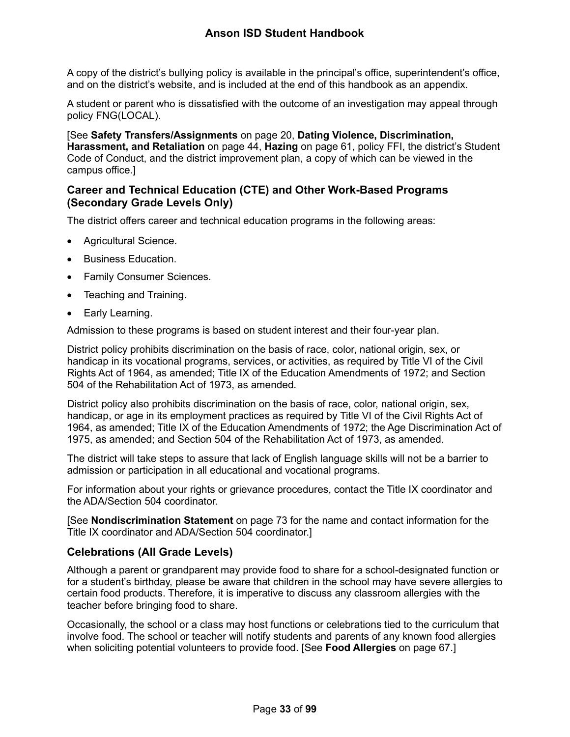A copy of the district's bullying policy is available in the principal's office, superintendent's office, and on the district's website, and is included at the end of this handbook as an appendix.

A student or parent who is dissatisfied with the outcome of an investigation may appeal through policy FNG(LOCAL).

[See **Safety Transfers/Assignments** on page 20, **Dating Violence, Discrimination, Harassment, and Retaliation** on page 44, **Hazing** on page 61, policy FFI, the district's Student Code of Conduct, and the district improvement plan, a copy of which can be viewed in the campus office.]

### Career and Technical Education (CTE) and Other Work-Based Programs (Secondary Grade Levels Only)

The district offers career and technical education programs in the following areas:

- Agricultural Science.
- Business Education.
- Family Consumer Sciences.
- Teaching and Training.
- Early Learning.

Admission to these programs is based on student interest and their four-year plan.

District policy prohibits discrimination on the basis of race, color, national origin, sex, or handicap in its vocational programs, services, or activities, as required by Title VI of the Civil Rights Act of 1964, as amended; Title IX of the Education Amendments of 1972; and Section 504 of the Rehabilitation Act of 1973, as amended.

District policy also prohibits discrimination on the basis of race, color, national origin, sex, handicap, or age in its employment practices as required by Title VI of the Civil Rights Act of 1964, as amended; Title IX of the Education Amendments of 1972; the Age Discrimination Act of 1975, as amended; and Section 504 of the Rehabilitation Act of 1973, as amended.

The district will take steps to assure that lack of English language skills will not be a barrier to admission or participation in all educational and vocational programs.

For information about your rights or grievance procedures, contact the Title IX coordinator and the ADA/Section 504 coordinator.

[See **Nondiscrimination Statement** on page 73 for the name and contact information for the Title IX coordinator and ADA/Section 504 coordinator.]

### Celebrations (All Grade Levels)

Although a parent or grandparent may provide food to share for a school-designated function or for a student's birthday, please be aware that children in the school may have severe allergies to certain food products. Therefore, it is imperative to discuss any classroom allergies with the teacher before bringing food to share.

Occasionally, the school or a class may host functions or celebrations tied to the curriculum that involve food. The school or teacher will notify students and parents of any known food allergies when soliciting potential volunteers to provide food. [See **Food Allergies** on page 67.]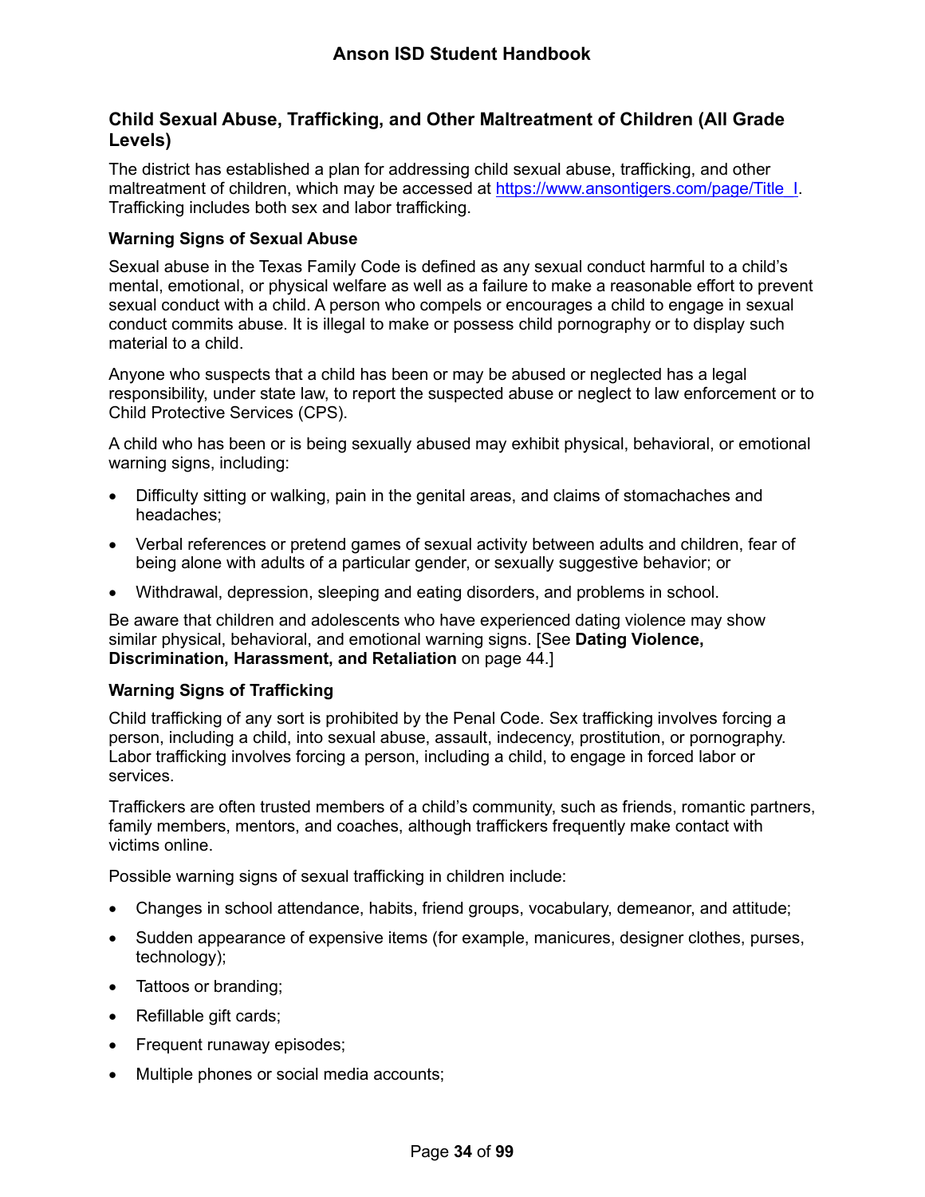## Child Sexual Abuse, Trafficking, and Other Maltreatment of Children (All Grade Levels)

The district has established a plan for addressing child sexual abuse, trafficking, and other maltreatment of children, which may be accessed at [https://www.ansontigers.com/page/Title_I](https://www.ansontigers.com/page/Title_I). Trafficking includes both sex and labor trafficking.

### Warning Signs of Sexual Abuse

Sexual abuse in the Texas Family Code is defined as any sexual conduct harmful to a child's mental, emotional, or physical welfare as well as a failure to make a reasonable effort to prevent sexual conduct with a child. A person who compels or encourages a child to engage in sexual conduct commits abuse. It is illegal to make or possess child pornography or to display such material to a child.

Anyone who suspects that a child has been or may be abused or neglected has a legal responsibility, under state law, to report the suspected abuse or neglect to law enforcement or to Child Protective Services (CPS).

A child who has been or is being sexually abused may exhibit physical, behavioral, or emotional warning signs, including:

- Difficulty sitting or walking, pain in the genital areas, and claims of stomachaches and headaches;
- Verbal references or pretend games of sexual activity between adults and children, fear of being alone with adults of a particular gender, or sexually suggestive behavior; or
- Withdrawal, depression, sleeping and eating disorders, and problems in school.

Be aware that children and adolescents who have experienced dating violence may show similar physical, behavioral, and emotional warning signs. [See **Dating Violence, Discrimination, Harassment, and Retaliation** on page 44.]

### Warning Signs of Trafficking

Child trafficking of any sort is prohibited by the Penal Code. Sex trafficking involves forcing a person, including a child, into sexual abuse, assault, indecency, prostitution, or pornography. Labor trafficking involves forcing a person, including a child, to engage in forced labor or services.

Traffickers are often trusted members of a child's community, such as friends, romantic partners, family members, mentors, and coaches, although traffickers frequently make contact with victims online.

Possible warning signs of sexual trafficking in children include:

- Changes in school attendance, habits, friend groups, vocabulary, demeanor, and attitude;
- Sudden appearance of expensive items (for example, manicures, designer clothes, purses, technology);
- Tattoos or branding;
- Refillable gift cards;
- Frequent runaway episodes;
- Multiple phones or social media accounts;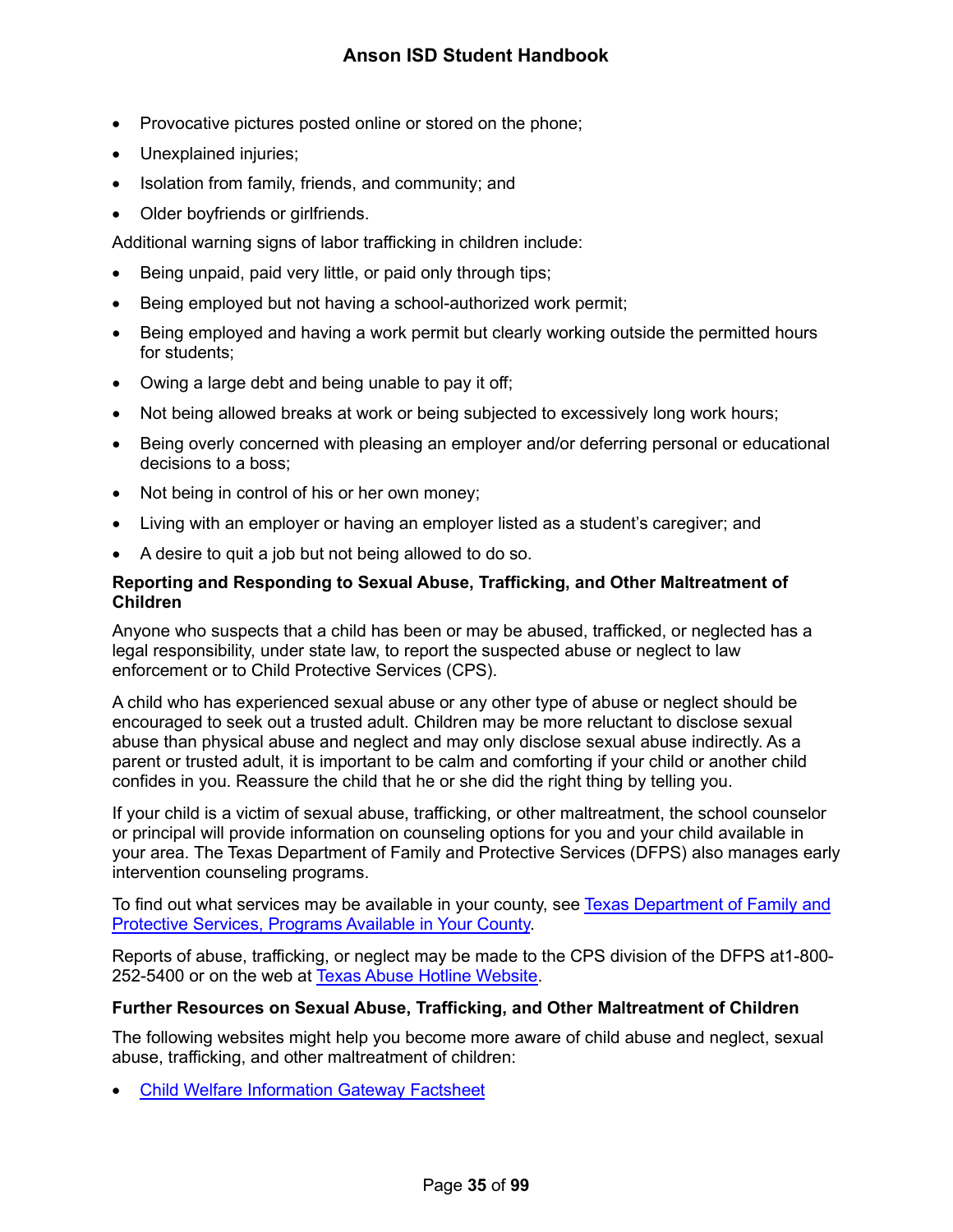- Provocative pictures posted online or stored on the phone;
- Unexplained injuries;
- Isolation from family, friends, and community; and
- Older boyfriends or girlfriends.

Additional warning signs of labor trafficking in children include:

- Being unpaid, paid very little, or paid only through tips;
- Being employed but not having a school-authorized work permit;
- Being employed and having a work permit but clearly working outside the permitted hours for students;
- Owing a large debt and being unable to pay it off;
- Not being allowed breaks at work or being subjected to excessively long work hours;
- Being overly concerned with pleasing an employer and/or deferring personal or educational decisions to a boss;
- Not being in control of his or her own money;
- Living with an employer or having an employer listed as a student's caregiver; and
- A desire to quit a job but not being allowed to do so.

**Reporting and Responding to Sexual Abuse, Trafficking, and Other Maltreatment of Children**

Anyone who suspects that a child has been or may be abused, trafficked, or neglected has a legal responsibility, under state law, to report the suspected abuse or neglect to law enforcement or to Child Protective Services (CPS).

A child who has experienced sexual abuse or any other type of abuse or neglect should be encouraged to seek out a trusted adult. Children may be more reluctant to disclose sexual abuse than physical abuse and neglect and may only disclose sexual abuse indirectly. As a parent or trusted adult, it is important to be calm and comforting if your child or another child confides in you. Reassure the child that he or she did the right thing by telling you.

If your child is a victim of sexual abuse, trafficking, or other maltreatment, the school counselor or principal will provide information on counseling options for you and your child available in your area. The Texas Department of Family and Protective Services (DFPS) also manages early intervention counseling programs.

To find out what services may be available in your county, see Texas Department of Family and Protective Services, Programs Available in Your County.

Reports of abuse, trafficking, or neglect may be made to the CPS division of the DFPS at1-800-252-5400 or on the web at Texas Abuse Hotline Website.

**Further Resources on Sexual Abuse, Trafficking, and Other Maltreatment of Children**

The following websites might help you become more aware of child abuse and neglect, sexual abuse, trafficking, and other maltreatment of children:

- Child Welfare Information Gateway Factsheet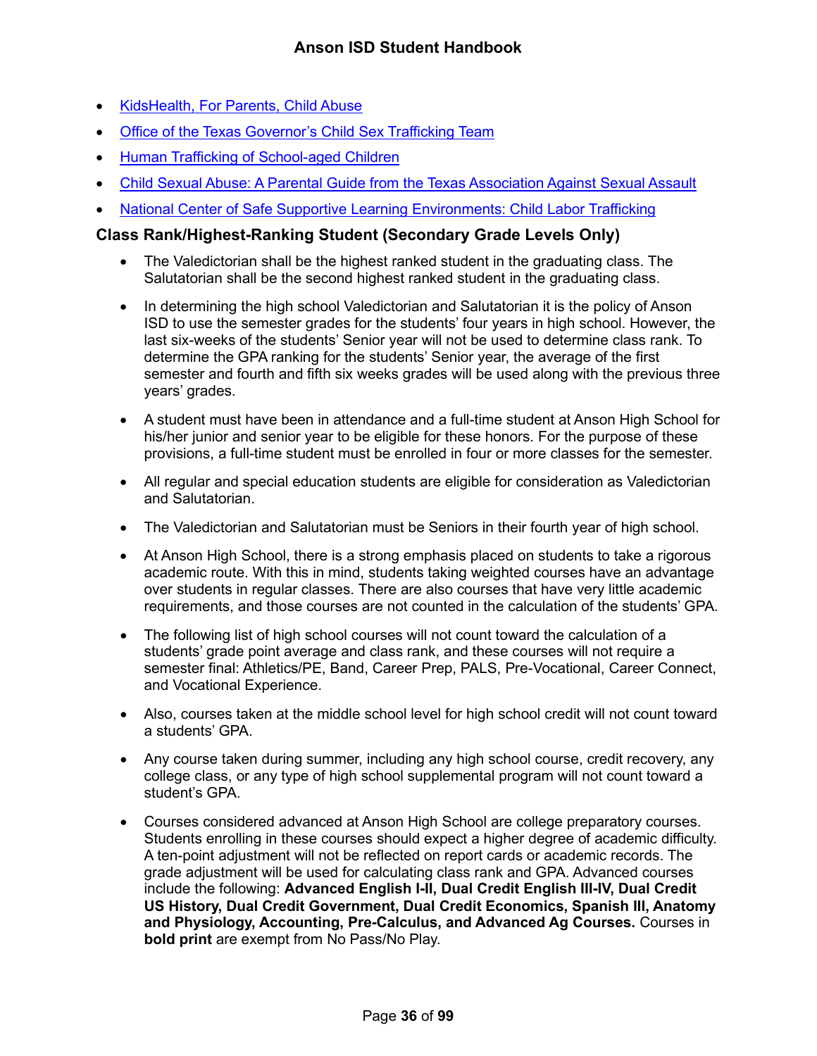- [KidsHealth, For Parents, Child Abuse]
- [Office of the Texas Governor's Child Sex Trafficking Team]
- [Human Trafficking of School-aged Children]
- [Child Sexual Abuse: A Parental Guide from the Texas Association Against Sexual Assault]
- [National Center of Safe Supportive Learning Environments: Child Labor Trafficking]

### Class Rank/Highest-Ranking Student (Secondary Grade Levels Only)

- The Valedictorian shall be the highest ranked student in the graduating class. The Salutatorian shall be the second highest ranked student in the graduating class.
- In determining the high school Valedictorian and Salutatorian it is the policy of Anson ISD to use the semester grades for the students' four years in high school. However, the last six-weeks of the students' Senior year will not be used to determine class rank. To determine the GPA ranking for the students' Senior year, the average of the first semester and fourth and fifth six weeks grades will be used along with the previous three years' grades.
- A student must have been in attendance and a full-time student at Anson High School for his/her junior and senior year to be eligible for these honors. For the purpose of these provisions, a full-time student must be enrolled in four or more classes for the semester.
- All regular and special education students are eligible for consideration as Valedictorian and Salutatorian.
- The Valedictorian and Salutatorian must be Seniors in their fourth year of high school.
- At Anson High School, there is a strong emphasis placed on students to take a rigorous academic route. With this in mind, students taking weighted courses have an advantage over students in regular classes. There are also courses that have very little academic requirements, and those courses are not counted in the calculation of the students' GPA.
- The following list of high school courses will not count toward the calculation of a students' grade point average and class rank, and these courses will not require a semester final: Athletics/PE, Band, Career Prep, PALS, Pre-Vocational, Career Connect, and Vocational Experience.
- Also, courses taken at the middle school level for high school credit will not count toward a students' GPA.
- Any course taken during summer, including any high school course, credit recovery, any college class, or any type of high school supplemental program will not count toward a student's GPA.
- Courses considered advanced at Anson High School are college preparatory courses. Students enrolling in these courses should expect a higher degree of academic difficulty. A ten-point adjustment will not be reflected on report cards or academic records. The grade adjustment will be used for calculating class rank and GPA. Advanced courses include the following: **Advanced English I-II, Dual Credit English III-IV, Dual Credit US History, Dual Credit Government, Dual Credit Economics, Spanish III, Anatomy and Physiology, Accounting, Pre-Calculus, and Advanced Ag Courses.** Courses in **bold print** are exempt from No Pass/No Play.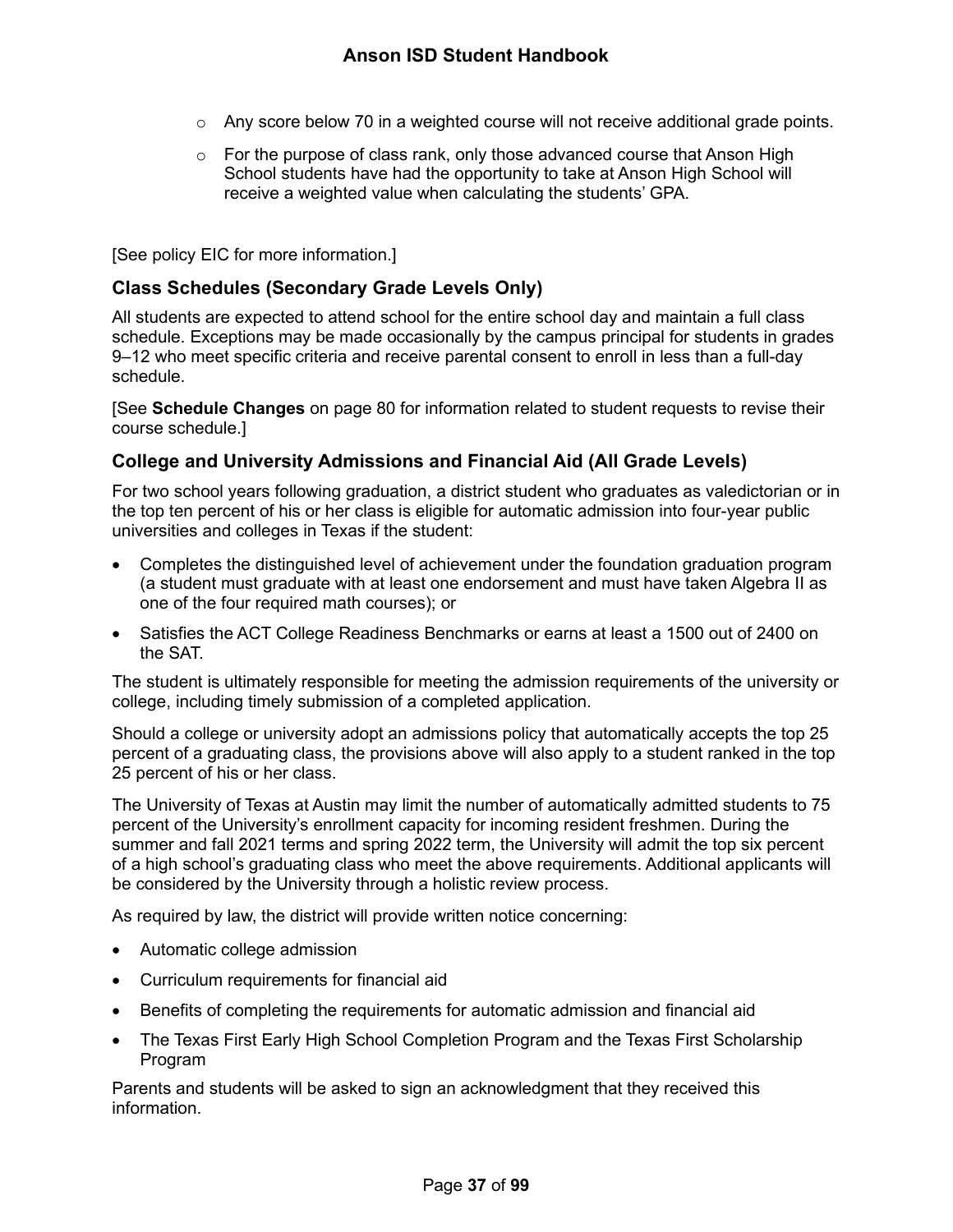- Any score below 70 in a weighted course will not receive additional grade points.
- For the purpose of class rank, only those advanced course that Anson High School students have had the opportunity to take at Anson High School will receive a weighted value when calculating the students' GPA.

[See policy EIC for more information.]

### Class Schedules (Secondary Grade Levels Only)

All students are expected to attend school for the entire school day and maintain a full class schedule. Exceptions may be made occasionally by the campus principal for students in grades 9–12 who meet specific criteria and receive parental consent to enroll in less than a full-day schedule.

[See **Schedule Changes** on page 80 for information related to student requests to revise their course schedule.]

### College and University Admissions and Financial Aid (All Grade Levels)

For two school years following graduation, a district student who graduates as valedictorian or in the top ten percent of his or her class is eligible for automatic admission into four-year public universities and colleges in Texas if the student:

- Completes the distinguished level of achievement under the foundation graduation program (a student must graduate with at least one endorsement and must have taken Algebra II as one of the four required math courses); or
- Satisfies the ACT College Readiness Benchmarks or earns at least a 1500 out of 2400 on the SAT.

The student is ultimately responsible for meeting the admission requirements of the university or college, including timely submission of a completed application.

Should a college or university adopt an admissions policy that automatically accepts the top 25 percent of a graduating class, the provisions above will also apply to a student ranked in the top 25 percent of his or her class.

The University of Texas at Austin may limit the number of automatically admitted students to 75 percent of the University's enrollment capacity for incoming resident freshmen. During the summer and fall 2021 terms and spring 2022 term, the University will admit the top six percent of a high school's graduating class who meet the above requirements. Additional applicants will be considered by the University through a holistic review process.

As required by law, the district will provide written notice concerning:

- Automatic college admission
- Curriculum requirements for financial aid
- Benefits of completing the requirements for automatic admission and financial aid
- The Texas First Early High School Completion Program and the Texas First Scholarship Program

Parents and students will be asked to sign an acknowledgment that they received this information.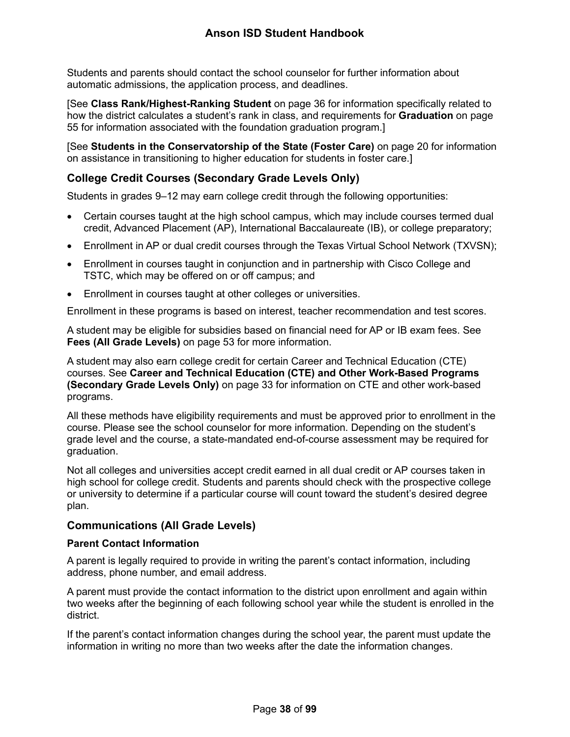Students and parents should contact the school counselor for further information about automatic admissions, the application process, and deadlines.

[See **Class Rank/Highest-Ranking Student** on page 36 for information specifically related to how the district calculates a student's rank in class, and requirements for **Graduation** on page 55 for information associated with the foundation graduation program.]

[See **Students in the Conservatorship of the State (Foster Care)** on page 20 for information on assistance in transitioning to higher education for students in foster care.]

## College Credit Courses (Secondary Grade Levels Only)

Students in grades 9–12 may earn college credit through the following opportunities:

- Certain courses taught at the high school campus, which may include courses termed dual credit, Advanced Placement (AP), International Baccalaureate (IB), or college preparatory;
- Enrollment in AP or dual credit courses through the Texas Virtual School Network (TXVSN);
- Enrollment in courses taught in conjunction and in partnership with Cisco College and TSTC, which may be offered on or off campus; and
- Enrollment in courses taught at other colleges or universities.

Enrollment in these programs is based on interest, teacher recommendation and test scores.

A student may be eligible for subsidies based on financial need for AP or IB exam fees. See **Fees (All Grade Levels)** on page 53 for more information.

A student may also earn college credit for certain Career and Technical Education (CTE) courses. See **Career and Technical Education (CTE) and Other Work-Based Programs (Secondary Grade Levels Only)** on page 33 for information on CTE and other work-based programs.

All these methods have eligibility requirements and must be approved prior to enrollment in the course. Please see the school counselor for more information. Depending on the student's grade level and the course, a state-mandated end-of-course assessment may be required for graduation.

Not all colleges and universities accept credit earned in all dual credit or AP courses taken in high school for college credit. Students and parents should check with the prospective college or university to determine if a particular course will count toward the student's desired degree plan.

## Communications (All Grade Levels)

### Parent Contact Information

A parent is legally required to provide in writing the parent's contact information, including address, phone number, and email address.

A parent must provide the contact information to the district upon enrollment and again within two weeks after the beginning of each following school year while the student is enrolled in the district.

If the parent's contact information changes during the school year, the parent must update the information in writing no more than two weeks after the date the information changes.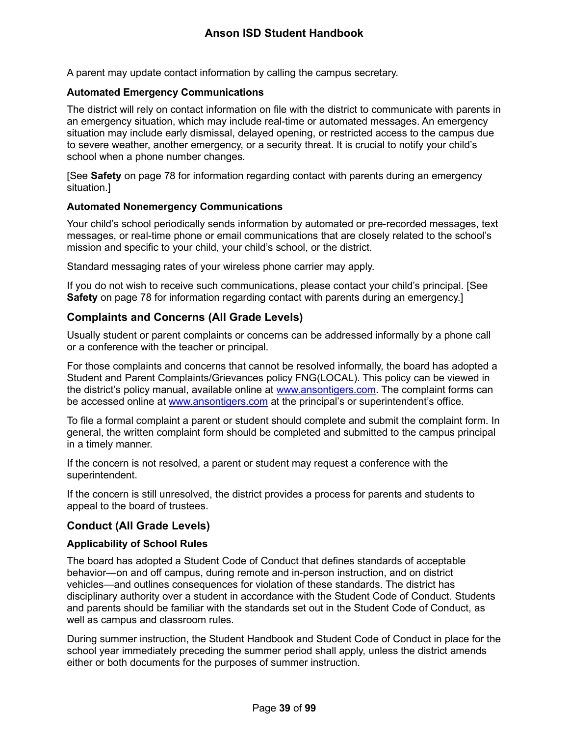A parent may update contact information by calling the campus secretary.

### Automated Emergency Communications

The district will rely on contact information on file with the district to communicate with parents in an emergency situation, which may include real-time or automated messages. An emergency situation may include early dismissal, delayed opening, or restricted access to the campus due to severe weather, another emergency, or a security threat. It is crucial to notify your child's school when a phone number changes.

[See **Safety** on page 78 for information regarding contact with parents during an emergency situation.]

### Automated Nonemergency Communications

Your child's school periodically sends information by automated or pre-recorded messages, text messages, or real-time phone or email communications that are closely related to the school's mission and specific to your child, your child's school, or the district.

Standard messaging rates of your wireless phone carrier may apply.

If you do not wish to receive such communications, please contact your child's principal. [See **Safety** on page 78 for information regarding contact with parents during an emergency.]

## Complaints and Concerns (All Grade Levels)

Usually student or parent complaints or concerns can be addressed informally by a phone call or a conference with the teacher or principal.

For those complaints and concerns that cannot be resolved informally, the board has adopted a Student and Parent Complaints/Grievances policy FNG(LOCAL). This policy can be viewed in the district's policy manual, available online at [www.ansontigers.com](http://www.ansontigers.com). The complaint forms can be accessed online at [www.ansontigers.com](http://www.ansontigers.com) at the principal's or superintendent's office.

To file a formal complaint a parent or student should complete and submit the complaint form. In general, the written complaint form should be completed and submitted to the campus principal in a timely manner.

If the concern is not resolved, a parent or student may request a conference with the superintendent.

If the concern is still unresolved, the district provides a process for parents and students to appeal to the board of trustees.

## Conduct (All Grade Levels)

### Applicability of School Rules

The board has adopted a Student Code of Conduct that defines standards of acceptable behavior—on and off campus, during remote and in-person instruction, and on district vehicles—and outlines consequences for violation of these standards. The district has disciplinary authority over a student in accordance with the Student Code of Conduct. Students and parents should be familiar with the standards set out in the Student Code of Conduct, as well as campus and classroom rules.

During summer instruction, the Student Handbook and Student Code of Conduct in place for the school year immediately preceding the summer period shall apply, unless the district amends either or both documents for the purposes of summer instruction.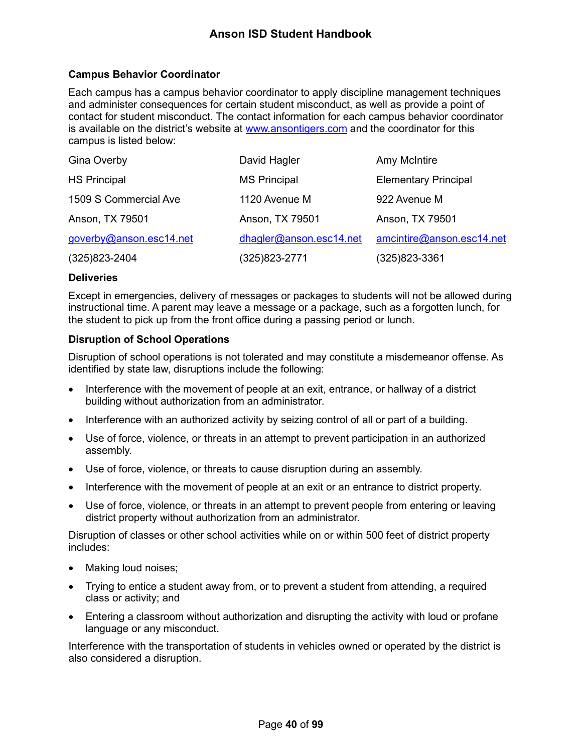### Campus Behavior Coordinator

Each campus has a campus behavior coordinator to apply discipline management techniques and administer consequences for certain student misconduct, as well as provide a point of contact for student misconduct. The contact information for each campus behavior coordinator is available on the district's website at www.ansontigers.com and the coordinator for this campus is listed below:

| | | |
|---|---|---|
| Gina Overby | David Hagler | Amy McIntire |
| HS Principal | MS Principal | Elementary Principal |
| 1509 S Commercial Ave | 1120 Avenue M | 922 Avenue M |
| Anson, TX 79501 | Anson, TX 79501 | Anson, TX 79501 |
| goverby@anson.esc14.net | dhagler@anson.esc14.net | amcintire@anson.esc14.net |
| (325)823-2404 | (325)823-2771 | (325)823-3361 |

### Deliveries

Except in emergencies, delivery of messages or packages to students will not be allowed during instructional time. A parent may leave a message or a package, such as a forgotten lunch, for the student to pick up from the front office during a passing period or lunch.

### Disruption of School Operations

Disruption of school operations is not tolerated and may constitute a misdemeanor offense. As identified by state law, disruptions include the following:

- Interference with the movement of people at an exit, entrance, or hallway of a district building without authorization from an administrator.
- Interference with an authorized activity by seizing control of all or part of a building.
- Use of force, violence, or threats in an attempt to prevent participation in an authorized assembly.
- Use of force, violence, or threats to cause disruption during an assembly.
- Interference with the movement of people at an exit or an entrance to district property.
- Use of force, violence, or threats in an attempt to prevent people from entering or leaving district property without authorization from an administrator.

Disruption of classes or other school activities while on or within 500 feet of district property includes:

- Making loud noises;
- Trying to entice a student away from, or to prevent a student from attending, a required class or activity; and
- Entering a classroom without authorization and disrupting the activity with loud or profane language or any misconduct.

Interference with the transportation of students in vehicles owned or operated by the district is also considered a disruption.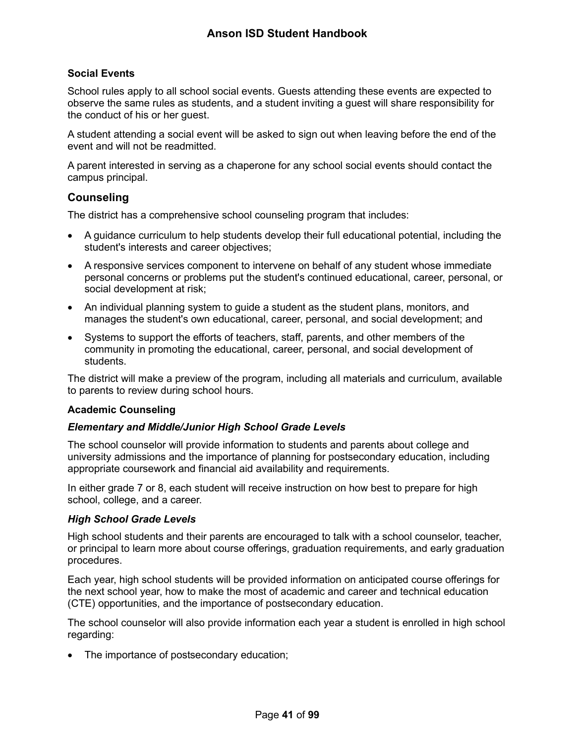### Social Events

School rules apply to all school social events. Guests attending these events are expected to observe the same rules as students, and a student inviting a guest will share responsibility for the conduct of his or her guest.

A student attending a social event will be asked to sign out when leaving before the end of the event and will not be readmitted.

A parent interested in serving as a chaperone for any school social events should contact the campus principal.

## Counseling

The district has a comprehensive school counseling program that includes:

- A guidance curriculum to help students develop their full educational potential, including the student's interests and career objectives;
- A responsive services component to intervene on behalf of any student whose immediate personal concerns or problems put the student's continued educational, career, personal, or social development at risk;
- An individual planning system to guide a student as the student plans, monitors, and manages the student's own educational, career, personal, and social development; and
- Systems to support the efforts of teachers, staff, parents, and other members of the community in promoting the educational, career, personal, and social development of students.

The district will make a preview of the program, including all materials and curriculum, available to parents to review during school hours.

### Academic Counseling

#### *Elementary and Middle/Junior High School Grade Levels*

The school counselor will provide information to students and parents about college and university admissions and the importance of planning for postsecondary education, including appropriate coursework and financial aid availability and requirements.

In either grade 7 or 8, each student will receive instruction on how best to prepare for high school, college, and a career.

#### *High School Grade Levels*

High school students and their parents are encouraged to talk with a school counselor, teacher, or principal to learn more about course offerings, graduation requirements, and early graduation procedures.

Each year, high school students will be provided information on anticipated course offerings for the next school year, how to make the most of academic and career and technical education (CTE) opportunities, and the importance of postsecondary education.

The school counselor will also provide information each year a student is enrolled in high school regarding:

- The importance of postsecondary education;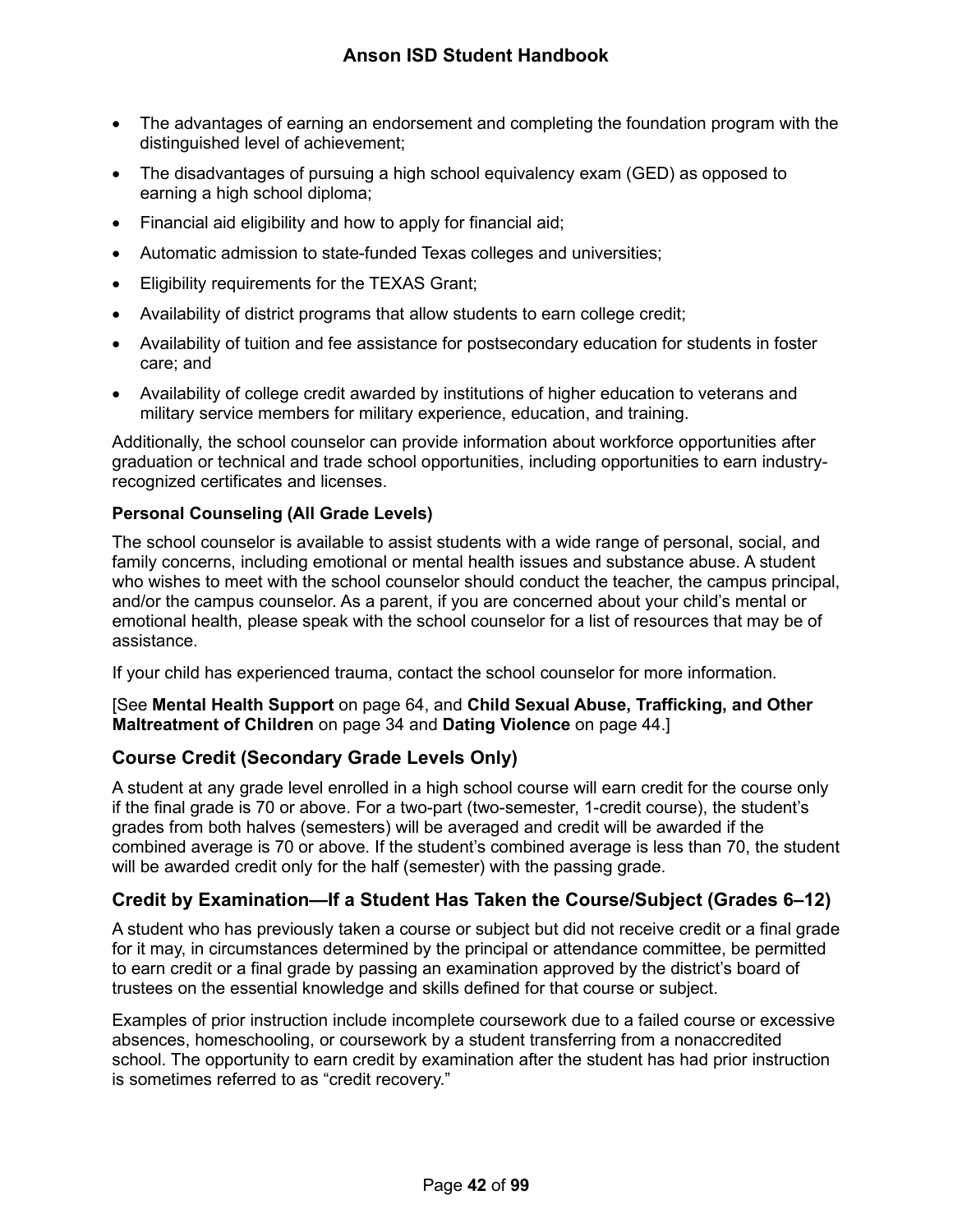- The advantages of earning an endorsement and completing the foundation program with the distinguished level of achievement;
- The disadvantages of pursuing a high school equivalency exam (GED) as opposed to earning a high school diploma;
- Financial aid eligibility and how to apply for financial aid;
- Automatic admission to state-funded Texas colleges and universities;
- Eligibility requirements for the TEXAS Grant;
- Availability of district programs that allow students to earn college credit;
- Availability of tuition and fee assistance for postsecondary education for students in foster care; and
- Availability of college credit awarded by institutions of higher education to veterans and military service members for military experience, education, and training.

Additionally, the school counselor can provide information about workforce opportunities after graduation or technical and trade school opportunities, including opportunities to earn industry-recognized certificates and licenses.

#### Personal Counseling (All Grade Levels)

The school counselor is available to assist students with a wide range of personal, social, and family concerns, including emotional or mental health issues and substance abuse. A student who wishes to meet with the school counselor should conduct the teacher, the campus principal, and/or the campus counselor. As a parent, if you are concerned about your child's mental or emotional health, please speak with the school counselor for a list of resources that may be of assistance.

If your child has experienced trauma, contact the school counselor for more information.

[See **Mental Health Support** on page 64, and **Child Sexual Abuse, Trafficking, and Other Maltreatment of Children** on page 34 and **Dating Violence** on page 44.]

### Course Credit (Secondary Grade Levels Only)

A student at any grade level enrolled in a high school course will earn credit for the course only if the final grade is 70 or above. For a two-part (two-semester, 1-credit course), the student's grades from both halves (semesters) will be averaged and credit will be awarded if the combined average is 70 or above. If the student's combined average is less than 70, the student will be awarded credit only for the half (semester) with the passing grade.

### Credit by Examination—If a Student Has Taken the Course/Subject (Grades 6–12)

A student who has previously taken a course or subject but did not receive credit or a final grade for it may, in circumstances determined by the principal or attendance committee, be permitted to earn credit or a final grade by passing an examination approved by the district's board of trustees on the essential knowledge and skills defined for that course or subject.

Examples of prior instruction include incomplete coursework due to a failed course or excessive absences, homeschooling, or coursework by a student transferring from a nonaccredited school. The opportunity to earn credit by examination after the student has had prior instruction is sometimes referred to as "credit recovery."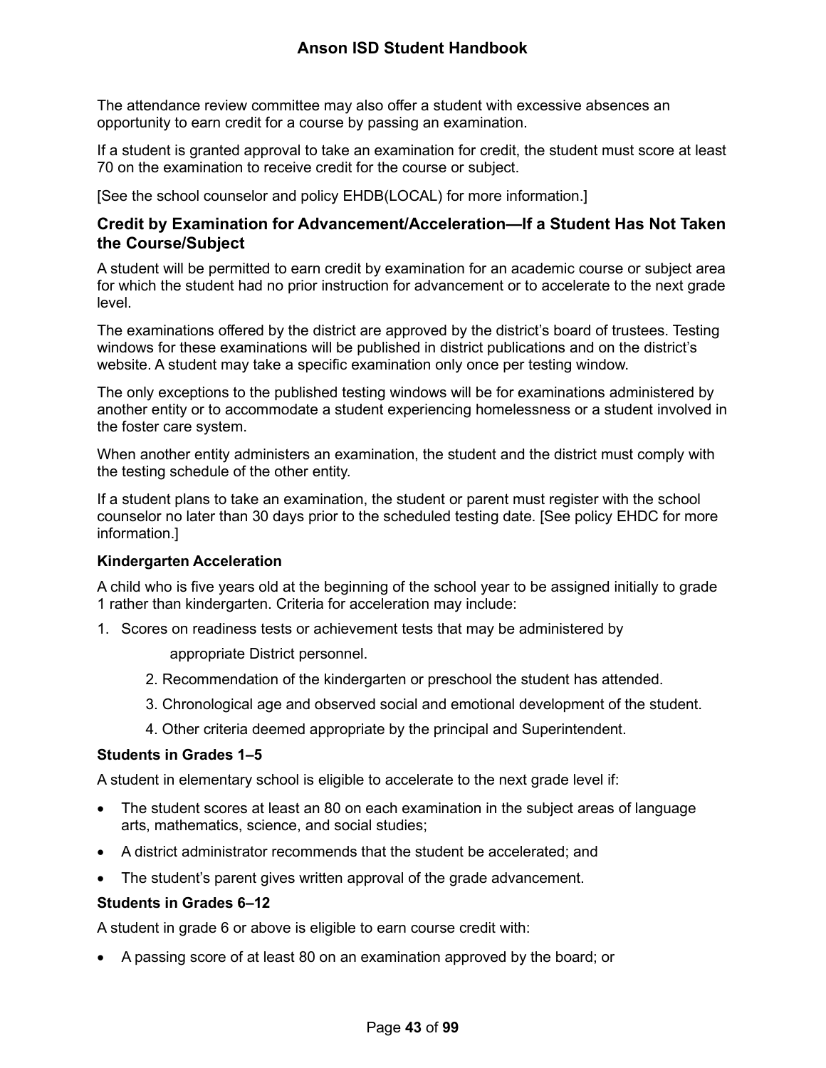The attendance review committee may also offer a student with excessive absences an opportunity to earn credit for a course by passing an examination.

If a student is granted approval to take an examination for credit, the student must score at least 70 on the examination to receive credit for the course or subject.

[See the school counselor and policy EHDB(LOCAL) for more information.]

### Credit by Examination for Advancement/Acceleration—If a Student Has Not Taken the Course/Subject

A student will be permitted to earn credit by examination for an academic course or subject area for which the student had no prior instruction for advancement or to accelerate to the next grade level.

The examinations offered by the district are approved by the district's board of trustees. Testing windows for these examinations will be published in district publications and on the district's website. A student may take a specific examination only once per testing window.

The only exceptions to the published testing windows will be for examinations administered by another entity or to accommodate a student experiencing homelessness or a student involved in the foster care system.

When another entity administers an examination, the student and the district must comply with the testing schedule of the other entity.

If a student plans to take an examination, the student or parent must register with the school counselor no later than 30 days prior to the scheduled testing date. [See policy EHDC for more information.]

#### Kindergarten Acceleration

A child who is five years old at the beginning of the school year to be assigned initially to grade 1 rather than kindergarten. Criteria for acceleration may include:

1. Scores on readiness tests or achievement tests that may be administered by appropriate District personnel.
2. Recommendation of the kindergarten or preschool the student has attended.
3. Chronological age and observed social and emotional development of the student.
4. Other criteria deemed appropriate by the principal and Superintendent.

#### Students in Grades 1–5

A student in elementary school is eligible to accelerate to the next grade level if:

- The student scores at least an 80 on each examination in the subject areas of language arts, mathematics, science, and social studies;
- A district administrator recommends that the student be accelerated; and
- The student's parent gives written approval of the grade advancement.

#### Students in Grades 6–12

A student in grade 6 or above is eligible to earn course credit with:

- A passing score of at least 80 on an examination approved by the board; or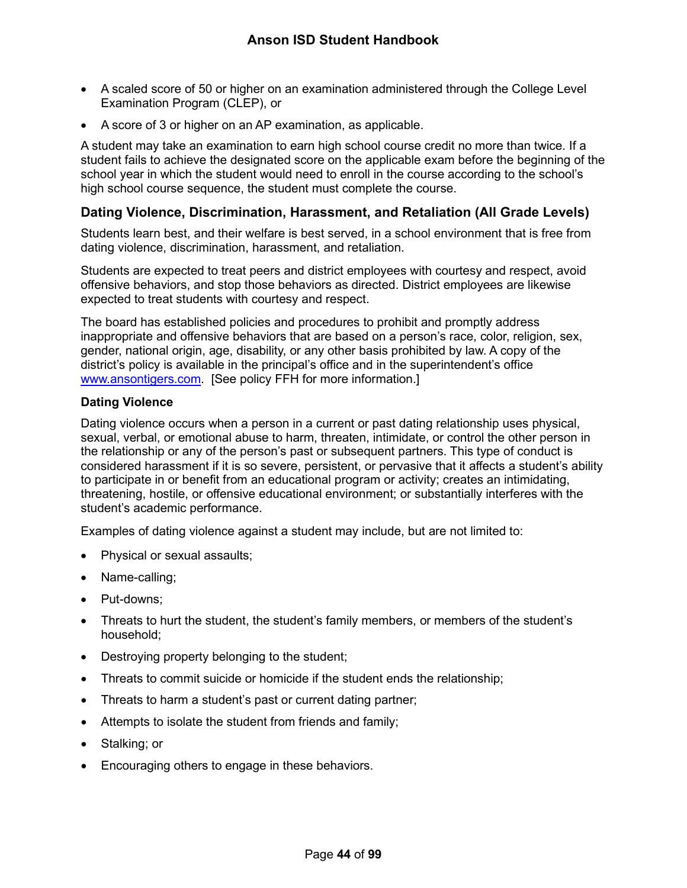- A scaled score of 50 or higher on an examination administered through the College Level Examination Program (CLEP), or
- A score of 3 or higher on an AP examination, as applicable.

A student may take an examination to earn high school course credit no more than twice. If a student fails to achieve the designated score on the applicable exam before the beginning of the school year in which the student would need to enroll in the course according to the school's high school course sequence, the student must complete the course.

## Dating Violence, Discrimination, Harassment, and Retaliation (All Grade Levels)

Students learn best, and their welfare is best served, in a school environment that is free from dating violence, discrimination, harassment, and retaliation.

Students are expected to treat peers and district employees with courtesy and respect, avoid offensive behaviors, and stop those behaviors as directed. District employees are likewise expected to treat students with courtesy and respect.

The board has established policies and procedures to prohibit and promptly address inappropriate and offensive behaviors that are based on a person's race, color, religion, sex, gender, national origin, age, disability, or any other basis prohibited by law. A copy of the district's policy is available in the principal's office and in the superintendent's office www.ansontigers.com. [See policy FFH for more information.]

### Dating Violence

Dating violence occurs when a person in a current or past dating relationship uses physical, sexual, verbal, or emotional abuse to harm, threaten, intimidate, or control the other person in the relationship or any of the person's past or subsequent partners. This type of conduct is considered harassment if it is so severe, persistent, or pervasive that it affects a student's ability to participate in or benefit from an educational program or activity; creates an intimidating, threatening, hostile, or offensive educational environment; or substantially interferes with the student's academic performance.

Examples of dating violence against a student may include, but are not limited to:

- Physical or sexual assaults;
- Name-calling;
- Put-downs;
- Threats to hurt the student, the student's family members, or members of the student's household;
- Destroying property belonging to the student;
- Threats to commit suicide or homicide if the student ends the relationship;
- Threats to harm a student's past or current dating partner;
- Attempts to isolate the student from friends and family;
- Stalking; or
- Encouraging others to engage in these behaviors.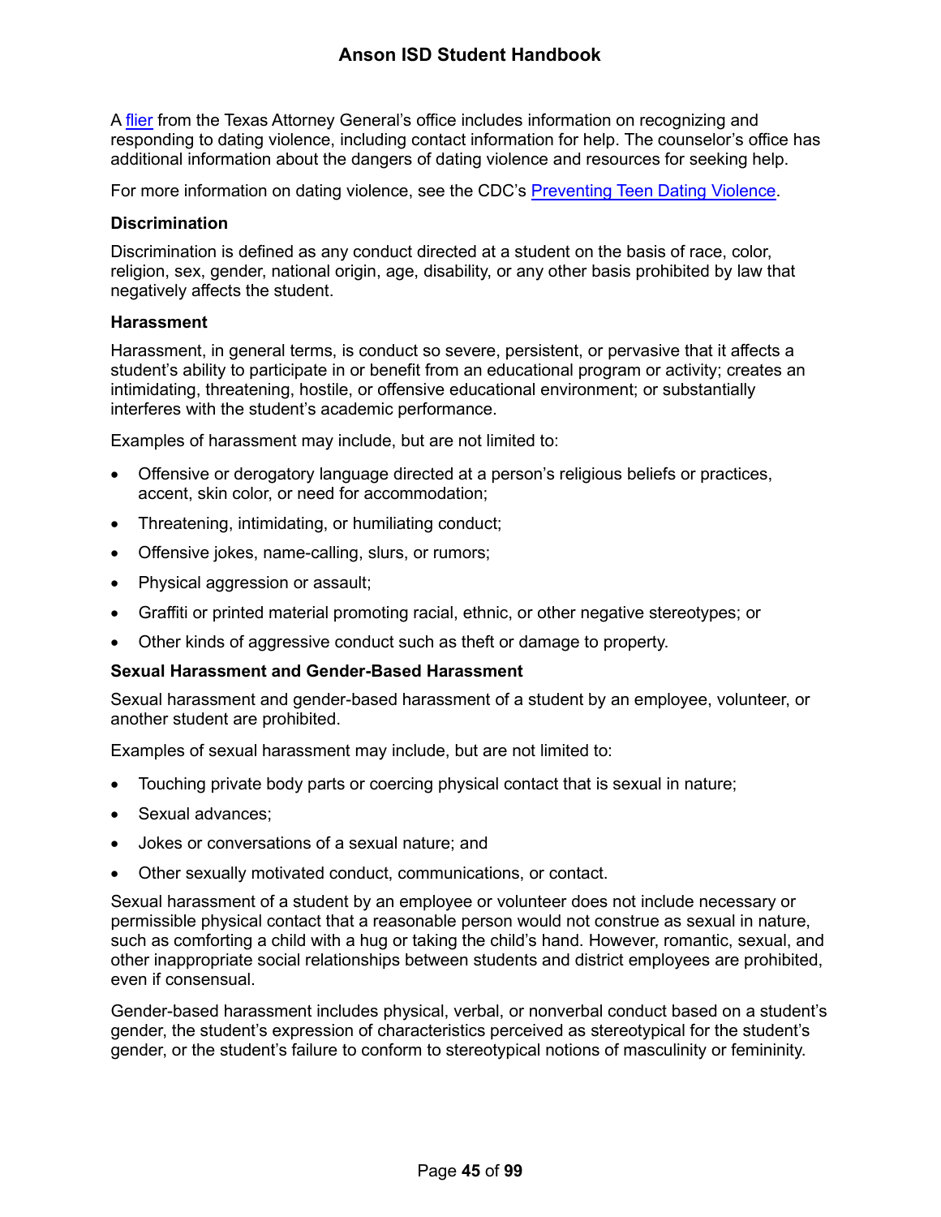A [flier](#) from the Texas Attorney General's office includes information on recognizing and responding to dating violence, including contact information for help. The counselor's office has additional information about the dangers of dating violence and resources for seeking help.

For more information on dating violence, see the CDC's [Preventing Teen Dating Violence](#).

**Discrimination**

Discrimination is defined as any conduct directed at a student on the basis of race, color, religion, sex, gender, national origin, age, disability, or any other basis prohibited by law that negatively affects the student.

**Harassment**

Harassment, in general terms, is conduct so severe, persistent, or pervasive that it affects a student's ability to participate in or benefit from an educational program or activity; creates an intimidating, threatening, hostile, or offensive educational environment; or substantially interferes with the student's academic performance.

Examples of harassment may include, but are not limited to:

- Offensive or derogatory language directed at a person's religious beliefs or practices, accent, skin color, or need for accommodation;
- Threatening, intimidating, or humiliating conduct;
- Offensive jokes, name-calling, slurs, or rumors;
- Physical aggression or assault;
- Graffiti or printed material promoting racial, ethnic, or other negative stereotypes; or
- Other kinds of aggressive conduct such as theft or damage to property.

**Sexual Harassment and Gender-Based Harassment**

Sexual harassment and gender-based harassment of a student by an employee, volunteer, or another student are prohibited.

Examples of sexual harassment may include, but are not limited to:

- Touching private body parts or coercing physical contact that is sexual in nature;
- Sexual advances;
- Jokes or conversations of a sexual nature; and
- Other sexually motivated conduct, communications, or contact.

Sexual harassment of a student by an employee or volunteer does not include necessary or permissible physical contact that a reasonable person would not construe as sexual in nature, such as comforting a child with a hug or taking the child's hand. However, romantic, sexual, and other inappropriate social relationships between students and district employees are prohibited, even if consensual.

Gender-based harassment includes physical, verbal, or nonverbal conduct based on a student's gender, the student's expression of characteristics perceived as stereotypical for the student's gender, or the student's failure to conform to stereotypical notions of masculinity or femininity.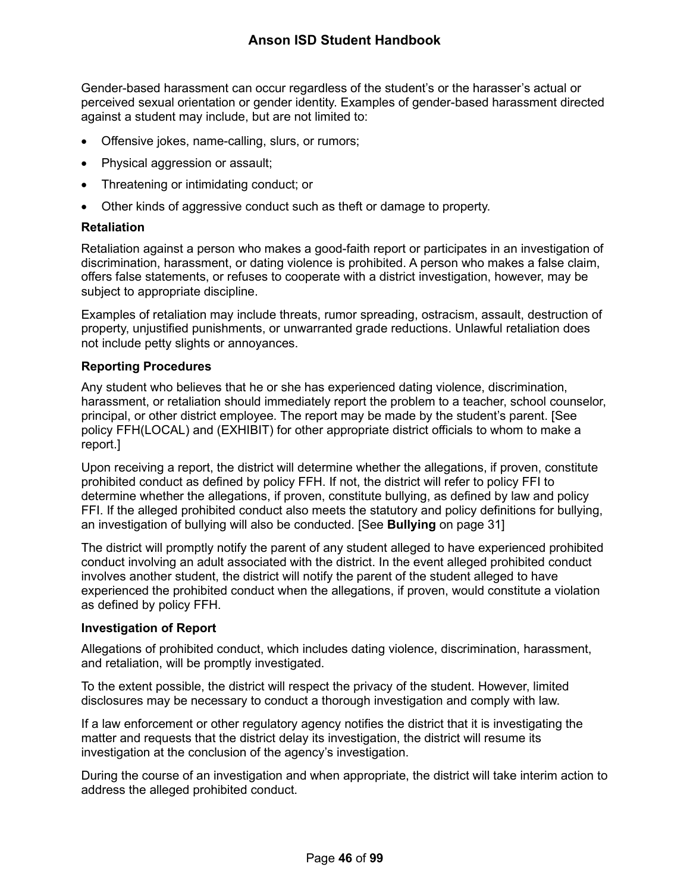Gender-based harassment can occur regardless of the student's or the harasser's actual or perceived sexual orientation or gender identity. Examples of gender-based harassment directed against a student may include, but are not limited to:

- Offensive jokes, name-calling, slurs, or rumors;
- Physical aggression or assault;
- Threatening or intimidating conduct; or
- Other kinds of aggressive conduct such as theft or damage to property.

### Retaliation

Retaliation against a person who makes a good-faith report or participates in an investigation of discrimination, harassment, or dating violence is prohibited. A person who makes a false claim, offers false statements, or refuses to cooperate with a district investigation, however, may be subject to appropriate discipline.

Examples of retaliation may include threats, rumor spreading, ostracism, assault, destruction of property, unjustified punishments, or unwarranted grade reductions. Unlawful retaliation does not include petty slights or annoyances.

### Reporting Procedures

Any student who believes that he or she has experienced dating violence, discrimination, harassment, or retaliation should immediately report the problem to a teacher, school counselor, principal, or other district employee. The report may be made by the student's parent. [See policy FFH(LOCAL) and (EXHIBIT) for other appropriate district officials to whom to make a report.]

Upon receiving a report, the district will determine whether the allegations, if proven, constitute prohibited conduct as defined by policy FFH. If not, the district will refer to policy FFI to determine whether the allegations, if proven, constitute bullying, as defined by law and policy FFI. If the alleged prohibited conduct also meets the statutory and policy definitions for bullying, an investigation of bullying will also be conducted. [See **Bullying** on page 31]

The district will promptly notify the parent of any student alleged to have experienced prohibited conduct involving an adult associated with the district. In the event alleged prohibited conduct involves another student, the district will notify the parent of the student alleged to have experienced the prohibited conduct when the allegations, if proven, would constitute a violation as defined by policy FFH.

### Investigation of Report

Allegations of prohibited conduct, which includes dating violence, discrimination, harassment, and retaliation, will be promptly investigated.

To the extent possible, the district will respect the privacy of the student. However, limited disclosures may be necessary to conduct a thorough investigation and comply with law.

If a law enforcement or other regulatory agency notifies the district that it is investigating the matter and requests that the district delay its investigation, the district will resume its investigation at the conclusion of the agency's investigation.

During the course of an investigation and when appropriate, the district will take interim action to address the alleged prohibited conduct.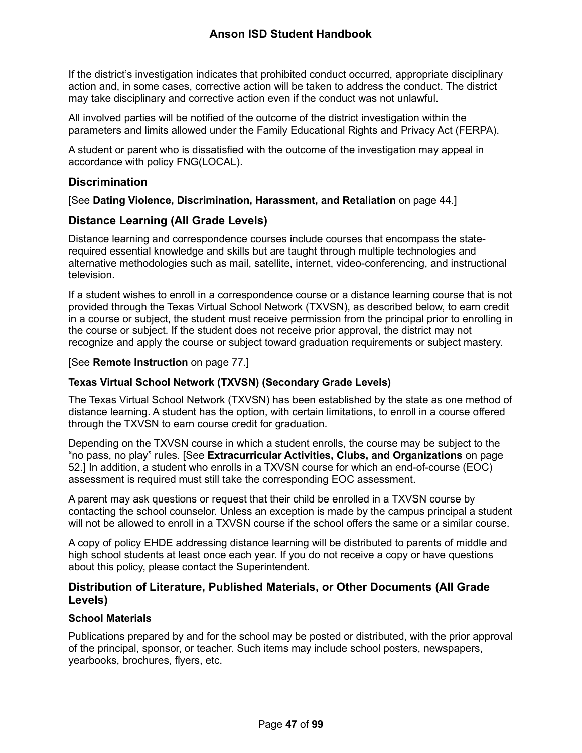If the district's investigation indicates that prohibited conduct occurred, appropriate disciplinary action and, in some cases, corrective action will be taken to address the conduct. The district may take disciplinary and corrective action even if the conduct was not unlawful.

All involved parties will be notified of the outcome of the district investigation within the parameters and limits allowed under the Family Educational Rights and Privacy Act (FERPA).

A student or parent who is dissatisfied with the outcome of the investigation may appeal in accordance with policy FNG(LOCAL).

## Discrimination

[See **Dating Violence, Discrimination, Harassment, and Retaliation** on page 44.]

## Distance Learning (All Grade Levels)

Distance learning and correspondence courses include courses that encompass the state-required essential knowledge and skills but are taught through multiple technologies and alternative methodologies such as mail, satellite, internet, video-conferencing, and instructional television.

If a student wishes to enroll in a correspondence course or a distance learning course that is not provided through the Texas Virtual School Network (TXVSN), as described below, to earn credit in a course or subject, the student must receive permission from the principal prior to enrolling in the course or subject. If the student does not receive prior approval, the district may not recognize and apply the course or subject toward graduation requirements or subject mastery.

[See **Remote Instruction** on page 77.]

### Texas Virtual School Network (TXVSN) (Secondary Grade Levels)

The Texas Virtual School Network (TXVSN) has been established by the state as one method of distance learning. A student has the option, with certain limitations, to enroll in a course offered through the TXVSN to earn course credit for graduation.

Depending on the TXVSN course in which a student enrolls, the course may be subject to the "no pass, no play" rules. [See **Extracurricular Activities, Clubs, and Organizations** on page 52.] In addition, a student who enrolls in a TXVSN course for which an end-of-course (EOC) assessment is required must still take the corresponding EOC assessment.

A parent may ask questions or request that their child be enrolled in a TXVSN course by contacting the school counselor. Unless an exception is made by the campus principal a student will not be allowed to enroll in a TXVSN course if the school offers the same or a similar course.

A copy of policy EHDE addressing distance learning will be distributed to parents of middle and high school students at least once each year. If you do not receive a copy or have questions about this policy, please contact the Superintendent.

## Distribution of Literature, Published Materials, or Other Documents (All Grade Levels)

### School Materials

Publications prepared by and for the school may be posted or distributed, with the prior approval of the principal, sponsor, or teacher. Such items may include school posters, newspapers, yearbooks, brochures, flyers, etc.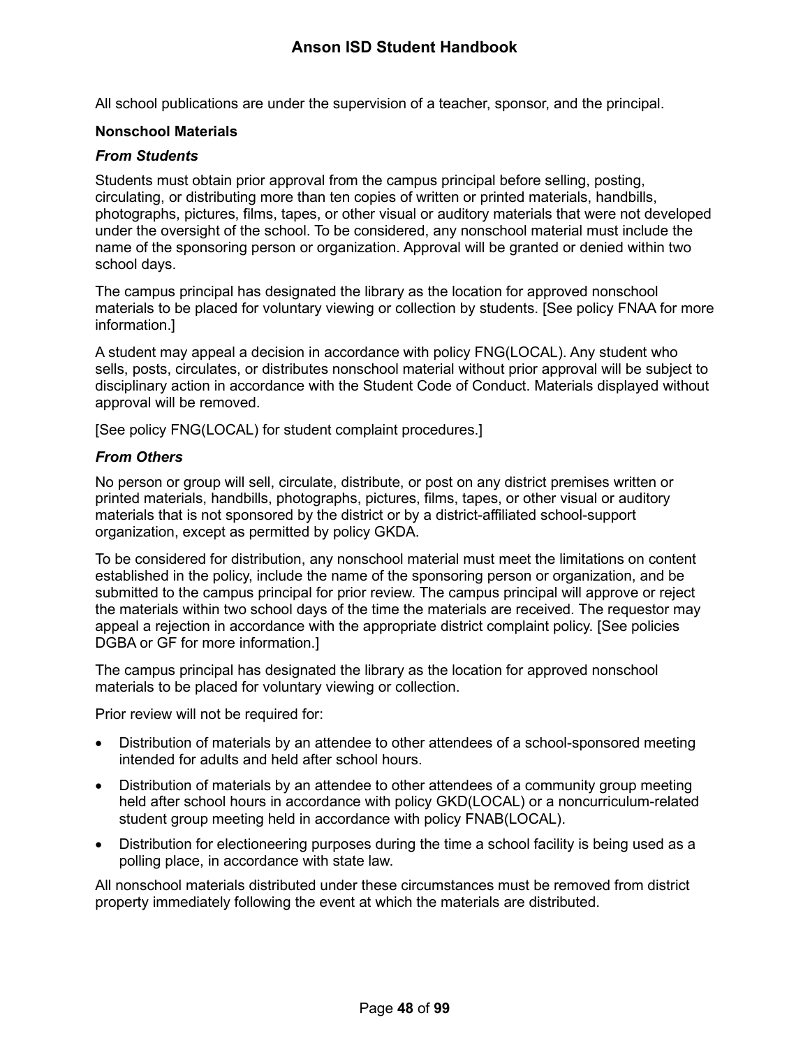All school publications are under the supervision of a teacher, sponsor, and the principal.

**Nonschool Materials**

***From Students***

Students must obtain prior approval from the campus principal before selling, posting, circulating, or distributing more than ten copies of written or printed materials, handbills, photographs, pictures, films, tapes, or other visual or auditory materials that were not developed under the oversight of the school. To be considered, any nonschool material must include the name of the sponsoring person or organization. Approval will be granted or denied within two school days.

The campus principal has designated the library as the location for approved nonschool materials to be placed for voluntary viewing or collection by students. [See policy FNAA for more information.]

A student may appeal a decision in accordance with policy FNG(LOCAL). Any student who sells, posts, circulates, or distributes nonschool material without prior approval will be subject to disciplinary action in accordance with the Student Code of Conduct. Materials displayed without approval will be removed.

[See policy FNG(LOCAL) for student complaint procedures.]

***From Others***

No person or group will sell, circulate, distribute, or post on any district premises written or printed materials, handbills, photographs, pictures, films, tapes, or other visual or auditory materials that is not sponsored by the district or by a district-affiliated school-support organization, except as permitted by policy GKDA.

To be considered for distribution, any nonschool material must meet the limitations on content established in the policy, include the name of the sponsoring person or organization, and be submitted to the campus principal for prior review. The campus principal will approve or reject the materials within two school days of the time the materials are received. The requestor may appeal a rejection in accordance with the appropriate district complaint policy. [See policies DGBA or GF for more information.]

The campus principal has designated the library as the location for approved nonschool materials to be placed for voluntary viewing or collection.

Prior review will not be required for:

- Distribution of materials by an attendee to other attendees of a school-sponsored meeting intended for adults and held after school hours.
- Distribution of materials by an attendee to other attendees of a community group meeting held after school hours in accordance with policy GKD(LOCAL) or a noncurriculum-related student group meeting held in accordance with policy FNAB(LOCAL).
- Distribution for electioneering purposes during the time a school facility is being used as a polling place, in accordance with state law.

All nonschool materials distributed under these circumstances must be removed from district property immediately following the event at which the materials are distributed.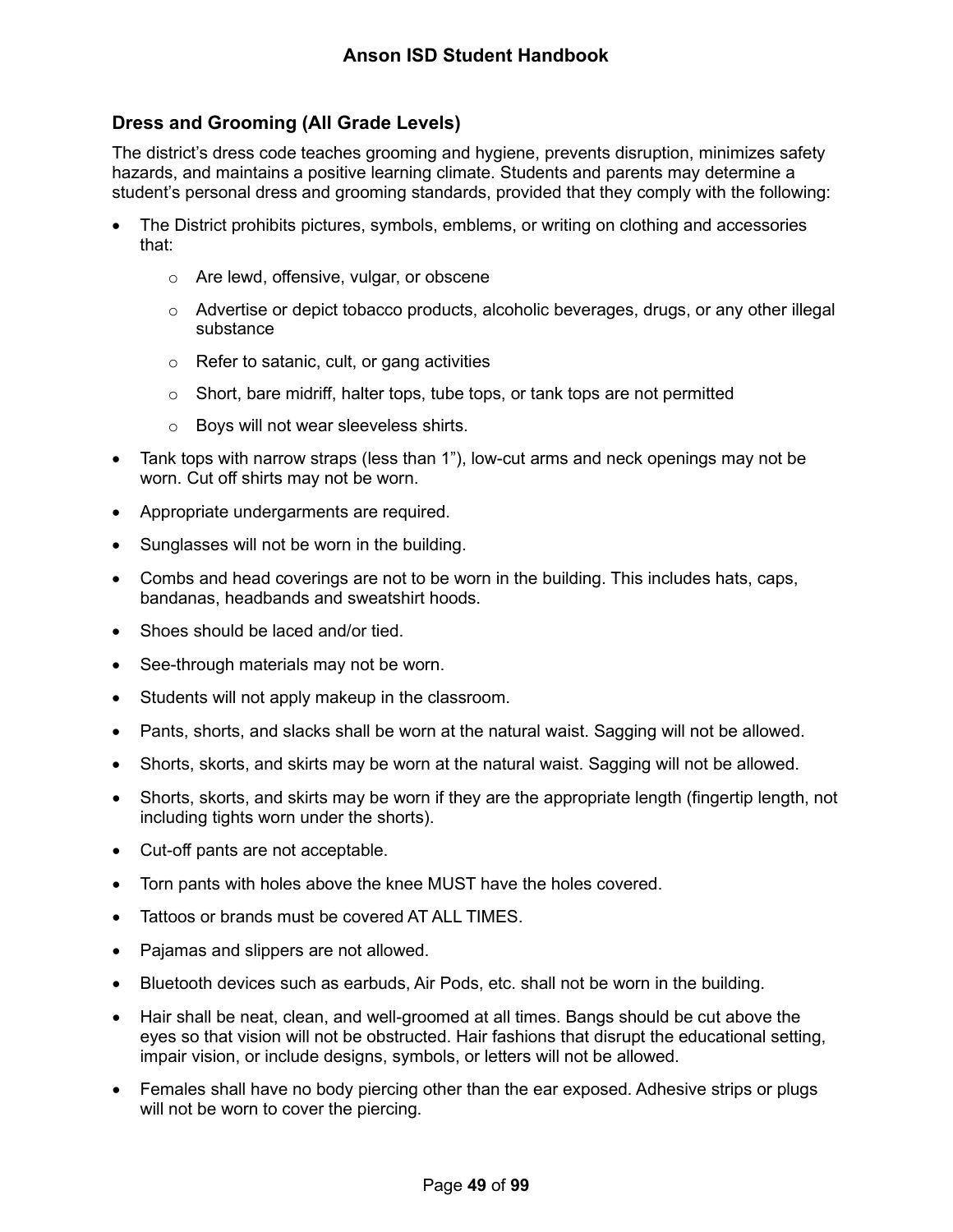## Dress and Grooming (All Grade Levels)

The district's dress code teaches grooming and hygiene, prevents disruption, minimizes safety hazards, and maintains a positive learning climate. Students and parents may determine a student's personal dress and grooming standards, provided that they comply with the following:

- The District prohibits pictures, symbols, emblems, or writing on clothing and accessories that:
  - Are lewd, offensive, vulgar, or obscene
  - Advertise or depict tobacco products, alcoholic beverages, drugs, or any other illegal substance
  - Refer to satanic, cult, or gang activities
  - Short, bare midriff, halter tops, tube tops, or tank tops are not permitted
  - Boys will not wear sleeveless shirts.
- Tank tops with narrow straps (less than 1"), low-cut arms and neck openings may not be worn. Cut off shirts may not be worn.
- Appropriate undergarments are required.
- Sunglasses will not be worn in the building.
- Combs and head coverings are not to be worn in the building. This includes hats, caps, bandanas, headbands and sweatshirt hoods.
- Shoes should be laced and/or tied.
- See-through materials may not be worn.
- Students will not apply makeup in the classroom.
- Pants, shorts, and slacks shall be worn at the natural waist. Sagging will not be allowed.
- Shorts, skorts, and skirts may be worn at the natural waist. Sagging will not be allowed.
- Shorts, skorts, and skirts may be worn if they are the appropriate length (fingertip length, not including tights worn under the shorts).
- Cut-off pants are not acceptable.
- Torn pants with holes above the knee MUST have the holes covered.
- Tattoos or brands must be covered AT ALL TIMES.
- Pajamas and slippers are not allowed.
- Bluetooth devices such as earbuds, Air Pods, etc. shall not be worn in the building.
- Hair shall be neat, clean, and well-groomed at all times. Bangs should be cut above the eyes so that vision will not be obstructed. Hair fashions that disrupt the educational setting, impair vision, or include designs, symbols, or letters will not be allowed.
- Females shall have no body piercing other than the ear exposed. Adhesive strips or plugs will not be worn to cover the piercing.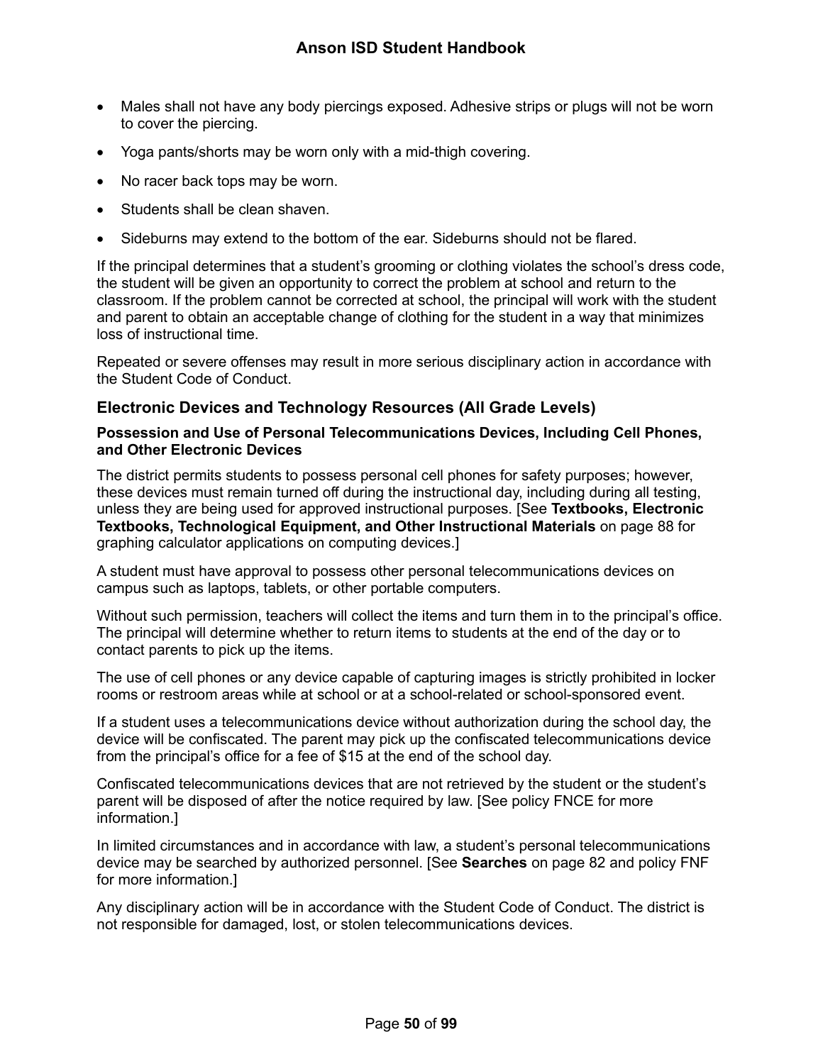- Males shall not have any body piercings exposed. Adhesive strips or plugs will not be worn to cover the piercing.
- Yoga pants/shorts may be worn only with a mid-thigh covering.
- No racer back tops may be worn.
- Students shall be clean shaven.
- Sideburns may extend to the bottom of the ear. Sideburns should not be flared.

If the principal determines that a student's grooming or clothing violates the school's dress code, the student will be given an opportunity to correct the problem at school and return to the classroom. If the problem cannot be corrected at school, the principal will work with the student and parent to obtain an acceptable change of clothing for the student in a way that minimizes loss of instructional time.

Repeated or severe offenses may result in more serious disciplinary action in accordance with the Student Code of Conduct.

## Electronic Devices and Technology Resources (All Grade Levels)

### Possession and Use of Personal Telecommunications Devices, Including Cell Phones, and Other Electronic Devices

The district permits students to possess personal cell phones for safety purposes; however, these devices must remain turned off during the instructional day, including during all testing, unless they are being used for approved instructional purposes. [See **Textbooks, Electronic Textbooks, Technological Equipment, and Other Instructional Materials** on page 88 for graphing calculator applications on computing devices.]

A student must have approval to possess other personal telecommunications devices on campus such as laptops, tablets, or other portable computers.

Without such permission, teachers will collect the items and turn them in to the principal's office. The principal will determine whether to return items to students at the end of the day or to contact parents to pick up the items.

The use of cell phones or any device capable of capturing images is strictly prohibited in locker rooms or restroom areas while at school or at a school-related or school-sponsored event.

If a student uses a telecommunications device without authorization during the school day, the device will be confiscated. The parent may pick up the confiscated telecommunications device from the principal's office for a fee of $15 at the end of the school day.

Confiscated telecommunications devices that are not retrieved by the student or the student's parent will be disposed of after the notice required by law. [See policy FNCE for more information.]

In limited circumstances and in accordance with law, a student's personal telecommunications device may be searched by authorized personnel. [See **Searches** on page 82 and policy FNF for more information.]

Any disciplinary action will be in accordance with the Student Code of Conduct. The district is not responsible for damaged, lost, or stolen telecommunications devices.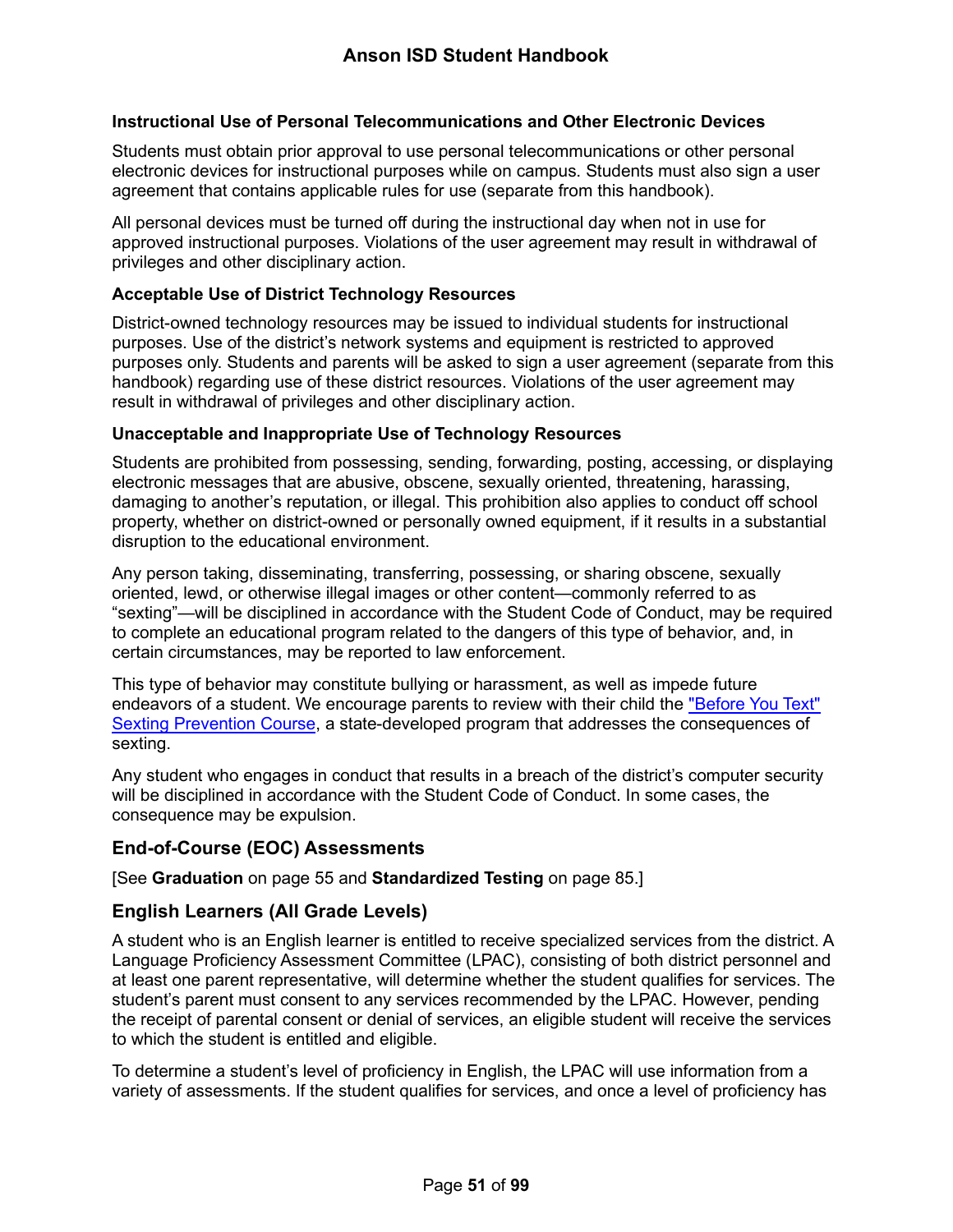#### Instructional Use of Personal Telecommunications and Other Electronic Devices

Students must obtain prior approval to use personal telecommunications or other personal electronic devices for instructional purposes while on campus. Students must also sign a user agreement that contains applicable rules for use (separate from this handbook).

All personal devices must be turned off during the instructional day when not in use for approved instructional purposes. Violations of the user agreement may result in withdrawal of privileges and other disciplinary action.

#### Acceptable Use of District Technology Resources

District-owned technology resources may be issued to individual students for instructional purposes. Use of the district's network systems and equipment is restricted to approved purposes only. Students and parents will be asked to sign a user agreement (separate from this handbook) regarding use of these district resources. Violations of the user agreement may result in withdrawal of privileges and other disciplinary action.

#### Unacceptable and Inappropriate Use of Technology Resources

Students are prohibited from possessing, sending, forwarding, posting, accessing, or displaying electronic messages that are abusive, obscene, sexually oriented, threatening, harassing, damaging to another's reputation, or illegal. This prohibition also applies to conduct off school property, whether on district-owned or personally owned equipment, if it results in a substantial disruption to the educational environment.

Any person taking, disseminating, transferring, possessing, or sharing obscene, sexually oriented, lewd, or otherwise illegal images or other content—commonly referred to as "sexting"—will be disciplined in accordance with the Student Code of Conduct, may be required to complete an educational program related to the dangers of this type of behavior, and, in certain circumstances, may be reported to law enforcement.

This type of behavior may constitute bullying or harassment, as well as impede future endeavors of a student. We encourage parents to review with their child the "Before You Text" Sexting Prevention Course, a state-developed program that addresses the consequences of sexting.

Any student who engages in conduct that results in a breach of the district's computer security will be disciplined in accordance with the Student Code of Conduct. In some cases, the consequence may be expulsion.

### End-of-Course (EOC) Assessments

[See **Graduation** on page 55 and **Standardized Testing** on page 85.]

### English Learners (All Grade Levels)

A student who is an English learner is entitled to receive specialized services from the district. A Language Proficiency Assessment Committee (LPAC), consisting of both district personnel and at least one parent representative, will determine whether the student qualifies for services. The student's parent must consent to any services recommended by the LPAC. However, pending the receipt of parental consent or denial of services, an eligible student will receive the services to which the student is entitled and eligible.

To determine a student's level of proficiency in English, the LPAC will use information from a variety of assessments. If the student qualifies for services, and once a level of proficiency has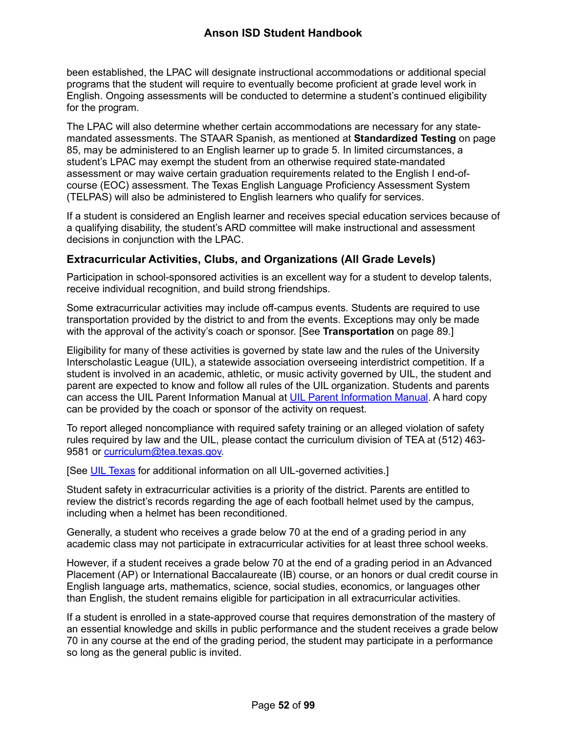been established, the LPAC will designate instructional accommodations or additional special programs that the student will require to eventually become proficient at grade level work in English. Ongoing assessments will be conducted to determine a student's continued eligibility for the program.

The LPAC will also determine whether certain accommodations are necessary for any state-mandated assessments. The STAAR Spanish, as mentioned at **Standardized Testing** on page 85, may be administered to an English learner up to grade 5. In limited circumstances, a student's LPAC may exempt the student from an otherwise required state-mandated assessment or may waive certain graduation requirements related to the English I end-of-course (EOC) assessment. The Texas English Language Proficiency Assessment System (TELPAS) will also be administered to English learners who qualify for services.

If a student is considered an English learner and receives special education services because of a qualifying disability, the student's ARD committee will make instructional and assessment decisions in conjunction with the LPAC.

### Extracurricular Activities, Clubs, and Organizations (All Grade Levels)

Participation in school-sponsored activities is an excellent way for a student to develop talents, receive individual recognition, and build strong friendships.

Some extracurricular activities may include off-campus events. Students are required to use transportation provided by the district to and from the events. Exceptions may only be made with the approval of the activity's coach or sponsor. [See **Transportation** on page 89.]

Eligibility for many of these activities is governed by state law and the rules of the University Interscholastic League (UIL), a statewide association overseeing interdistrict competition. If a student is involved in an academic, athletic, or music activity governed by UIL, the student and parent are expected to know and follow all rules of the UIL organization. Students and parents can access the UIL Parent Information Manual at UIL Parent Information Manual. A hard copy can be provided by the coach or sponsor of the activity on request.

To report alleged noncompliance with required safety training or an alleged violation of safety rules required by law and the UIL, please contact the curriculum division of TEA at (512) 463-9581 or curriculum@tea.texas.gov.

[See UIL Texas for additional information on all UIL-governed activities.]

Student safety in extracurricular activities is a priority of the district. Parents are entitled to review the district's records regarding the age of each football helmet used by the campus, including when a helmet has been reconditioned.

Generally, a student who receives a grade below 70 at the end of a grading period in any academic class may not participate in extracurricular activities for at least three school weeks.

However, if a student receives a grade below 70 at the end of a grading period in an Advanced Placement (AP) or International Baccalaureate (IB) course, or an honors or dual credit course in English language arts, mathematics, science, social studies, economics, or languages other than English, the student remains eligible for participation in all extracurricular activities.

If a student is enrolled in a state-approved course that requires demonstration of the mastery of an essential knowledge and skills in public performance and the student receives a grade below 70 in any course at the end of the grading period, the student may participate in a performance so long as the general public is invited.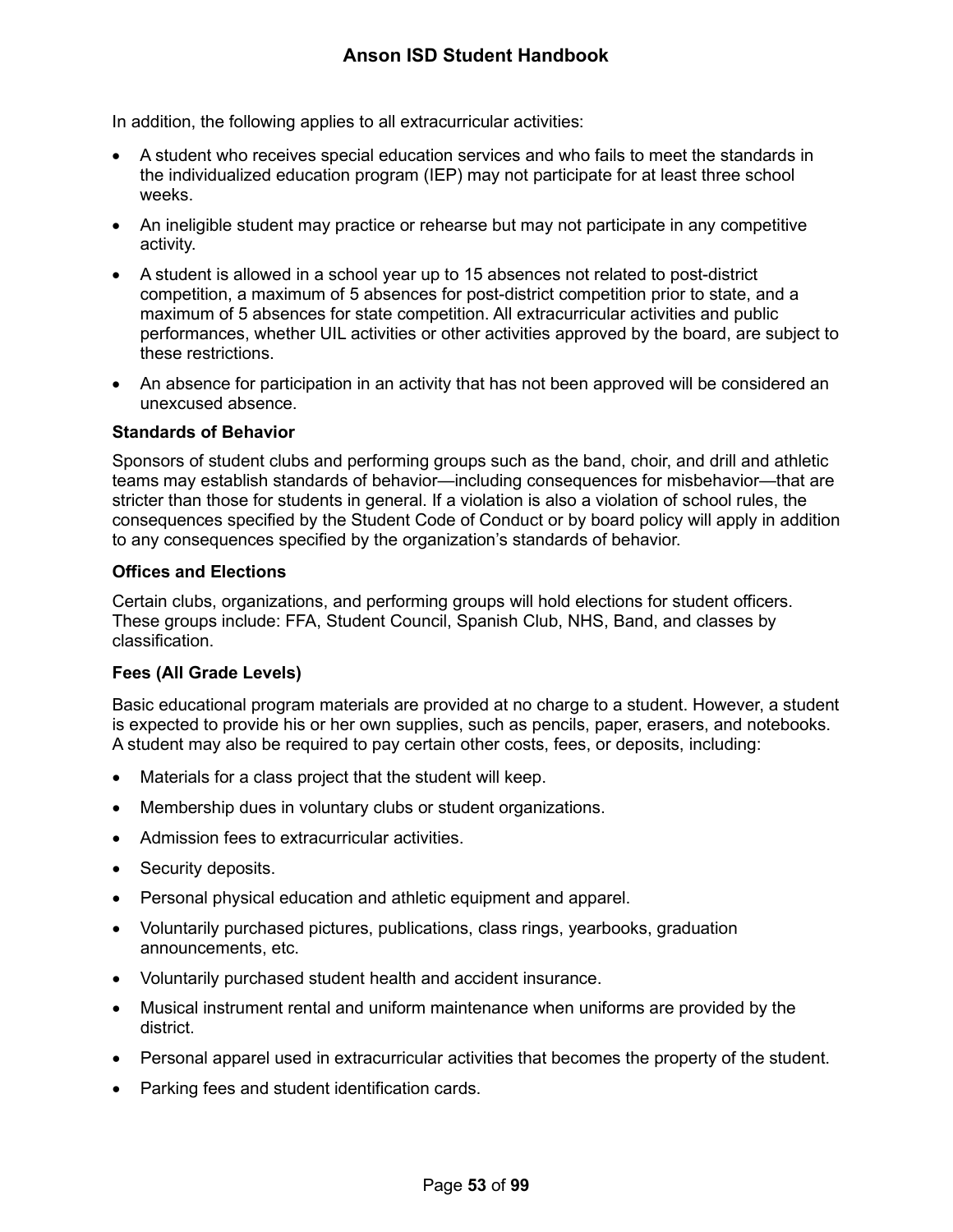In addition, the following applies to all extracurricular activities:

- A student who receives special education services and who fails to meet the standards in the individualized education program (IEP) may not participate for at least three school weeks.
- An ineligible student may practice or rehearse but may not participate in any competitive activity.
- A student is allowed in a school year up to 15 absences not related to post-district competition, a maximum of 5 absences for post-district competition prior to state, and a maximum of 5 absences for state competition. All extracurricular activities and public performances, whether UIL activities or other activities approved by the board, are subject to these restrictions.
- An absence for participation in an activity that has not been approved will be considered an unexcused absence.

**Standards of Behavior**

Sponsors of student clubs and performing groups such as the band, choir, and drill and athletic teams may establish standards of behavior—including consequences for misbehavior—that are stricter than those for students in general. If a violation is also a violation of school rules, the consequences specified by the Student Code of Conduct or by board policy will apply in addition to any consequences specified by the organization's standards of behavior.

**Offices and Elections**

Certain clubs, organizations, and performing groups will hold elections for student officers. These groups include: FFA, Student Council, Spanish Club, NHS, Band, and classes by classification.

**Fees (All Grade Levels)**

Basic educational program materials are provided at no charge to a student. However, a student is expected to provide his or her own supplies, such as pencils, paper, erasers, and notebooks. A student may also be required to pay certain other costs, fees, or deposits, including:

- Materials for a class project that the student will keep.
- Membership dues in voluntary clubs or student organizations.
- Admission fees to extracurricular activities.
- Security deposits.
- Personal physical education and athletic equipment and apparel.
- Voluntarily purchased pictures, publications, class rings, yearbooks, graduation announcements, etc.
- Voluntarily purchased student health and accident insurance.
- Musical instrument rental and uniform maintenance when uniforms are provided by the district.
- Personal apparel used in extracurricular activities that becomes the property of the student.
- Parking fees and student identification cards.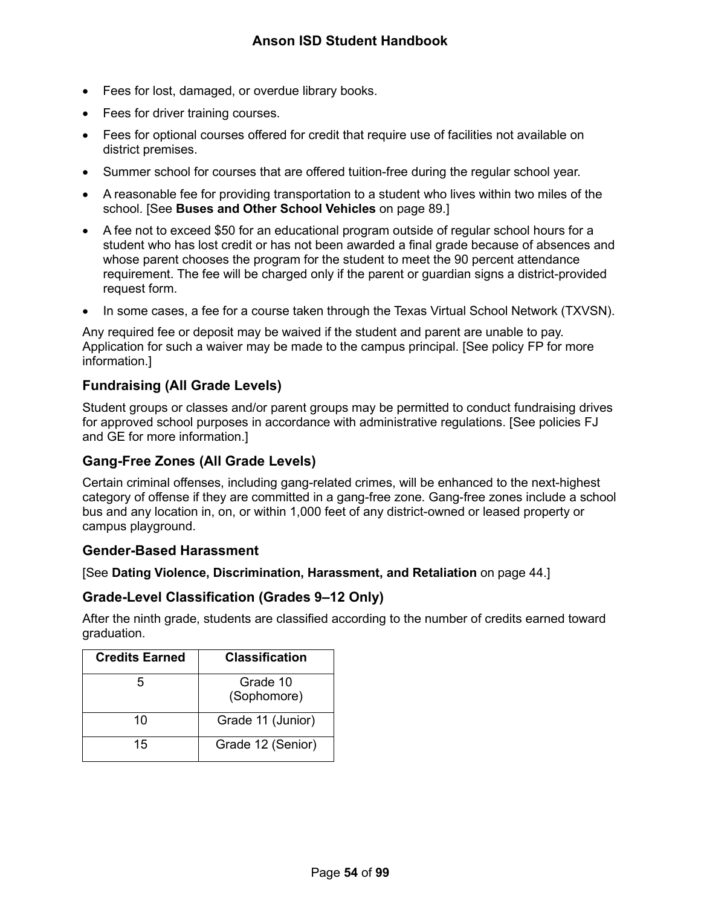- Fees for lost, damaged, or overdue library books.
- Fees for driver training courses.
- Fees for optional courses offered for credit that require use of facilities not available on district premises.
- Summer school for courses that are offered tuition-free during the regular school year.
- A reasonable fee for providing transportation to a student who lives within two miles of the school. [See **Buses and Other School Vehicles** on page 89.]
- A fee not to exceed $50 for an educational program outside of regular school hours for a student who has lost credit or has not been awarded a final grade because of absences and whose parent chooses the program for the student to meet the 90 percent attendance requirement. The fee will be charged only if the parent or guardian signs a district-provided request form.
- In some cases, a fee for a course taken through the Texas Virtual School Network (TXVSN).

Any required fee or deposit may be waived if the student and parent are unable to pay. Application for such a waiver may be made to the campus principal. [See policy FP for more information.]

## Fundraising (All Grade Levels)

Student groups or classes and/or parent groups may be permitted to conduct fundraising drives for approved school purposes in accordance with administrative regulations. [See policies FJ and GE for more information.]

## Gang-Free Zones (All Grade Levels)

Certain criminal offenses, including gang-related crimes, will be enhanced to the next-highest category of offense if they are committed in a gang-free zone. Gang-free zones include a school bus and any location in, on, or within 1,000 feet of any district-owned or leased property or campus playground.

## Gender-Based Harassment

[See **Dating Violence, Discrimination, Harassment, and Retaliation** on page 44.]

## Grade-Level Classification (Grades 9–12 Only)

After the ninth grade, students are classified according to the number of credits earned toward graduation.

| Credits Earned | Classification |
|---|---|
| 5 | Grade 10 (Sophomore) |
| 10 | Grade 11 (Junior) |
| 15 | Grade 12 (Senior) |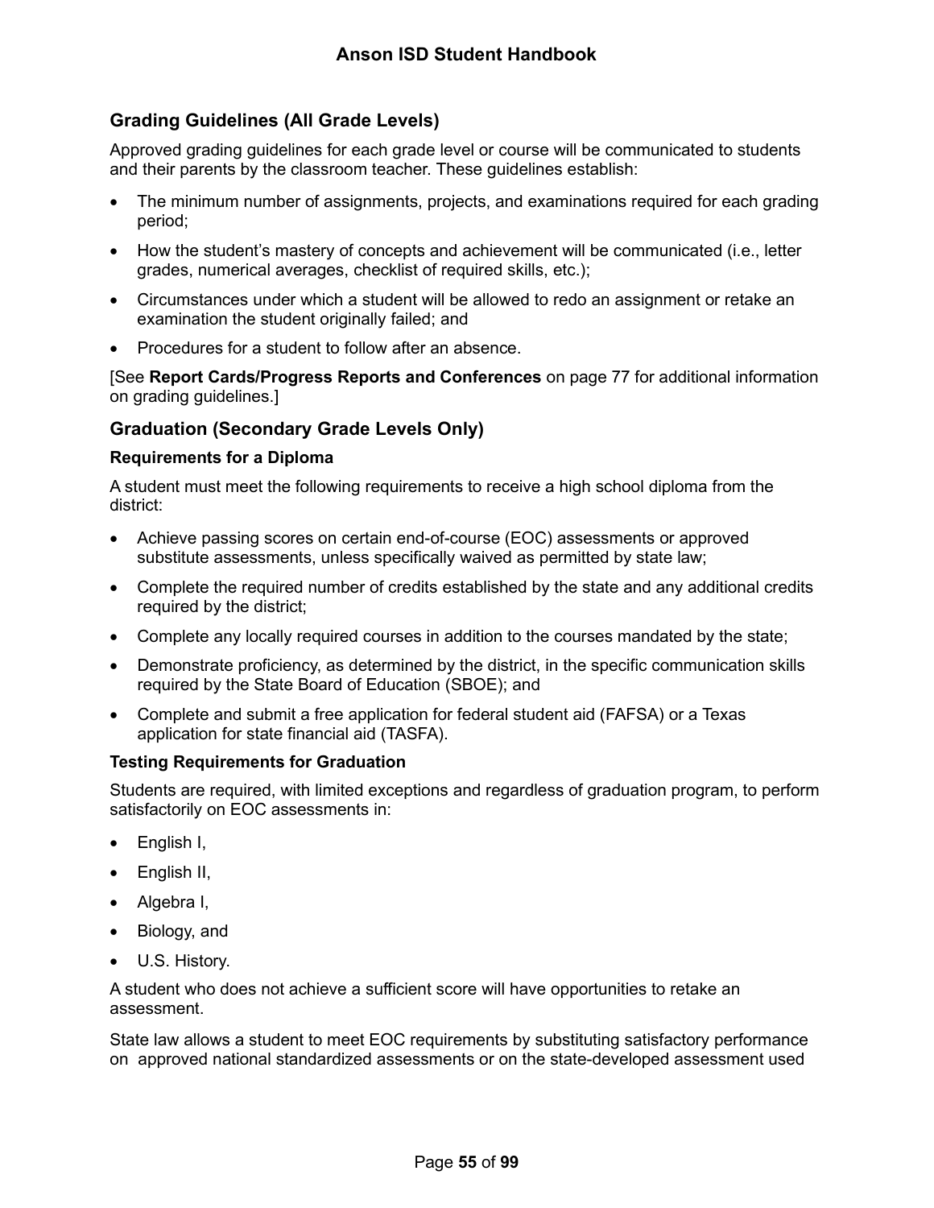## Grading Guidelines (All Grade Levels)

Approved grading guidelines for each grade level or course will be communicated to students and their parents by the classroom teacher. These guidelines establish:

- The minimum number of assignments, projects, and examinations required for each grading period;
- How the student's mastery of concepts and achievement will be communicated (i.e., letter grades, numerical averages, checklist of required skills, etc.);
- Circumstances under which a student will be allowed to redo an assignment or retake an examination the student originally failed; and
- Procedures for a student to follow after an absence.

[See **Report Cards/Progress Reports and Conferences** on page 77 for additional information on grading guidelines.]

## Graduation (Secondary Grade Levels Only)

### Requirements for a Diploma

A student must meet the following requirements to receive a high school diploma from the district:

- Achieve passing scores on certain end-of-course (EOC) assessments or approved substitute assessments, unless specifically waived as permitted by state law;
- Complete the required number of credits established by the state and any additional credits required by the district;
- Complete any locally required courses in addition to the courses mandated by the state;
- Demonstrate proficiency, as determined by the district, in the specific communication skills required by the State Board of Education (SBOE); and
- Complete and submit a free application for federal student aid (FAFSA) or a Texas application for state financial aid (TASFA).

### Testing Requirements for Graduation

Students are required, with limited exceptions and regardless of graduation program, to perform satisfactorily on EOC assessments in:

- English I,
- English II,
- Algebra I,
- Biology, and
- U.S. History.

A student who does not achieve a sufficient score will have opportunities to retake an assessment.

State law allows a student to meet EOC requirements by substituting satisfactory performance on approved national standardized assessments or on the state-developed assessment used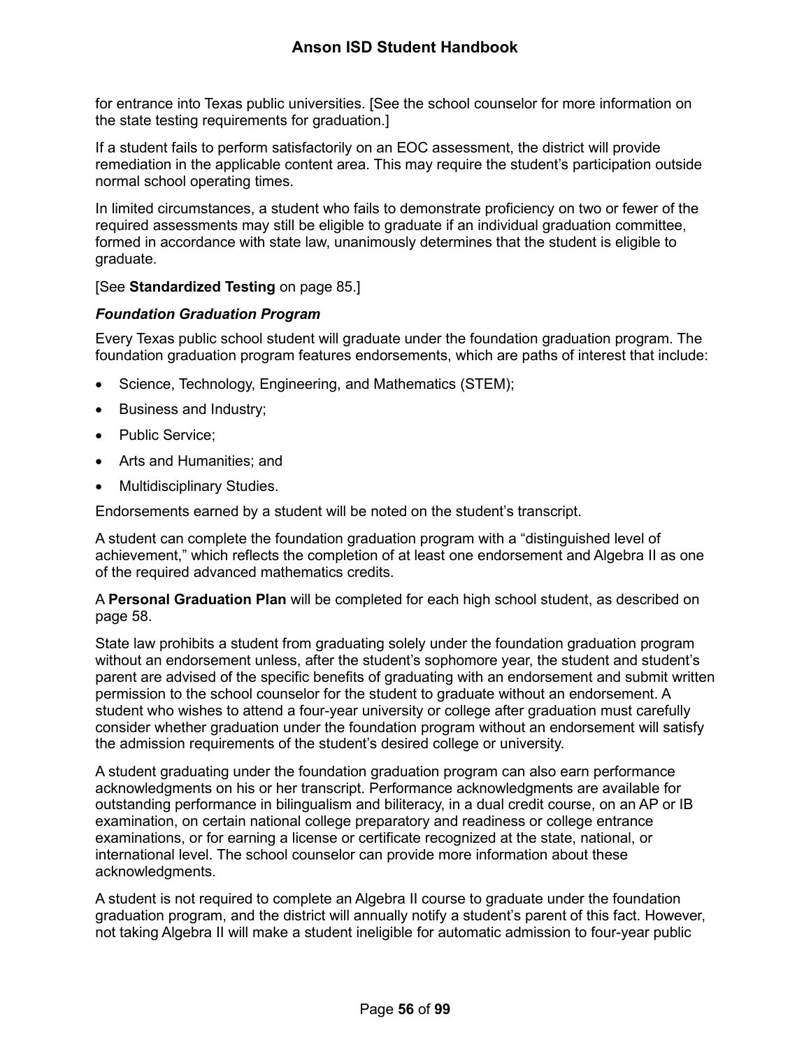for entrance into Texas public universities. [See the school counselor for more information on the state testing requirements for graduation.]

If a student fails to perform satisfactorily on an EOC assessment, the district will provide remediation in the applicable content area. This may require the student's participation outside normal school operating times.

In limited circumstances, a student who fails to demonstrate proficiency on two or fewer of the required assessments may still be eligible to graduate if an individual graduation committee, formed in accordance with state law, unanimously determines that the student is eligible to graduate.

[See **Standardized Testing** on page 85.]

### *Foundation Graduation Program*

Every Texas public school student will graduate under the foundation graduation program. The foundation graduation program features endorsements, which are paths of interest that include:

- Science, Technology, Engineering, and Mathematics (STEM);
- Business and Industry;
- Public Service;
- Arts and Humanities; and
- Multidisciplinary Studies.

Endorsements earned by a student will be noted on the student's transcript.

A student can complete the foundation graduation program with a "distinguished level of achievement," which reflects the completion of at least one endorsement and Algebra II as one of the required advanced mathematics credits.

A **Personal Graduation Plan** will be completed for each high school student, as described on page 58.

State law prohibits a student from graduating solely under the foundation graduation program without an endorsement unless, after the student's sophomore year, the student and student's parent are advised of the specific benefits of graduating with an endorsement and submit written permission to the school counselor for the student to graduate without an endorsement. A student who wishes to attend a four-year university or college after graduation must carefully consider whether graduation under the foundation program without an endorsement will satisfy the admission requirements of the student's desired college or university.

A student graduating under the foundation graduation program can also earn performance acknowledgments on his or her transcript. Performance acknowledgments are available for outstanding performance in bilingualism and biliteracy, in a dual credit course, on an AP or IB examination, on certain national college preparatory and readiness or college entrance examinations, or for earning a license or certificate recognized at the state, national, or international level. The school counselor can provide more information about these acknowledgments.

A student is not required to complete an Algebra II course to graduate under the foundation graduation program, and the district will annually notify a student's parent of this fact. However, not taking Algebra II will make a student ineligible for automatic admission to four-year public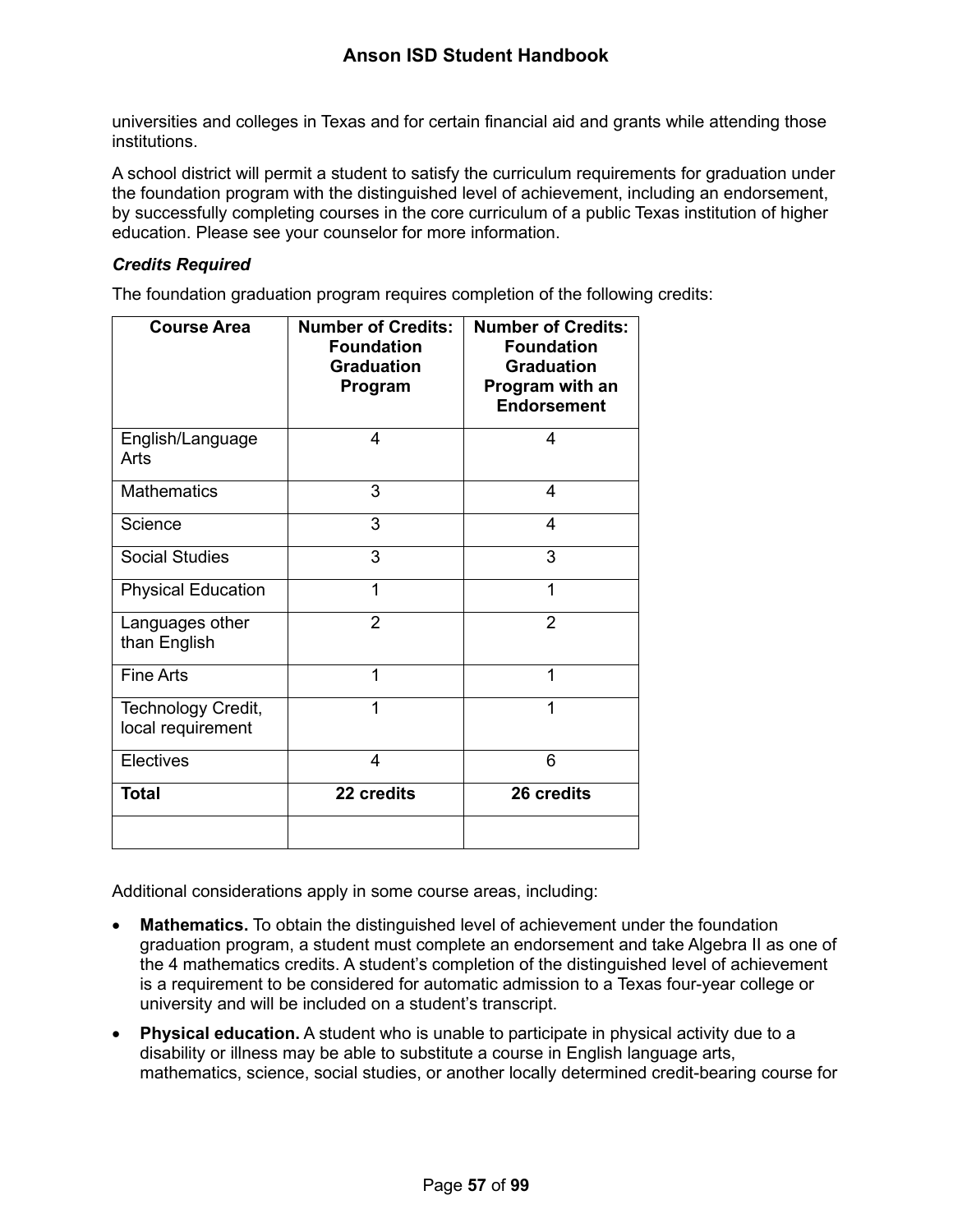universities and colleges in Texas and for certain financial aid and grants while attending those institutions.

A school district will permit a student to satisfy the curriculum requirements for graduation under the foundation program with the distinguished level of achievement, including an endorsement, by successfully completing courses in the core curriculum of a public Texas institution of higher education. Please see your counselor for more information.

***Credits Required***

The foundation graduation program requires completion of the following credits:

| Course Area | Number of Credits: Foundation Graduation Program | Number of Credits: Foundation Graduation Program with an Endorsement |
|---|---|---|
| English/Language Arts | 4 | 4 |
| Mathematics | 3 | 4 |
| Science | 3 | 4 |
| Social Studies | 3 | 3 |
| Physical Education | 1 | 1 |
| Languages other than English | 2 | 2 |
| Fine Arts | 1 | 1 |
| Technology Credit, local requirement | 1 | 1 |
| Electives | 4 | 6 |
| **Total** | **22 credits** | **26 credits** |
| | | |

Additional considerations apply in some course areas, including:

- **Mathematics.** To obtain the distinguished level of achievement under the foundation graduation program, a student must complete an endorsement and take Algebra II as one of the 4 mathematics credits. A student's completion of the distinguished level of achievement is a requirement to be considered for automatic admission to a Texas four-year college or university and will be included on a student's transcript.
- **Physical education.** A student who is unable to participate in physical activity due to a disability or illness may be able to substitute a course in English language arts, mathematics, science, social studies, or another locally determined credit-bearing course for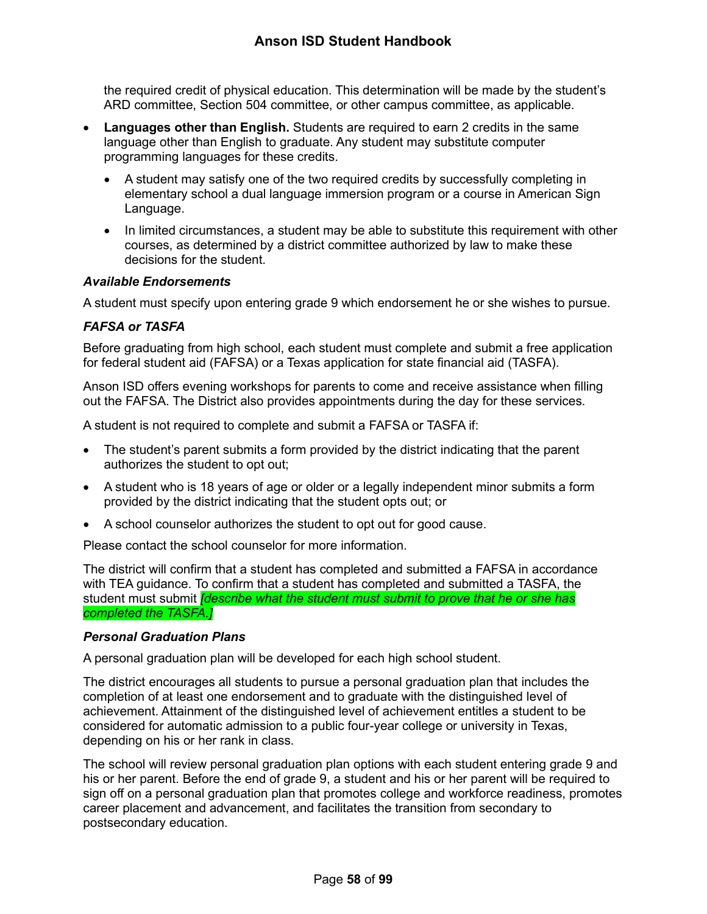the required credit of physical education. This determination will be made by the student's ARD committee, Section 504 committee, or other campus committee, as applicable.

- **Languages other than English.** Students are required to earn 2 credits in the same language other than English to graduate. Any student may substitute computer programming languages for these credits.
  - A student may satisfy one of the two required credits by successfully completing in elementary school a dual language immersion program or a course in American Sign Language.
  - In limited circumstances, a student may be able to substitute this requirement with other courses, as determined by a district committee authorized by law to make these decisions for the student.

### *Available Endorsements*

A student must specify upon entering grade 9 which endorsement he or she wishes to pursue.

### *FAFSA or TASFA*

Before graduating from high school, each student must complete and submit a free application for federal student aid (FAFSA) or a Texas application for state financial aid (TASFA).

Anson ISD offers evening workshops for parents to come and receive assistance when filling out the FAFSA. The District also provides appointments during the day for these services.

A student is not required to complete and submit a FAFSA or TASFA if:

- The student's parent submits a form provided by the district indicating that the parent authorizes the student to opt out;
- A student who is 18 years of age or older or a legally independent minor submits a form provided by the district indicating that the student opts out; or
- A school counselor authorizes the student to opt out for good cause.

Please contact the school counselor for more information.

The district will confirm that a student has completed and submitted a FAFSA in accordance with TEA guidance. To confirm that a student has completed and submitted a TASFA, the student must submit *[describe what the student must submit to prove that he or she has completed the TASFA.]*

### *Personal Graduation Plans*

A personal graduation plan will be developed for each high school student.

The district encourages all students to pursue a personal graduation plan that includes the completion of at least one endorsement and to graduate with the distinguished level of achievement. Attainment of the distinguished level of achievement entitles a student to be considered for automatic admission to a public four-year college or university in Texas, depending on his or her rank in class.

The school will review personal graduation plan options with each student entering grade 9 and his or her parent. Before the end of grade 9, a student and his or her parent will be required to sign off on a personal graduation plan that promotes college and workforce readiness, promotes career placement and advancement, and facilitates the transition from secondary to postsecondary education.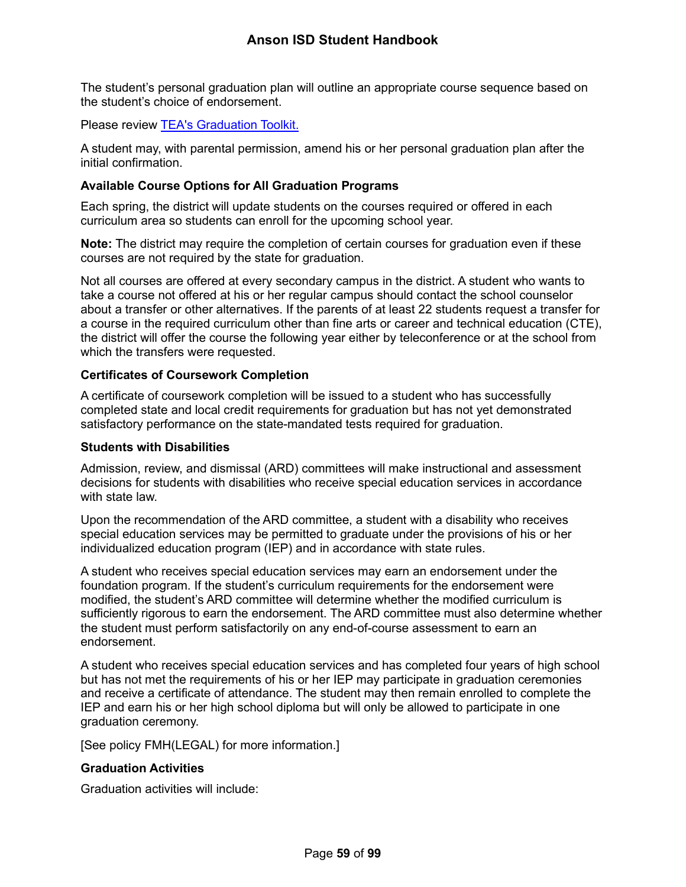The student's personal graduation plan will outline an appropriate course sequence based on the student's choice of endorsement.

Please review [TEA's Graduation Toolkit.]

A student may, with parental permission, amend his or her personal graduation plan after the initial confirmation.

**Available Course Options for All Graduation Programs**

Each spring, the district will update students on the courses required or offered in each curriculum area so students can enroll for the upcoming school year.

**Note:** The district may require the completion of certain courses for graduation even if these courses are not required by the state for graduation.

Not all courses are offered at every secondary campus in the district. A student who wants to take a course not offered at his or her regular campus should contact the school counselor about a transfer or other alternatives. If the parents of at least 22 students request a transfer for a course in the required curriculum other than fine arts or career and technical education (CTE), the district will offer the course the following year either by teleconference or at the school from which the transfers were requested.

**Certificates of Coursework Completion**

A certificate of coursework completion will be issued to a student who has successfully completed state and local credit requirements for graduation but has not yet demonstrated satisfactory performance on the state-mandated tests required for graduation.

**Students with Disabilities**

Admission, review, and dismissal (ARD) committees will make instructional and assessment decisions for students with disabilities who receive special education services in accordance with state law.

Upon the recommendation of the ARD committee, a student with a disability who receives special education services may be permitted to graduate under the provisions of his or her individualized education program (IEP) and in accordance with state rules.

A student who receives special education services may earn an endorsement under the foundation program. If the student's curriculum requirements for the endorsement were modified, the student's ARD committee will determine whether the modified curriculum is sufficiently rigorous to earn the endorsement. The ARD committee must also determine whether the student must perform satisfactorily on any end-of-course assessment to earn an endorsement.

A student who receives special education services and has completed four years of high school but has not met the requirements of his or her IEP may participate in graduation ceremonies and receive a certificate of attendance. The student may then remain enrolled to complete the IEP and earn his or her high school diploma but will only be allowed to participate in one graduation ceremony.

[See policy FMH(LEGAL) for more information.]

**Graduation Activities**

Graduation activities will include: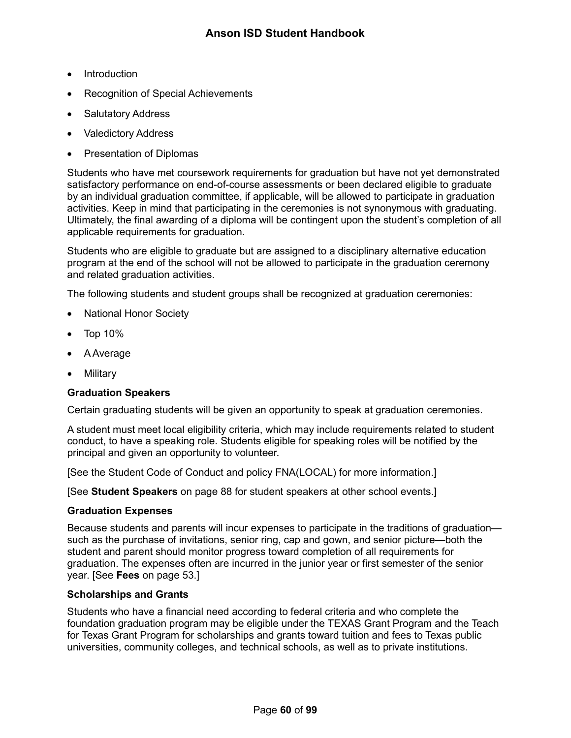- Introduction
- Recognition of Special Achievements
- Salutatory Address
- Valedictory Address
- Presentation of Diplomas

Students who have met coursework requirements for graduation but have not yet demonstrated satisfactory performance on end-of-course assessments or been declared eligible to graduate by an individual graduation committee, if applicable, will be allowed to participate in graduation activities. Keep in mind that participating in the ceremonies is not synonymous with graduating. Ultimately, the final awarding of a diploma will be contingent upon the student's completion of all applicable requirements for graduation.

Students who are eligible to graduate but are assigned to a disciplinary alternative education program at the end of the school will not be allowed to participate in the graduation ceremony and related graduation activities.

The following students and student groups shall be recognized at graduation ceremonies:

- National Honor Society
- Top 10%
- A Average
- Military

### Graduation Speakers

Certain graduating students will be given an opportunity to speak at graduation ceremonies.

A student must meet local eligibility criteria, which may include requirements related to student conduct, to have a speaking role. Students eligible for speaking roles will be notified by the principal and given an opportunity to volunteer.

[See the Student Code of Conduct and policy FNA(LOCAL) for more information.]

[See **Student Speakers** on page 88 for student speakers at other school events.]

### Graduation Expenses

Because students and parents will incur expenses to participate in the traditions of graduation—such as the purchase of invitations, senior ring, cap and gown, and senior picture—both the student and parent should monitor progress toward completion of all requirements for graduation. The expenses often are incurred in the junior year or first semester of the senior year. [See **Fees** on page 53.]

### Scholarships and Grants

Students who have a financial need according to federal criteria and who complete the foundation graduation program may be eligible under the TEXAS Grant Program and the Teach for Texas Grant Program for scholarships and grants toward tuition and fees to Texas public universities, community colleges, and technical schools, as well as to private institutions.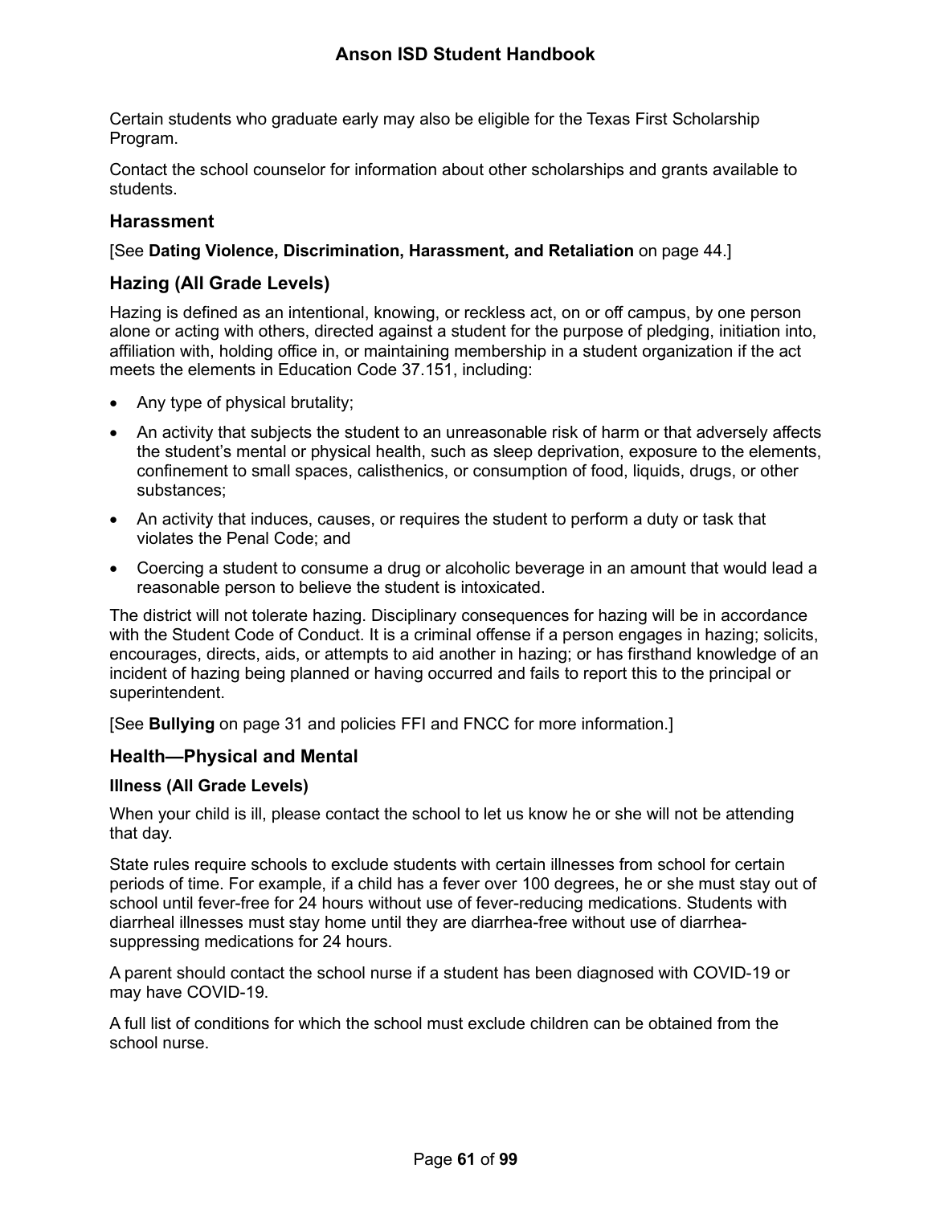Certain students who graduate early may also be eligible for the Texas First Scholarship Program.

Contact the school counselor for information about other scholarships and grants available to students.

## Harassment

[See **Dating Violence, Discrimination, Harassment, and Retaliation** on page 44.]

## Hazing (All Grade Levels)

Hazing is defined as an intentional, knowing, or reckless act, on or off campus, by one person alone or acting with others, directed against a student for the purpose of pledging, initiation into, affiliation with, holding office in, or maintaining membership in a student organization if the act meets the elements in Education Code 37.151, including:

- Any type of physical brutality;
- An activity that subjects the student to an unreasonable risk of harm or that adversely affects the student's mental or physical health, such as sleep deprivation, exposure to the elements, confinement to small spaces, calisthenics, or consumption of food, liquids, drugs, or other substances;
- An activity that induces, causes, or requires the student to perform a duty or task that violates the Penal Code; and
- Coercing a student to consume a drug or alcoholic beverage in an amount that would lead a reasonable person to believe the student is intoxicated.

The district will not tolerate hazing. Disciplinary consequences for hazing will be in accordance with the Student Code of Conduct. It is a criminal offense if a person engages in hazing; solicits, encourages, directs, aids, or attempts to aid another in hazing; or has firsthand knowledge of an incident of hazing being planned or having occurred and fails to report this to the principal or superintendent.

[See **Bullying** on page 31 and policies FFI and FNCC for more information.]

## Health—Physical and Mental

### Illness (All Grade Levels)

When your child is ill, please contact the school to let us know he or she will not be attending that day.

State rules require schools to exclude students with certain illnesses from school for certain periods of time. For example, if a child has a fever over 100 degrees, he or she must stay out of school until fever-free for 24 hours without use of fever-reducing medications. Students with diarrheal illnesses must stay home until they are diarrhea-free without use of diarrhea-suppressing medications for 24 hours.

A parent should contact the school nurse if a student has been diagnosed with COVID-19 or may have COVID-19.

A full list of conditions for which the school must exclude children can be obtained from the school nurse.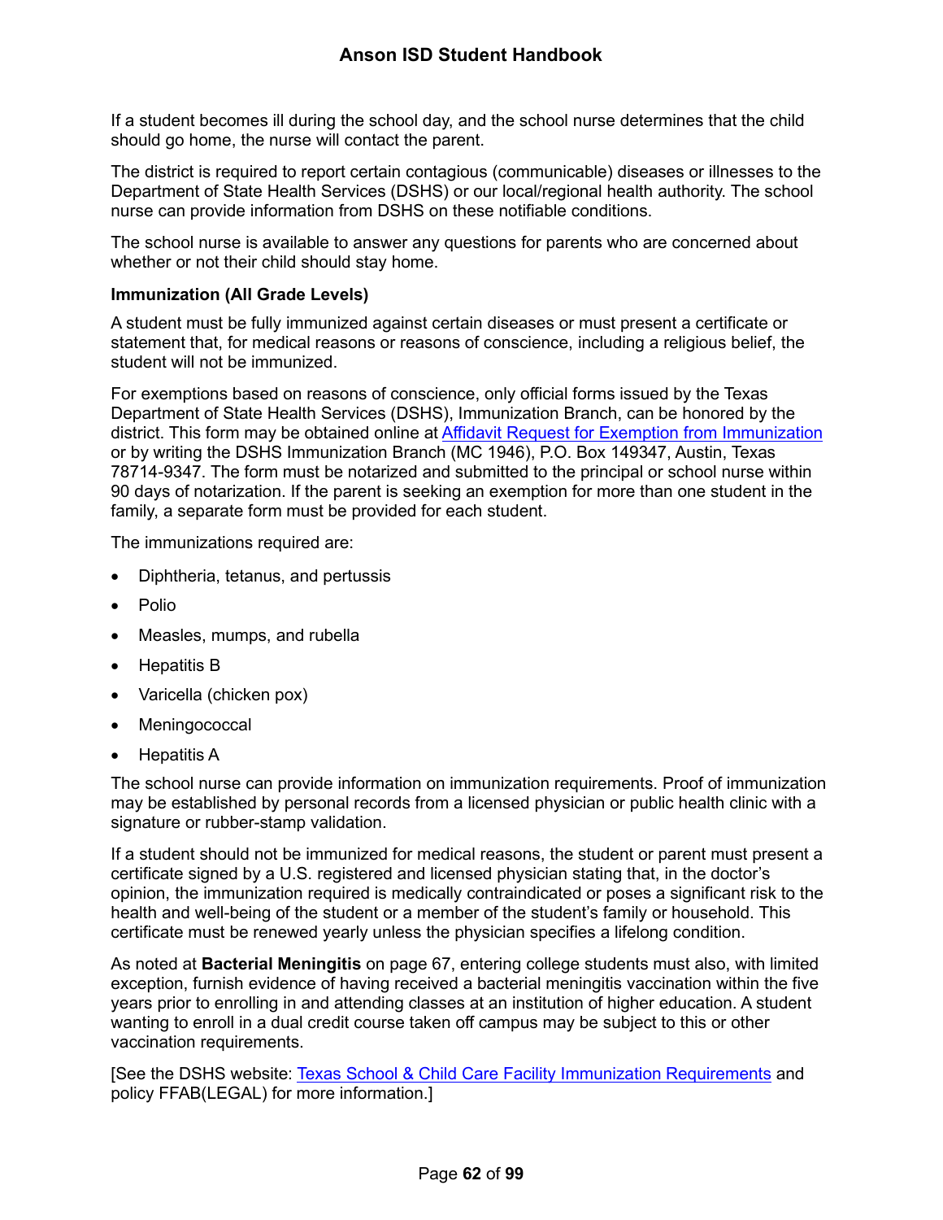If a student becomes ill during the school day, and the school nurse determines that the child should go home, the nurse will contact the parent.

The district is required to report certain contagious (communicable) diseases or illnesses to the Department of State Health Services (DSHS) or our local/regional health authority. The school nurse can provide information from DSHS on these notifiable conditions.

The school nurse is available to answer any questions for parents who are concerned about whether or not their child should stay home.

**Immunization (All Grade Levels)**

A student must be fully immunized against certain diseases or must present a certificate or statement that, for medical reasons or reasons of conscience, including a religious belief, the student will not be immunized.

For exemptions based on reasons of conscience, only official forms issued by the Texas Department of State Health Services (DSHS), Immunization Branch, can be honored by the district. This form may be obtained online at Affidavit Request for Exemption from Immunization or by writing the DSHS Immunization Branch (MC 1946), P.O. Box 149347, Austin, Texas 78714-9347. The form must be notarized and submitted to the principal or school nurse within 90 days of notarization. If the parent is seeking an exemption for more than one student in the family, a separate form must be provided for each student.

The immunizations required are:

- Diphtheria, tetanus, and pertussis
- Polio
- Measles, mumps, and rubella
- Hepatitis B
- Varicella (chicken pox)
- Meningococcal
- Hepatitis A

The school nurse can provide information on immunization requirements. Proof of immunization may be established by personal records from a licensed physician or public health clinic with a signature or rubber-stamp validation.

If a student should not be immunized for medical reasons, the student or parent must present a certificate signed by a U.S. registered and licensed physician stating that, in the doctor's opinion, the immunization required is medically contraindicated or poses a significant risk to the health and well-being of the student or a member of the student's family or household. This certificate must be renewed yearly unless the physician specifies a lifelong condition.

As noted at **Bacterial Meningitis** on page 67, entering college students must also, with limited exception, furnish evidence of having received a bacterial meningitis vaccination within the five years prior to enrolling in and attending classes at an institution of higher education. A student wanting to enroll in a dual credit course taken off campus may be subject to this or other vaccination requirements.

[See the DSHS website: Texas School & Child Care Facility Immunization Requirements and policy FFAB(LEGAL) for more information.]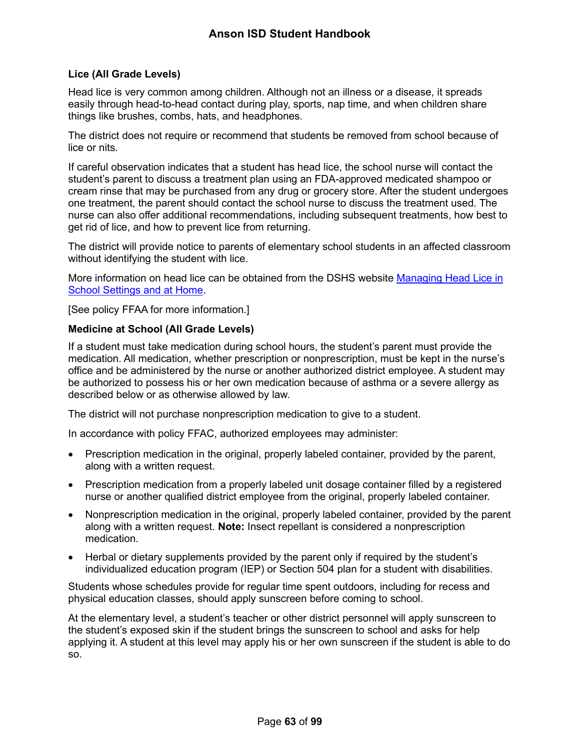### Lice (All Grade Levels)

Head lice is very common among children. Although not an illness or a disease, it spreads easily through head-to-head contact during play, sports, nap time, and when children share things like brushes, combs, hats, and headphones.

The district does not require or recommend that students be removed from school because of lice or nits.

If careful observation indicates that a student has head lice, the school nurse will contact the student's parent to discuss a treatment plan using an FDA-approved medicated shampoo or cream rinse that may be purchased from any drug or grocery store. After the student undergoes one treatment, the parent should contact the school nurse to discuss the treatment used. The nurse can also offer additional recommendations, including subsequent treatments, how best to get rid of lice, and how to prevent lice from returning.

The district will provide notice to parents of elementary school students in an affected classroom without identifying the student with lice.

More information on head lice can be obtained from the DSHS website [Managing Head Lice in School Settings and at Home](#).

[See policy FFAA for more information.]

### Medicine at School (All Grade Levels)

If a student must take medication during school hours, the student's parent must provide the medication. All medication, whether prescription or nonprescription, must be kept in the nurse's office and be administered by the nurse or another authorized district employee. A student may be authorized to possess his or her own medication because of asthma or a severe allergy as described below or as otherwise allowed by law.

The district will not purchase nonprescription medication to give to a student.

In accordance with policy FFAC, authorized employees may administer:

- Prescription medication in the original, properly labeled container, provided by the parent, along with a written request.
- Prescription medication from a properly labeled unit dosage container filled by a registered nurse or another qualified district employee from the original, properly labeled container.
- Nonprescription medication in the original, properly labeled container, provided by the parent along with a written request. **Note:** Insect repellant is considered a nonprescription medication.
- Herbal or dietary supplements provided by the parent only if required by the student's individualized education program (IEP) or Section 504 plan for a student with disabilities.

Students whose schedules provide for regular time spent outdoors, including for recess and physical education classes, should apply sunscreen before coming to school.

At the elementary level, a student's teacher or other district personnel will apply sunscreen to the student's exposed skin if the student brings the sunscreen to school and asks for help applying it. A student at this level may apply his or her own sunscreen if the student is able to do so.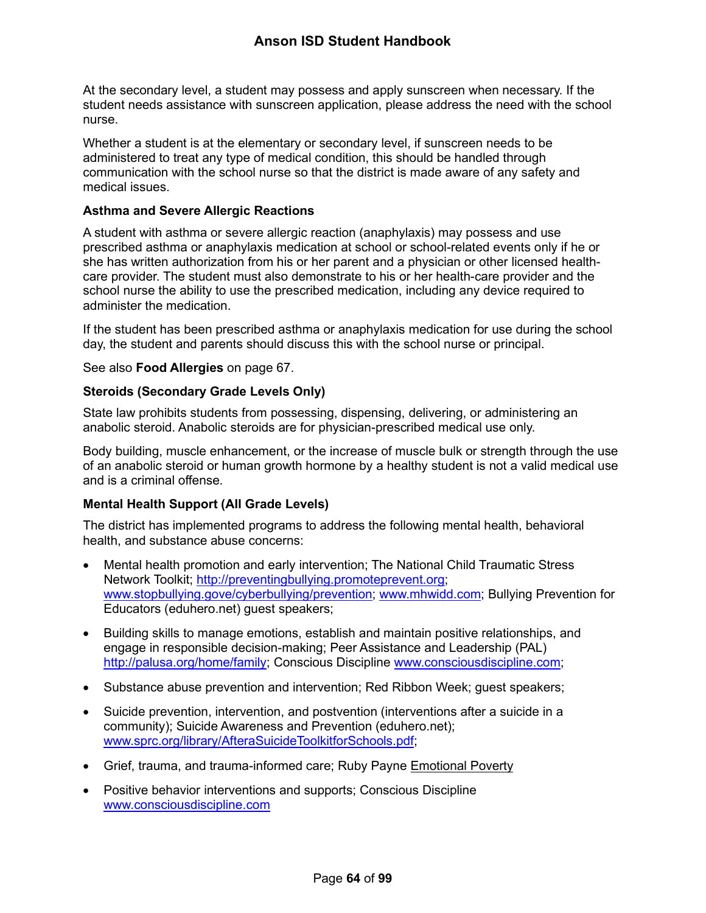At the secondary level, a student may possess and apply sunscreen when necessary. If the student needs assistance with sunscreen application, please address the need with the school nurse.

Whether a student is at the elementary or secondary level, if sunscreen needs to be administered to treat any type of medical condition, this should be handled through communication with the school nurse so that the district is made aware of any safety and medical issues.

**Asthma and Severe Allergic Reactions**

A student with asthma or severe allergic reaction (anaphylaxis) may possess and use prescribed asthma or anaphylaxis medication at school or school-related events only if he or she has written authorization from his or her parent and a physician or other licensed health-care provider. The student must also demonstrate to his or her health-care provider and the school nurse the ability to use the prescribed medication, including any device required to administer the medication.

If the student has been prescribed asthma or anaphylaxis medication for use during the school day, the student and parents should discuss this with the school nurse or principal.

See also **Food Allergies** on page 67.

**Steroids (Secondary Grade Levels Only)**

State law prohibits students from possessing, dispensing, delivering, or administering an anabolic steroid. Anabolic steroids are for physician-prescribed medical use only.

Body building, muscle enhancement, or the increase of muscle bulk or strength through the use of an anabolic steroid or human growth hormone by a healthy student is not a valid medical use and is a criminal offense.

**Mental Health Support (All Grade Levels)**

The district has implemented programs to address the following mental health, behavioral health, and substance abuse concerns:

- Mental health promotion and early intervention; The National Child Traumatic Stress Network Toolkit; http://preventingbullying.promoteprevent.org; www.stopbullying.gove/cyberbullying/prevention; www.mhwidd.com; Bullying Prevention for Educators (eduhero.net) guest speakers;
- Building skills to manage emotions, establish and maintain positive relationships, and engage in responsible decision-making; Peer Assistance and Leadership (PAL) http://palusa.org/home/family; Conscious Discipline www.consciousdiscipline.com;
- Substance abuse prevention and intervention; Red Ribbon Week; guest speakers;
- Suicide prevention, intervention, and postvention (interventions after a suicide in a community); Suicide Awareness and Prevention (eduhero.net); www.sprc.org/library/AfteraSuicideToolkitforSchools.pdf;
- Grief, trauma, and trauma-informed care; Ruby Payne Emotional Poverty
- Positive behavior interventions and supports; Conscious Discipline www.consciousdiscipline.com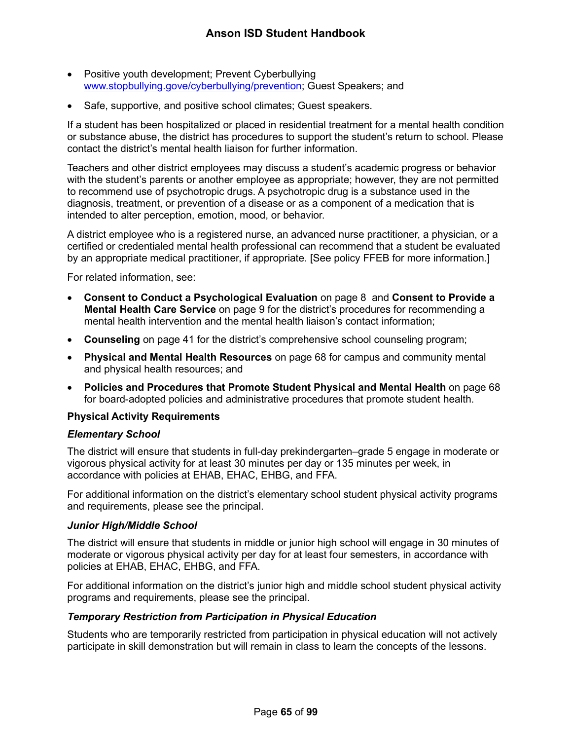- Positive youth development; Prevent Cyberbullying www.stopbullying.gove/cyberbullying/prevention; Guest Speakers; and
- Safe, supportive, and positive school climates; Guest speakers.

If a student has been hospitalized or placed in residential treatment for a mental health condition or substance abuse, the district has procedures to support the student's return to school. Please contact the district's mental health liaison for further information.

Teachers and other district employees may discuss a student's academic progress or behavior with the student's parents or another employee as appropriate; however, they are not permitted to recommend use of psychotropic drugs. A psychotropic drug is a substance used in the diagnosis, treatment, or prevention of a disease or as a component of a medication that is intended to alter perception, emotion, mood, or behavior.

A district employee who is a registered nurse, an advanced nurse practitioner, a physician, or a certified or credentialed mental health professional can recommend that a student be evaluated by an appropriate medical practitioner, if appropriate. [See policy FFEB for more information.]

For related information, see:

- **Consent to Conduct a Psychological Evaluation** on page 8 and **Consent to Provide a Mental Health Care Service** on page 9 for the district's procedures for recommending a mental health intervention and the mental health liaison's contact information;
- **Counseling** on page 41 for the district's comprehensive school counseling program;
- **Physical and Mental Health Resources** on page 68 for campus and community mental and physical health resources; and
- **Policies and Procedures that Promote Student Physical and Mental Health** on page 68 for board-adopted policies and administrative procedures that promote student health.

### Physical Activity Requirements

#### *Elementary School*

The district will ensure that students in full-day prekindergarten–grade 5 engage in moderate or vigorous physical activity for at least 30 minutes per day or 135 minutes per week, in accordance with policies at EHAB, EHAC, EHBG, and FFA.

For additional information on the district's elementary school student physical activity programs and requirements, please see the principal.

#### *Junior High/Middle School*

The district will ensure that students in middle or junior high school will engage in 30 minutes of moderate or vigorous physical activity per day for at least four semesters, in accordance with policies at EHAB, EHAC, EHBG, and FFA.

For additional information on the district's junior high and middle school student physical activity programs and requirements, please see the principal.

#### *Temporary Restriction from Participation in Physical Education*

Students who are temporarily restricted from participation in physical education will not actively participate in skill demonstration but will remain in class to learn the concepts of the lessons.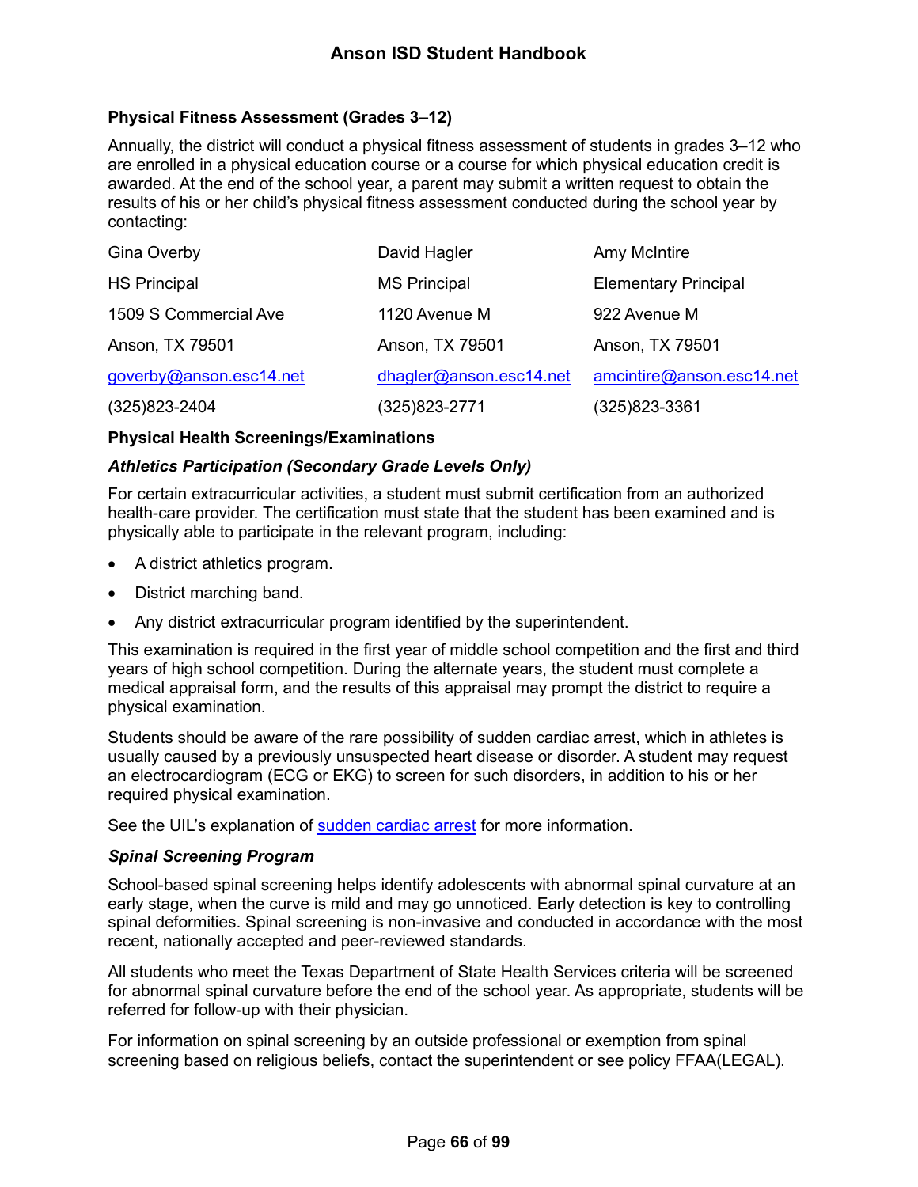### Physical Fitness Assessment (Grades 3–12)

Annually, the district will conduct a physical fitness assessment of students in grades 3–12 who are enrolled in a physical education course or a course for which physical education credit is awarded. At the end of the school year, a parent may submit a written request to obtain the results of his or her child's physical fitness assessment conducted during the school year by contacting:

| | | |
|---|---|---|
| Gina Overby | David Hagler | Amy McIntire |
| HS Principal | MS Principal | Elementary Principal |
| 1509 S Commercial Ave | 1120 Avenue M | 922 Avenue M |
| Anson, TX 79501 | Anson, TX 79501 | Anson, TX 79501 |
| [goverby@anson.esc14.net](mailto:goverby@anson.esc14.net) | [dhagler@anson.esc14.net](mailto:dhagler@anson.esc14.net) | [amcintire@anson.esc14.net](mailto:amcintire@anson.esc14.net) |
| (325)823-2404 | (325)823-2771 | (325)823-3361 |

### Physical Health Screenings/Examinations

#### *Athletics Participation (Secondary Grade Levels Only)*

For certain extracurricular activities, a student must submit certification from an authorized health-care provider. The certification must state that the student has been examined and is physically able to participate in the relevant program, including:

- A district athletics program.
- District marching band.
- Any district extracurricular program identified by the superintendent.

This examination is required in the first year of middle school competition and the first and third years of high school competition. During the alternate years, the student must complete a medical appraisal form, and the results of this appraisal may prompt the district to require a physical examination.

Students should be aware of the rare possibility of sudden cardiac arrest, which in athletes is usually caused by a previously unsuspected heart disease or disorder. A student may request an electrocardiogram (ECG or EKG) to screen for such disorders, in addition to his or her required physical examination.

See the UIL's explanation of [sudden cardiac arrest] for more information.

#### *Spinal Screening Program*

School-based spinal screening helps identify adolescents with abnormal spinal curvature at an early stage, when the curve is mild and may go unnoticed. Early detection is key to controlling spinal deformities. Spinal screening is non-invasive and conducted in accordance with the most recent, nationally accepted and peer-reviewed standards.

All students who meet the Texas Department of State Health Services criteria will be screened for abnormal spinal curvature before the end of the school year. As appropriate, students will be referred for follow-up with their physician.

For information on spinal screening by an outside professional or exemption from spinal screening based on religious beliefs, contact the superintendent or see policy FFAA(LEGAL).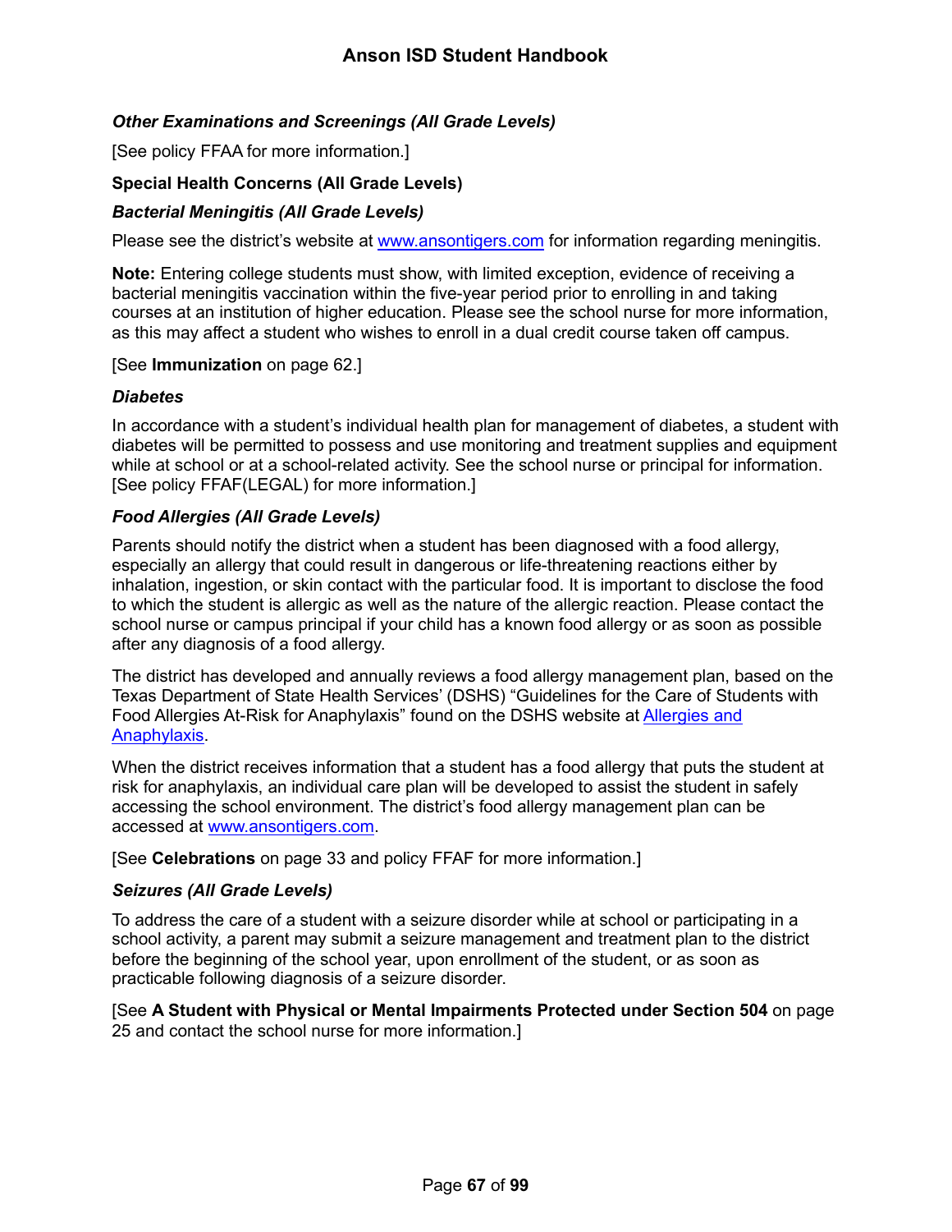#### *Other Examinations and Screenings (All Grade Levels)*

[See policy FFAA for more information.]

### Special Health Concerns (All Grade Levels)

#### *Bacterial Meningitis (All Grade Levels)*

Please see the district's website at [www.ansontigers.com](www.ansontigers.com) for information regarding meningitis.

**Note:** Entering college students must show, with limited exception, evidence of receiving a bacterial meningitis vaccination within the five-year period prior to enrolling in and taking courses at an institution of higher education. Please see the school nurse for more information, as this may affect a student who wishes to enroll in a dual credit course taken off campus.

[See **Immunization** on page 62.]

#### *Diabetes*

In accordance with a student's individual health plan for management of diabetes, a student with diabetes will be permitted to possess and use monitoring and treatment supplies and equipment while at school or at a school-related activity. See the school nurse or principal for information. [See policy FFAF(LEGAL) for more information.]

#### *Food Allergies (All Grade Levels)*

Parents should notify the district when a student has been diagnosed with a food allergy, especially an allergy that could result in dangerous or life-threatening reactions either by inhalation, ingestion, or skin contact with the particular food. It is important to disclose the food to which the student is allergic as well as the nature of the allergic reaction. Please contact the school nurse or campus principal if your child has a known food allergy or as soon as possible after any diagnosis of a food allergy.

The district has developed and annually reviews a food allergy management plan, based on the Texas Department of State Health Services' (DSHS) "Guidelines for the Care of Students with Food Allergies At-Risk for Anaphylaxis" found on the DSHS website at Allergies and Anaphylaxis.

When the district receives information that a student has a food allergy that puts the student at risk for anaphylaxis, an individual care plan will be developed to assist the student in safely accessing the school environment. The district's food allergy management plan can be accessed at [www.ansontigers.com](www.ansontigers.com).

[See **Celebrations** on page 33 and policy FFAF for more information.]

#### *Seizures (All Grade Levels)*

To address the care of a student with a seizure disorder while at school or participating in a school activity, a parent may submit a seizure management and treatment plan to the district before the beginning of the school year, upon enrollment of the student, or as soon as practicable following diagnosis of a seizure disorder.

[See **A Student with Physical or Mental Impairments Protected under Section 504** on page 25 and contact the school nurse for more information.]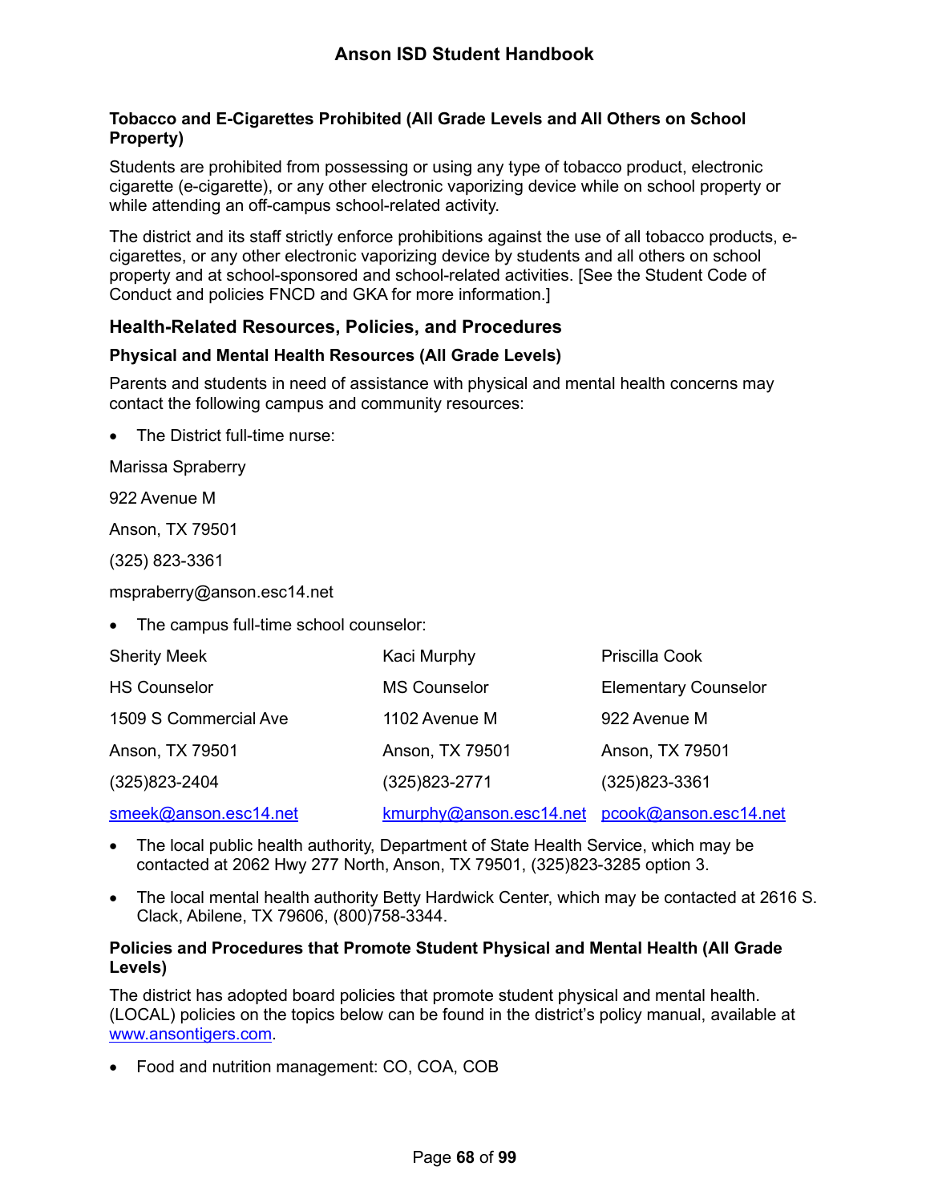**Tobacco and E-Cigarettes Prohibited (All Grade Levels and All Others on School Property)**

Students are prohibited from possessing or using any type of tobacco product, electronic cigarette (e-cigarette), or any other electronic vaporizing device while on school property or while attending an off-campus school-related activity.

The district and its staff strictly enforce prohibitions against the use of all tobacco products, e-cigarettes, or any other electronic vaporizing device by students and all others on school property and at school-sponsored and school-related activities. [See the Student Code of Conduct and policies FNCD and GKA for more information.]

## Health-Related Resources, Policies, and Procedures

**Physical and Mental Health Resources (All Grade Levels)**

Parents and students in need of assistance with physical and mental health concerns may contact the following campus and community resources:

- The District full-time nurse:

Marissa Spraberry

922 Avenue M

Anson, TX 79501

(325) 823-3361

mspraberry@anson.esc14.net

- The campus full-time school counselor:

| Sherity Meek | Kaci Murphy | Priscilla Cook |
|---|---|---|
| HS Counselor | MS Counselor | Elementary Counselor |
| 1509 S Commercial Ave | 1102 Avenue M | 922 Avenue M |
| Anson, TX 79501 | Anson, TX 79501 | Anson, TX 79501 |
| (325)823-2404 | (325)823-2771 | (325)823-3361 |
| smeek@anson.esc14.net | kmurphy@anson.esc14.net | pcook@anson.esc14.net |

- The local public health authority, Department of State Health Service, which may be contacted at 2062 Hwy 277 North, Anson, TX 79501, (325)823-3285 option 3.
- The local mental health authority Betty Hardwick Center, which may be contacted at 2616 S. Clack, Abilene, TX 79606, (800)758-3344.

**Policies and Procedures that Promote Student Physical and Mental Health (All Grade Levels)**

The district has adopted board policies that promote student physical and mental health. (LOCAL) policies on the topics below can be found in the district's policy manual, available at www.ansontigers.com.

- Food and nutrition management: CO, COA, COB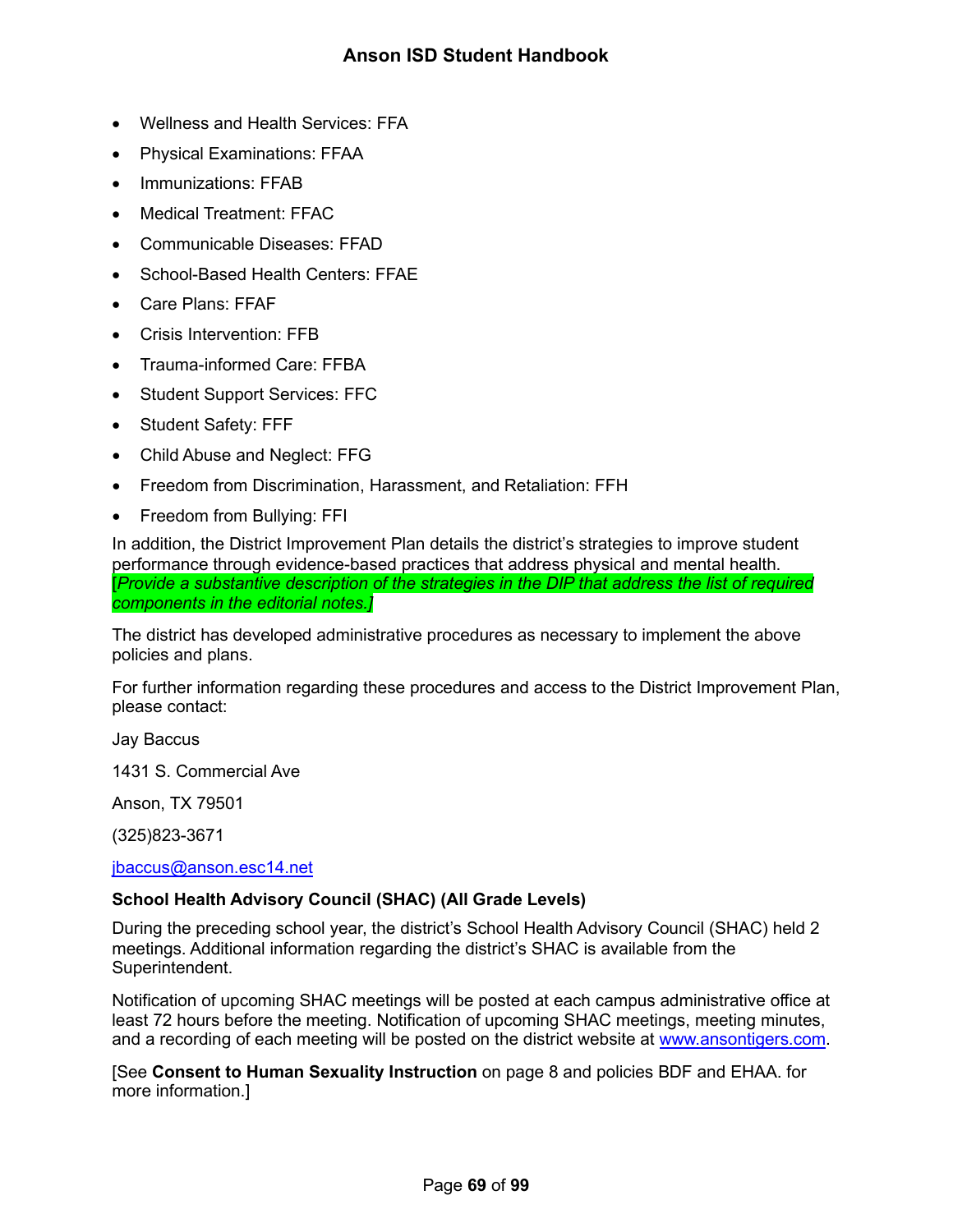- Wellness and Health Services: FFA
- Physical Examinations: FFAA
- Immunizations: FFAB
- Medical Treatment: FFAC
- Communicable Diseases: FFAD
- School-Based Health Centers: FFAE
- Care Plans: FFAF
- Crisis Intervention: FFB
- Trauma-informed Care: FFBA
- Student Support Services: FFC
- Student Safety: FFF
- Child Abuse and Neglect: FFG
- Freedom from Discrimination, Harassment, and Retaliation: FFH
- Freedom from Bullying: FFI

In addition, the District Improvement Plan details the district's strategies to improve student performance through evidence-based practices that address physical and mental health. [*Provide a substantive description of the strategies in the DIP that address the list of required components in the editorial notes.]*

The district has developed administrative procedures as necessary to implement the above policies and plans.

For further information regarding these procedures and access to the District Improvement Plan, please contact:

Jay Baccus

1431 S. Commercial Ave

Anson, TX 79501

(325)823-3671

jbaccus@anson.esc14.net

**School Health Advisory Council (SHAC) (All Grade Levels)**

During the preceding school year, the district's School Health Advisory Council (SHAC) held 2 meetings. Additional information regarding the district's SHAC is available from the Superintendent.

Notification of upcoming SHAC meetings will be posted at each campus administrative office at least 72 hours before the meeting. Notification of upcoming SHAC meetings, meeting minutes, and a recording of each meeting will be posted on the district website at www.ansontigers.com.

[See **Consent to Human Sexuality Instruction** on page 8 and policies BDF and EHAA. for more information.]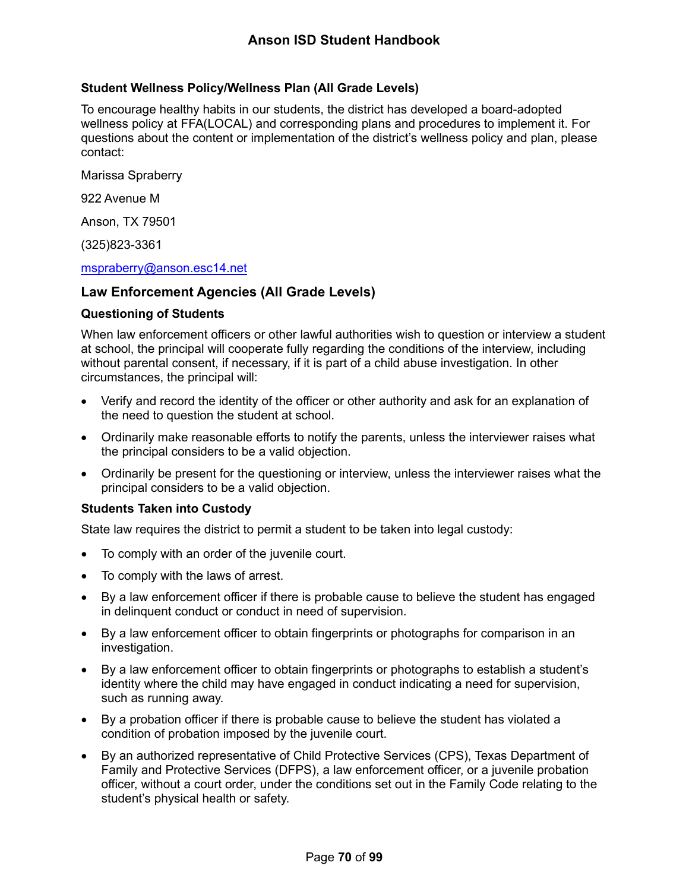### Student Wellness Policy/Wellness Plan (All Grade Levels)

To encourage healthy habits in our students, the district has developed a board-adopted wellness policy at FFA(LOCAL) and corresponding plans and procedures to implement it. For questions about the content or implementation of the district's wellness policy and plan, please contact:

Marissa Spraberry

922 Avenue M

Anson, TX 79501

(325)823-3361

mspraberry@anson.esc14.net

## Law Enforcement Agencies (All Grade Levels)

### Questioning of Students

When law enforcement officers or other lawful authorities wish to question or interview a student at school, the principal will cooperate fully regarding the conditions of the interview, including without parental consent, if necessary, if it is part of a child abuse investigation. In other circumstances, the principal will:

- Verify and record the identity of the officer or other authority and ask for an explanation of the need to question the student at school.
- Ordinarily make reasonable efforts to notify the parents, unless the interviewer raises what the principal considers to be a valid objection.
- Ordinarily be present for the questioning or interview, unless the interviewer raises what the principal considers to be a valid objection.

### Students Taken into Custody

State law requires the district to permit a student to be taken into legal custody:

- To comply with an order of the juvenile court.
- To comply with the laws of arrest.
- By a law enforcement officer if there is probable cause to believe the student has engaged in delinquent conduct or conduct in need of supervision.
- By a law enforcement officer to obtain fingerprints or photographs for comparison in an investigation.
- By a law enforcement officer to obtain fingerprints or photographs to establish a student's identity where the child may have engaged in conduct indicating a need for supervision, such as running away.
- By a probation officer if there is probable cause to believe the student has violated a condition of probation imposed by the juvenile court.
- By an authorized representative of Child Protective Services (CPS), Texas Department of Family and Protective Services (DFPS), a law enforcement officer, or a juvenile probation officer, without a court order, under the conditions set out in the Family Code relating to the student's physical health or safety.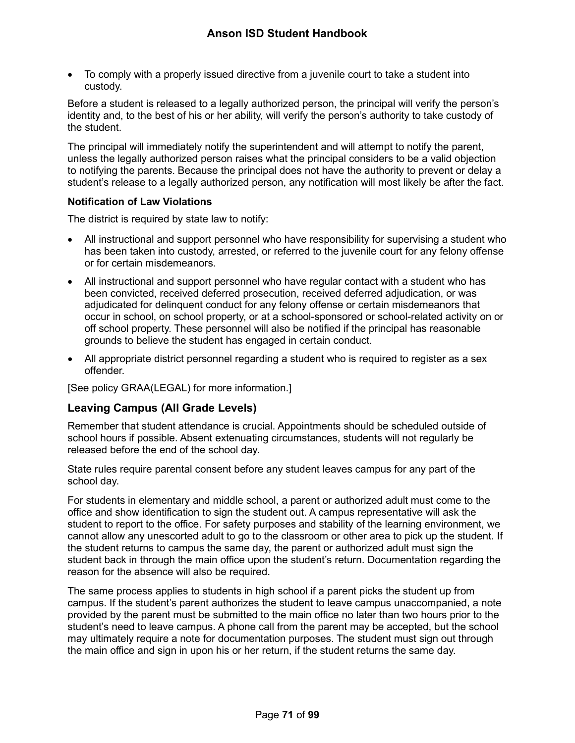- To comply with a properly issued directive from a juvenile court to take a student into custody.

Before a student is released to a legally authorized person, the principal will verify the person's identity and, to the best of his or her ability, will verify the person's authority to take custody of the student.

The principal will immediately notify the superintendent and will attempt to notify the parent, unless the legally authorized person raises what the principal considers to be a valid objection to notifying the parents. Because the principal does not have the authority to prevent or delay a student's release to a legally authorized person, any notification will most likely be after the fact.

**Notification of Law Violations**

The district is required by state law to notify:

- All instructional and support personnel who have responsibility for supervising a student who has been taken into custody, arrested, or referred to the juvenile court for any felony offense or for certain misdemeanors.
- All instructional and support personnel who have regular contact with a student who has been convicted, received deferred prosecution, received deferred adjudication, or was adjudicated for delinquent conduct for any felony offense or certain misdemeanors that occur in school, on school property, or at a school-sponsored or school-related activity on or off school property. These personnel will also be notified if the principal has reasonable grounds to believe the student has engaged in certain conduct.
- All appropriate district personnel regarding a student who is required to register as a sex offender.

[See policy GRAA(LEGAL) for more information.]

## Leaving Campus (All Grade Levels)

Remember that student attendance is crucial. Appointments should be scheduled outside of school hours if possible. Absent extenuating circumstances, students will not regularly be released before the end of the school day.

State rules require parental consent before any student leaves campus for any part of the school day.

For students in elementary and middle school, a parent or authorized adult must come to the office and show identification to sign the student out. A campus representative will ask the student to report to the office. For safety purposes and stability of the learning environment, we cannot allow any unescorted adult to go to the classroom or other area to pick up the student. If the student returns to campus the same day, the parent or authorized adult must sign the student back in through the main office upon the student's return. Documentation regarding the reason for the absence will also be required.

The same process applies to students in high school if a parent picks the student up from campus. If the student's parent authorizes the student to leave campus unaccompanied, a note provided by the parent must be submitted to the main office no later than two hours prior to the student's need to leave campus. A phone call from the parent may be accepted, but the school may ultimately require a note for documentation purposes. The student must sign out through the main office and sign in upon his or her return, if the student returns the same day.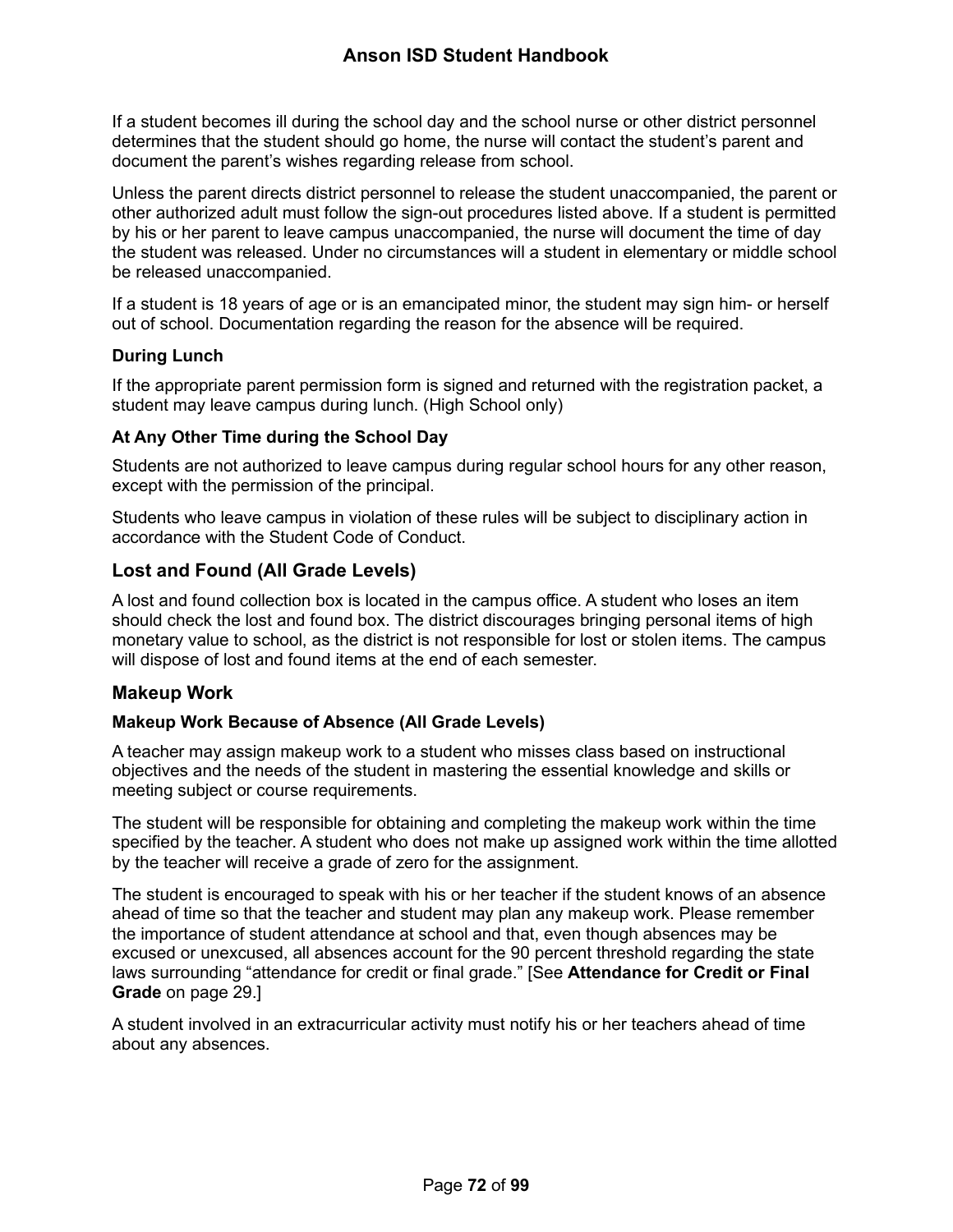If a student becomes ill during the school day and the school nurse or other district personnel determines that the student should go home, the nurse will contact the student's parent and document the parent's wishes regarding release from school.

Unless the parent directs district personnel to release the student unaccompanied, the parent or other authorized adult must follow the sign-out procedures listed above. If a student is permitted by his or her parent to leave campus unaccompanied, the nurse will document the time of day the student was released. Under no circumstances will a student in elementary or middle school be released unaccompanied.

If a student is 18 years of age or is an emancipated minor, the student may sign him- or herself out of school. Documentation regarding the reason for the absence will be required.

#### During Lunch

If the appropriate parent permission form is signed and returned with the registration packet, a student may leave campus during lunch. (High School only)

#### At Any Other Time during the School Day

Students are not authorized to leave campus during regular school hours for any other reason, except with the permission of the principal.

Students who leave campus in violation of these rules will be subject to disciplinary action in accordance with the Student Code of Conduct.

### Lost and Found (All Grade Levels)

A lost and found collection box is located in the campus office. A student who loses an item should check the lost and found box. The district discourages bringing personal items of high monetary value to school, as the district is not responsible for lost or stolen items. The campus will dispose of lost and found items at the end of each semester.

### Makeup Work

#### Makeup Work Because of Absence (All Grade Levels)

A teacher may assign makeup work to a student who misses class based on instructional objectives and the needs of the student in mastering the essential knowledge and skills or meeting subject or course requirements.

The student will be responsible for obtaining and completing the makeup work within the time specified by the teacher. A student who does not make up assigned work within the time allotted by the teacher will receive a grade of zero for the assignment.

The student is encouraged to speak with his or her teacher if the student knows of an absence ahead of time so that the teacher and student may plan any makeup work. Please remember the importance of student attendance at school and that, even though absences may be excused or unexcused, all absences account for the 90 percent threshold regarding the state laws surrounding "attendance for credit or final grade." [See **Attendance for Credit or Final Grade** on page 29.]

A student involved in an extracurricular activity must notify his or her teachers ahead of time about any absences.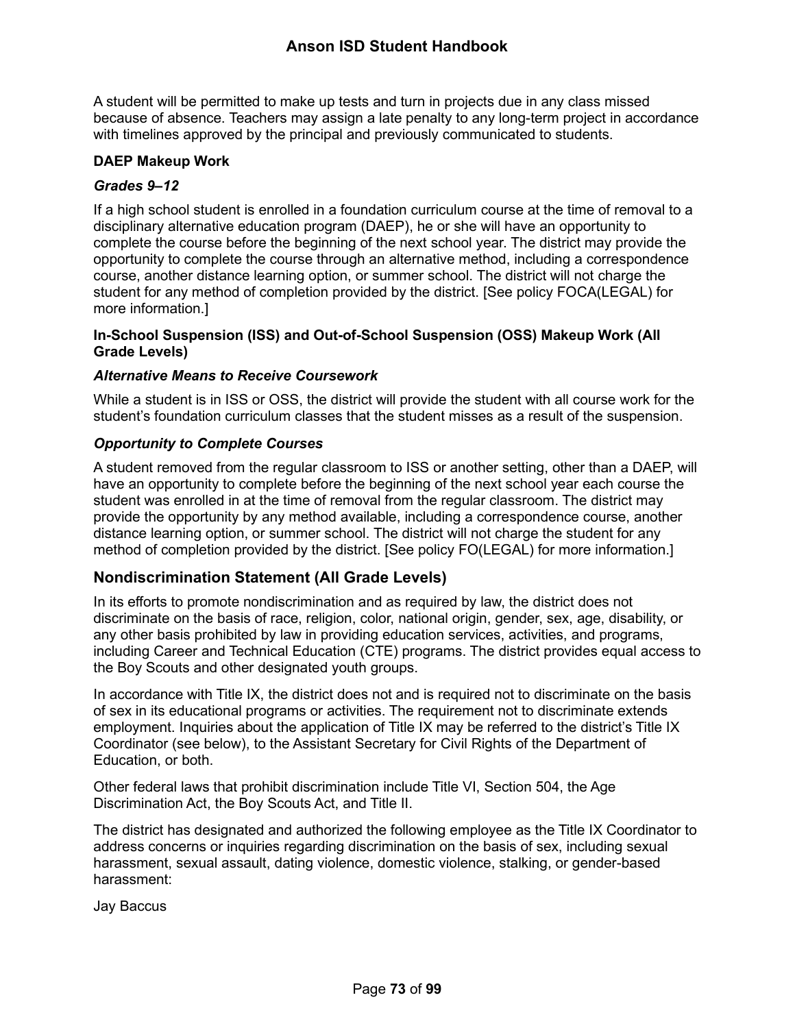A student will be permitted to make up tests and turn in projects due in any class missed because of absence. Teachers may assign a late penalty to any long-term project in accordance with timelines approved by the principal and previously communicated to students.

**DAEP Makeup Work**

***Grades 9–12***

If a high school student is enrolled in a foundation curriculum course at the time of removal to a disciplinary alternative education program (DAEP), he or she will have an opportunity to complete the course before the beginning of the next school year. The district may provide the opportunity to complete the course through an alternative method, including a correspondence course, another distance learning option, or summer school. The district will not charge the student for any method of completion provided by the district. [See policy FOCA(LEGAL) for more information.]

**In-School Suspension (ISS) and Out-of-School Suspension (OSS) Makeup Work (All Grade Levels)**

***Alternative Means to Receive Coursework***

While a student is in ISS or OSS, the district will provide the student with all course work for the student's foundation curriculum classes that the student misses as a result of the suspension.

***Opportunity to Complete Courses***

A student removed from the regular classroom to ISS or another setting, other than a DAEP, will have an opportunity to complete before the beginning of the next school year each course the student was enrolled in at the time of removal from the regular classroom. The district may provide the opportunity by any method available, including a correspondence course, another distance learning option, or summer school. The district will not charge the student for any method of completion provided by the district. [See policy FO(LEGAL) for more information.]

## Nondiscrimination Statement (All Grade Levels)

In its efforts to promote nondiscrimination and as required by law, the district does not discriminate on the basis of race, religion, color, national origin, gender, sex, age, disability, or any other basis prohibited by law in providing education services, activities, and programs, including Career and Technical Education (CTE) programs. The district provides equal access to the Boy Scouts and other designated youth groups.

In accordance with Title IX, the district does not and is required not to discriminate on the basis of sex in its educational programs or activities. The requirement not to discriminate extends employment. Inquiries about the application of Title IX may be referred to the district's Title IX Coordinator (see below), to the Assistant Secretary for Civil Rights of the Department of Education, or both.

Other federal laws that prohibit discrimination include Title VI, Section 504, the Age Discrimination Act, the Boy Scouts Act, and Title II.

The district has designated and authorized the following employee as the Title IX Coordinator to address concerns or inquiries regarding discrimination on the basis of sex, including sexual harassment, sexual assault, dating violence, domestic violence, stalking, or gender-based harassment:

Jay Baccus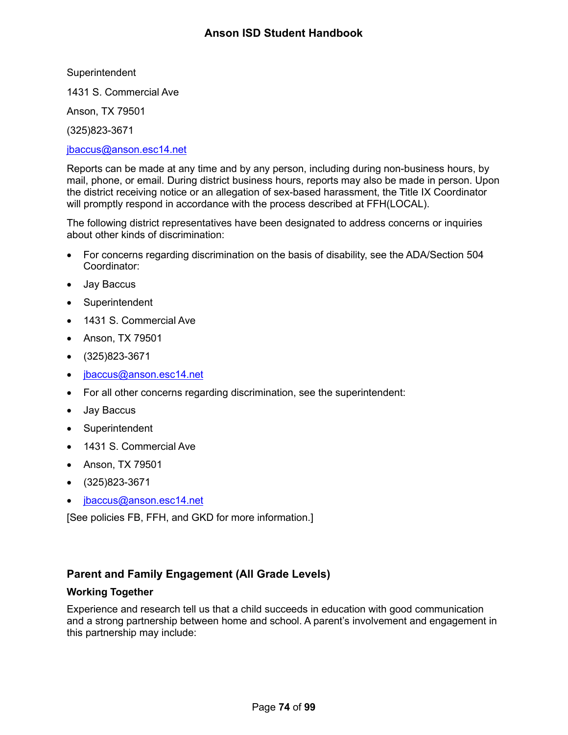Superintendent

1431 S. Commercial Ave

Anson, TX 79501

(325)823-3671

jbaccus@anson.esc14.net

Reports can be made at any time and by any person, including during non-business hours, by mail, phone, or email. During district business hours, reports may also be made in person. Upon the district receiving notice or an allegation of sex-based harassment, the Title IX Coordinator will promptly respond in accordance with the process described at FFH(LOCAL).

The following district representatives have been designated to address concerns or inquiries about other kinds of discrimination:

- For concerns regarding discrimination on the basis of disability, see the ADA/Section 504 Coordinator:
- Jay Baccus
- Superintendent
- 1431 S. Commercial Ave
- Anson, TX 79501
- (325)823-3671
- jbaccus@anson.esc14.net
- For all other concerns regarding discrimination, see the superintendent:
- Jay Baccus
- Superintendent
- 1431 S. Commercial Ave
- Anson, TX 79501
- (325)823-3671
- jbaccus@anson.esc14.net

[See policies FB, FFH, and GKD for more information.]

## Parent and Family Engagement (All Grade Levels)

### Working Together

Experience and research tell us that a child succeeds in education with good communication and a strong partnership between home and school. A parent's involvement and engagement in this partnership may include: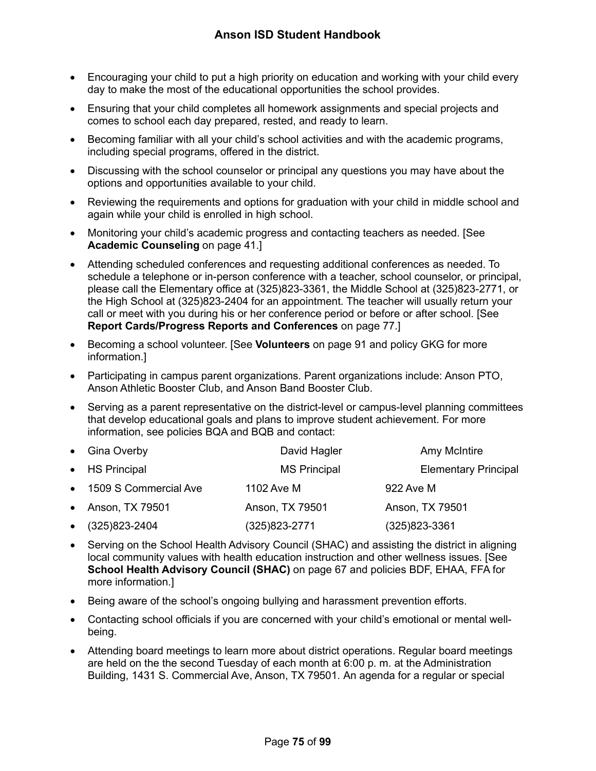- Encouraging your child to put a high priority on education and working with your child every day to make the most of the educational opportunities the school provides.
- Ensuring that your child completes all homework assignments and special projects and comes to school each day prepared, rested, and ready to learn.
- Becoming familiar with all your child's school activities and with the academic programs, including special programs, offered in the district.
- Discussing with the school counselor or principal any questions you may have about the options and opportunities available to your child.
- Reviewing the requirements and options for graduation with your child in middle school and again while your child is enrolled in high school.
- Monitoring your child's academic progress and contacting teachers as needed. [See **Academic Counseling** on page 41.]
- Attending scheduled conferences and requesting additional conferences as needed. To schedule a telephone or in-person conference with a teacher, school counselor, or principal, please call the Elementary office at (325)823-3361, the Middle School at (325)823-2771, or the High School at (325)823-2404 for an appointment. The teacher will usually return your call or meet with you during his or her conference period or before or after school. [See **Report Cards/Progress Reports and Conferences** on page 77.]
- Becoming a school volunteer. [See **Volunteers** on page 91 and policy GKG for more information.]
- Participating in campus parent organizations. Parent organizations include: Anson PTO, Anson Athletic Booster Club, and Anson Band Booster Club.
- Serving as a parent representative on the district-level or campus-level planning committees that develop educational goals and plans to improve student achievement. For more information, see policies BQA and BQB and contact:

| Gina Overby | David Hagler | Amy McIntire |
|---|---|---|
| HS Principal | MS Principal | Elementary Principal |
| 1509 S Commercial Ave | 1102 Ave M | 922 Ave M |
| Anson, TX 79501 | Anson, TX 79501 | Anson, TX 79501 |
| (325)823-2404 | (325)823-2771 | (325)823-3361 |

- Serving on the School Health Advisory Council (SHAC) and assisting the district in aligning local community values with health education instruction and other wellness issues. [See **School Health Advisory Council (SHAC)** on page 67 and policies BDF, EHAA, FFA for more information.]
- Being aware of the school's ongoing bullying and harassment prevention efforts.
- Contacting school officials if you are concerned with your child's emotional or mental well-being.
- Attending board meetings to learn more about district operations. Regular board meetings are held on the the second Tuesday of each month at 6:00 p. m. at the Administration Building, 1431 S. Commercial Ave, Anson, TX 79501. An agenda for a regular or special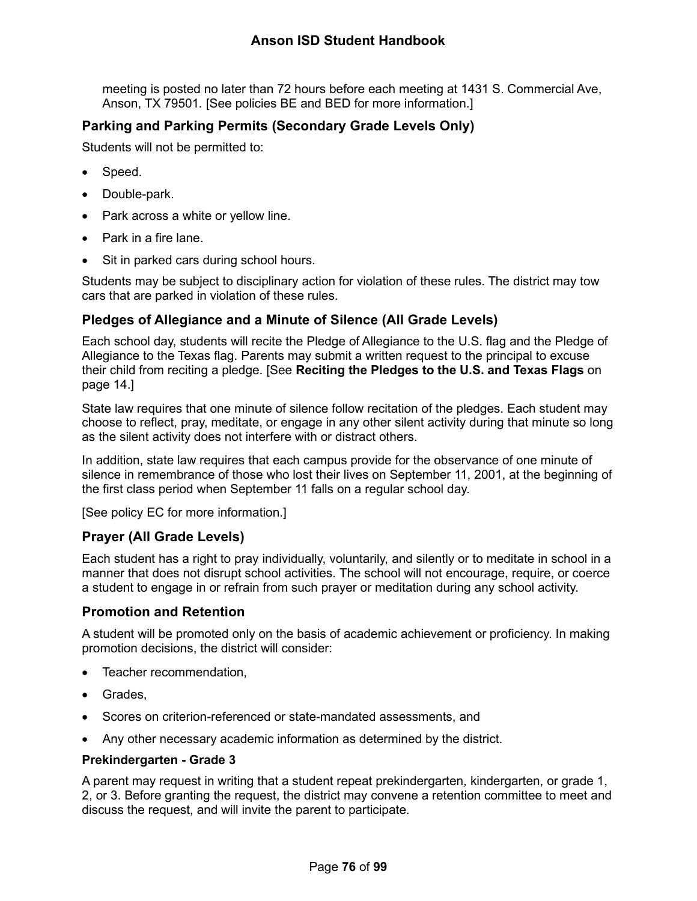meeting is posted no later than 72 hours before each meeting at 1431 S. Commercial Ave, Anson, TX 79501. [See policies BE and BED for more information.]

## Parking and Parking Permits (Secondary Grade Levels Only)

Students will not be permitted to:

- Speed.
- Double-park.
- Park across a white or yellow line.
- Park in a fire lane.
- Sit in parked cars during school hours.

Students may be subject to disciplinary action for violation of these rules. The district may tow cars that are parked in violation of these rules.

## Pledges of Allegiance and a Minute of Silence (All Grade Levels)

Each school day, students will recite the Pledge of Allegiance to the U.S. flag and the Pledge of Allegiance to the Texas flag. Parents may submit a written request to the principal to excuse their child from reciting a pledge. [See **Reciting the Pledges to the U.S. and Texas Flags** on page 14.]

State law requires that one minute of silence follow recitation of the pledges. Each student may choose to reflect, pray, meditate, or engage in any other silent activity during that minute so long as the silent activity does not interfere with or distract others.

In addition, state law requires that each campus provide for the observance of one minute of silence in remembrance of those who lost their lives on September 11, 2001, at the beginning of the first class period when September 11 falls on a regular school day.

[See policy EC for more information.]

## Prayer (All Grade Levels)

Each student has a right to pray individually, voluntarily, and silently or to meditate in school in a manner that does not disrupt school activities. The school will not encourage, require, or coerce a student to engage in or refrain from such prayer or meditation during any school activity.

## Promotion and Retention

A student will be promoted only on the basis of academic achievement or proficiency. In making promotion decisions, the district will consider:

- Teacher recommendation,
- Grades,
- Scores on criterion-referenced or state-mandated assessments, and
- Any other necessary academic information as determined by the district.

### Prekindergarten - Grade 3

A parent may request in writing that a student repeat prekindergarten, kindergarten, or grade 1, 2, or 3. Before granting the request, the district may convene a retention committee to meet and discuss the request, and will invite the parent to participate.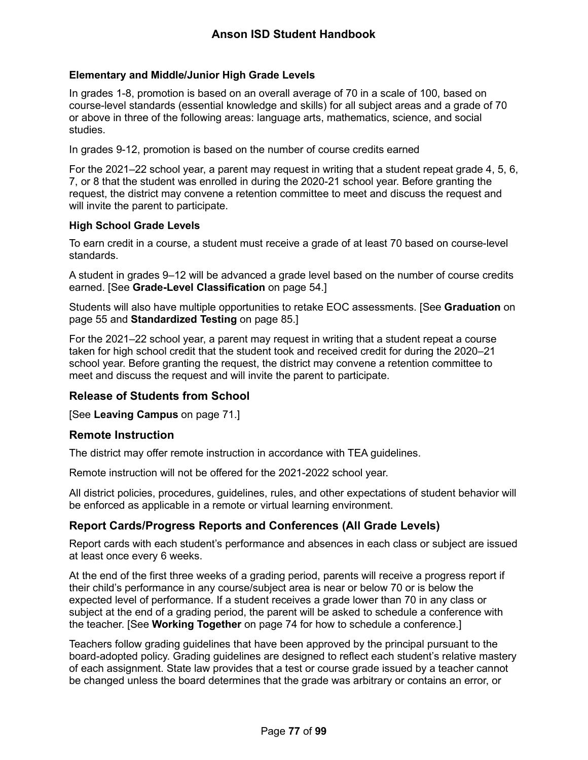### Elementary and Middle/Junior High Grade Levels

In grades 1-8, promotion is based on an overall average of 70 in a scale of 100, based on course-level standards (essential knowledge and skills) for all subject areas and a grade of 70 or above in three of the following areas: language arts, mathematics, science, and social studies.

In grades 9-12, promotion is based on the number of course credits earned

For the 2021–22 school year, a parent may request in writing that a student repeat grade 4, 5, 6, 7, or 8 that the student was enrolled in during the 2020-21 school year. Before granting the request, the district may convene a retention committee to meet and discuss the request and will invite the parent to participate.

### High School Grade Levels

To earn credit in a course, a student must receive a grade of at least 70 based on course-level standards.

A student in grades 9–12 will be advanced a grade level based on the number of course credits earned. [See **Grade-Level Classification** on page 54.]

Students will also have multiple opportunities to retake EOC assessments. [See **Graduation** on page 55 and **Standardized Testing** on page 85.]

For the 2021–22 school year, a parent may request in writing that a student repeat a course taken for high school credit that the student took and received credit for during the 2020–21 school year. Before granting the request, the district may convene a retention committee to meet and discuss the request and will invite the parent to participate.

## Release of Students from School

[See **Leaving Campus** on page 71.]

## Remote Instruction

The district may offer remote instruction in accordance with TEA guidelines.

Remote instruction will not be offered for the 2021-2022 school year.

All district policies, procedures, guidelines, rules, and other expectations of student behavior will be enforced as applicable in a remote or virtual learning environment.

## Report Cards/Progress Reports and Conferences (All Grade Levels)

Report cards with each student's performance and absences in each class or subject are issued at least once every 6 weeks.

At the end of the first three weeks of a grading period, parents will receive a progress report if their child's performance in any course/subject area is near or below 70 or is below the expected level of performance. If a student receives a grade lower than 70 in any class or subject at the end of a grading period, the parent will be asked to schedule a conference with the teacher. [See **Working Together** on page 74 for how to schedule a conference.]

Teachers follow grading guidelines that have been approved by the principal pursuant to the board-adopted policy. Grading guidelines are designed to reflect each student's relative mastery of each assignment. State law provides that a test or course grade issued by a teacher cannot be changed unless the board determines that the grade was arbitrary or contains an error, or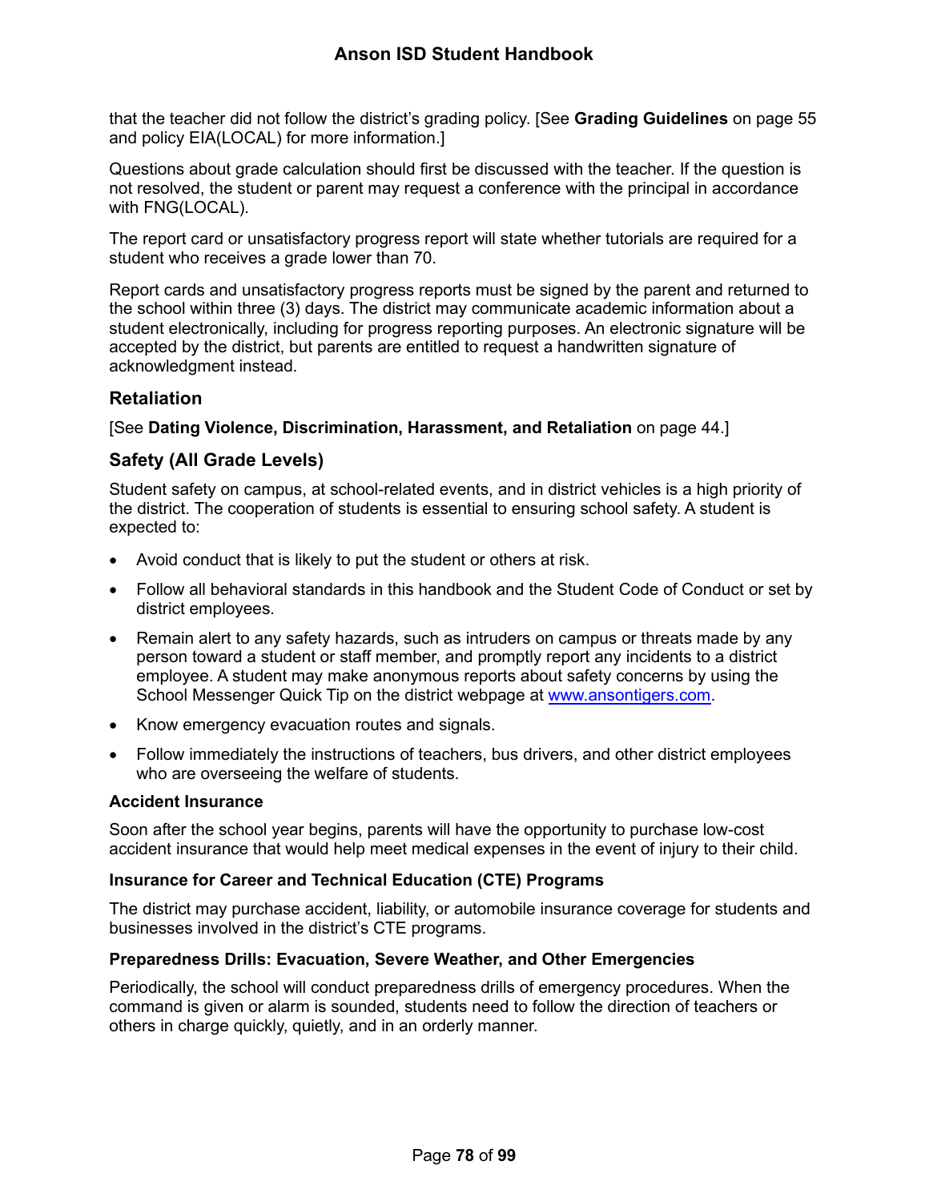that the teacher did not follow the district's grading policy. [See **Grading Guidelines** on page 55 and policy EIA(LOCAL) for more information.]

Questions about grade calculation should first be discussed with the teacher. If the question is not resolved, the student or parent may request a conference with the principal in accordance with FNG(LOCAL).

The report card or unsatisfactory progress report will state whether tutorials are required for a student who receives a grade lower than 70.

Report cards and unsatisfactory progress reports must be signed by the parent and returned to the school within three (3) days. The district may communicate academic information about a student electronically, including for progress reporting purposes. An electronic signature will be accepted by the district, but parents are entitled to request a handwritten signature of acknowledgment instead.

## Retaliation

[See **Dating Violence, Discrimination, Harassment, and Retaliation** on page 44.]

## Safety (All Grade Levels)

Student safety on campus, at school-related events, and in district vehicles is a high priority of the district. The cooperation of students is essential to ensuring school safety. A student is expected to:

- Avoid conduct that is likely to put the student or others at risk.
- Follow all behavioral standards in this handbook and the Student Code of Conduct or set by district employees.
- Remain alert to any safety hazards, such as intruders on campus or threats made by any person toward a student or staff member, and promptly report any incidents to a district employee. A student may make anonymous reports about safety concerns by using the School Messenger Quick Tip on the district webpage at www.ansontigers.com.
- Know emergency evacuation routes and signals.
- Follow immediately the instructions of teachers, bus drivers, and other district employees who are overseeing the welfare of students.

### Accident Insurance

Soon after the school year begins, parents will have the opportunity to purchase low-cost accident insurance that would help meet medical expenses in the event of injury to their child.

### Insurance for Career and Technical Education (CTE) Programs

The district may purchase accident, liability, or automobile insurance coverage for students and businesses involved in the district's CTE programs.

### Preparedness Drills: Evacuation, Severe Weather, and Other Emergencies

Periodically, the school will conduct preparedness drills of emergency procedures. When the command is given or alarm is sounded, students need to follow the direction of teachers or others in charge quickly, quietly, and in an orderly manner.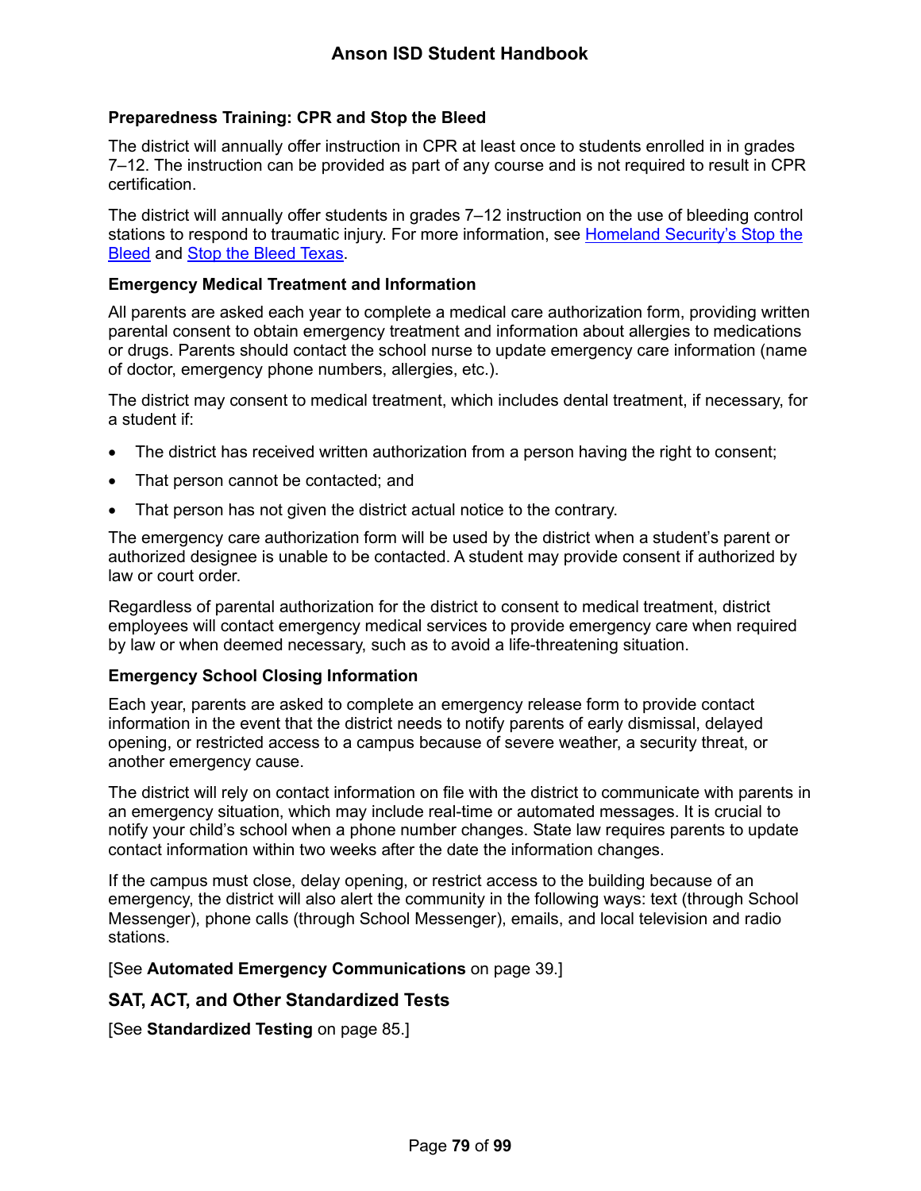#### Preparedness Training: CPR and Stop the Bleed

The district will annually offer instruction in CPR at least once to students enrolled in in grades 7–12. The instruction can be provided as part of any course and is not required to result in CPR certification.

The district will annually offer students in grades 7–12 instruction on the use of bleeding control stations to respond to traumatic injury. For more information, see [Homeland Security's Stop the Bleed]() and [Stop the Bleed Texas]().

#### Emergency Medical Treatment and Information

All parents are asked each year to complete a medical care authorization form, providing written parental consent to obtain emergency treatment and information about allergies to medications or drugs. Parents should contact the school nurse to update emergency care information (name of doctor, emergency phone numbers, allergies, etc.).

The district may consent to medical treatment, which includes dental treatment, if necessary, for a student if:

- The district has received written authorization from a person having the right to consent;
- That person cannot be contacted; and
- That person has not given the district actual notice to the contrary.

The emergency care authorization form will be used by the district when a student's parent or authorized designee is unable to be contacted. A student may provide consent if authorized by law or court order.

Regardless of parental authorization for the district to consent to medical treatment, district employees will contact emergency medical services to provide emergency care when required by law or when deemed necessary, such as to avoid a life-threatening situation.

#### Emergency School Closing Information

Each year, parents are asked to complete an emergency release form to provide contact information in the event that the district needs to notify parents of early dismissal, delayed opening, or restricted access to a campus because of severe weather, a security threat, or another emergency cause.

The district will rely on contact information on file with the district to communicate with parents in an emergency situation, which may include real-time or automated messages. It is crucial to notify your child's school when a phone number changes. State law requires parents to update contact information within two weeks after the date the information changes.

If the campus must close, delay opening, or restrict access to the building because of an emergency, the district will also alert the community in the following ways: text (through School Messenger), phone calls (through School Messenger), emails, and local television and radio stations.

[See **Automated Emergency Communications** on page 39.]

### SAT, ACT, and Other Standardized Tests

[See **Standardized Testing** on page 85.]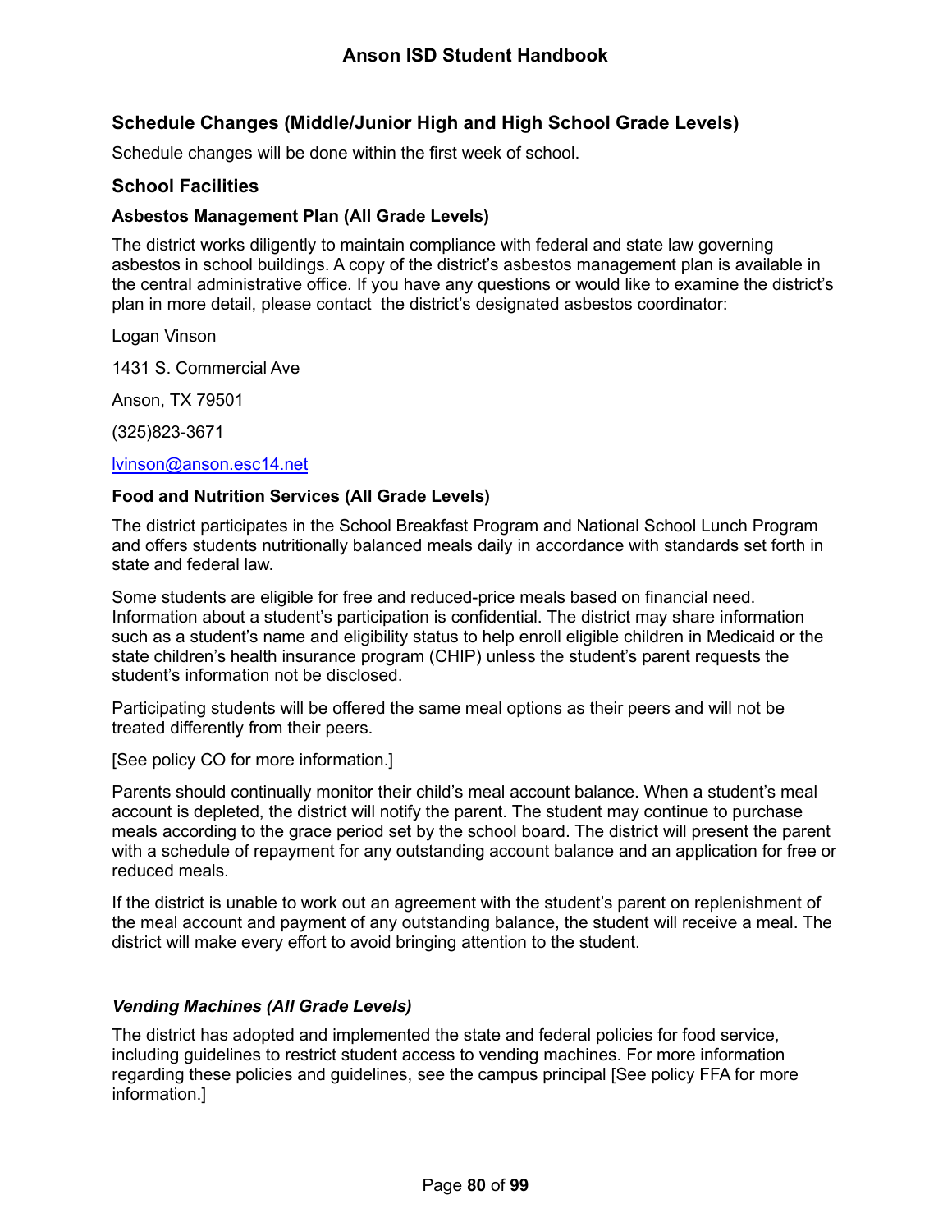## Schedule Changes (Middle/Junior High and High School Grade Levels)

Schedule changes will be done within the first week of school.

## School Facilities

### Asbestos Management Plan (All Grade Levels)

The district works diligently to maintain compliance with federal and state law governing asbestos in school buildings. A copy of the district's asbestos management plan is available in the central administrative office. If you have any questions or would like to examine the district's plan in more detail, please contact the district's designated asbestos coordinator:

Logan Vinson

1431 S. Commercial Ave

Anson, TX 79501

(325)823-3671

lvinson@anson.esc14.net

### Food and Nutrition Services (All Grade Levels)

The district participates in the School Breakfast Program and National School Lunch Program and offers students nutritionally balanced meals daily in accordance with standards set forth in state and federal law.

Some students are eligible for free and reduced-price meals based on financial need. Information about a student's participation is confidential. The district may share information such as a student's name and eligibility status to help enroll eligible children in Medicaid or the state children's health insurance program (CHIP) unless the student's parent requests the student's information not be disclosed.

Participating students will be offered the same meal options as their peers and will not be treated differently from their peers.

[See policy CO for more information.]

Parents should continually monitor their child's meal account balance. When a student's meal account is depleted, the district will notify the parent. The student may continue to purchase meals according to the grace period set by the school board. The district will present the parent with a schedule of repayment for any outstanding account balance and an application for free or reduced meals.

If the district is unable to work out an agreement with the student's parent on replenishment of the meal account and payment of any outstanding balance, the student will receive a meal. The district will make every effort to avoid bringing attention to the student.

#### *Vending Machines (All Grade Levels)*

The district has adopted and implemented the state and federal policies for food service, including guidelines to restrict student access to vending machines. For more information regarding these policies and guidelines, see the campus principal [See policy FFA for more information.]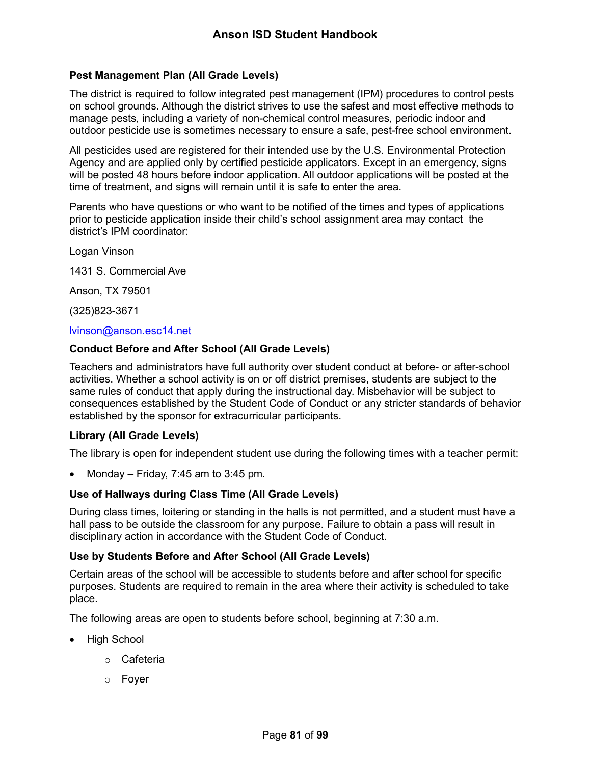### Pest Management Plan (All Grade Levels)

The district is required to follow integrated pest management (IPM) procedures to control pests on school grounds. Although the district strives to use the safest and most effective methods to manage pests, including a variety of non-chemical control measures, periodic indoor and outdoor pesticide use is sometimes necessary to ensure a safe, pest-free school environment.

All pesticides used are registered for their intended use by the U.S. Environmental Protection Agency and are applied only by certified pesticide applicators. Except in an emergency, signs will be posted 48 hours before indoor application. All outdoor applications will be posted at the time of treatment, and signs will remain until it is safe to enter the area.

Parents who have questions or who want to be notified of the times and types of applications prior to pesticide application inside their child's school assignment area may contact the district's IPM coordinator:

Logan Vinson

1431 S. Commercial Ave

Anson, TX 79501

(325)823-3671

lvinson@anson.esc14.net

### Conduct Before and After School (All Grade Levels)

Teachers and administrators have full authority over student conduct at before- or after-school activities. Whether a school activity is on or off district premises, students are subject to the same rules of conduct that apply during the instructional day. Misbehavior will be subject to consequences established by the Student Code of Conduct or any stricter standards of behavior established by the sponsor for extracurricular participants.

### Library (All Grade Levels)

The library is open for independent student use during the following times with a teacher permit:

- Monday – Friday, 7:45 am to 3:45 pm.

### Use of Hallways during Class Time (All Grade Levels)

During class times, loitering or standing in the halls is not permitted, and a student must have a hall pass to be outside the classroom for any purpose. Failure to obtain a pass will result in disciplinary action in accordance with the Student Code of Conduct.

### Use by Students Before and After School (All Grade Levels)

Certain areas of the school will be accessible to students before and after school for specific purposes. Students are required to remain in the area where their activity is scheduled to take place.

The following areas are open to students before school, beginning at 7:30 a.m.

- High School
  - Cafeteria
  - Foyer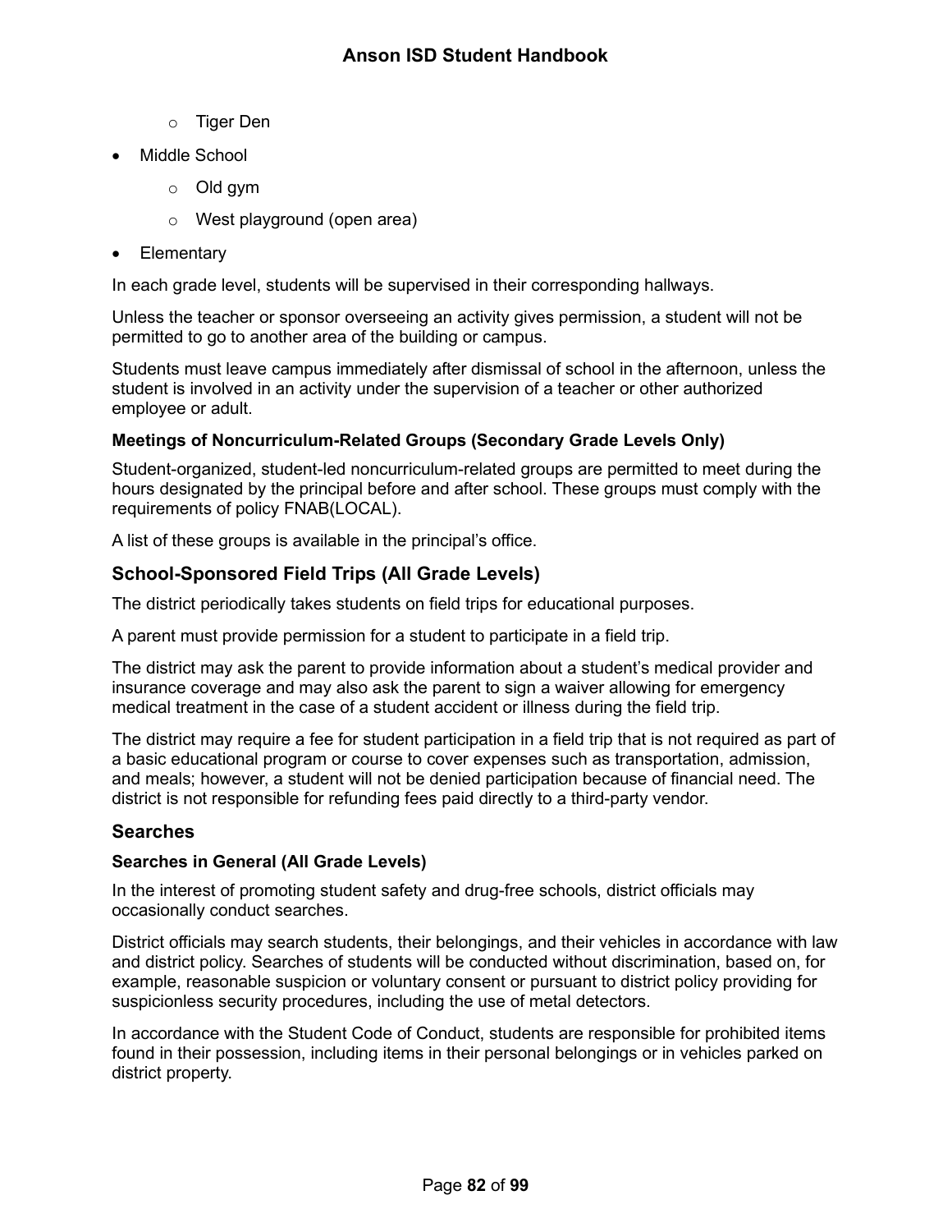- Tiger Den
- Middle School
    - Old gym
    - West playground (open area)
- Elementary

In each grade level, students will be supervised in their corresponding hallways.

Unless the teacher or sponsor overseeing an activity gives permission, a student will not be permitted to go to another area of the building or campus.

Students must leave campus immediately after dismissal of school in the afternoon, unless the student is involved in an activity under the supervision of a teacher or other authorized employee or adult.

#### Meetings of Noncurriculum-Related Groups (Secondary Grade Levels Only)

Student-organized, student-led noncurriculum-related groups are permitted to meet during the hours designated by the principal before and after school. These groups must comply with the requirements of policy FNAB(LOCAL).

A list of these groups is available in the principal's office.

### School-Sponsored Field Trips (All Grade Levels)

The district periodically takes students on field trips for educational purposes.

A parent must provide permission for a student to participate in a field trip.

The district may ask the parent to provide information about a student's medical provider and insurance coverage and may also ask the parent to sign a waiver allowing for emergency medical treatment in the case of a student accident or illness during the field trip.

The district may require a fee for student participation in a field trip that is not required as part of a basic educational program or course to cover expenses such as transportation, admission, and meals; however, a student will not be denied participation because of financial need. The district is not responsible for refunding fees paid directly to a third-party vendor.

### Searches

#### Searches in General (All Grade Levels)

In the interest of promoting student safety and drug-free schools, district officials may occasionally conduct searches.

District officials may search students, their belongings, and their vehicles in accordance with law and district policy. Searches of students will be conducted without discrimination, based on, for example, reasonable suspicion or voluntary consent or pursuant to district policy providing for suspicionless security procedures, including the use of metal detectors.

In accordance with the Student Code of Conduct, students are responsible for prohibited items found in their possession, including items in their personal belongings or in vehicles parked on district property.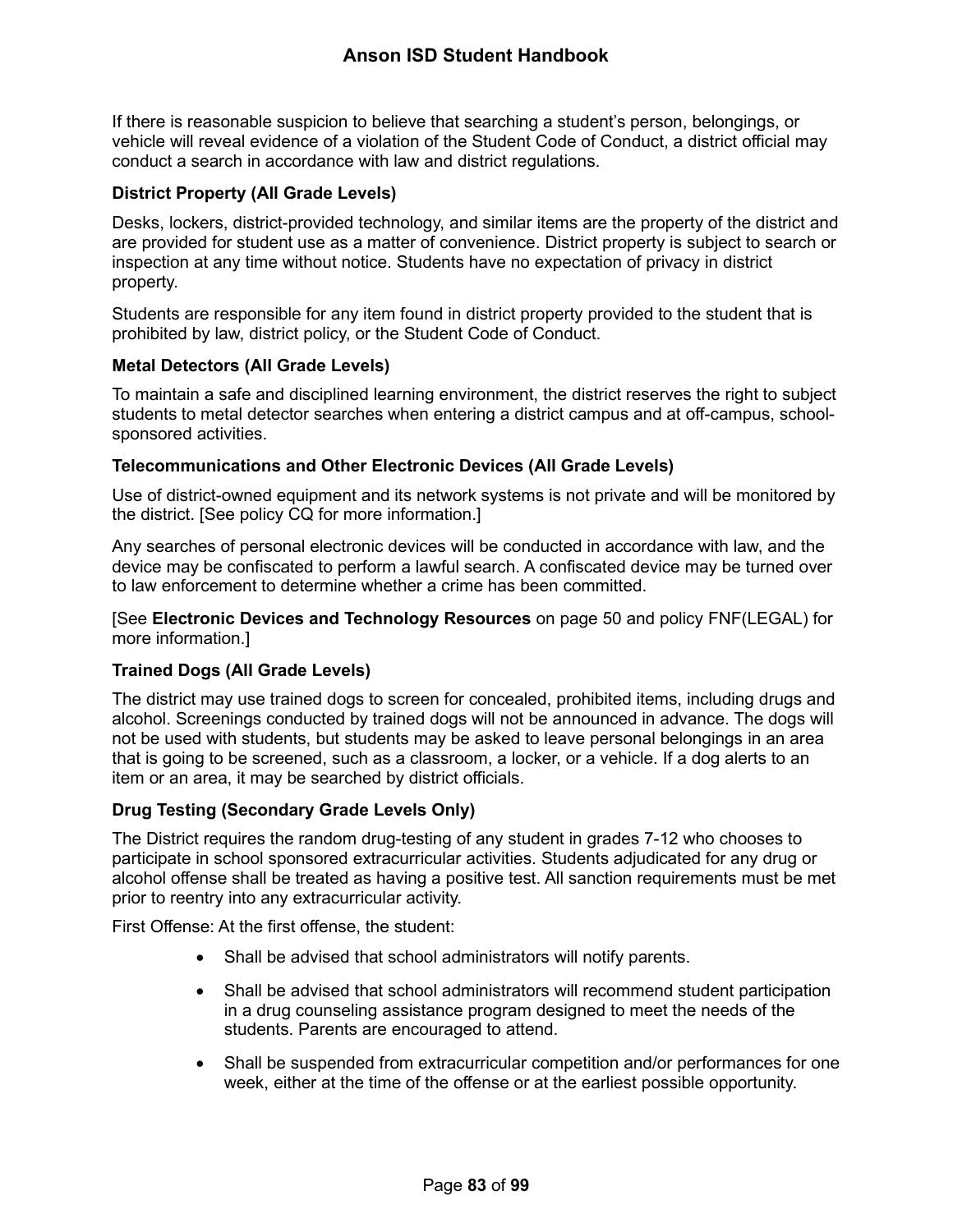If there is reasonable suspicion to believe that searching a student's person, belongings, or vehicle will reveal evidence of a violation of the Student Code of Conduct, a district official may conduct a search in accordance with law and district regulations.

**District Property (All Grade Levels)**

Desks, lockers, district-provided technology, and similar items are the property of the district and are provided for student use as a matter of convenience. District property is subject to search or inspection at any time without notice. Students have no expectation of privacy in district property.

Students are responsible for any item found in district property provided to the student that is prohibited by law, district policy, or the Student Code of Conduct.

**Metal Detectors (All Grade Levels)**

To maintain a safe and disciplined learning environment, the district reserves the right to subject students to metal detector searches when entering a district campus and at off-campus, school-sponsored activities.

**Telecommunications and Other Electronic Devices (All Grade Levels)**

Use of district-owned equipment and its network systems is not private and will be monitored by the district. [See policy CQ for more information.]

Any searches of personal electronic devices will be conducted in accordance with law, and the device may be confiscated to perform a lawful search. A confiscated device may be turned over to law enforcement to determine whether a crime has been committed.

[See **Electronic Devices and Technology Resources** on page 50 and policy FNF(LEGAL) for more information.]

**Trained Dogs (All Grade Levels)**

The district may use trained dogs to screen for concealed, prohibited items, including drugs and alcohol. Screenings conducted by trained dogs will not be announced in advance. The dogs will not be used with students, but students may be asked to leave personal belongings in an area that is going to be screened, such as a classroom, a locker, or a vehicle. If a dog alerts to an item or an area, it may be searched by district officials.

**Drug Testing (Secondary Grade Levels Only)**

The District requires the random drug-testing of any student in grades 7-12 who chooses to participate in school sponsored extracurricular activities. Students adjudicated for any drug or alcohol offense shall be treated as having a positive test. All sanction requirements must be met prior to reentry into any extracurricular activity.

First Offense: At the first offense, the student:

- Shall be advised that school administrators will notify parents.
- Shall be advised that school administrators will recommend student participation in a drug counseling assistance program designed to meet the needs of the students. Parents are encouraged to attend.
- Shall be suspended from extracurricular competition and/or performances for one week, either at the time of the offense or at the earliest possible opportunity.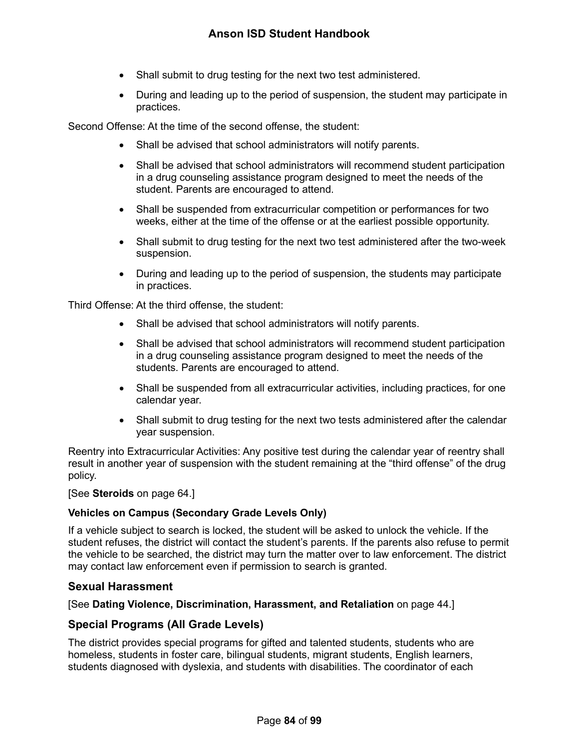- Shall submit to drug testing for the next two test administered.
- During and leading up to the period of suspension, the student may participate in practices.

Second Offense: At the time of the second offense, the student:

- Shall be advised that school administrators will notify parents.
- Shall be advised that school administrators will recommend student participation in a drug counseling assistance program designed to meet the needs of the student. Parents are encouraged to attend.
- Shall be suspended from extracurricular competition or performances for two weeks, either at the time of the offense or at the earliest possible opportunity.
- Shall submit to drug testing for the next two test administered after the two-week suspension.
- During and leading up to the period of suspension, the students may participate in practices.

Third Offense: At the third offense, the student:

- Shall be advised that school administrators will notify parents.
- Shall be advised that school administrators will recommend student participation in a drug counseling assistance program designed to meet the needs of the students. Parents are encouraged to attend.
- Shall be suspended from all extracurricular activities, including practices, for one calendar year.
- Shall submit to drug testing for the next two tests administered after the calendar year suspension.

Reentry into Extracurricular Activities: Any positive test during the calendar year of reentry shall result in another year of suspension with the student remaining at the "third offense" of the drug policy.

[See **Steroids** on page 64.]

#### Vehicles on Campus (Secondary Grade Levels Only)

If a vehicle subject to search is locked, the student will be asked to unlock the vehicle. If the student refuses, the district will contact the student's parents. If the parents also refuse to permit the vehicle to be searched, the district may turn the matter over to law enforcement. The district may contact law enforcement even if permission to search is granted.

### Sexual Harassment

[See **Dating Violence, Discrimination, Harassment, and Retaliation** on page 44.]

### Special Programs (All Grade Levels)

The district provides special programs for gifted and talented students, students who are homeless, students in foster care, bilingual students, migrant students, English learners, students diagnosed with dyslexia, and students with disabilities. The coordinator of each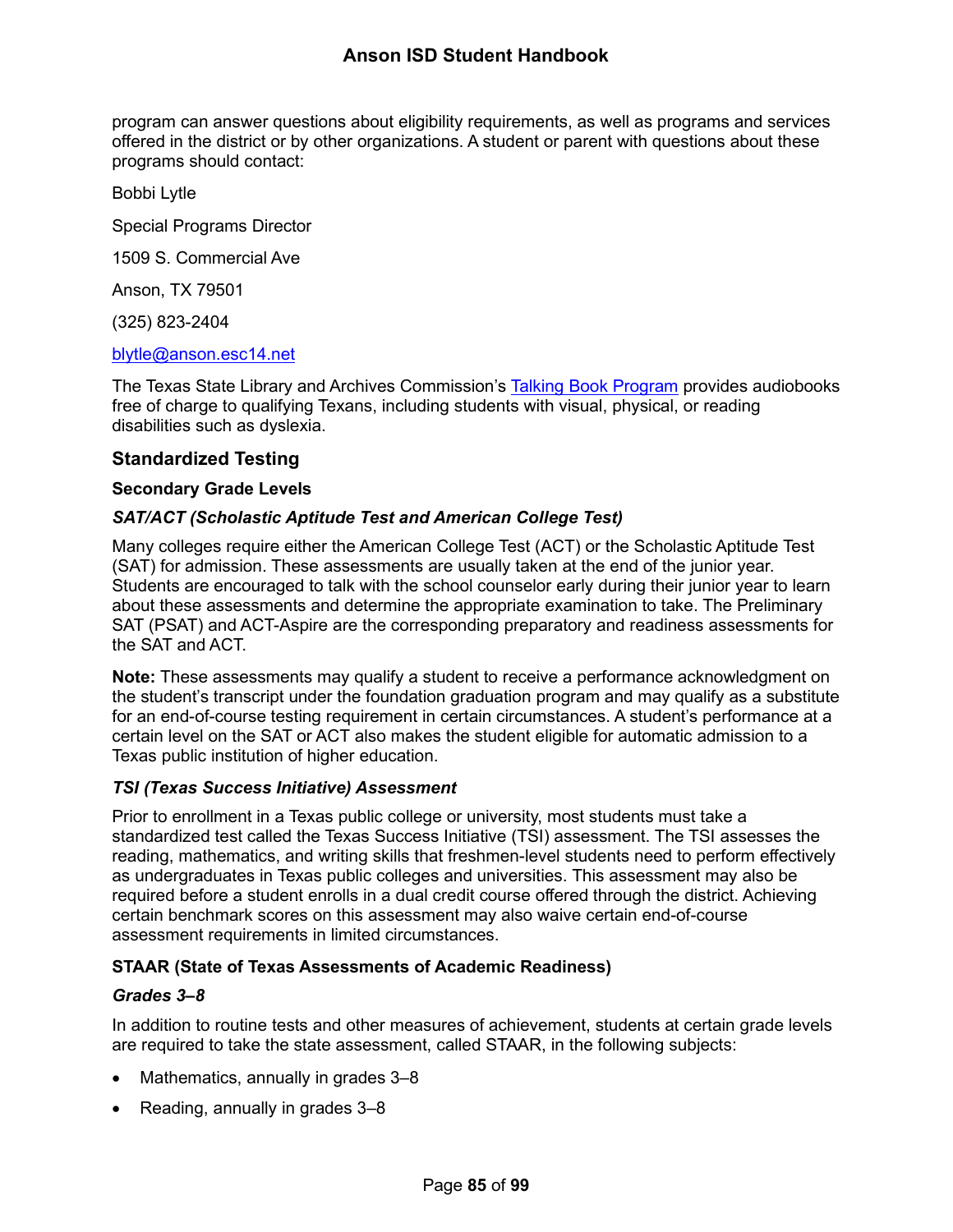program can answer questions about eligibility requirements, as well as programs and services offered in the district or by other organizations. A student or parent with questions about these programs should contact:

Bobbi Lytle

Special Programs Director

1509 S. Commercial Ave

Anson, TX 79501

(325) 823-2404

[blytle@anson.esc14.net](mailto:blytle@anson.esc14.net)

The Texas State Library and Archives Commission's [Talking Book Program](#) provides audiobooks free of charge to qualifying Texans, including students with visual, physical, or reading disabilities such as dyslexia.

## Standardized Testing

### Secondary Grade Levels

#### *SAT/ACT (Scholastic Aptitude Test and American College Test)*

Many colleges require either the American College Test (ACT) or the Scholastic Aptitude Test (SAT) for admission. These assessments are usually taken at the end of the junior year. Students are encouraged to talk with the school counselor early during their junior year to learn about these assessments and determine the appropriate examination to take. The Preliminary SAT (PSAT) and ACT-Aspire are the corresponding preparatory and readiness assessments for the SAT and ACT.

**Note:** These assessments may qualify a student to receive a performance acknowledgment on the student's transcript under the foundation graduation program and may qualify as a substitute for an end-of-course testing requirement in certain circumstances. A student's performance at a certain level on the SAT or ACT also makes the student eligible for automatic admission to a Texas public institution of higher education.

#### *TSI (Texas Success Initiative) Assessment*

Prior to enrollment in a Texas public college or university, most students must take a standardized test called the Texas Success Initiative (TSI) assessment. The TSI assesses the reading, mathematics, and writing skills that freshmen-level students need to perform effectively as undergraduates in Texas public colleges and universities. This assessment may also be required before a student enrolls in a dual credit course offered through the district. Achieving certain benchmark scores on this assessment may also waive certain end-of-course assessment requirements in limited circumstances.

### STAAR (State of Texas Assessments of Academic Readiness)

#### *Grades 3–8*

In addition to routine tests and other measures of achievement, students at certain grade levels are required to take the state assessment, called STAAR, in the following subjects:

- Mathematics, annually in grades 3–8
- Reading, annually in grades 3–8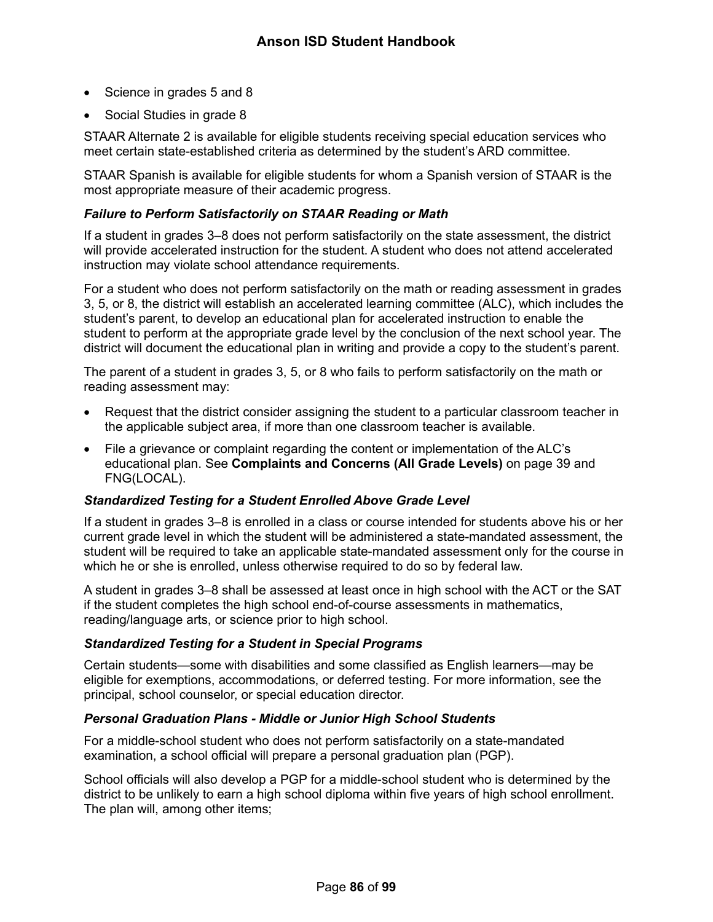- Science in grades 5 and 8
- Social Studies in grade 8

STAAR Alternate 2 is available for eligible students receiving special education services who meet certain state-established criteria as determined by the student's ARD committee.

STAAR Spanish is available for eligible students for whom a Spanish version of STAAR is the most appropriate measure of their academic progress.

#### *Failure to Perform Satisfactorily on STAAR Reading or Math*

If a student in grades 3–8 does not perform satisfactorily on the state assessment, the district will provide accelerated instruction for the student. A student who does not attend accelerated instruction may violate school attendance requirements.

For a student who does not perform satisfactorily on the math or reading assessment in grades 3, 5, or 8, the district will establish an accelerated learning committee (ALC), which includes the student's parent, to develop an educational plan for accelerated instruction to enable the student to perform at the appropriate grade level by the conclusion of the next school year. The district will document the educational plan in writing and provide a copy to the student's parent.

The parent of a student in grades 3, 5, or 8 who fails to perform satisfactorily on the math or reading assessment may:

- Request that the district consider assigning the student to a particular classroom teacher in the applicable subject area, if more than one classroom teacher is available.
- File a grievance or complaint regarding the content or implementation of the ALC's educational plan. See **Complaints and Concerns (All Grade Levels)** on page 39 and FNG(LOCAL).

#### *Standardized Testing for a Student Enrolled Above Grade Level*

If a student in grades 3–8 is enrolled in a class or course intended for students above his or her current grade level in which the student will be administered a state-mandated assessment, the student will be required to take an applicable state-mandated assessment only for the course in which he or she is enrolled, unless otherwise required to do so by federal law.

A student in grades 3–8 shall be assessed at least once in high school with the ACT or the SAT if the student completes the high school end-of-course assessments in mathematics, reading/language arts, or science prior to high school.

#### *Standardized Testing for a Student in Special Programs*

Certain students—some with disabilities and some classified as English learners—may be eligible for exemptions, accommodations, or deferred testing. For more information, see the principal, school counselor, or special education director.

#### *Personal Graduation Plans - Middle or Junior High School Students*

For a middle-school student who does not perform satisfactorily on a state-mandated examination, a school official will prepare a personal graduation plan (PGP).

School officials will also develop a PGP for a middle-school student who is determined by the district to be unlikely to earn a high school diploma within five years of high school enrollment. The plan will, among other items;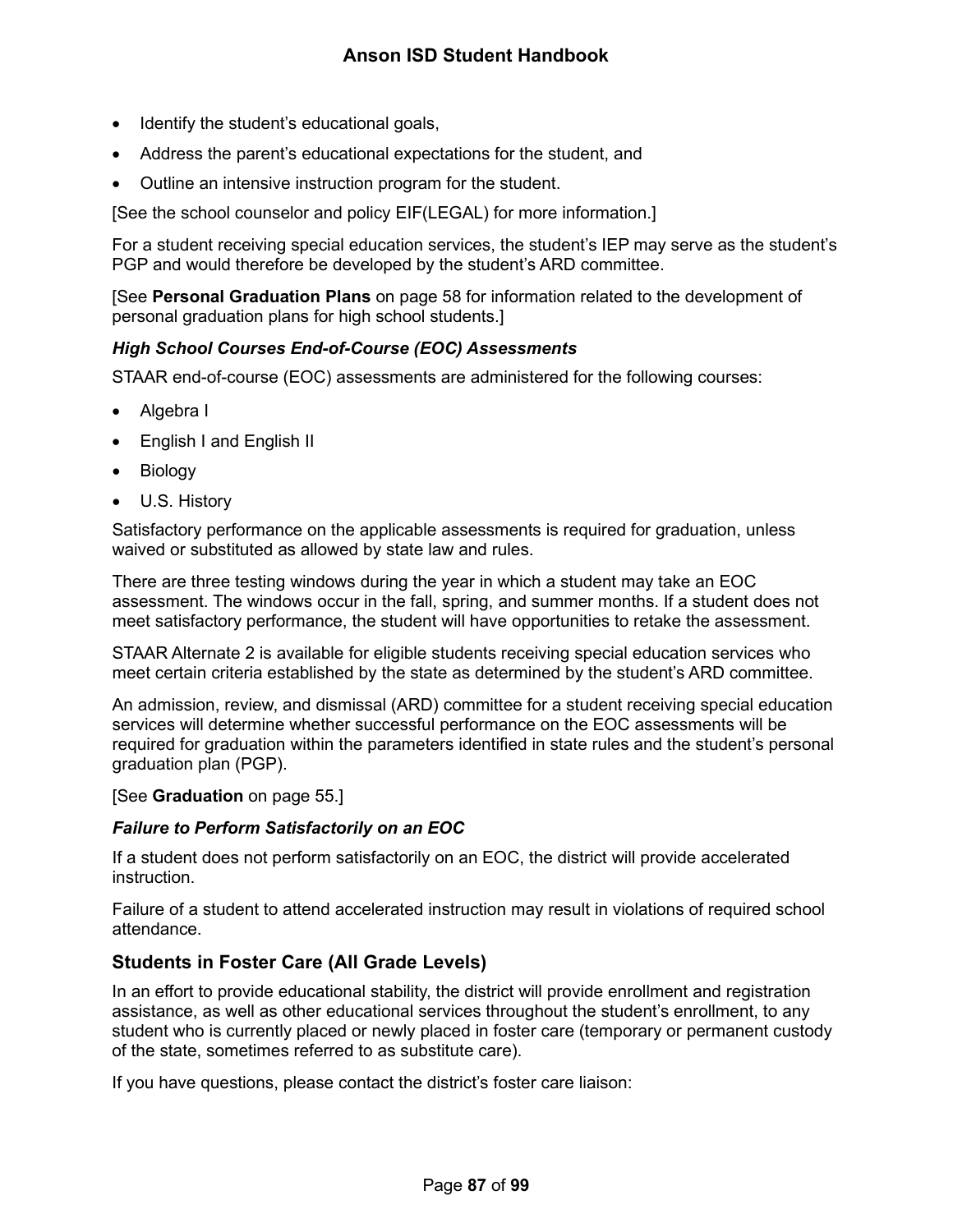- Identify the student's educational goals,
- Address the parent's educational expectations for the student, and
- Outline an intensive instruction program for the student.

[See the school counselor and policy EIF(LEGAL) for more information.]

For a student receiving special education services, the student's IEP may serve as the student's PGP and would therefore be developed by the student's ARD committee.

[See **Personal Graduation Plans** on page 58 for information related to the development of personal graduation plans for high school students.]

#### *High School Courses End-of-Course (EOC) Assessments*

STAAR end-of-course (EOC) assessments are administered for the following courses:

- Algebra I
- English I and English II
- Biology
- U.S. History

Satisfactory performance on the applicable assessments is required for graduation, unless waived or substituted as allowed by state law and rules.

There are three testing windows during the year in which a student may take an EOC assessment. The windows occur in the fall, spring, and summer months. If a student does not meet satisfactory performance, the student will have opportunities to retake the assessment.

STAAR Alternate 2 is available for eligible students receiving special education services who meet certain criteria established by the state as determined by the student's ARD committee.

An admission, review, and dismissal (ARD) committee for a student receiving special education services will determine whether successful performance on the EOC assessments will be required for graduation within the parameters identified in state rules and the student's personal graduation plan (PGP).

[See **Graduation** on page 55.]

#### *Failure to Perform Satisfactorily on an EOC*

If a student does not perform satisfactorily on an EOC, the district will provide accelerated instruction.

Failure of a student to attend accelerated instruction may result in violations of required school attendance.

### Students in Foster Care (All Grade Levels)

In an effort to provide educational stability, the district will provide enrollment and registration assistance, as well as other educational services throughout the student's enrollment, to any student who is currently placed or newly placed in foster care (temporary or permanent custody of the state, sometimes referred to as substitute care).

If you have questions, please contact the district's foster care liaison: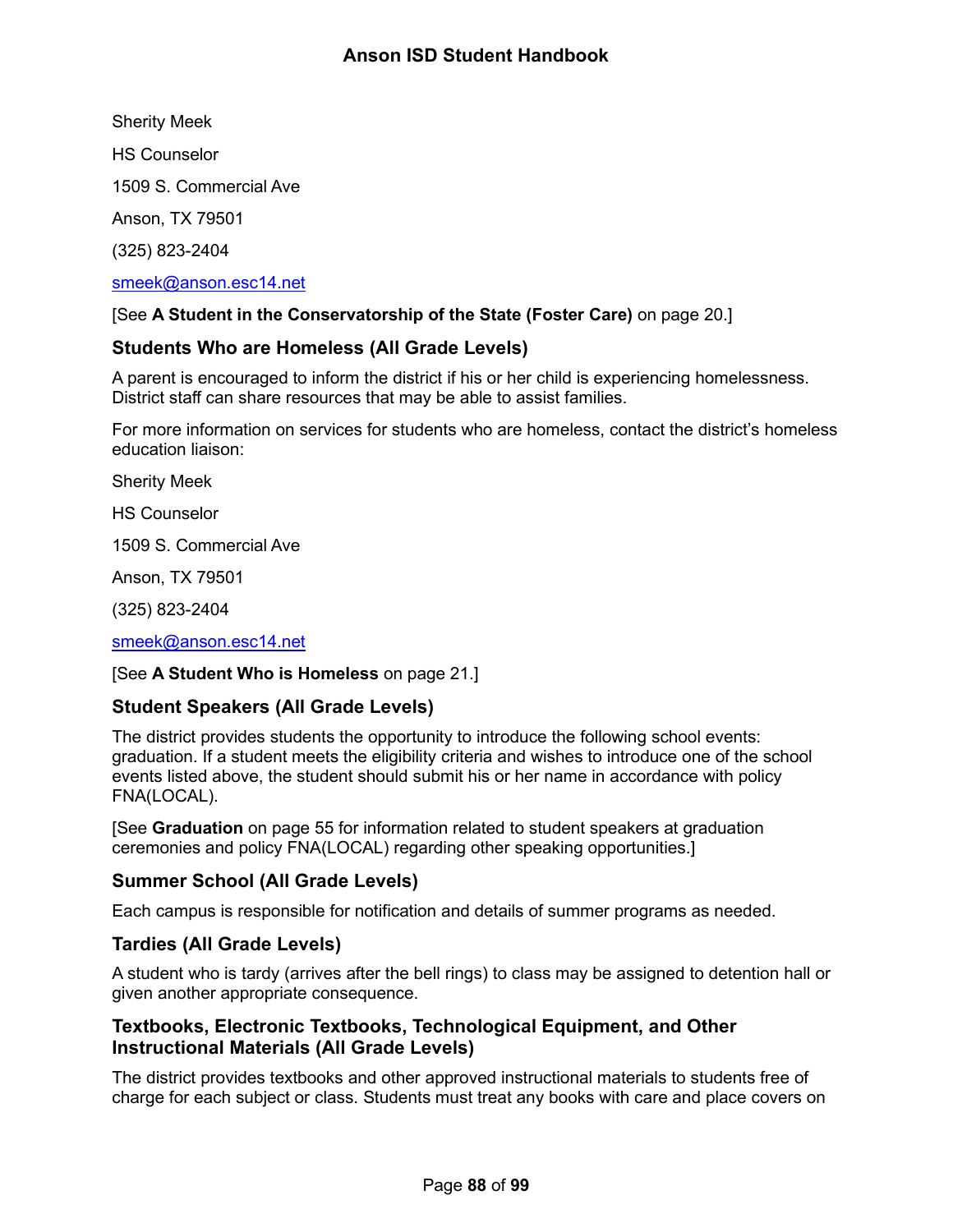Sherity Meek

HS Counselor

1509 S. Commercial Ave

Anson, TX 79501

(325) 823-2404

smeek@anson.esc14.net

[See **A Student in the Conservatorship of the State (Foster Care)** on page 20.]

### Students Who are Homeless (All Grade Levels)

A parent is encouraged to inform the district if his or her child is experiencing homelessness. District staff can share resources that may be able to assist families.

For more information on services for students who are homeless, contact the district's homeless education liaison:

Sherity Meek

HS Counselor

1509 S. Commercial Ave

Anson, TX 79501

(325) 823-2404

smeek@anson.esc14.net

[See **A Student Who is Homeless** on page 21.]

### Student Speakers (All Grade Levels)

The district provides students the opportunity to introduce the following school events: graduation. If a student meets the eligibility criteria and wishes to introduce one of the school events listed above, the student should submit his or her name in accordance with policy FNA(LOCAL).

[See **Graduation** on page 55 for information related to student speakers at graduation ceremonies and policy FNA(LOCAL) regarding other speaking opportunities.]

### Summer School (All Grade Levels)

Each campus is responsible for notification and details of summer programs as needed.

### Tardies (All Grade Levels)

A student who is tardy (arrives after the bell rings) to class may be assigned to detention hall or given another appropriate consequence.

### Textbooks, Electronic Textbooks, Technological Equipment, and Other Instructional Materials (All Grade Levels)

The district provides textbooks and other approved instructional materials to students free of charge for each subject or class. Students must treat any books with care and place covers on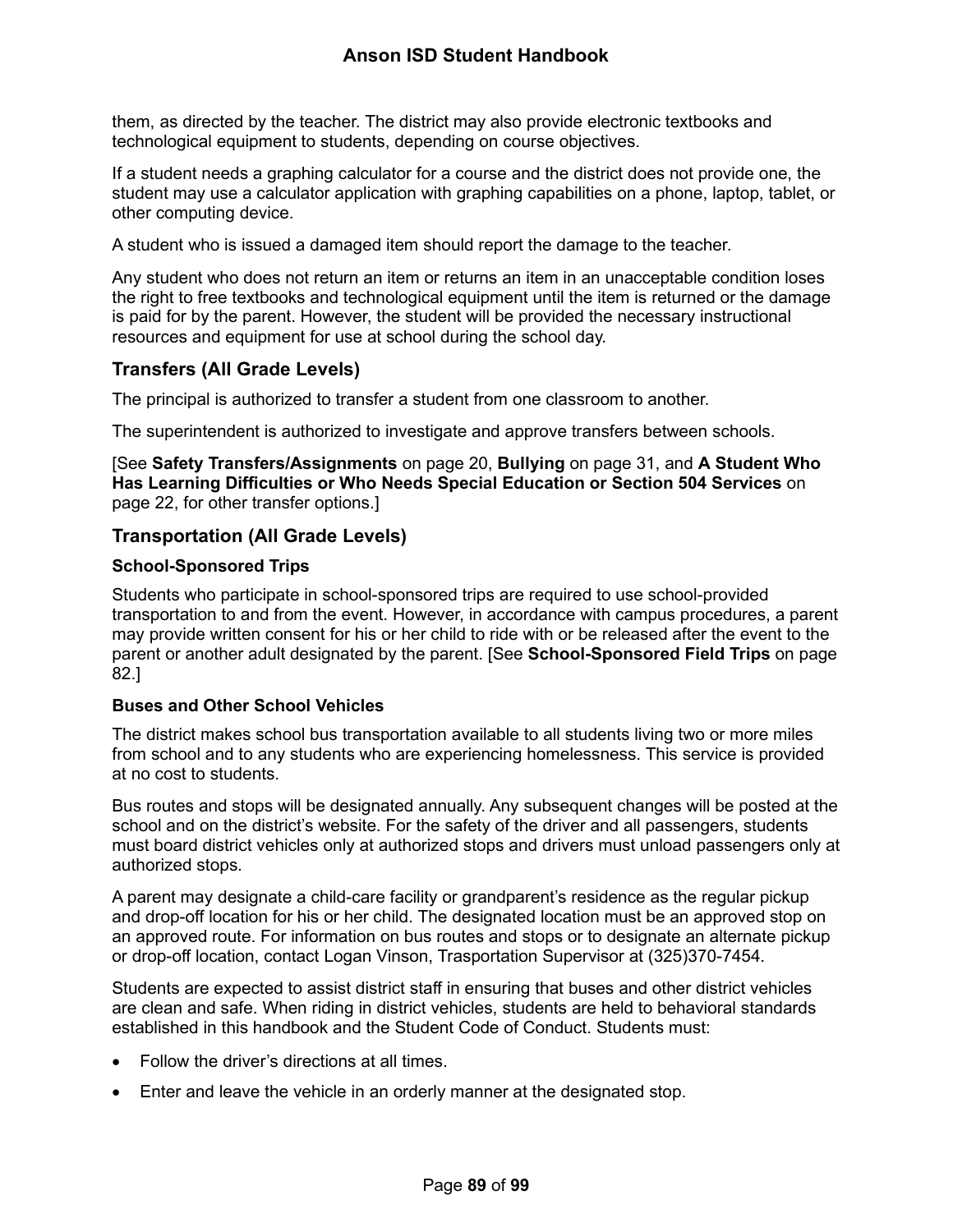them, as directed by the teacher. The district may also provide electronic textbooks and technological equipment to students, depending on course objectives.

If a student needs a graphing calculator for a course and the district does not provide one, the student may use a calculator application with graphing capabilities on a phone, laptop, tablet, or other computing device.

A student who is issued a damaged item should report the damage to the teacher.

Any student who does not return an item or returns an item in an unacceptable condition loses the right to free textbooks and technological equipment until the item is returned or the damage is paid for by the parent. However, the student will be provided the necessary instructional resources and equipment for use at school during the school day.

## Transfers (All Grade Levels)

The principal is authorized to transfer a student from one classroom to another.

The superintendent is authorized to investigate and approve transfers between schools.

[See **Safety Transfers/Assignments** on page 20, **Bullying** on page 31, and **A Student Who Has Learning Difficulties or Who Needs Special Education or Section 504 Services** on page 22, for other transfer options.]

## Transportation (All Grade Levels)

### School-Sponsored Trips

Students who participate in school-sponsored trips are required to use school-provided transportation to and from the event. However, in accordance with campus procedures, a parent may provide written consent for his or her child to ride with or be released after the event to the parent or another adult designated by the parent. [See **School-Sponsored Field Trips** on page 82.]

### Buses and Other School Vehicles

The district makes school bus transportation available to all students living two or more miles from school and to any students who are experiencing homelessness. This service is provided at no cost to students.

Bus routes and stops will be designated annually. Any subsequent changes will be posted at the school and on the district's website. For the safety of the driver and all passengers, students must board district vehicles only at authorized stops and drivers must unload passengers only at authorized stops.

A parent may designate a child-care facility or grandparent's residence as the regular pickup and drop-off location for his or her child. The designated location must be an approved stop on an approved route. For information on bus routes and stops or to designate an alternate pickup or drop-off location, contact Logan Vinson, Trasportation Supervisor at (325)370-7454.

Students are expected to assist district staff in ensuring that buses and other district vehicles are clean and safe. When riding in district vehicles, students are held to behavioral standards established in this handbook and the Student Code of Conduct. Students must:

- Follow the driver's directions at all times.
- Enter and leave the vehicle in an orderly manner at the designated stop.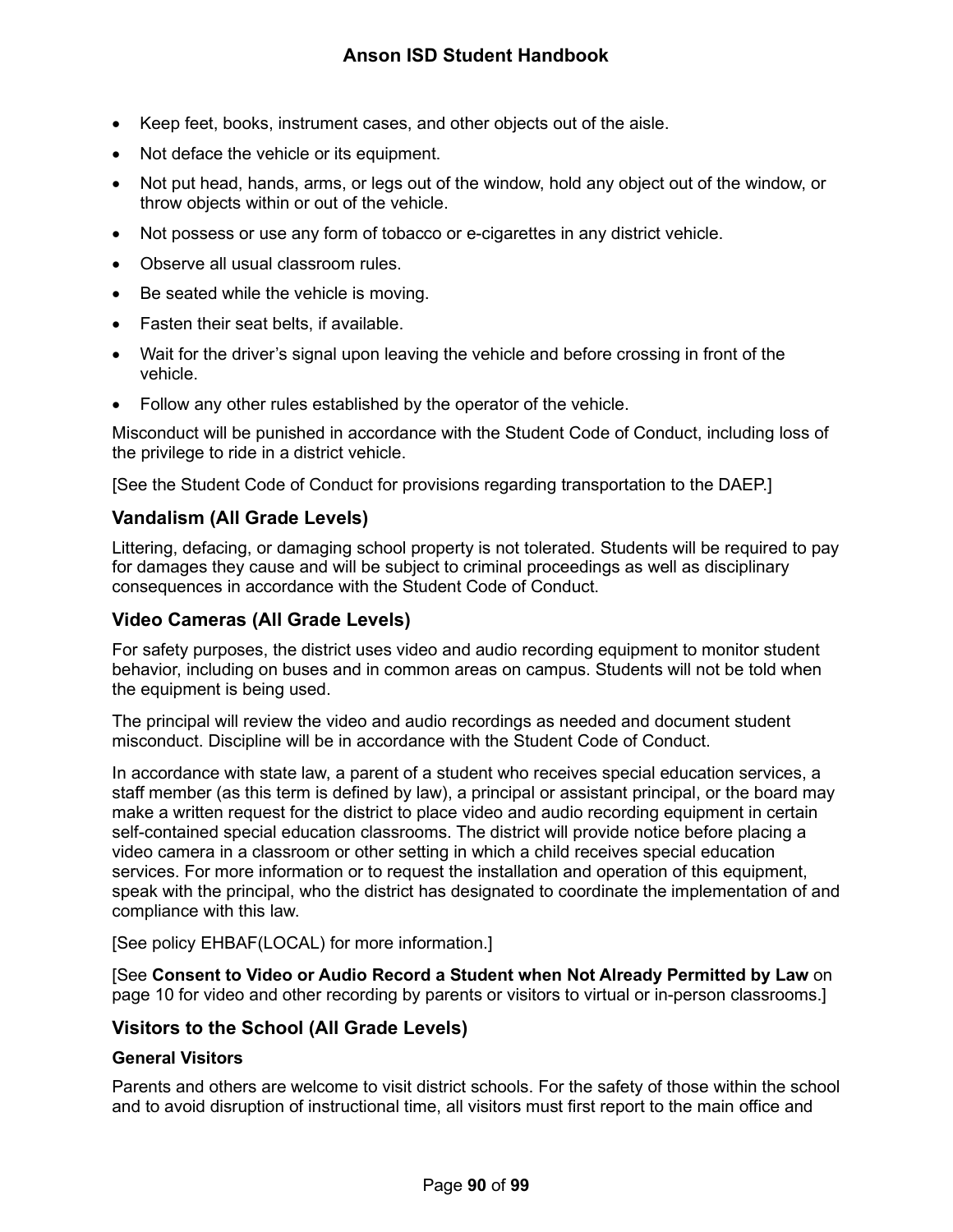- Keep feet, books, instrument cases, and other objects out of the aisle.
- Not deface the vehicle or its equipment.
- Not put head, hands, arms, or legs out of the window, hold any object out of the window, or throw objects within or out of the vehicle.
- Not possess or use any form of tobacco or e-cigarettes in any district vehicle.
- Observe all usual classroom rules.
- Be seated while the vehicle is moving.
- Fasten their seat belts, if available.
- Wait for the driver's signal upon leaving the vehicle and before crossing in front of the vehicle.
- Follow any other rules established by the operator of the vehicle.

Misconduct will be punished in accordance with the Student Code of Conduct, including loss of the privilege to ride in a district vehicle.

[See the Student Code of Conduct for provisions regarding transportation to the DAEP.]

## Vandalism (All Grade Levels)

Littering, defacing, or damaging school property is not tolerated. Students will be required to pay for damages they cause and will be subject to criminal proceedings as well as disciplinary consequences in accordance with the Student Code of Conduct.

## Video Cameras (All Grade Levels)

For safety purposes, the district uses video and audio recording equipment to monitor student behavior, including on buses and in common areas on campus. Students will not be told when the equipment is being used.

The principal will review the video and audio recordings as needed and document student misconduct. Discipline will be in accordance with the Student Code of Conduct.

In accordance with state law, a parent of a student who receives special education services, a staff member (as this term is defined by law), a principal or assistant principal, or the board may make a written request for the district to place video and audio recording equipment in certain self-contained special education classrooms. The district will provide notice before placing a video camera in a classroom or other setting in which a child receives special education services. For more information or to request the installation and operation of this equipment, speak with the principal, who the district has designated to coordinate the implementation of and compliance with this law.

[See policy EHBAF(LOCAL) for more information.]

[See **Consent to Video or Audio Record a Student when Not Already Permitted by Law** on page 10 for video and other recording by parents or visitors to virtual or in-person classrooms.]

## Visitors to the School (All Grade Levels)

### General Visitors

Parents and others are welcome to visit district schools. For the safety of those within the school and to avoid disruption of instructional time, all visitors must first report to the main office and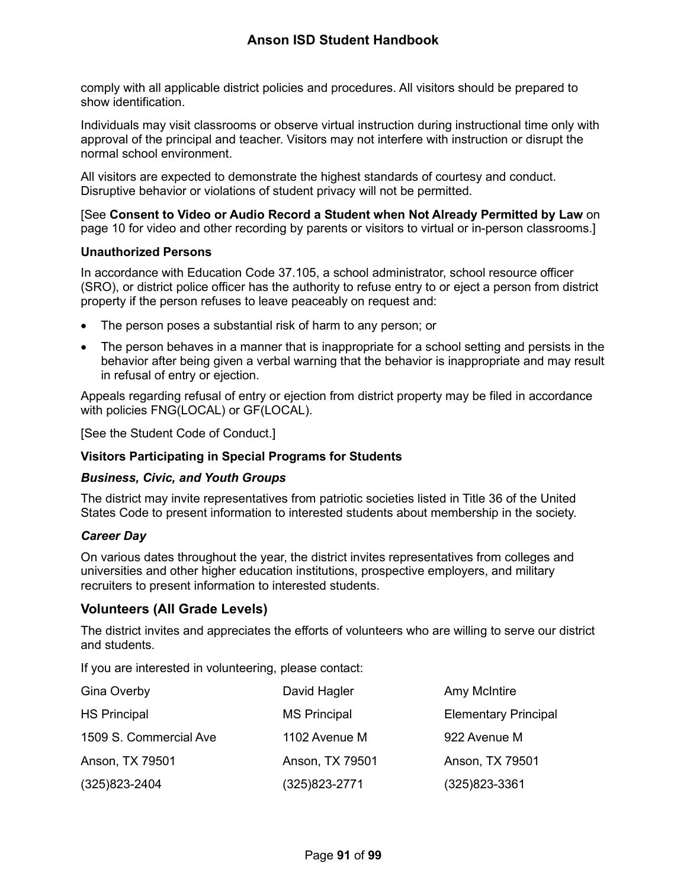comply with all applicable district policies and procedures. All visitors should be prepared to show identification.

Individuals may visit classrooms or observe virtual instruction during instructional time only with approval of the principal and teacher. Visitors may not interfere with instruction or disrupt the normal school environment.

All visitors are expected to demonstrate the highest standards of courtesy and conduct. Disruptive behavior or violations of student privacy will not be permitted.

[See **Consent to Video or Audio Record a Student when Not Already Permitted by Law** on page 10 for video and other recording by parents or visitors to virtual or in-person classrooms.]

### Unauthorized Persons

In accordance with Education Code 37.105, a school administrator, school resource officer (SRO), or district police officer has the authority to refuse entry to or eject a person from district property if the person refuses to leave peaceably on request and:

- The person poses a substantial risk of harm to any person; or
- The person behaves in a manner that is inappropriate for a school setting and persists in the behavior after being given a verbal warning that the behavior is inappropriate and may result in refusal of entry or ejection.

Appeals regarding refusal of entry or ejection from district property may be filed in accordance with policies FNG(LOCAL) or GF(LOCAL).

[See the Student Code of Conduct.]

### Visitors Participating in Special Programs for Students

#### *Business, Civic, and Youth Groups*

The district may invite representatives from patriotic societies listed in Title 36 of the United States Code to present information to interested students about membership in the society.

#### *Career Day*

On various dates throughout the year, the district invites representatives from colleges and universities and other higher education institutions, prospective employers, and military recruiters to present information to interested students.

## Volunteers (All Grade Levels)

The district invites and appreciates the efforts of volunteers who are willing to serve our district and students.

If you are interested in volunteering, please contact:

| Gina Overby | David Hagler | Amy McIntire |
|---|---|---|
| HS Principal | MS Principal | Elementary Principal |
| 1509 S. Commercial Ave | 1102 Avenue M | 922 Avenue M |
| Anson, TX 79501 | Anson, TX 79501 | Anson, TX 79501 |
| (325)823-2404 | (325)823-2771 | (325)823-3361 |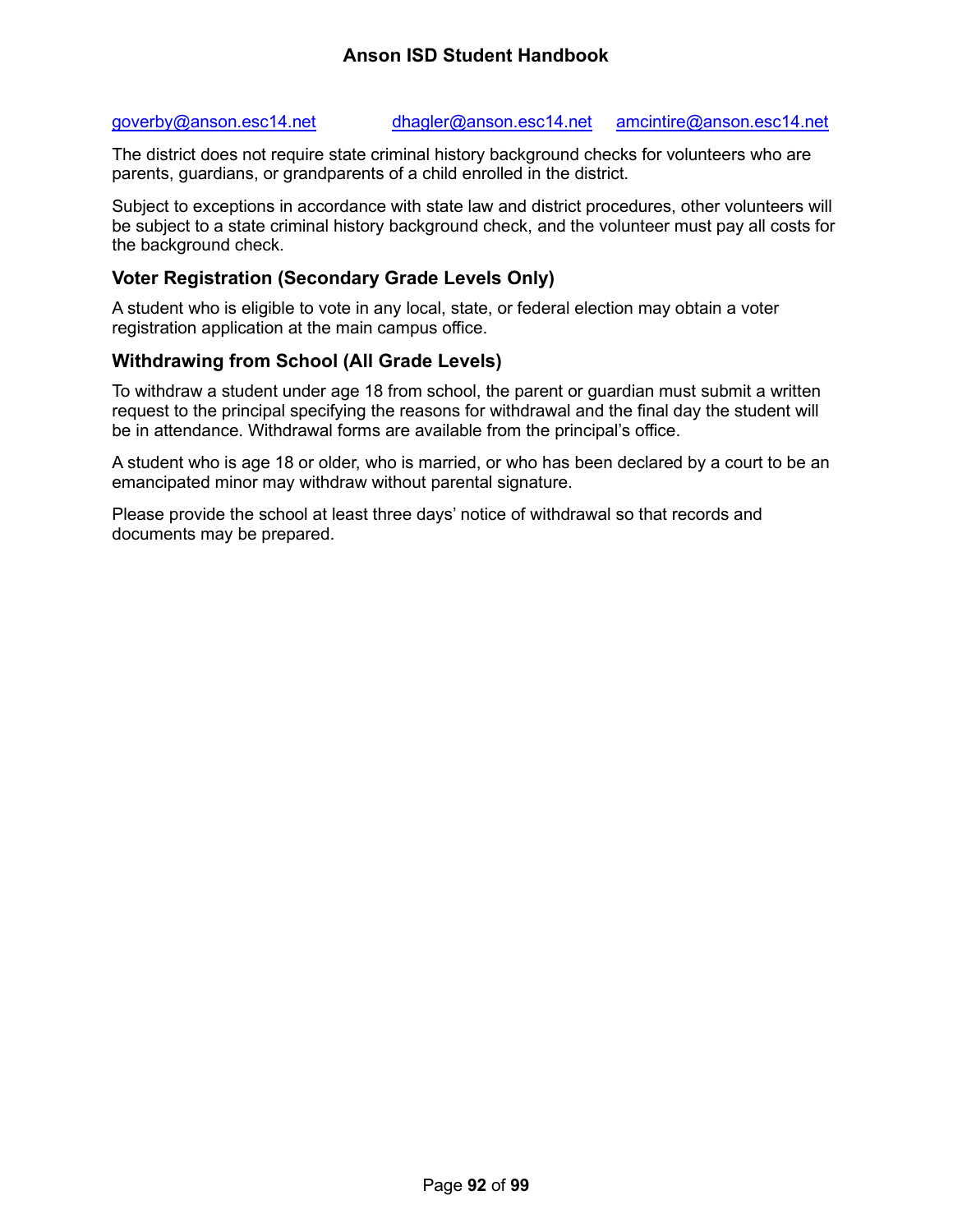goverby@anson.esc14.net dhagler@anson.esc14.net amcintire@anson.esc14.net

The district does not require state criminal history background checks for volunteers who are parents, guardians, or grandparents of a child enrolled in the district.

Subject to exceptions in accordance with state law and district procedures, other volunteers will be subject to a state criminal history background check, and the volunteer must pay all costs for the background check.

### Voter Registration (Secondary Grade Levels Only)

A student who is eligible to vote in any local, state, or federal election may obtain a voter registration application at the main campus office.

### Withdrawing from School (All Grade Levels)

To withdraw a student under age 18 from school, the parent or guardian must submit a written request to the principal specifying the reasons for withdrawal and the final day the student will be in attendance. Withdrawal forms are available from the principal's office.

A student who is age 18 or older, who is married, or who has been declared by a court to be an emancipated minor may withdraw without parental signature.

Please provide the school at least three days' notice of withdrawal so that records and documents may be prepared.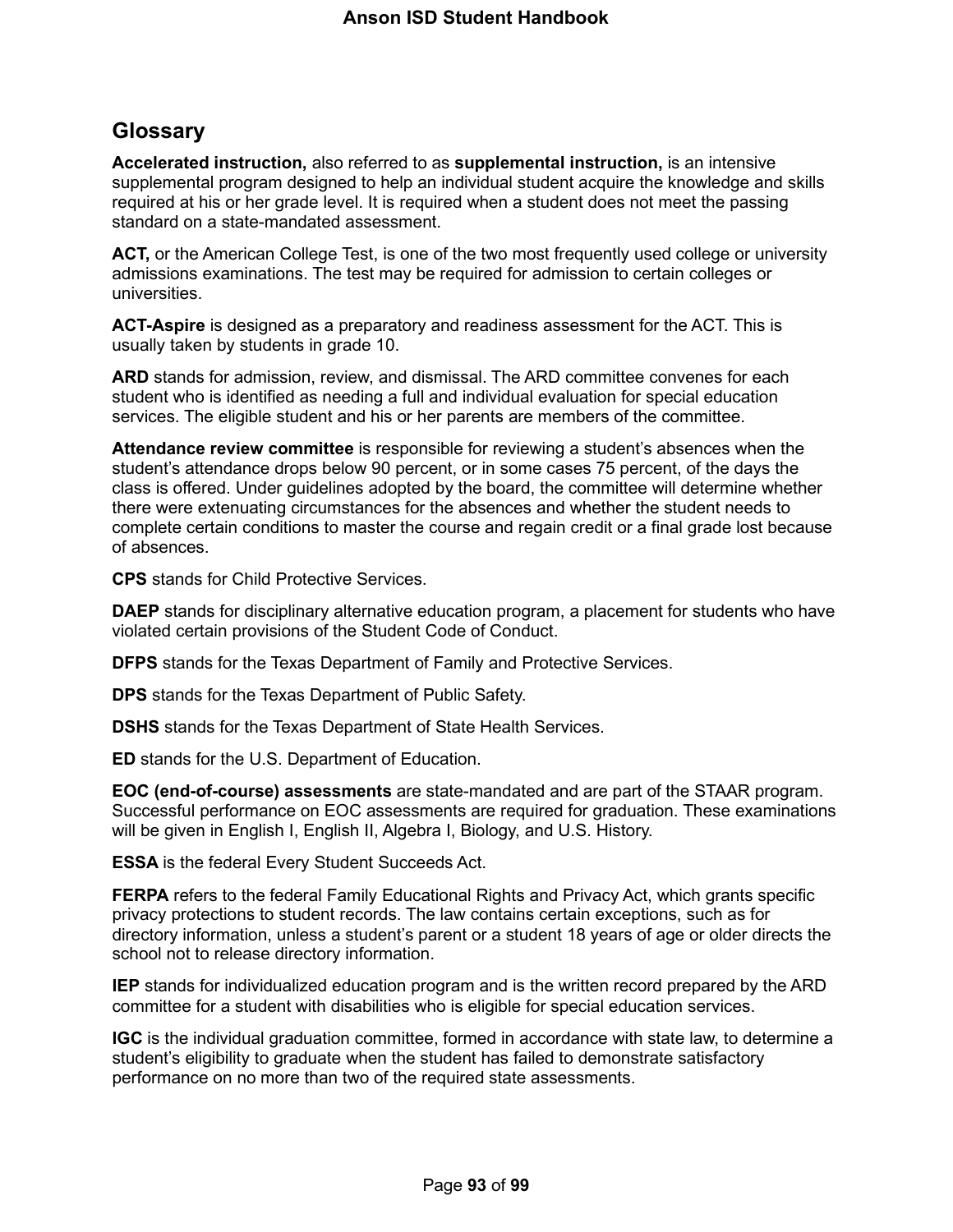## Glossary

**Accelerated instruction,** also referred to as **supplemental instruction,** is an intensive supplemental program designed to help an individual student acquire the knowledge and skills required at his or her grade level. It is required when a student does not meet the passing standard on a state-mandated assessment.

**ACT,** or the American College Test, is one of the two most frequently used college or university admissions examinations. The test may be required for admission to certain colleges or universities.

**ACT-Aspire** is designed as a preparatory and readiness assessment for the ACT. This is usually taken by students in grade 10.

**ARD** stands for admission, review, and dismissal. The ARD committee convenes for each student who is identified as needing a full and individual evaluation for special education services. The eligible student and his or her parents are members of the committee.

**Attendance review committee** is responsible for reviewing a student's absences when the student's attendance drops below 90 percent, or in some cases 75 percent, of the days the class is offered. Under guidelines adopted by the board, the committee will determine whether there were extenuating circumstances for the absences and whether the student needs to complete certain conditions to master the course and regain credit or a final grade lost because of absences.

**CPS** stands for Child Protective Services.

**DAEP** stands for disciplinary alternative education program, a placement for students who have violated certain provisions of the Student Code of Conduct.

**DFPS** stands for the Texas Department of Family and Protective Services.

**DPS** stands for the Texas Department of Public Safety.

**DSHS** stands for the Texas Department of State Health Services.

**ED** stands for the U.S. Department of Education.

**EOC (end-of-course) assessments** are state-mandated and are part of the STAAR program. Successful performance on EOC assessments are required for graduation. These examinations will be given in English I, English II, Algebra I, Biology, and U.S. History.

**ESSA** is the federal Every Student Succeeds Act.

**FERPA** refers to the federal Family Educational Rights and Privacy Act, which grants specific privacy protections to student records. The law contains certain exceptions, such as for directory information, unless a student's parent or a student 18 years of age or older directs the school not to release directory information.

**IEP** stands for individualized education program and is the written record prepared by the ARD committee for a student with disabilities who is eligible for special education services.

**IGC** is the individual graduation committee, formed in accordance with state law, to determine a student's eligibility to graduate when the student has failed to demonstrate satisfactory performance on no more than two of the required state assessments.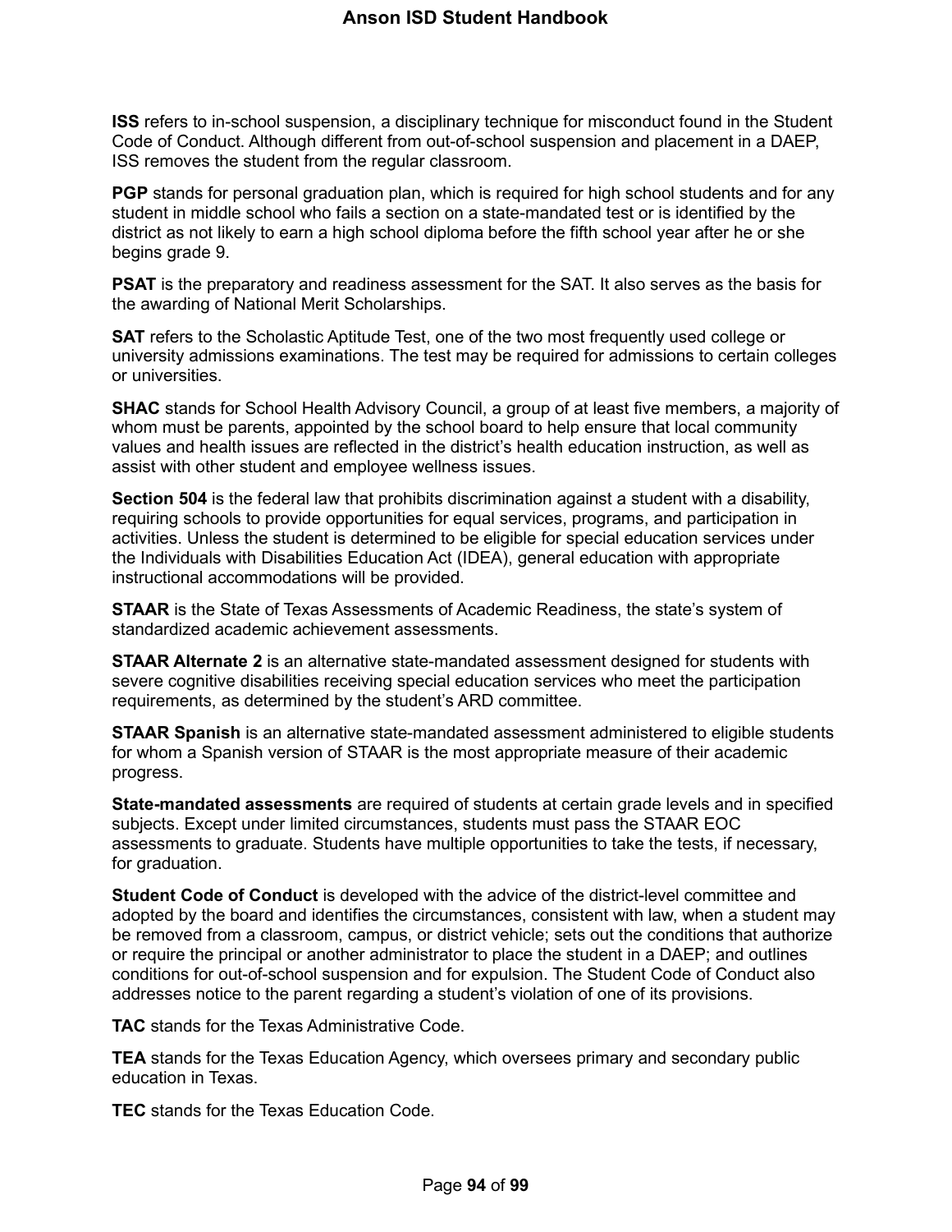**ISS** refers to in-school suspension, a disciplinary technique for misconduct found in the Student Code of Conduct. Although different from out-of-school suspension and placement in a DAEP, ISS removes the student from the regular classroom.

**PGP** stands for personal graduation plan, which is required for high school students and for any student in middle school who fails a section on a state-mandated test or is identified by the district as not likely to earn a high school diploma before the fifth school year after he or she begins grade 9.

**PSAT** is the preparatory and readiness assessment for the SAT. It also serves as the basis for the awarding of National Merit Scholarships.

**SAT** refers to the Scholastic Aptitude Test, one of the two most frequently used college or university admissions examinations. The test may be required for admissions to certain colleges or universities.

**SHAC** stands for School Health Advisory Council, a group of at least five members, a majority of whom must be parents, appointed by the school board to help ensure that local community values and health issues are reflected in the district's health education instruction, as well as assist with other student and employee wellness issues.

**Section 504** is the federal law that prohibits discrimination against a student with a disability, requiring schools to provide opportunities for equal services, programs, and participation in activities. Unless the student is determined to be eligible for special education services under the Individuals with Disabilities Education Act (IDEA), general education with appropriate instructional accommodations will be provided.

**STAAR** is the State of Texas Assessments of Academic Readiness, the state's system of standardized academic achievement assessments.

**STAAR Alternate 2** is an alternative state-mandated assessment designed for students with severe cognitive disabilities receiving special education services who meet the participation requirements, as determined by the student's ARD committee.

**STAAR Spanish** is an alternative state-mandated assessment administered to eligible students for whom a Spanish version of STAAR is the most appropriate measure of their academic progress.

**State-mandated assessments** are required of students at certain grade levels and in specified subjects. Except under limited circumstances, students must pass the STAAR EOC assessments to graduate. Students have multiple opportunities to take the tests, if necessary, for graduation.

**Student Code of Conduct** is developed with the advice of the district-level committee and adopted by the board and identifies the circumstances, consistent with law, when a student may be removed from a classroom, campus, or district vehicle; sets out the conditions that authorize or require the principal or another administrator to place the student in a DAEP; and outlines conditions for out-of-school suspension and for expulsion. The Student Code of Conduct also addresses notice to the parent regarding a student's violation of one of its provisions.

**TAC** stands for the Texas Administrative Code.

**TEA** stands for the Texas Education Agency, which oversees primary and secondary public education in Texas.

**TEC** stands for the Texas Education Code.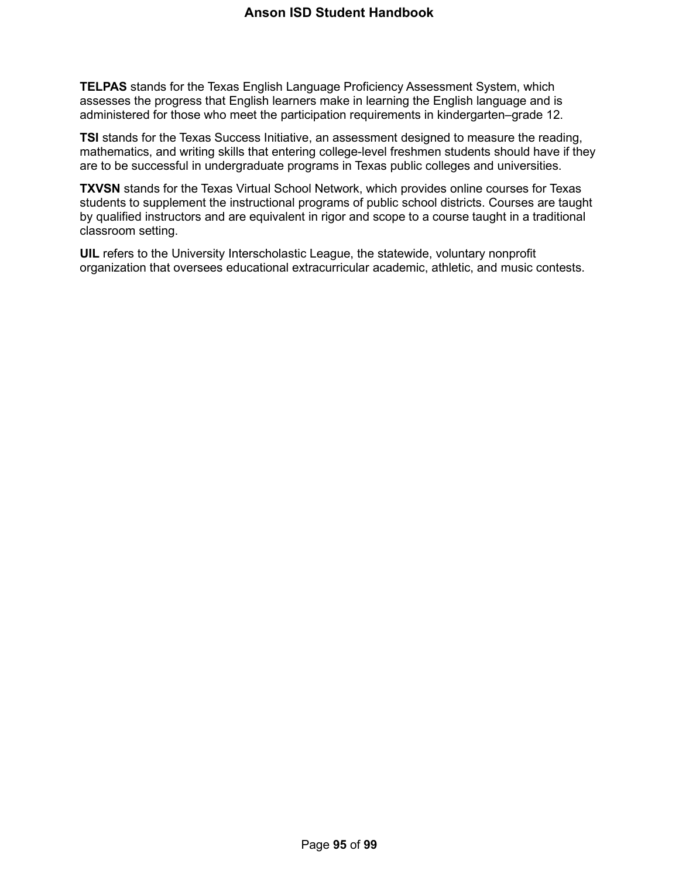**TELPAS** stands for the Texas English Language Proficiency Assessment System, which assesses the progress that English learners make in learning the English language and is administered for those who meet the participation requirements in kindergarten–grade 12.

**TSI** stands for the Texas Success Initiative, an assessment designed to measure the reading, mathematics, and writing skills that entering college-level freshmen students should have if they are to be successful in undergraduate programs in Texas public colleges and universities.

**TXVSN** stands for the Texas Virtual School Network, which provides online courses for Texas students to supplement the instructional programs of public school districts. Courses are taught by qualified instructors and are equivalent in rigor and scope to a course taught in a traditional classroom setting.

**UIL** refers to the University Interscholastic League, the statewide, voluntary nonprofit organization that oversees educational extracurricular academic, athletic, and music contests.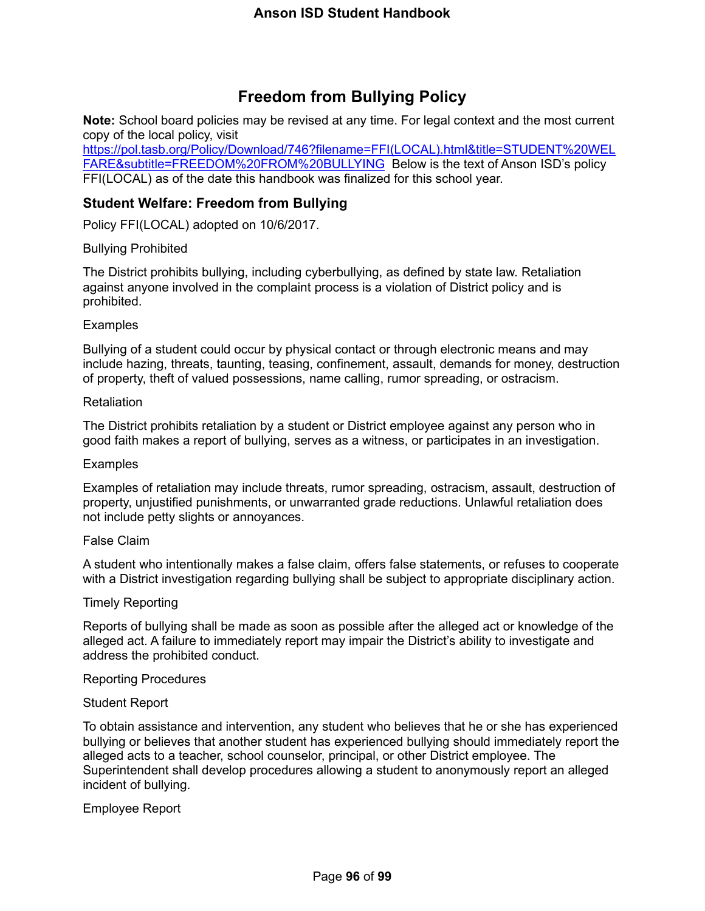# Freedom from Bullying Policy

**Note:** School board policies may be revised at any time. For legal context and the most current copy of the local policy, visit [https://pol.tasb.org/Policy/Download/746?filename=FFI(LOCAL).html&title=STUDENT%20WELFARE&subtitle=FREEDOM%20FROM%20BULLYING](https://pol.tasb.org/Policy/Download/746?filename=FFI(LOCAL).html&title=STUDENT%20WELFARE&subtitle=FREEDOM%20FROM%20BULLYING) Below is the text of Anson ISD's policy FFI(LOCAL) as of the date this handbook was finalized for this school year.

## Student Welfare: Freedom from Bullying

Policy FFI(LOCAL) adopted on 10/6/2017.

Bullying Prohibited

The District prohibits bullying, including cyberbullying, as defined by state law. Retaliation against anyone involved in the complaint process is a violation of District policy and is prohibited.

Examples

Bullying of a student could occur by physical contact or through electronic means and may include hazing, threats, taunting, teasing, confinement, assault, demands for money, destruction of property, theft of valued possessions, name calling, rumor spreading, or ostracism.

Retaliation

The District prohibits retaliation by a student or District employee against any person who in good faith makes a report of bullying, serves as a witness, or participates in an investigation.

Examples

Examples of retaliation may include threats, rumor spreading, ostracism, assault, destruction of property, unjustified punishments, or unwarranted grade reductions. Unlawful retaliation does not include petty slights or annoyances.

False Claim

A student who intentionally makes a false claim, offers false statements, or refuses to cooperate with a District investigation regarding bullying shall be subject to appropriate disciplinary action.

Timely Reporting

Reports of bullying shall be made as soon as possible after the alleged act or knowledge of the alleged act. A failure to immediately report may impair the District's ability to investigate and address the prohibited conduct.

Reporting Procedures

Student Report

To obtain assistance and intervention, any student who believes that he or she has experienced bullying or believes that another student has experienced bullying should immediately report the alleged acts to a teacher, school counselor, principal, or other District employee. The Superintendent shall develop procedures allowing a student to anonymously report an alleged incident of bullying.

Employee Report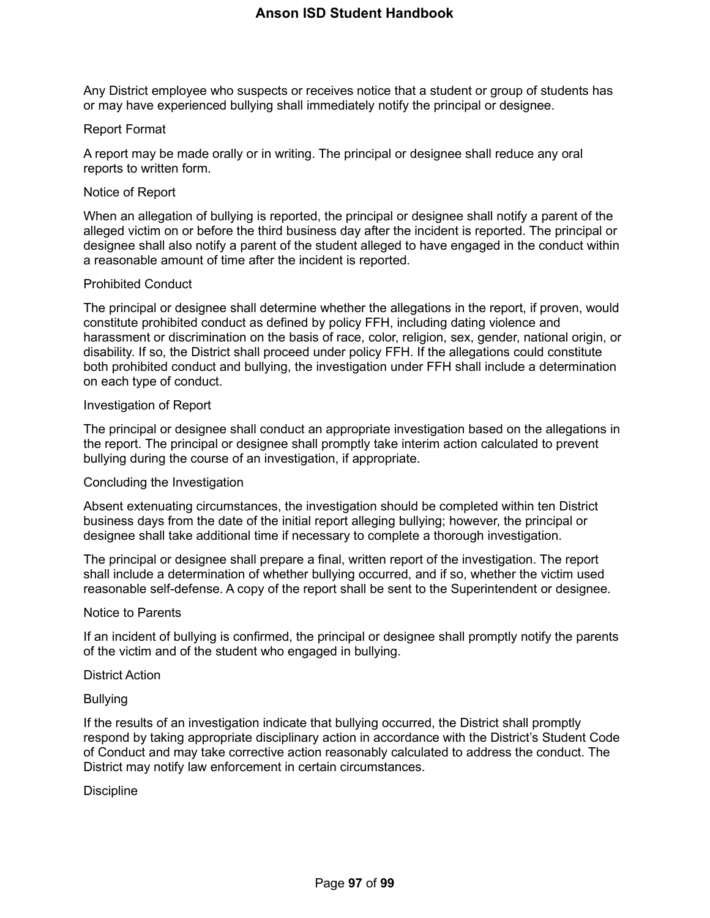Any District employee who suspects or receives notice that a student or group of students has or may have experienced bullying shall immediately notify the principal or designee.

### Report Format

A report may be made orally or in writing. The principal or designee shall reduce any oral reports to written form.

### Notice of Report

When an allegation of bullying is reported, the principal or designee shall notify a parent of the alleged victim on or before the third business day after the incident is reported. The principal or designee shall also notify a parent of the student alleged to have engaged in the conduct within a reasonable amount of time after the incident is reported.

### Prohibited Conduct

The principal or designee shall determine whether the allegations in the report, if proven, would constitute prohibited conduct as defined by policy FFH, including dating violence and harassment or discrimination on the basis of race, color, religion, sex, gender, national origin, or disability. If so, the District shall proceed under policy FFH. If the allegations could constitute both prohibited conduct and bullying, the investigation under FFH shall include a determination on each type of conduct.

### Investigation of Report

The principal or designee shall conduct an appropriate investigation based on the allegations in the report. The principal or designee shall promptly take interim action calculated to prevent bullying during the course of an investigation, if appropriate.

### Concluding the Investigation

Absent extenuating circumstances, the investigation should be completed within ten District business days from the date of the initial report alleging bullying; however, the principal or designee shall take additional time if necessary to complete a thorough investigation.

The principal or designee shall prepare a final, written report of the investigation. The report shall include a determination of whether bullying occurred, and if so, whether the victim used reasonable self-defense. A copy of the report shall be sent to the Superintendent or designee.

### Notice to Parents

If an incident of bullying is confirmed, the principal or designee shall promptly notify the parents of the victim and of the student who engaged in bullying.

### District Action

#### Bullying

If the results of an investigation indicate that bullying occurred, the District shall promptly respond by taking appropriate disciplinary action in accordance with the District's Student Code of Conduct and may take corrective action reasonably calculated to address the conduct. The District may notify law enforcement in certain circumstances.

#### Discipline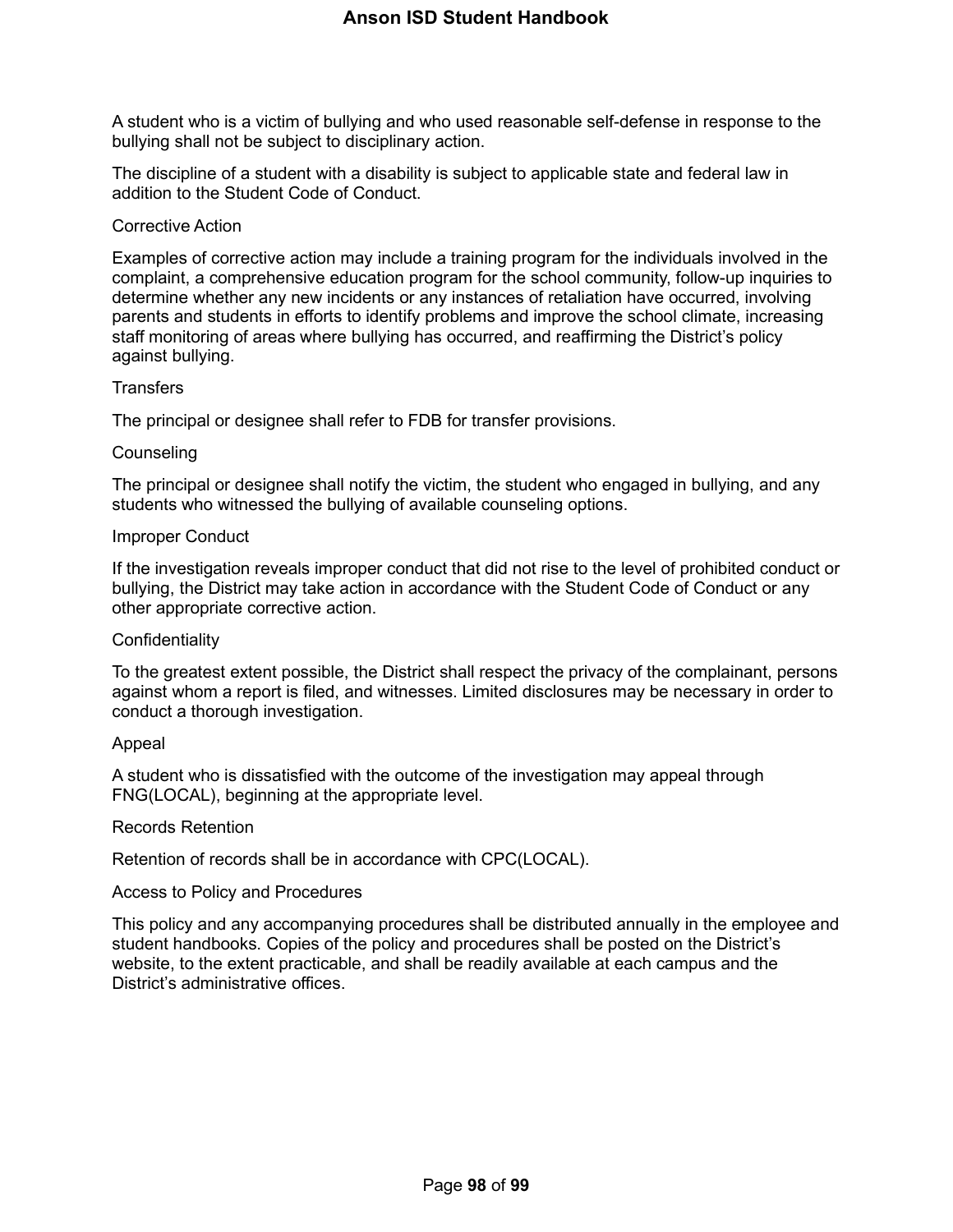A student who is a victim of bullying and who used reasonable self-defense in response to the bullying shall not be subject to disciplinary action.

The discipline of a student with a disability is subject to applicable state and federal law in addition to the Student Code of Conduct.

Corrective Action

Examples of corrective action may include a training program for the individuals involved in the complaint, a comprehensive education program for the school community, follow-up inquiries to determine whether any new incidents or any instances of retaliation have occurred, involving parents and students in efforts to identify problems and improve the school climate, increasing staff monitoring of areas where bullying has occurred, and reaffirming the District's policy against bullying.

Transfers

The principal or designee shall refer to FDB for transfer provisions.

Counseling

The principal or designee shall notify the victim, the student who engaged in bullying, and any students who witnessed the bullying of available counseling options.

Improper Conduct

If the investigation reveals improper conduct that did not rise to the level of prohibited conduct or bullying, the District may take action in accordance with the Student Code of Conduct or any other appropriate corrective action.

Confidentiality

To the greatest extent possible, the District shall respect the privacy of the complainant, persons against whom a report is filed, and witnesses. Limited disclosures may be necessary in order to conduct a thorough investigation.

Appeal

A student who is dissatisfied with the outcome of the investigation may appeal through FNG(LOCAL), beginning at the appropriate level.

Records Retention

Retention of records shall be in accordance with CPC(LOCAL).

Access to Policy and Procedures

This policy and any accompanying procedures shall be distributed annually in the employee and student handbooks. Copies of the policy and procedures shall be posted on the District's website, to the extent practicable, and shall be readily available at each campus and the District's administrative offices.